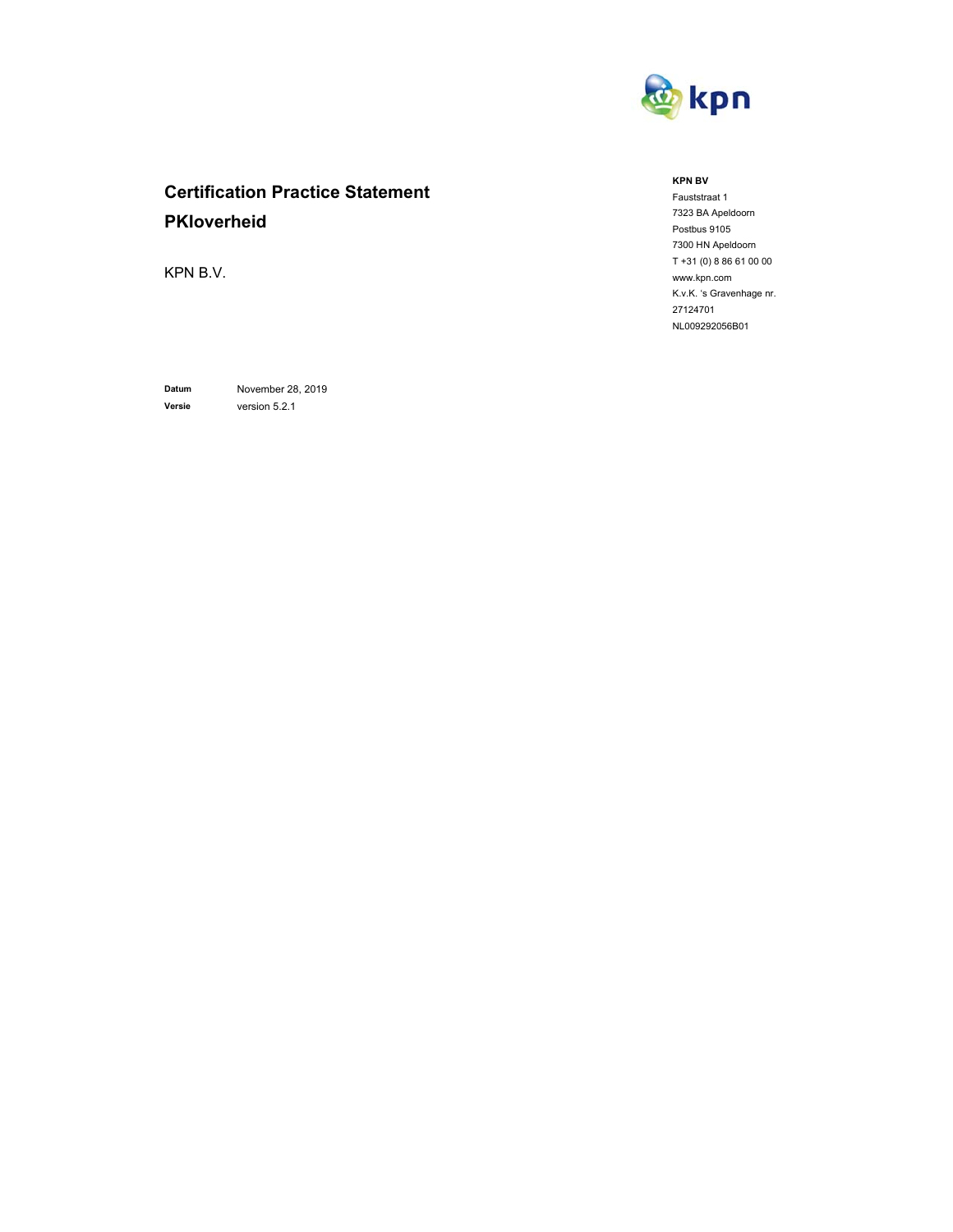# Certification Practice Statement PKIoverheid

KPN B.V.

**KPN BV**
Fauststraat 1
7323 BA Apeldoorn
Postbus 9105
7300 HN Apeldoorn
T +31 (0) 8 86 61 00 00
www.kpn.com
K.v.K. 's Gravenhage nr. 27124701
NL009292056B01

**Datum** November 28, 2019
**Versie** version 5.2.1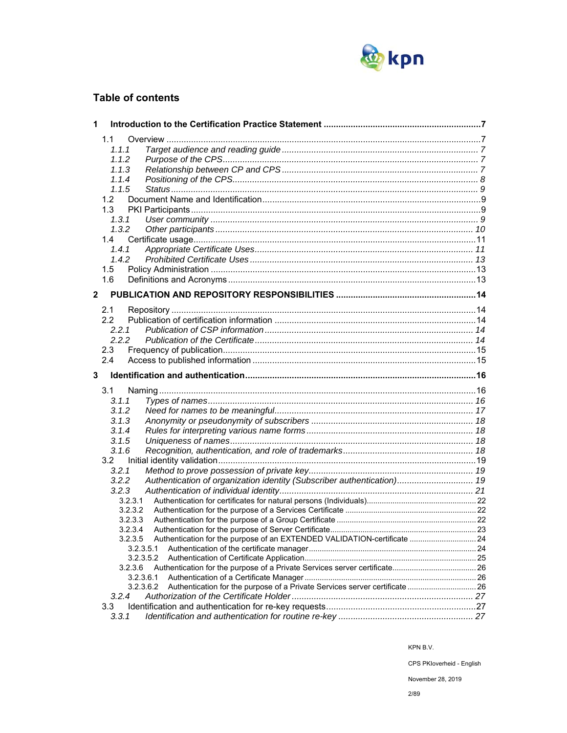# Table of contents

**1 Introduction to the Certification Practice Statement ....... 7**

- 1.1 Overview ....... 7
  - *1.1.1 Target audience and reading guide ....... 7*
  - *1.1.2 Purpose of the CPS ....... 7*
  - *1.1.3 Relationship between CP and CPS ....... 7*
  - *1.1.4 Positioning of the CPS ....... 8*
  - *1.1.5 Status ....... 9*
- 1.2 Document Name and Identification ....... 9
- 1.3 PKI Participants ....... 9
  - *1.3.1 User community ....... 9*
  - *1.3.2 Other participants ....... 10*
- 1.4 Certificate usage ....... 11
  - *1.4.1 Appropriate Certificate Uses ....... 11*
  - *1.4.2 Prohibited Certificate Uses ....... 13*
- 1.5 Policy Administration ....... 13
- 1.6 Definitions and Acronyms ....... 13

**2 PUBLICATION AND REPOSITORY RESPONSIBILITIES ....... 14**

- 2.1 Repository ....... 14
- 2.2 Publication of certification information ....... 14
  - *2.2.1 Publication of CSP information ....... 14*
  - *2.2.2 Publication of the Certificate ....... 14*
- 2.3 Frequency of publication ....... 15
- 2.4 Access to published information ....... 15

**3 Identification and authentication ....... 16**

- 3.1 Naming ....... 16
  - *3.1.1 Types of names ....... 16*
  - *3.1.2 Need for names to be meaningful ....... 17*
  - *3.1.3 Anonymity or pseudonymity of subscribers ....... 18*
  - *3.1.4 Rules for interpreting various name forms ....... 18*
  - *3.1.5 Uniqueness of names ....... 18*
  - *3.1.6 Recognition, authentication, and role of trademarks ....... 18*
- 3.2 Initial identity validation ....... 19
  - *3.2.1 Method to prove possession of private key ....... 19*
  - *3.2.2 Authentication of organization identity (Subscriber authentication) ....... 19*
  - *3.2.3 Authentication of individual identity ....... 21*
    - 3.2.3.1 Authentication for certificates for natural persons (Individuals) ....... 22
    - 3.2.3.2 Authentication for the purpose of a Services Certificate ....... 22
    - 3.2.3.3 Authentication for the purpose of a Group Certificate ....... 22
    - 3.2.3.4 Authentication for the purpose of Server Certificate ....... 23
    - 3.2.3.5 Authentication for the purpose of an EXTENDED VALIDATION-certificate ....... 24
      - 3.2.3.5.1 Authentication of the certificate manager ....... 24
      - 3.2.3.5.2 Authentication of Certificate Application ....... 25
    - 3.2.3.6 Authentication for the purpose of a Private Services server certificate ....... 26
      - 3.2.3.6.1 Authentication of a Certificate Manager ....... 26
      - 3.2.3.6.2 Authentication for the purpose of a Private Services server certificate ....... 26
  - *3.2.4 Authorization of the Certificate Holder ....... 27*
- 3.3 Identification and authentication for re-key requests ....... 27
  - *3.3.1 Identification and authentication for routine re-key ....... 27*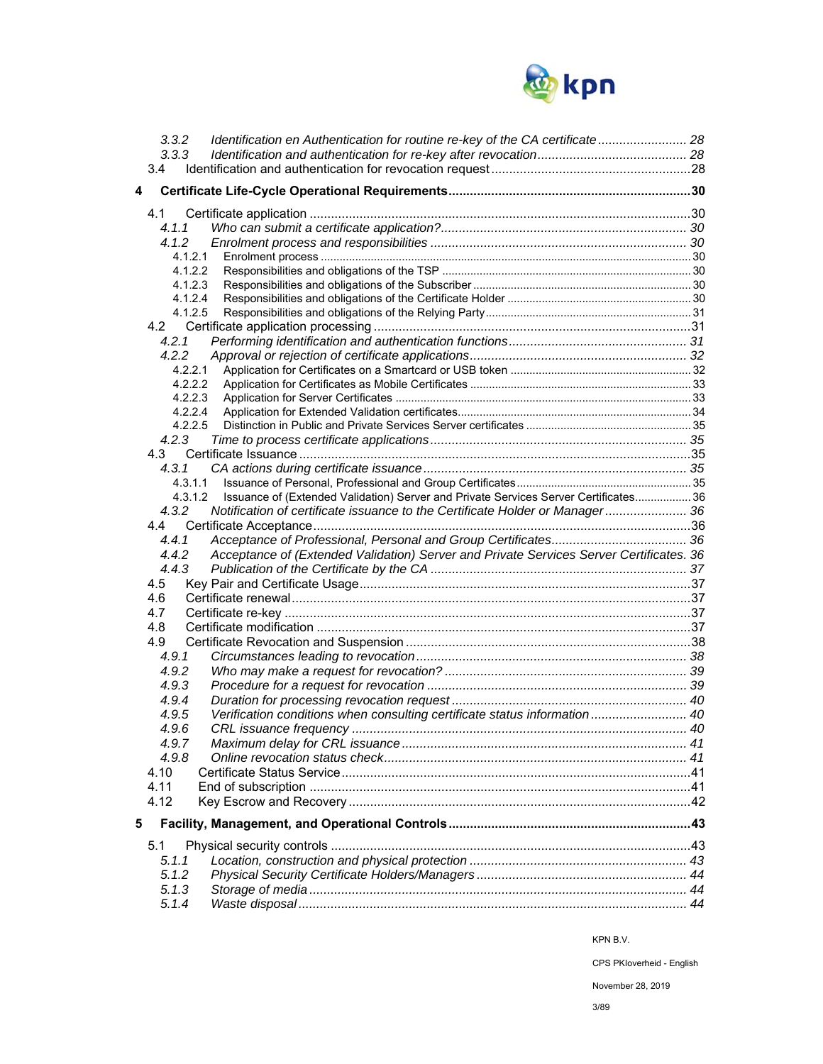3.3.2 *Identification en Authentication for routine re-key of the CA certificate* ........................ 28
3.3.3 *Identification and authentication for re-key after revocation* ......................................... 28
3.4 Identification and authentication for revocation request .......................................................28

**4 Certificate Life-Cycle Operational Requirements** ..................................................................**30**

4.1 Certificate application .........................................................................................................30
4.1.1 *Who can submit a certificate application?* .................................................................... 30
4.1.2 *Enrolment process and responsibilities* ....................................................................... 30
4.1.2.1 Enrolment process ..................................................................................................... 30
4.1.2.2 Responsibilities and obligations of the TSP ............................................................... 30
4.1.2.3 Responsibilities and obligations of the Subscriber ..................................................... 30
4.1.2.4 Responsibilities and obligations of the Certificate Holder .......................................... 30
4.1.2.5 Responsibilities and obligations of the Relying Party ................................................. 31
4.2 Certificate application processing ........................................................................................31
4.2.1 *Performing identification and authentication functions* ................................................. 31
4.2.2 *Approval or rejection of certificate applications* ............................................................ 32
4.2.2.1 Application for Certificates on a Smartcard or USB token .......................................... 32
4.2.2.2 Application for Certificates as Mobile Certificates ...................................................... 33
4.2.2.3 Application for Server Certificates ............................................................................. 33
4.2.2.4 Application for Extended Validation certificates.......................................................... 34
4.2.2.5 Distinction in Public and Private Services Server certificates .................................... 35
4.2.3 *Time to process certificate applications* ........................................................................ 35
4.3 Certificate Issuance .............................................................................................................35
4.3.1 *CA actions during certificate issuance* .......................................................................... 35
4.3.1.1 Issuance of Personal, Professional and Group Certificates ....................................... 35
4.3.1.2 Issuance of (Extended Validation) Server and Private Services Server Certificates.................. 36
4.3.2 *Notification of certificate issuance to the Certificate Holder or Manager* ....................... 36
4.4 Certificate Acceptance .........................................................................................................36
4.4.1 *Acceptance of Professional, Personal and Group Certificates* ...................................... 36
4.4.2 *Acceptance of (Extended Validation) Server and Private Services Server Certificates.* 36
4.4.3 *Publication of the Certificate by the CA* ........................................................................ 37
4.5 Key Pair and Certificate Usage............................................................................................37
4.6 Certificate renewal ...............................................................................................................37
4.7 Certificate re-key .................................................................................................................37
4.8 Certificate modification ........................................................................................................37
4.9 Certificate Revocation and Suspension ...............................................................................38
4.9.1 *Circumstances leading to revocation* ............................................................................ 38
4.9.2 *Who may make a request for revocation?* .................................................................... 39
4.9.3 *Procedure for a request for revocation* ......................................................................... 39
4.9.4 *Duration for processing revocation request* ................................................................. 40
4.9.5 *Verification conditions when consulting certificate status information* ........................... 40
4.9.6 *CRL issuance frequency* ............................................................................................. 40
4.9.7 *Maximum delay for CRL issuance* ............................................................................... 41
4.9.8 *Online revocation status check* .................................................................................... 41
4.10 Certificate Status Service ....................................................................................................41
4.11 End of subscription .............................................................................................................41
4.12 Key Escrow and Recovery ...................................................................................................42

**5 Facility, Management, and Operational Controls** ...................................................................**43**

5.1 Physical security controls ....................................................................................................43
5.1.1 *Location, construction and physical protection* ............................................................. 43
5.1.2 *Physical Security Certificate Holders/Managers* ........................................................... 44
5.1.3 *Storage of media* ......................................................................................................... 44
5.1.4 *Waste disposal* ............................................................................................................ 44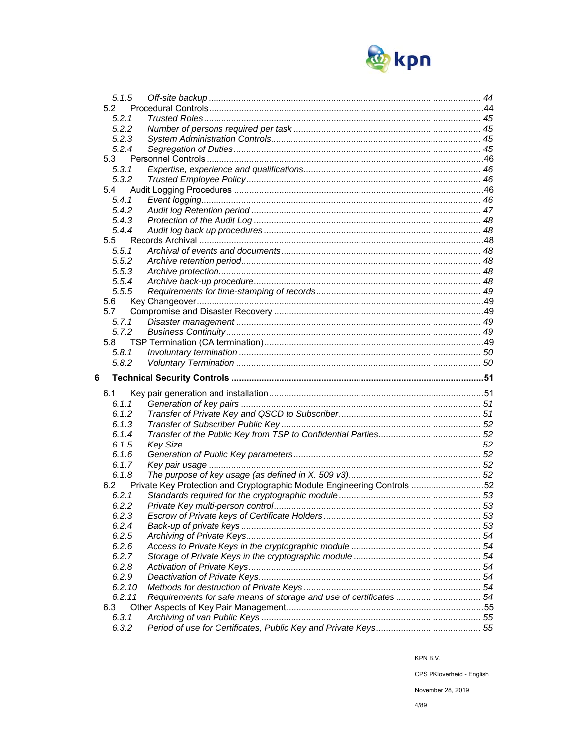5.1.5 *Off-site backup* ........ 44

5.2 Procedural Controls ........ 44

5.2.1 *Trusted Roles* ........ 45

5.2.2 *Number of persons required per task* ........ 45

5.2.3 *System Administration Controls* ........ 45

5.2.4 *Segregation of Duties* ........ 45

5.3 Personnel Controls ........ 46

5.3.1 *Expertise, experience and qualifications* ........ 46

5.3.2 *Trusted Employee Policy* ........ 46

5.4 Audit Logging Procedures ........ 46

5.4.1 *Event logging* ........ 46

5.4.2 *Audit log Retention period* ........ 47

5.4.3 *Protection of the Audit Log* ........ 48

5.4.4 *Audit log back up procedures* ........ 48

5.5 Records Archival ........ 48

5.5.1 *Archival of events and documents* ........ 48

5.5.2 *Archive retention period* ........ 48

5.5.3 *Archive protection* ........ 48

5.5.4 *Archive back-up procedure* ........ 48

5.5.5 *Requirements for time-stamping of records* ........ 49

5.6 Key Changeover ........ 49

5.7 Compromise and Disaster Recovery ........ 49

5.7.1 *Disaster management* ........ 49

5.7.2 *Business Continuity* ........ 49

5.8 TSP Termination (CA termination) ........ 49

5.8.1 *Involuntary termination* ........ 50

5.8.2 *Voluntary Termination* ........ 50

**6 Technical Security Controls ........ 51**

6.1 Key pair generation and installation ........ 51

6.1.1 *Generation of key pairs* ........ 51

6.1.2 *Transfer of Private Key and QSCD to Subscriber* ........ 51

6.1.3 *Transfer of Subscriber Public Key* ........ 52

6.1.4 *Transfer of the Public Key from TSP to Confidential Parties* ........ 52

6.1.5 *Key Size* ........ 52

6.1.6 *Generation of Public Key parameters* ........ 52

6.1.7 *Key pair usage* ........ 52

6.1.8 *The purpose of key usage (as defined in X. 509 v3)* ........ 52

6.2 Private Key Protection and Cryptographic Module Engineering Controls ........ 52

6.2.1 *Standards required for the cryptographic module* ........ 53

6.2.2 *Private Key multi-person control* ........ 53

6.2.3 *Escrow of Private keys of Certificate Holders* ........ 53

6.2.4 *Back-up of private keys* ........ 53

6.2.5 *Archiving of Private Keys* ........ 54

6.2.6 *Access to Private Keys in the cryptographic module* ........ 54

6.2.7 *Storage of Private Keys in the cryptographic module* ........ 54

6.2.8 *Activation of Private Keys* ........ 54

6.2.9 *Deactivation of Private Keys* ........ 54

6.2.10 *Methods for destruction of Private Keys* ........ 54

6.2.11 *Requirements for safe means of storage and use of certificates* ........ 54

6.3 Other Aspects of Key Pair Management ........ 55

6.3.1 *Archiving of van Public Keys* ........ 55

6.3.2 *Period of use for Certificates, Public Key and Private Keys* ........ 55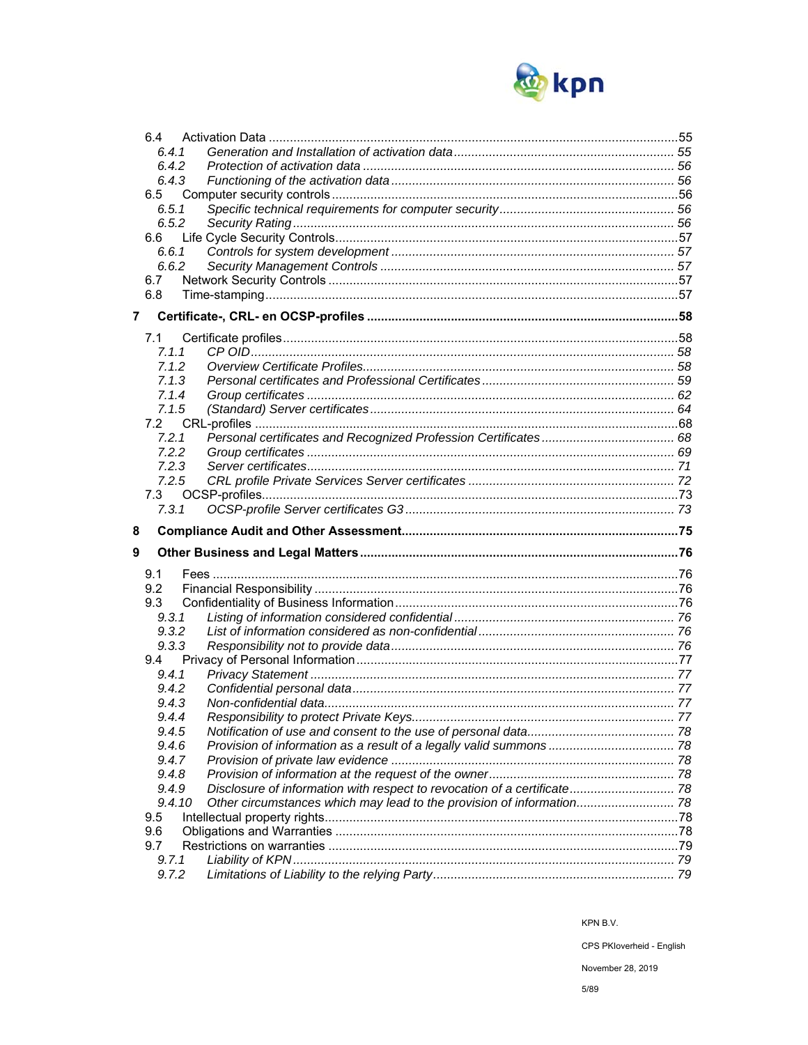6.4 Activation Data ....................................................................................................................55
  6.4.1 *Generation and Installation of activation data* ............................................................. 55
  6.4.2 *Protection of activation data* ........................................................................................ 56
  6.4.3 *Functioning of the activation data* ................................................................................ 56
6.5 Computer security controls ..................................................................................................56
  6.5.1 *Specific technical requirements for computer security* ................................................ 56
  6.5.2 *Security Rating* ............................................................................................................ 56
6.6 Life Cycle Security Controls..................................................................................................57
  6.6.1 *Controls for system development* ................................................................................ 57
  6.6.2 *Security Management Controls* ................................................................................... 57
6.7 Network Security Controls ....................................................................................................57
6.8 Time-stamping......................................................................................................................57

**7 Certificate-, CRL- en OCSP-profiles ........................................................................................58**

7.1 Certificate profiles.................................................................................................................58
  7.1.1 *CP OID* ........................................................................................................................ 58
  7.1.2 *Overview Certificate Profiles* ........................................................................................ 58
  7.1.3 *Personal certificates and Professional Certificates* ...................................................... 59
  7.1.4 *Group certificates* ........................................................................................................ 62
  7.1.5 *(Standard) Server certificates* ...................................................................................... 64
7.2 CRL-profiles .........................................................................................................................68
  7.2.1 *Personal certificates and Recognized Profession Certificates* ..................................... 68
  7.2.2 *Group certificates* ........................................................................................................ 69
  7.2.3 *Server certificates* ........................................................................................................ 71
  7.2.5 *CRL profile Private Services Server certificates* ........................................................... 72
7.3 OCSP-profiles.......................................................................................................................73
  7.3.1 *OCSP-profile Server certificates G3* ............................................................................ 73

**8 Compliance Audit and Other Assessment...............................................................................75**

**9 Other Business and Legal Matters...........................................................................................76**

9.1 Fees .....................................................................................................................................76
9.2 Financial Responsibility ........................................................................................................76
9.3 Confidentiality of Business Information.................................................................................76
  9.3.1 *Listing of information considered confidential* ............................................................... 76
  9.3.2 *List of information considered as non-confidential* ........................................................ 76
  9.3.3 *Responsibility not to provide data* ................................................................................. 76
9.4 Privacy of Personal Information............................................................................................77
  9.4.1 *Privacy Statement* ........................................................................................................ 77
  9.4.2 *Confidential personal data* ............................................................................................ 77
  9.4.3 *Non-confidential data* .................................................................................................... 77
  9.4.4 *Responsibility to protect Private Keys* ........................................................................... 77
  9.4.5 *Notification of use and consent to the use of personal data* .......................................... 78
  9.4.6 *Provision of information as a result of a legally valid summons* .................................... 78
  9.4.7 *Provision of private law evidence* ................................................................................. 78
  9.4.8 *Provision of information at the request of the owner* ..................................................... 78
  9.4.9 *Disclosure of information with respect to revocation of a certificate* .............................. 78
  9.4.10 *Other circumstances which may lead to the provision of information* ............................ 78
9.5 Intellectual property rights.....................................................................................................78
9.6 Obligations and Warranties ..................................................................................................78
9.7 Restrictions on warranties ....................................................................................................79
  9.7.1 *Liability of KPN* ............................................................................................................. 79
  9.7.2 *Limitations of Liability to the relying Party* ..................................................................... 79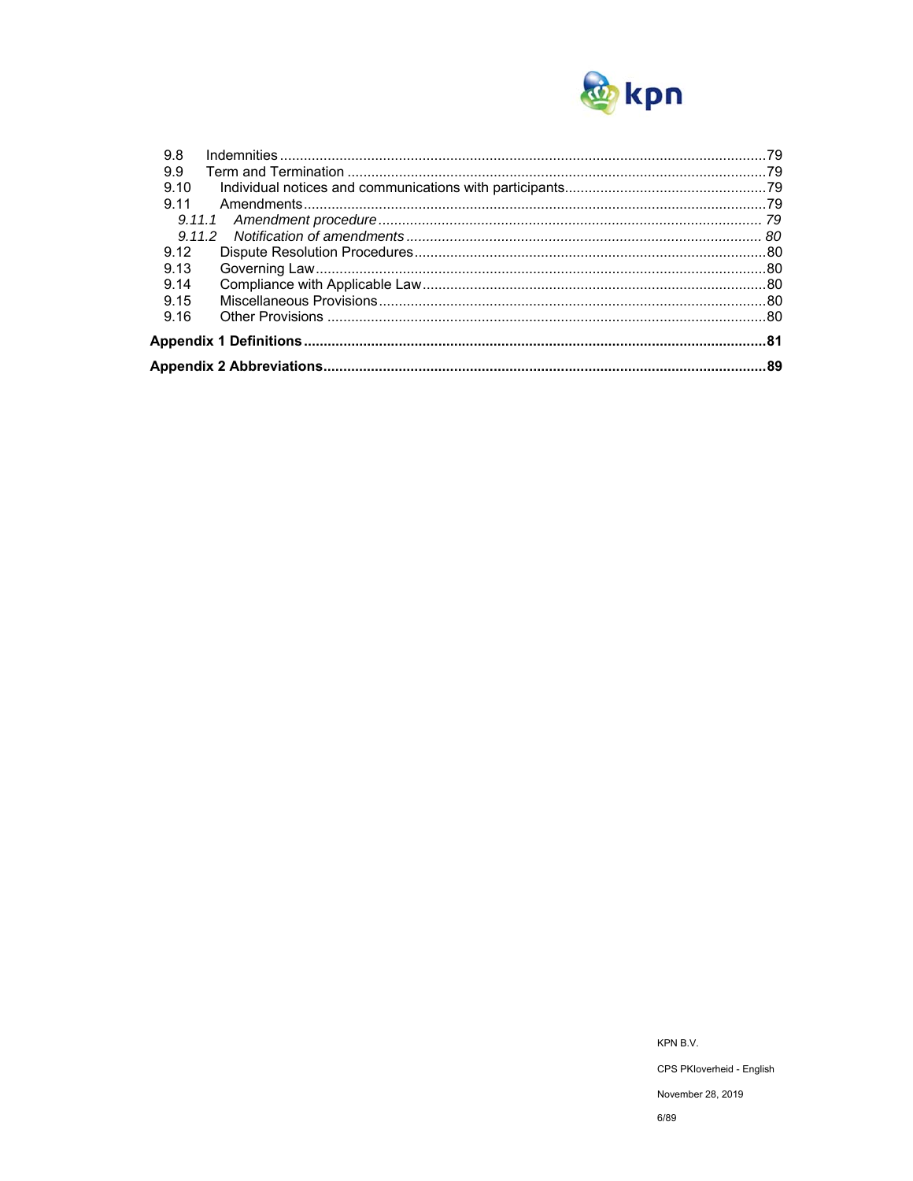9.8 Indemnities ........................................................................................................................ 79
9.9 Term and Termination ........................................................................................................ 79
9.10 Individual notices and communications with participants.................................................. 79
9.11 Amendments ..................................................................................................................... 79
*9.11.1 Amendment procedure ................................................................................................. 79*
*9.11.2 Notification of amendments .......................................................................................... 80*
9.12 Dispute Resolution Procedures ......................................................................................... 80
9.13 Governing Law ................................................................................................................... 80
9.14 Compliance with Applicable Law ....................................................................................... 80
9.15 Miscellaneous Provisions .................................................................................................. 80
9.16 Other Provisions ................................................................................................................ 80

**Appendix 1 Definitions .......................................................................................................... 81**

**Appendix 2 Abbreviations ...................................................................................................... 89**

KPN B.V.

CPS PKIoverheid - English

November 28, 2019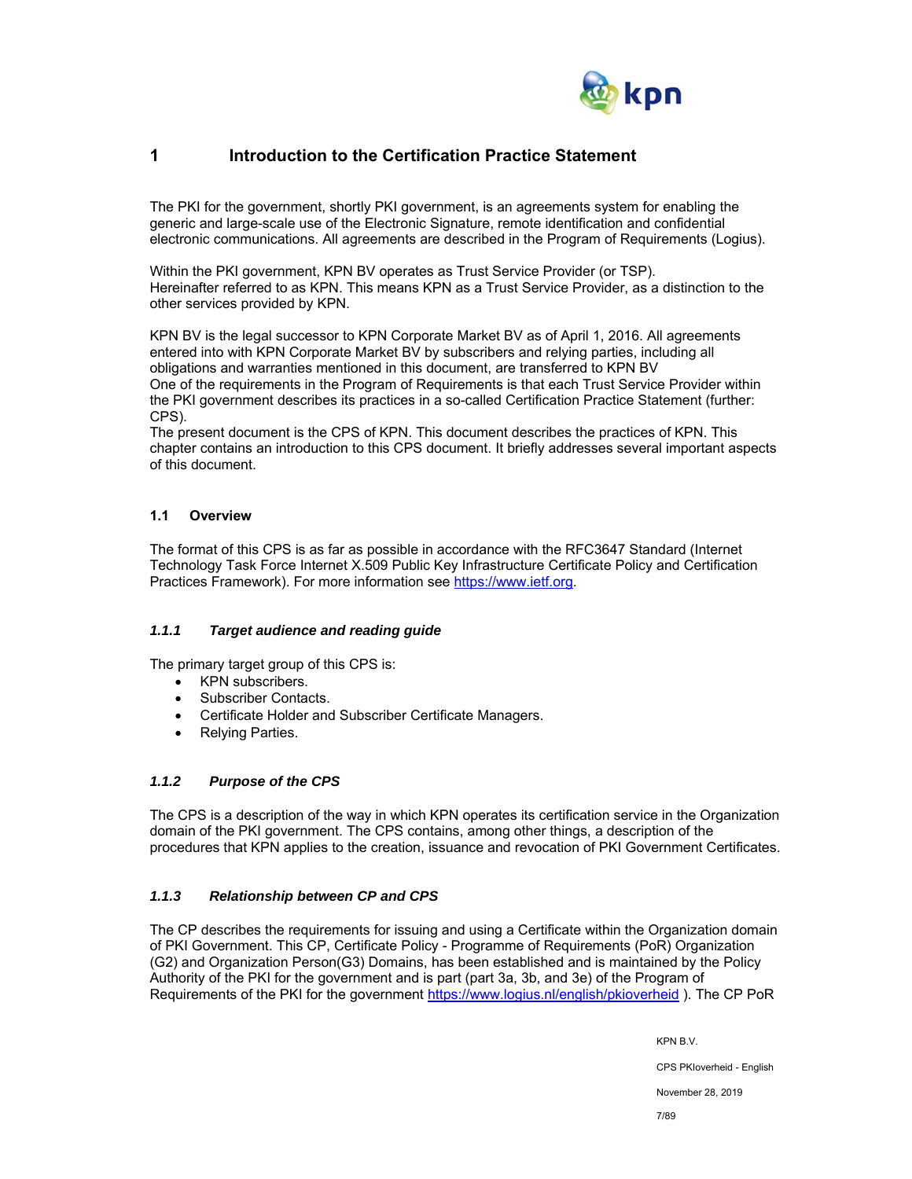# 1 Introduction to the Certification Practice Statement

The PKI for the government, shortly PKI government, is an agreements system for enabling the generic and large-scale use of the Electronic Signature, remote identification and confidential electronic communications. All agreements are described in the Program of Requirements (Logius).

Within the PKI government, KPN BV operates as Trust Service Provider (or TSP). Hereinafter referred to as KPN. This means KPN as a Trust Service Provider, as a distinction to the other services provided by KPN.

KPN BV is the legal successor to KPN Corporate Market BV as of April 1, 2016. All agreements entered into with KPN Corporate Market BV by subscribers and relying parties, including all obligations and warranties mentioned in this document, are transferred to KPN BV
One of the requirements in the Program of Requirements is that each Trust Service Provider within the PKI government describes its practices in a so-called Certification Practice Statement (further: CPS).
The present document is the CPS of KPN. This document describes the practices of KPN. This chapter contains an introduction to this CPS document. It briefly addresses several important aspects of this document.

## 1.1 Overview

The format of this CPS is as far as possible in accordance with the RFC3647 Standard (Internet Technology Task Force Internet X.509 Public Key Infrastructure Certificate Policy and Certification Practices Framework). For more information see [https://www.ietf.org](https://www.ietf.org).

### *1.1.1 Target audience and reading guide*

The primary target group of this CPS is:

- KPN subscribers.
- Subscriber Contacts.
- Certificate Holder and Subscriber Certificate Managers.
- Relying Parties.

### *1.1.2 Purpose of the CPS*

The CPS is a description of the way in which KPN operates its certification service in the Organization domain of the PKI government. The CPS contains, among other things, a description of the procedures that KPN applies to the creation, issuance and revocation of PKI Government Certificates.

### *1.1.3 Relationship between CP and CPS*

The CP describes the requirements for issuing and using a Certificate within the Organization domain of PKI Government. This CP, Certificate Policy - Programme of Requirements (PoR) Organization (G2) and Organization Person(G3) Domains, has been established and is maintained by the Policy Authority of the PKI for the government and is part (part 3a, 3b, and 3e) of the Program of Requirements of the PKI for the government [https://www.logius.nl/english/pkioverheid](https://www.logius.nl/english/pkioverheid) ). The CP PoR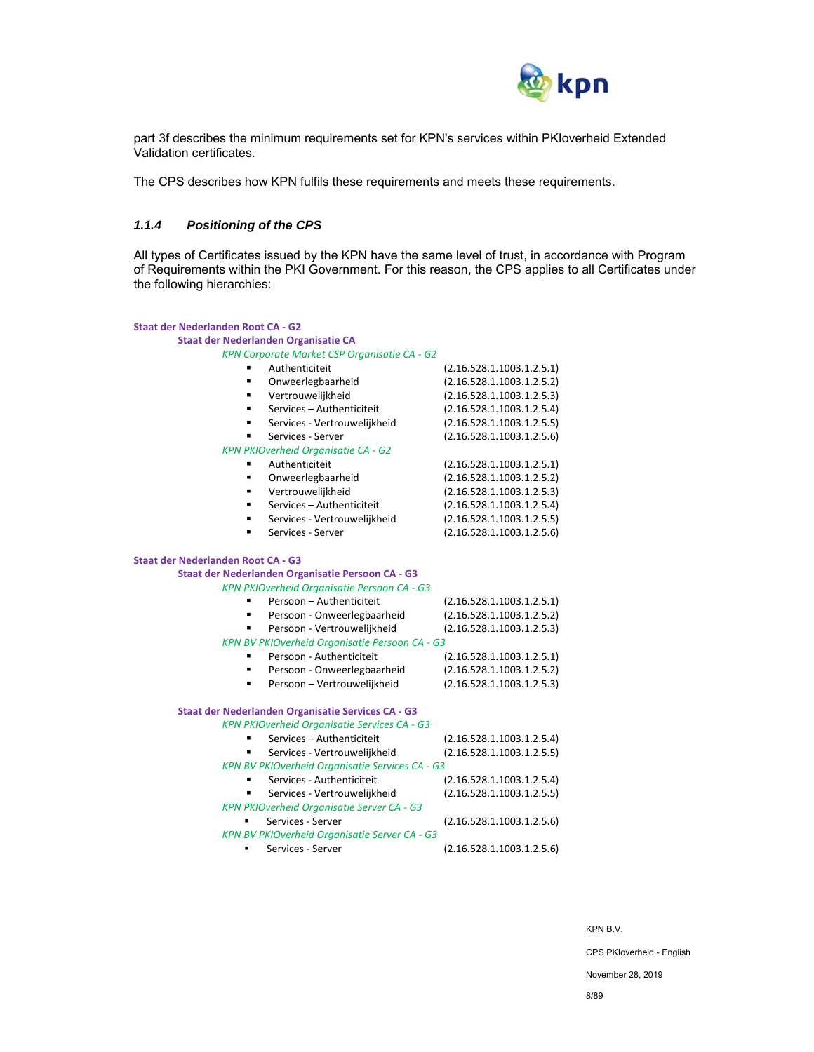part 3f describes the minimum requirements set for KPN's services within PKIoverheid Extended Validation certificates.

The CPS describes how KPN fulfils these requirements and meets these requirements.

### 1.1.4 Positioning of the CPS

All types of Certificates issued by the KPN have the same level of trust, in accordance with Program of Requirements within the PKI Government. For this reason, the CPS applies to all Certificates under the following hierarchies:

**Staat der Nederlanden Root CA - G2**

- **Staat der Nederlanden Organisatie CA**
  - *KPN Corporate Market CSP Organisatie CA - G2*
    - Authenticiteit (2.16.528.1.1003.1.2.5.1)
    - Onweerlegbaarheid (2.16.528.1.1003.1.2.5.2)
    - Vertrouwelijkheid (2.16.528.1.1003.1.2.5.3)
    - Services – Authenticiteit (2.16.528.1.1003.1.2.5.4)
    - Services - Vertrouwelijkheid (2.16.528.1.1003.1.2.5.5)
    - Services - Server (2.16.528.1.1003.1.2.5.6)
  - *KPN PKIOverheid Organisatie CA - G2*
    - Authenticiteit (2.16.528.1.1003.1.2.5.1)
    - Onweerlegbaarheid (2.16.528.1.1003.1.2.5.2)
    - Vertrouwelijkheid (2.16.528.1.1003.1.2.5.3)
    - Services – Authenticiteit (2.16.528.1.1003.1.2.5.4)
    - Services - Vertrouwelijkheid (2.16.528.1.1003.1.2.5.5)
    - Services - Server (2.16.528.1.1003.1.2.5.6)

**Staat der Nederlanden Root CA - G3**

- **Staat der Nederlanden Organisatie Persoon CA - G3**
  - *KPN PKIOverheid Organisatie Persoon CA - G3*
    - Persoon – Authenticiteit (2.16.528.1.1003.1.2.5.1)
    - Persoon - Onweerlegbaarheid (2.16.528.1.1003.1.2.5.2)
    - Persoon - Vertrouwelijkheid (2.16.528.1.1003.1.2.5.3)
  - *KPN BV PKIOverheid Organisatie Persoon CA - G3*
    - Persoon - Authenticiteit (2.16.528.1.1003.1.2.5.1)
    - Persoon - Onweerlegbaarheid (2.16.528.1.1003.1.2.5.2)
    - Persoon – Vertrouwelijkheid (2.16.528.1.1003.1.2.5.3)

- **Staat der Nederlanden Organisatie Services CA - G3**
  - *KPN PKIOverheid Organisatie Services CA - G3*
    - Services – Authenticiteit (2.16.528.1.1003.1.2.5.4)
    - Services - Vertrouwelijkheid (2.16.528.1.1003.1.2.5.5)
  - *KPN BV PKIOverheid Organisatie Services CA - G3*
    - Services - Authenticiteit (2.16.528.1.1003.1.2.5.4)
    - Services - Vertrouwelijkheid (2.16.528.1.1003.1.2.5.5)
  - *KPN PKIOverheid Organisatie Server CA - G3*
    - Services - Server (2.16.528.1.1003.1.2.5.6)
  - *KPN BV PKIOverheid Organisatie Server CA - G3*
    - Services - Server (2.16.528.1.1003.1.2.5.6)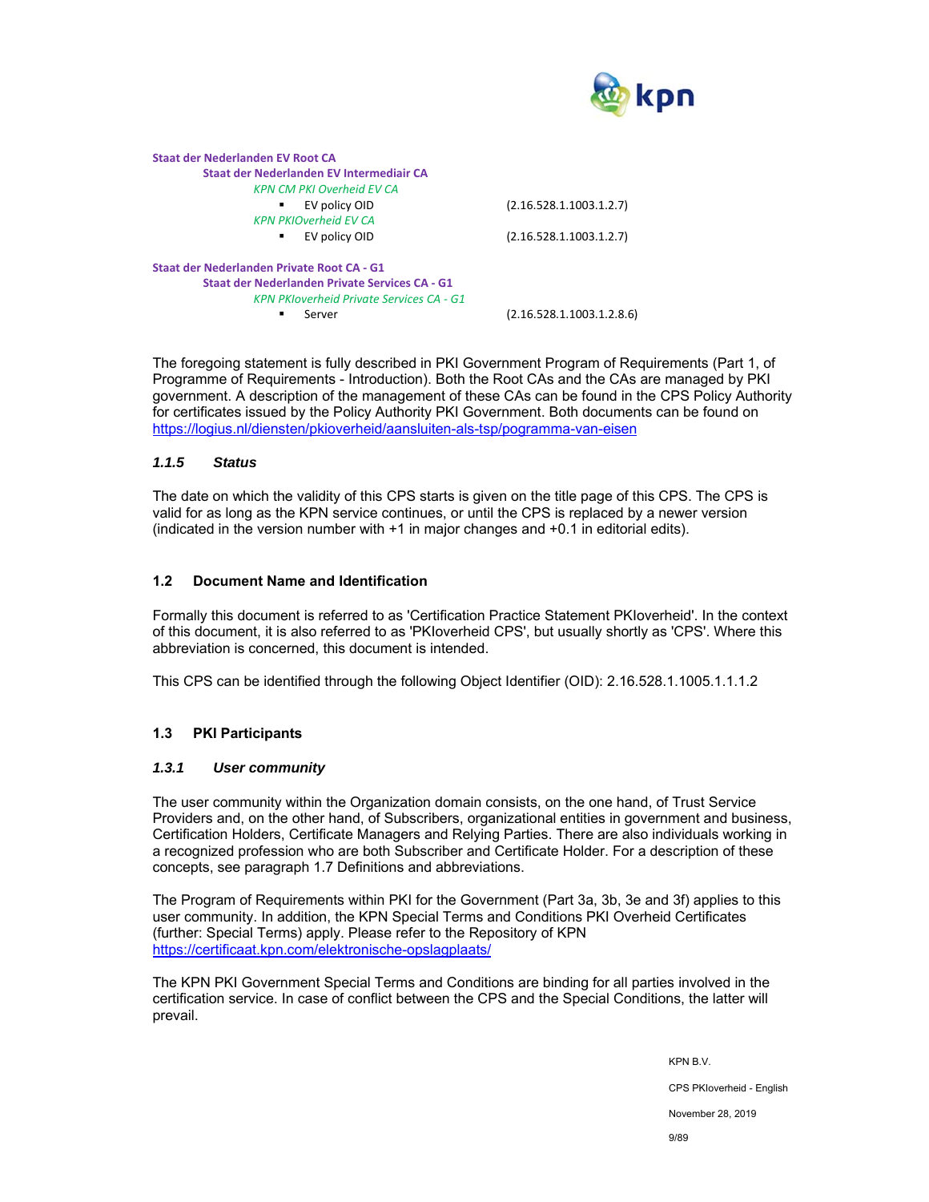**Staat der Nederlanden EV Root CA**
- **Staat der Nederlanden EV Intermediair CA**
  - *KPN CM PKI Overheid EV CA*
    - EV policy OID (2.16.528.1.1003.1.2.7)
  - *KPN PKIOverheid EV CA*
    - EV policy OID (2.16.528.1.1003.1.2.7)

**Staat der Nederlanden Private Root CA - G1**
- **Staat der Nederlanden Private Services CA - G1**
  - *KPN PKIoverheid Private Services CA - G1*
    - Server (2.16.528.1.1003.1.2.8.6)

The foregoing statement is fully described in PKI Government Program of Requirements (Part 1, of Programme of Requirements - Introduction). Both the Root CAs and the CAs are managed by PKI government. A description of the management of these CAs can be found in the CPS Policy Authority for certificates issued by the Policy Authority PKI Government. Both documents can be found on https://logius.nl/diensten/pkioverheid/aansluiten-als-tsp/pogramma-van-eisen

### *1.1.5 Status*

The date on which the validity of this CPS starts is given on the title page of this CPS. The CPS is valid for as long as the KPN service continues, or until the CPS is replaced by a newer version (indicated in the version number with +1 in major changes and +0.1 in editorial edits).

## 1.2 Document Name and Identification

Formally this document is referred to as 'Certification Practice Statement PKIoverheid'. In the context of this document, it is also referred to as 'PKIoverheid CPS', but usually shortly as 'CPS'. Where this abbreviation is concerned, this document is intended.

This CPS can be identified through the following Object Identifier (OID): 2.16.528.1.1005.1.1.1.2

## 1.3 PKI Participants

### *1.3.1 User community*

The user community within the Organization domain consists, on the one hand, of Trust Service Providers and, on the other hand, of Subscribers, organizational entities in government and business, Certification Holders, Certificate Managers and Relying Parties. There are also individuals working in a recognized profession who are both Subscriber and Certificate Holder. For a description of these concepts, see paragraph 1.7 Definitions and abbreviations.

The Program of Requirements within PKI for the Government (Part 3a, 3b, 3e and 3f) applies to this user community. In addition, the KPN Special Terms and Conditions PKI Overheid Certificates (further: Special Terms) apply. Please refer to the Repository of KPN https://certificaat.kpn.com/elektronische-opslagplaats/

The KPN PKI Government Special Terms and Conditions are binding for all parties involved in the certification service. In case of conflict between the CPS and the Special Conditions, the latter will prevail.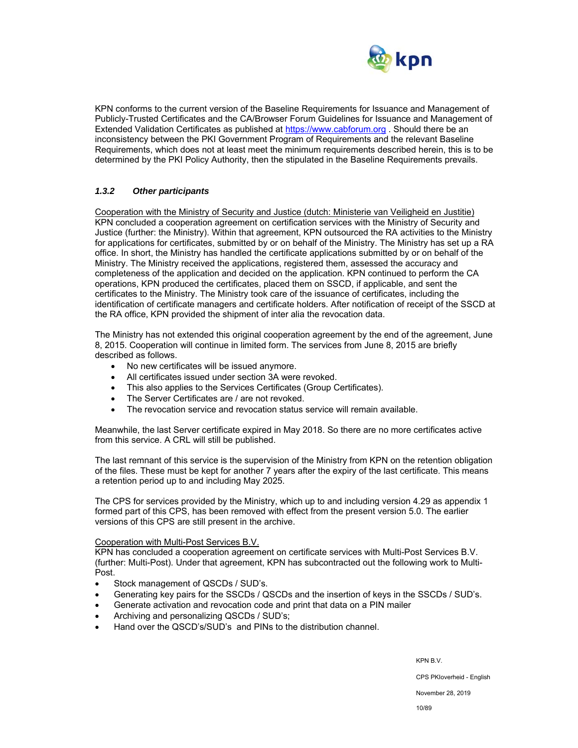KPN conforms to the current version of the Baseline Requirements for Issuance and Management of Publicly-Trusted Certificates and the CA/Browser Forum Guidelines for Issuance and Management of Extended Validation Certificates as published at https://www.cabforum.org . Should there be an inconsistency between the PKI Government Program of Requirements and the relevant Baseline Requirements, which does not at least meet the minimum requirements described herein, this is to be determined by the PKI Policy Authority, then the stipulated in the Baseline Requirements prevails.

### *1.3.2 Other participants*

Cooperation with the Ministry of Security and Justice (dutch: Ministerie van Veiligheid en Justitie)
KPN concluded a cooperation agreement on certification services with the Ministry of Security and Justice (further: the Ministry). Within that agreement, KPN outsourced the RA activities to the Ministry for applications for certificates, submitted by or on behalf of the Ministry. The Ministry has set up a RA office. In short, the Ministry has handled the certificate applications submitted by or on behalf of the Ministry. The Ministry received the applications, registered them, assessed the accuracy and completeness of the application and decided on the application. KPN continued to perform the CA operations, KPN produced the certificates, placed them on SSCD, if applicable, and sent the certificates to the Ministry. The Ministry took care of the issuance of certificates, including the identification of certificate managers and certificate holders. After notification of receipt of the SSCD at the RA office, KPN provided the shipment of inter alia the revocation data.

The Ministry has not extended this original cooperation agreement by the end of the agreement, June 8, 2015. Cooperation will continue in limited form. The services from June 8, 2015 are briefly described as follows.

- No new certificates will be issued anymore.
- All certificates issued under section 3A were revoked.
- This also applies to the Services Certificates (Group Certificates).
- The Server Certificates are / are not revoked.
- The revocation service and revocation status service will remain available.

Meanwhile, the last Server certificate expired in May 2018. So there are no more certificates active from this service. A CRL will still be published.

The last remnant of this service is the supervision of the Ministry from KPN on the retention obligation of the files. These must be kept for another 7 years after the expiry of the last certificate. This means a retention period up to and including May 2025.

The CPS for services provided by the Ministry, which up to and including version 4.29 as appendix 1 formed part of this CPS, has been removed with effect from the present version 5.0. The earlier versions of this CPS are still present in the archive.

Cooperation with Multi-Post Services B.V.
KPN has concluded a cooperation agreement on certificate services with Multi-Post Services B.V. (further: Multi-Post). Under that agreement, KPN has subcontracted out the following work to Multi-Post.

- Stock management of QSCDs / SUD's.
- Generating key pairs for the SSCDs / QSCDs and the insertion of keys in the SSCDs / SUD's.
- Generate activation and revocation code and print that data on a PIN mailer
- Archiving and personalizing QSCDs / SUD's;
- Hand over the QSCD's/SUD's and PINs to the distribution channel.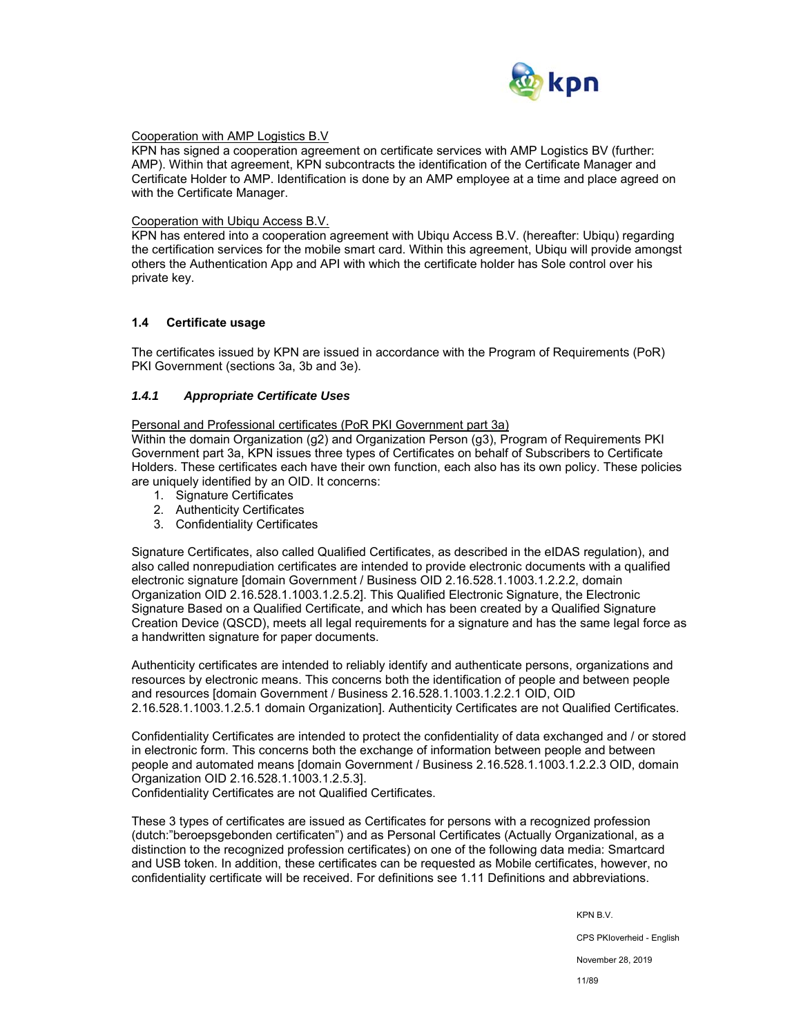Cooperation with AMP Logistics B.V

KPN has signed a cooperation agreement on certificate services with AMP Logistics BV (further: AMP). Within that agreement, KPN subcontracts the identification of the Certificate Manager and Certificate Holder to AMP. Identification is done by an AMP employee at a time and place agreed on with the Certificate Manager.

Cooperation with Ubiqu Access B.V.

KPN has entered into a cooperation agreement with Ubiqu Access B.V. (hereafter: Ubiqu) regarding the certification services for the mobile smart card. Within this agreement, Ubiqu will provide amongst others the Authentication App and API with which the certificate holder has Sole control over his private key.

## 1.4 Certificate usage

The certificates issued by KPN are issued in accordance with the Program of Requirements (PoR) PKI Government (sections 3a, 3b and 3e).

### *1.4.1 Appropriate Certificate Uses*

Personal and Professional certificates (PoR PKI Government part 3a)

Within the domain Organization (g2) and Organization Person (g3), Program of Requirements PKI Government part 3a, KPN issues three types of Certificates on behalf of Subscribers to Certificate Holders. These certificates each have their own function, each also has its own policy. These policies are uniquely identified by an OID. It concerns:

1. Signature Certificates
2. Authenticity Certificates
3. Confidentiality Certificates

Signature Certificates, also called Qualified Certificates, as described in the eIDAS regulation), and also called nonrepudiation certificates are intended to provide electronic documents with a qualified electronic signature [domain Government / Business OID 2.16.528.1.1003.1.2.2.2, domain Organization OID 2.16.528.1.1003.1.2.5.2]. This Qualified Electronic Signature, the Electronic Signature Based on a Qualified Certificate, and which has been created by a Qualified Signature Creation Device (QSCD), meets all legal requirements for a signature and has the same legal force as a handwritten signature for paper documents.

Authenticity certificates are intended to reliably identify and authenticate persons, organizations and resources by electronic means. This concerns both the identification of people and between people and resources [domain Government / Business 2.16.528.1.1003.1.2.2.1 OID, OID 2.16.528.1.1003.1.2.5.1 domain Organization]. Authenticity Certificates are not Qualified Certificates.

Confidentiality Certificates are intended to protect the confidentiality of data exchanged and / or stored in electronic form. This concerns both the exchange of information between people and between people and automated means [domain Government / Business 2.16.528.1.1003.1.2.2.3 OID, domain Organization OID 2.16.528.1.1003.1.2.5.3].
Confidentiality Certificates are not Qualified Certificates.

These 3 types of certificates are issued as Certificates for persons with a recognized profession (dutch:"beroepsgebonden certificaten") and as Personal Certificates (Actually Organizational, as a distinction to the recognized profession certificates) on one of the following data media: Smartcard and USB token. In addition, these certificates can be requested as Mobile certificates, however, no confidentiality certificate will be received. For definitions see 1.11 Definitions and abbreviations.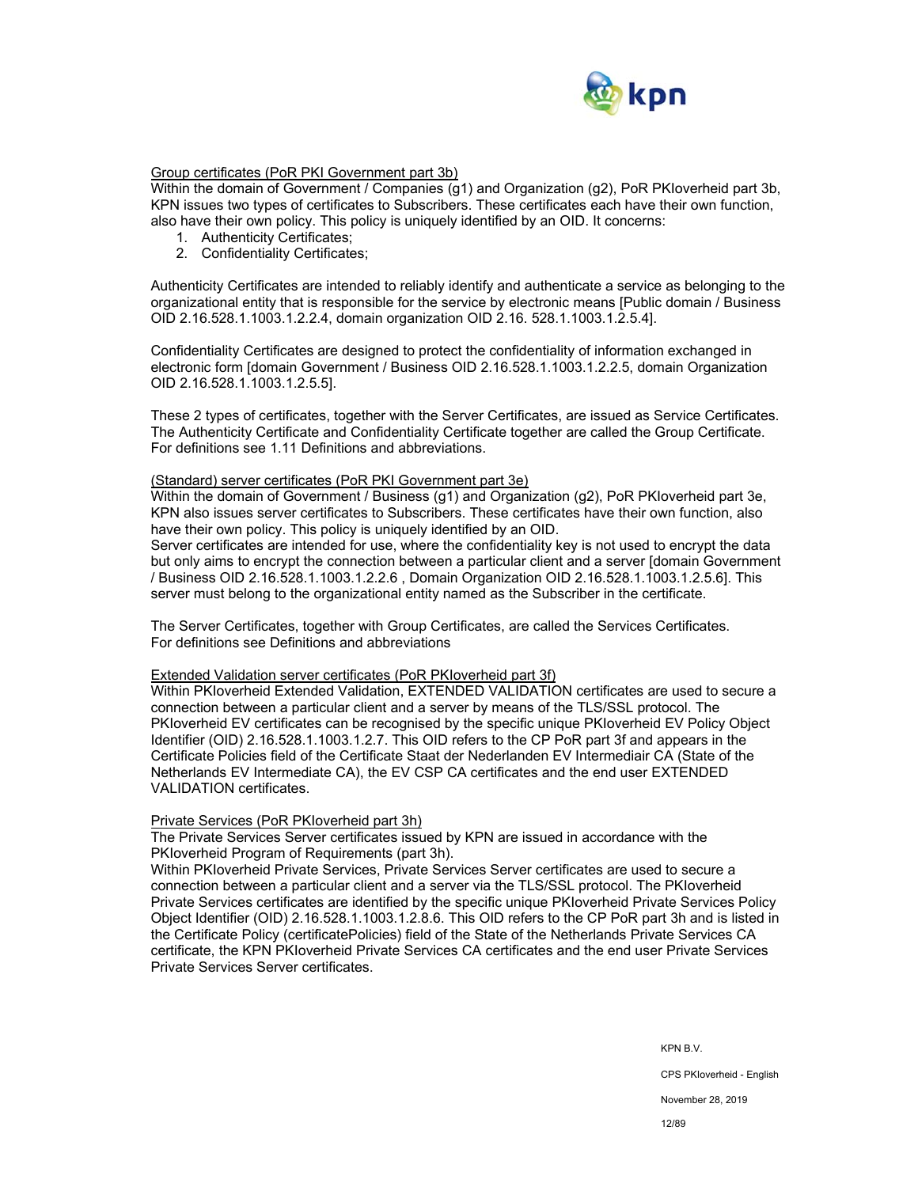Group certificates (PoR PKI Government part 3b)

Within the domain of Government / Companies (g1) and Organization (g2), PoR PKIoverheid part 3b, KPN issues two types of certificates to Subscribers. These certificates each have their own function, also have their own policy. This policy is uniquely identified by an OID. It concerns:

1. Authenticity Certificates;
2. Confidentiality Certificates;

Authenticity Certificates are intended to reliably identify and authenticate a service as belonging to the organizational entity that is responsible for the service by electronic means [Public domain / Business OID 2.16.528.1.1003.1.2.2.4, domain organization OID 2.16. 528.1.1003.1.2.5.4].

Confidentiality Certificates are designed to protect the confidentiality of information exchanged in electronic form [domain Government / Business OID 2.16.528.1.1003.1.2.2.5, domain Organization OID 2.16.528.1.1003.1.2.5.5].

These 2 types of certificates, together with the Server Certificates, are issued as Service Certificates. The Authenticity Certificate and Confidentiality Certificate together are called the Group Certificate. For definitions see 1.11 Definitions and abbreviations.

(Standard) server certificates (PoR PKI Government part 3e)

Within the domain of Government / Business (g1) and Organization (g2), PoR PKIoverheid part 3e, KPN also issues server certificates to Subscribers. These certificates have their own function, also have their own policy. This policy is uniquely identified by an OID.
Server certificates are intended for use, where the confidentiality key is not used to encrypt the data but only aims to encrypt the connection between a particular client and a server [domain Government / Business OID 2.16.528.1.1003.1.2.2.6 , Domain Organization OID 2.16.528.1.1003.1.2.5.6]. This server must belong to the organizational entity named as the Subscriber in the certificate.

The Server Certificates, together with Group Certificates, are called the Services Certificates. For definitions see Definitions and abbreviations

Extended Validation server certificates (PoR PKIoverheid part 3f)

Within PKIoverheid Extended Validation, EXTENDED VALIDATION certificates are used to secure a connection between a particular client and a server by means of the TLS/SSL protocol. The PKIoverheid EV certificates can be recognised by the specific unique PKIoverheid EV Policy Object Identifier (OID) 2.16.528.1.1003.1.2.7. This OID refers to the CP PoR part 3f and appears in the Certificate Policies field of the Certificate Staat der Nederlanden EV Intermediair CA (State of the Netherlands EV Intermediate CA), the EV CSP CA certificates and the end user EXTENDED VALIDATION certificates.

Private Services (PoR PKIoverheid part 3h)

The Private Services Server certificates issued by KPN are issued in accordance with the PKIoverheid Program of Requirements (part 3h).
Within PKIoverheid Private Services, Private Services Server certificates are used to secure a connection between a particular client and a server via the TLS/SSL protocol. The PKIoverheid Private Services certificates are identified by the specific unique PKIoverheid Private Services Policy Object Identifier (OID) 2.16.528.1.1003.1.2.8.6. This OID refers to the CP PoR part 3h and is listed in the Certificate Policy (certificatePolicies) field of the State of the Netherlands Private Services CA certificate, the KPN PKIoverheid Private Services CA certificates and the end user Private Services Private Services Server certificates.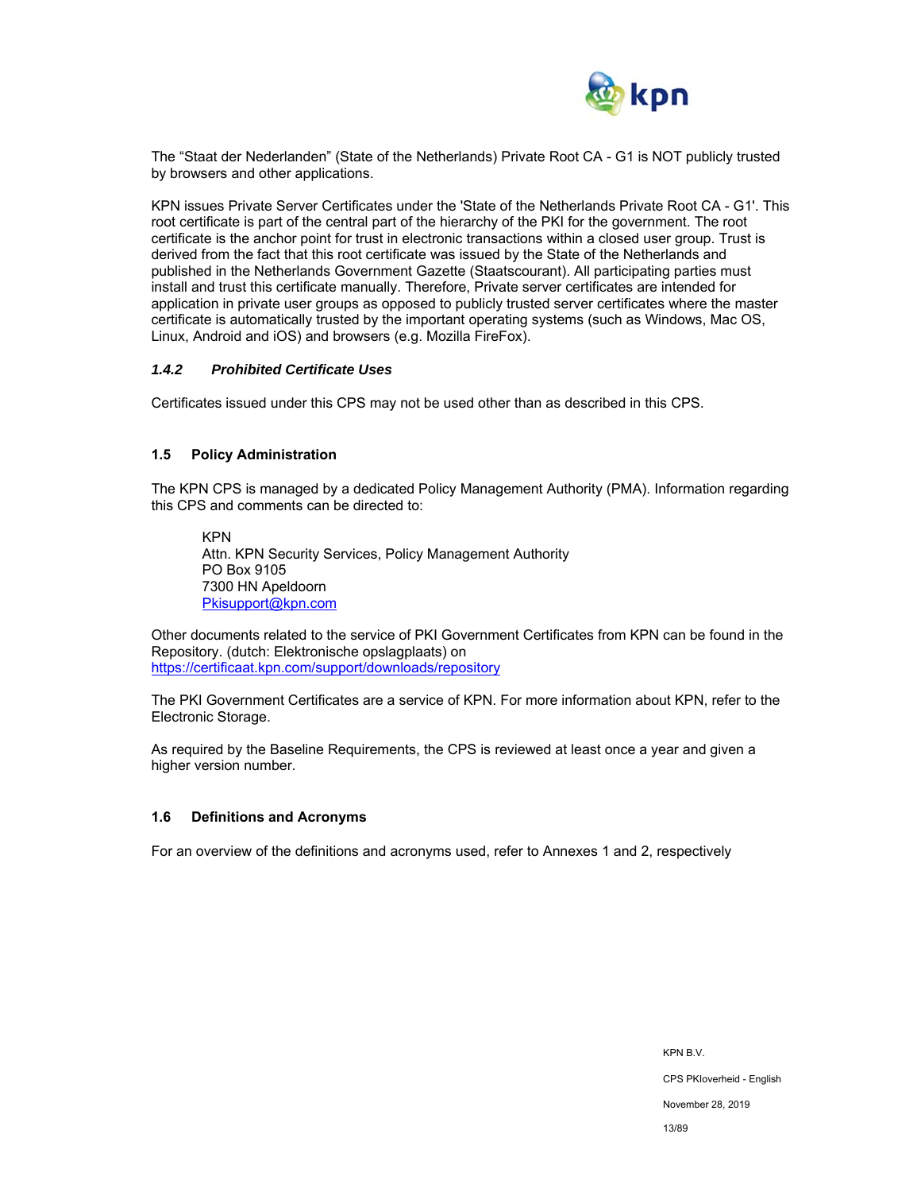The “Staat der Nederlanden” (State of the Netherlands) Private Root CA - G1 is NOT publicly trusted by browsers and other applications.

KPN issues Private Server Certificates under the 'State of the Netherlands Private Root CA - G1'. This root certificate is part of the central part of the hierarchy of the PKI for the government. The root certificate is the anchor point for trust in electronic transactions within a closed user group. Trust is derived from the fact that this root certificate was issued by the State of the Netherlands and published in the Netherlands Government Gazette (Staatscourant). All participating parties must install and trust this certificate manually. Therefore, Private server certificates are intended for application in private user groups as opposed to publicly trusted server certificates where the master certificate is automatically trusted by the important operating systems (such as Windows, Mac OS, Linux, Android and iOS) and browsers (e.g. Mozilla FireFox).

#### *1.4.2 Prohibited Certificate Uses*

Certificates issued under this CPS may not be used other than as described in this CPS.

### 1.5 Policy Administration

The KPN CPS is managed by a dedicated Policy Management Authority (PMA). Information regarding this CPS and comments can be directed to:

> KPN
> Attn. KPN Security Services, Policy Management Authority
> PO Box 9105
> 7300 HN Apeldoorn
> Pkisupport@kpn.com

Other documents related to the service of PKI Government Certificates from KPN can be found in the Repository. (dutch: Elektronische opslagplaats) on
https://certificaat.kpn.com/support/downloads/repository

The PKI Government Certificates are a service of KPN. For more information about KPN, refer to the Electronic Storage.

As required by the Baseline Requirements, the CPS is reviewed at least once a year and given a higher version number.

### 1.6 Definitions and Acronyms

For an overview of the definitions and acronyms used, refer to Annexes 1 and 2, respectively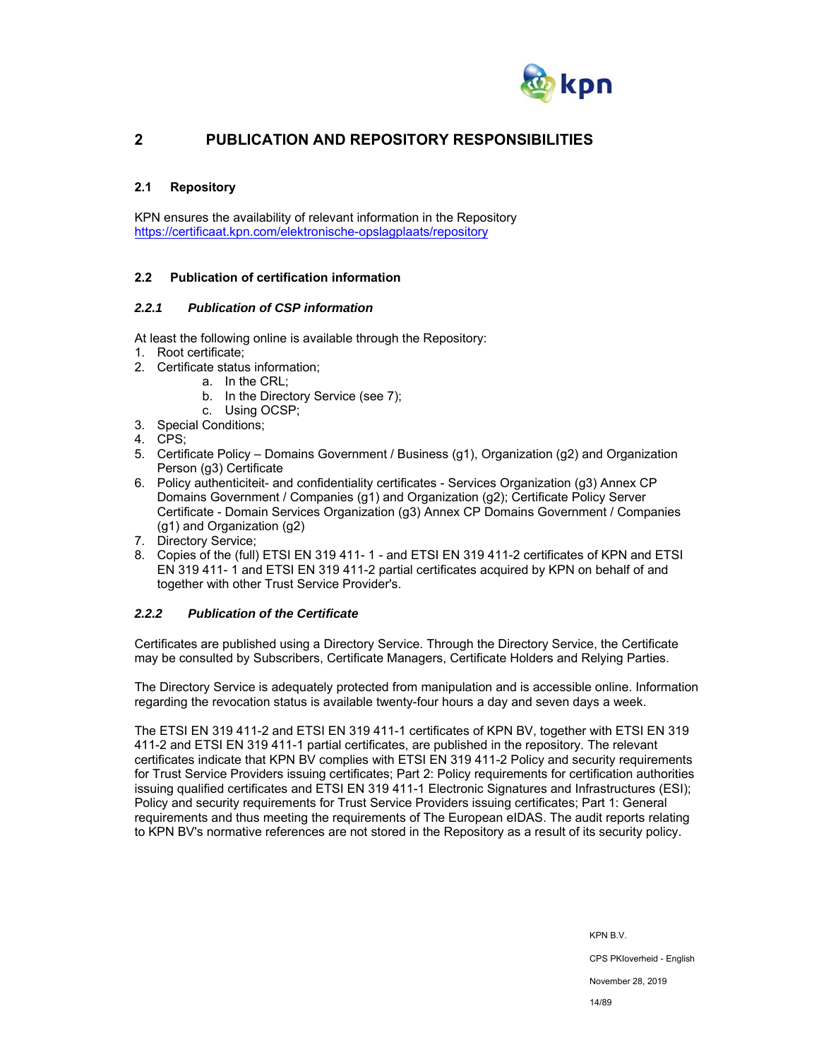# 2 PUBLICATION AND REPOSITORY RESPONSIBILITIES

## 2.1 Repository

KPN ensures the availability of relevant information in the Repository
https://certificaat.kpn.com/elektronische-opslagplaats/repository

## 2.2 Publication of certification information

### *2.2.1 Publication of CSP information*

At least the following online is available through the Repository:

1. Root certificate;
2. Certificate status information;
   a. In the CRL;
   b. In the Directory Service (see 7);
   c. Using OCSP;
3. Special Conditions;
4. CPS;
5. Certificate Policy – Domains Government / Business (g1), Organization (g2) and Organization Person (g3) Certificate
6. Policy authenticiteit- and confidentiality certificates - Services Organization (g3) Annex CP Domains Government / Companies (g1) and Organization (g2); Certificate Policy Server Certificate - Domain Services Organization (g3) Annex CP Domains Government / Companies (g1) and Organization (g2)
7. Directory Service;
8. Copies of the (full) ETSI EN 319 411- 1 - and ETSI EN 319 411-2 certificates of KPN and ETSI EN 319 411- 1 and ETSI EN 319 411-2 partial certificates acquired by KPN on behalf of and together with other Trust Service Provider's.

### *2.2.2 Publication of the Certificate*

Certificates are published using a Directory Service. Through the Directory Service, the Certificate may be consulted by Subscribers, Certificate Managers, Certificate Holders and Relying Parties.

The Directory Service is adequately protected from manipulation and is accessible online. Information regarding the revocation status is available twenty-four hours a day and seven days a week.

The ETSI EN 319 411-2 and ETSI EN 319 411-1 certificates of KPN BV, together with ETSI EN 319 411-2 and ETSI EN 319 411-1 partial certificates, are published in the repository. The relevant certificates indicate that KPN BV complies with ETSI EN 319 411-2 Policy and security requirements for Trust Service Providers issuing certificates; Part 2: Policy requirements for certification authorities issuing qualified certificates and ETSI EN 319 411-1 Electronic Signatures and Infrastructures (ESI); Policy and security requirements for Trust Service Providers issuing certificates; Part 1: General requirements and thus meeting the requirements of The European eIDAS. The audit reports relating to KPN BV's normative references are not stored in the Repository as a result of its security policy.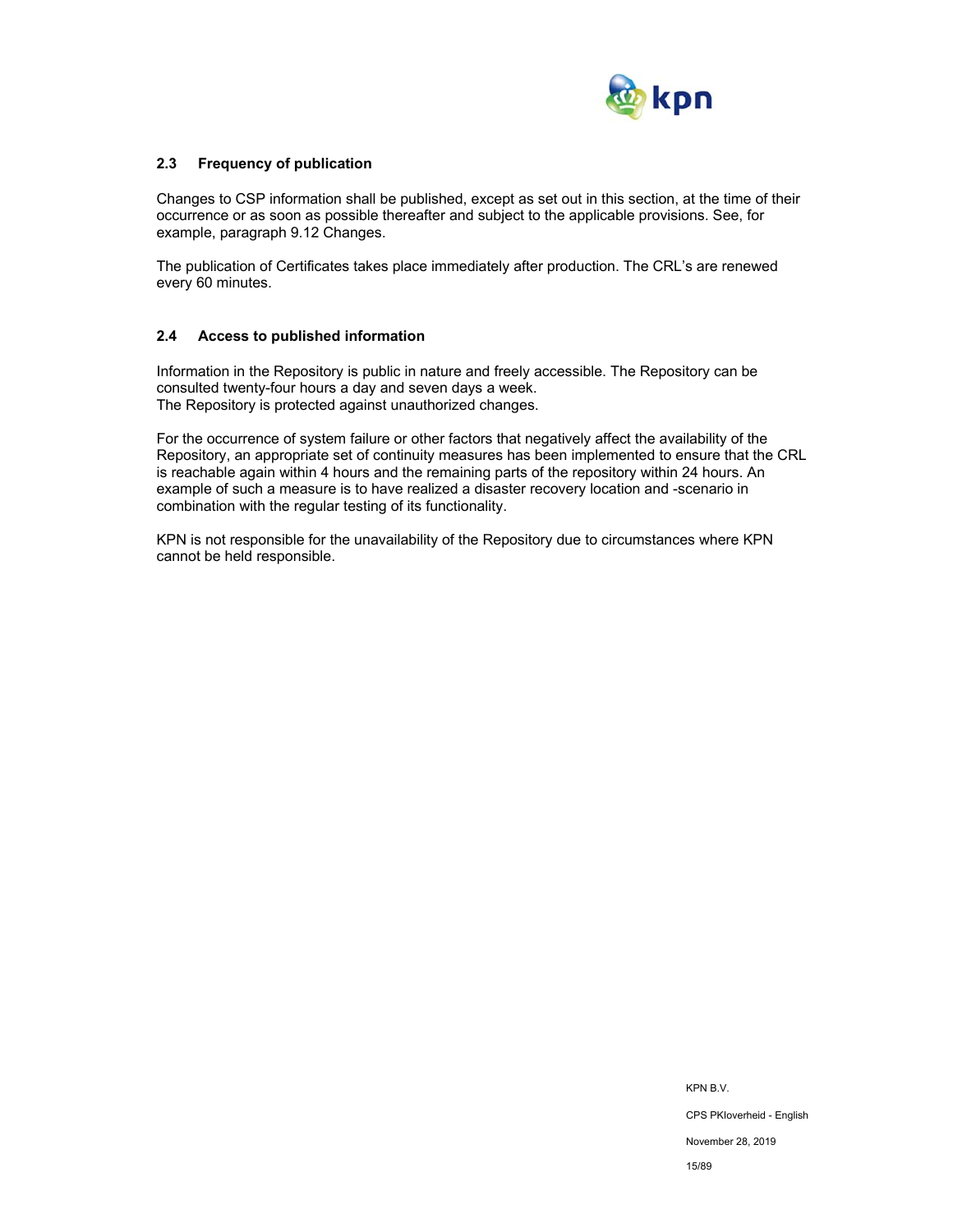## 2.3 Frequency of publication

Changes to CSP information shall be published, except as set out in this section, at the time of their occurrence or as soon as possible thereafter and subject to the applicable provisions. See, for example, paragraph 9.12 Changes.

The publication of Certificates takes place immediately after production. The CRL's are renewed every 60 minutes.

## 2.4 Access to published information

Information in the Repository is public in nature and freely accessible. The Repository can be consulted twenty-four hours a day and seven days a week.
The Repository is protected against unauthorized changes.

For the occurrence of system failure or other factors that negatively affect the availability of the Repository, an appropriate set of continuity measures has been implemented to ensure that the CRL is reachable again within 4 hours and the remaining parts of the repository within 24 hours. An example of such a measure is to have realized a disaster recovery location and -scenario in combination with the regular testing of its functionality.

KPN is not responsible for the unavailability of the Repository due to circumstances where KPN cannot be held responsible.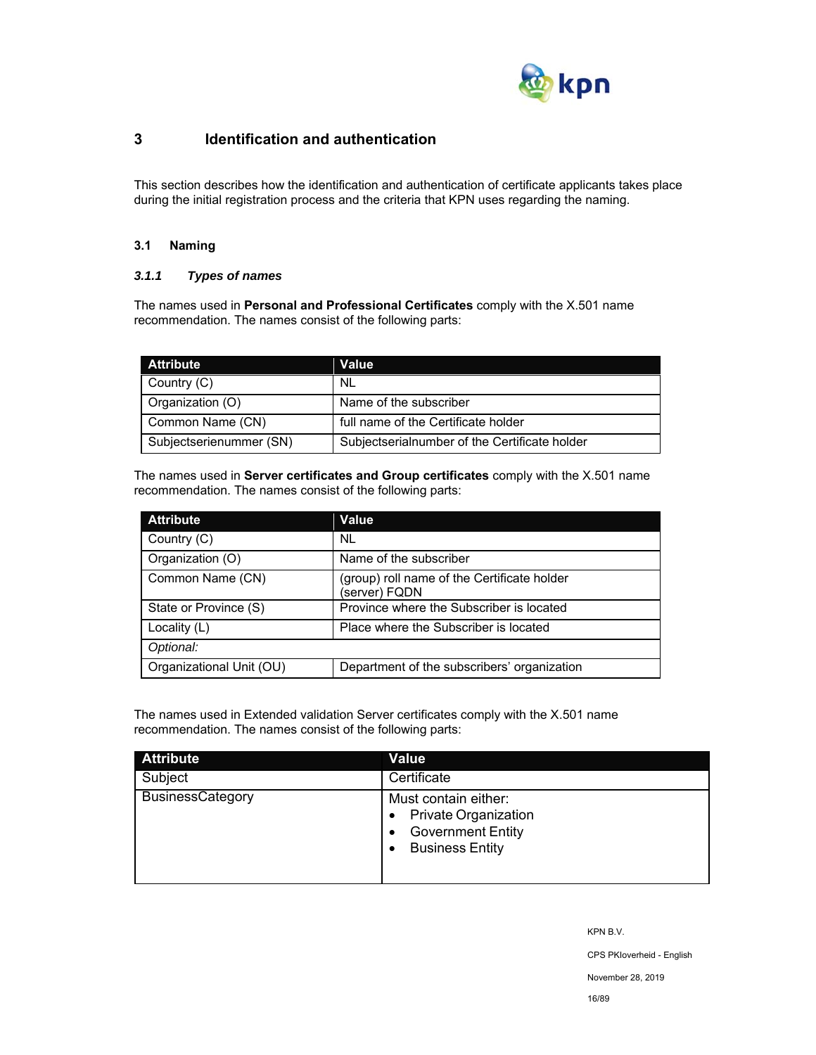# 3 Identification and authentication

This section describes how the identification and authentication of certificate applicants takes place during the initial registration process and the criteria that KPN uses regarding the naming.

## 3.1 Naming

### *3.1.1 Types of names*

The names used in **Personal and Professional Certificates** comply with the X.501 name recommendation. The names consist of the following parts:

| Attribute | Value |
| --- | --- |
| Country (C) | NL |
| Organization (O) | Name of the subscriber |
| Common Name (CN) | full name of the Certificate holder |
| Subjectserienummer (SN) | Subjectserialnumber of the Certificate holder |

The names used in **Server certificates and Group certificates** comply with the X.501 name recommendation. The names consist of the following parts:

| Attribute | Value |
| --- | --- |
| Country (C) | NL |
| Organization (O) | Name of the subscriber |
| Common Name (CN) | (group) roll name of the Certificate holder<br>(server) FQDN |
| State or Province (S) | Province where the Subscriber is located |
| Locality (L) | Place where the Subscriber is located |
| *Optional:* | |
| Organizational Unit (OU) | Department of the subscribers' organization |

The names used in Extended validation Server certificates comply with the X.501 name recommendation. The names consist of the following parts:

| Attribute | Value |
| --- | --- |
| Subject | Certificate |
| BusinessCategory | Must contain either:<br>• Private Organization<br>• Government Entity<br>• Business Entity |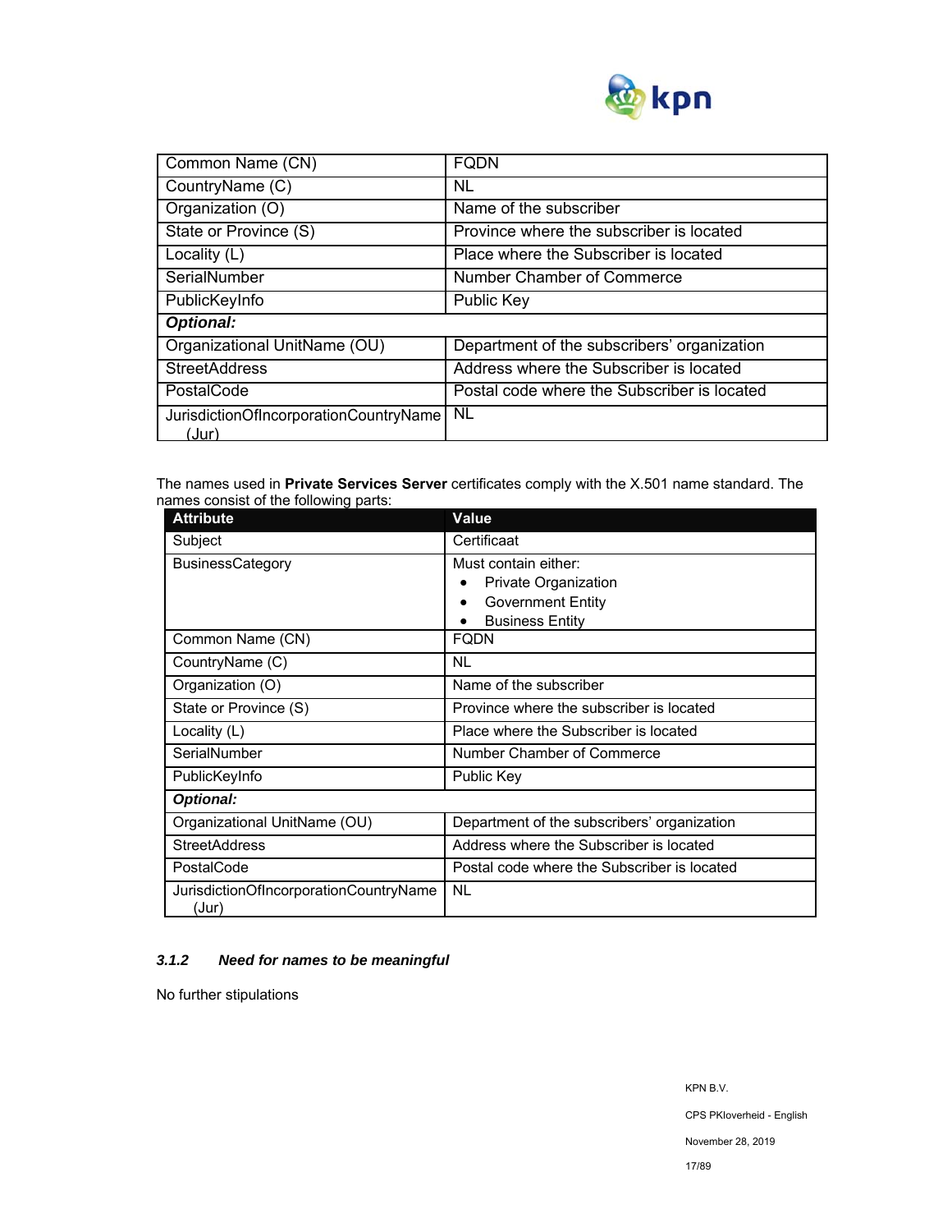| Common Name (CN) | FQDN |
|---|---|
| CountryName (C) | NL |
| Organization (O) | Name of the subscriber |
| State or Province (S) | Province where the subscriber is located |
| Locality (L) | Place where the Subscriber is located |
| SerialNumber | Number Chamber of Commerce |
| PublicKeyInfo | Public Key |
| ***Optional:*** | |
| Organizational UnitName (OU) | Department of the subscribers' organization |
| StreetAddress | Address where the Subscriber is located |
| PostalCode | Postal code where the Subscriber is located |
| JurisdictionOfIncorporationCountryName (Jur) | NL |

The names used in **Private Services Server** certificates comply with the X.501 name standard. The names consist of the following parts:

| Attribute | Value |
|---|---|
| Subject | Certificaat |
| BusinessCategory | Must contain either:<br>• Private Organization<br>• Government Entity<br>• Business Entity |
| Common Name (CN) | FQDN |
| CountryName (C) | NL |
| Organization (O) | Name of the subscriber |
| State or Province (S) | Province where the subscriber is located |
| Locality (L) | Place where the Subscriber is located |
| SerialNumber | Number Chamber of Commerce |
| PublicKeyInfo | Public Key |
| ***Optional:*** | |
| Organizational UnitName (OU) | Department of the subscribers' organization |
| StreetAddress | Address where the Subscriber is located |
| PostalCode | Postal code where the Subscriber is located |
| JurisdictionOfIncorporationCountryName (Jur) | NL |

### *3.1.2 Need for names to be meaningful*

No further stipulations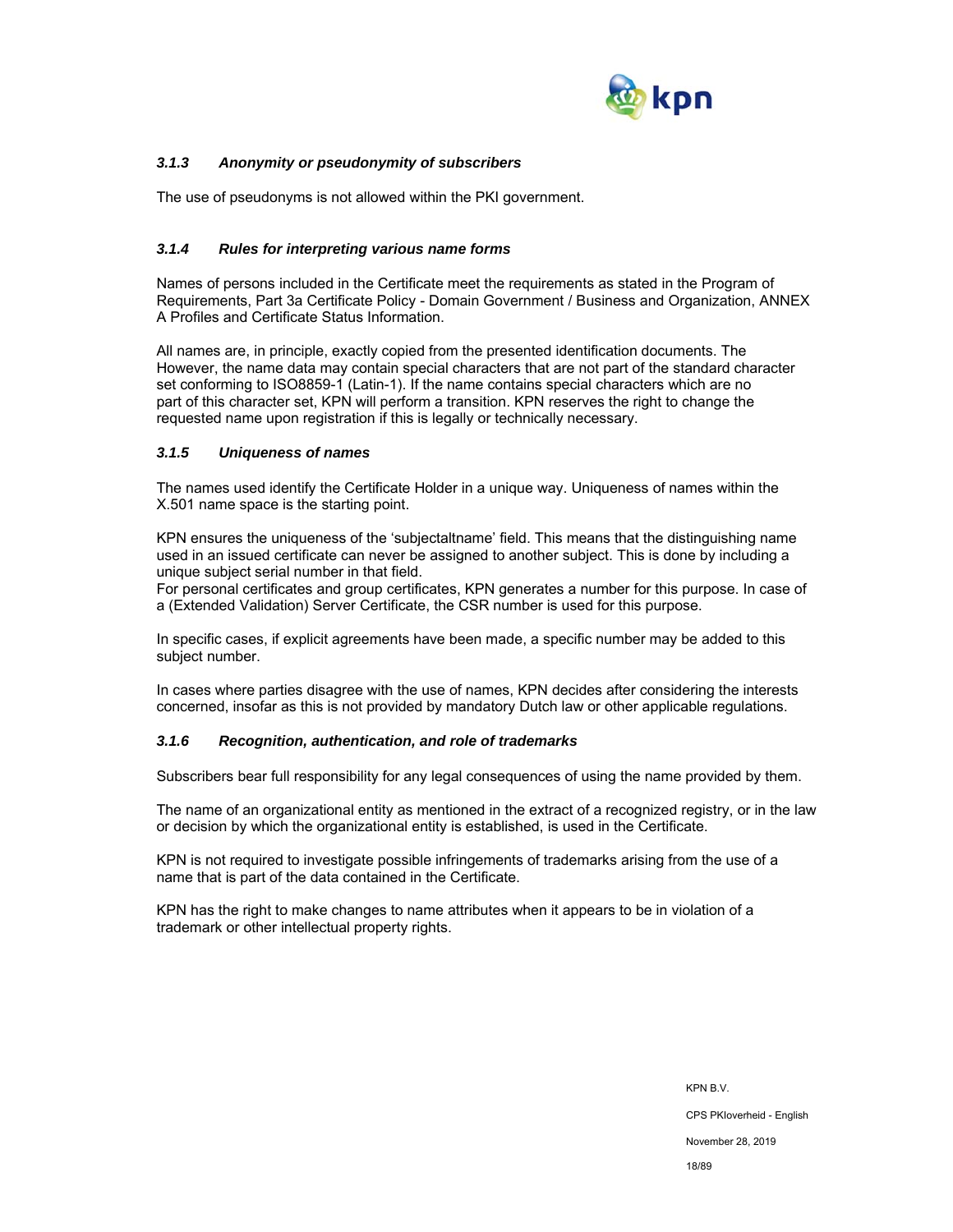### *3.1.3 Anonymity or pseudonymity of subscribers*

The use of pseudonyms is not allowed within the PKI government.

### *3.1.4 Rules for interpreting various name forms*

Names of persons included in the Certificate meet the requirements as stated in the Program of Requirements, Part 3a Certificate Policy - Domain Government / Business and Organization, ANNEX A Profiles and Certificate Status Information.

All names are, in principle, exactly copied from the presented identification documents. The However, the name data may contain special characters that are not part of the standard character set conforming to ISO8859-1 (Latin-1). If the name contains special characters which are no part of this character set, KPN will perform a transition. KPN reserves the right to change the requested name upon registration if this is legally or technically necessary.

### *3.1.5 Uniqueness of names*

The names used identify the Certificate Holder in a unique way. Uniqueness of names within the X.501 name space is the starting point.

KPN ensures the uniqueness of the 'subjectaltname' field. This means that the distinguishing name used in an issued certificate can never be assigned to another subject. This is done by including a unique subject serial number in that field.
For personal certificates and group certificates, KPN generates a number for this purpose. In case of a (Extended Validation) Server Certificate, the CSR number is used for this purpose.

In specific cases, if explicit agreements have been made, a specific number may be added to this subject number.

In cases where parties disagree with the use of names, KPN decides after considering the interests concerned, insofar as this is not provided by mandatory Dutch law or other applicable regulations.

### *3.1.6 Recognition, authentication, and role of trademarks*

Subscribers bear full responsibility for any legal consequences of using the name provided by them.

The name of an organizational entity as mentioned in the extract of a recognized registry, or in the law or decision by which the organizational entity is established, is used in the Certificate.

KPN is not required to investigate possible infringements of trademarks arising from the use of a name that is part of the data contained in the Certificate.

KPN has the right to make changes to name attributes when it appears to be in violation of a trademark or other intellectual property rights.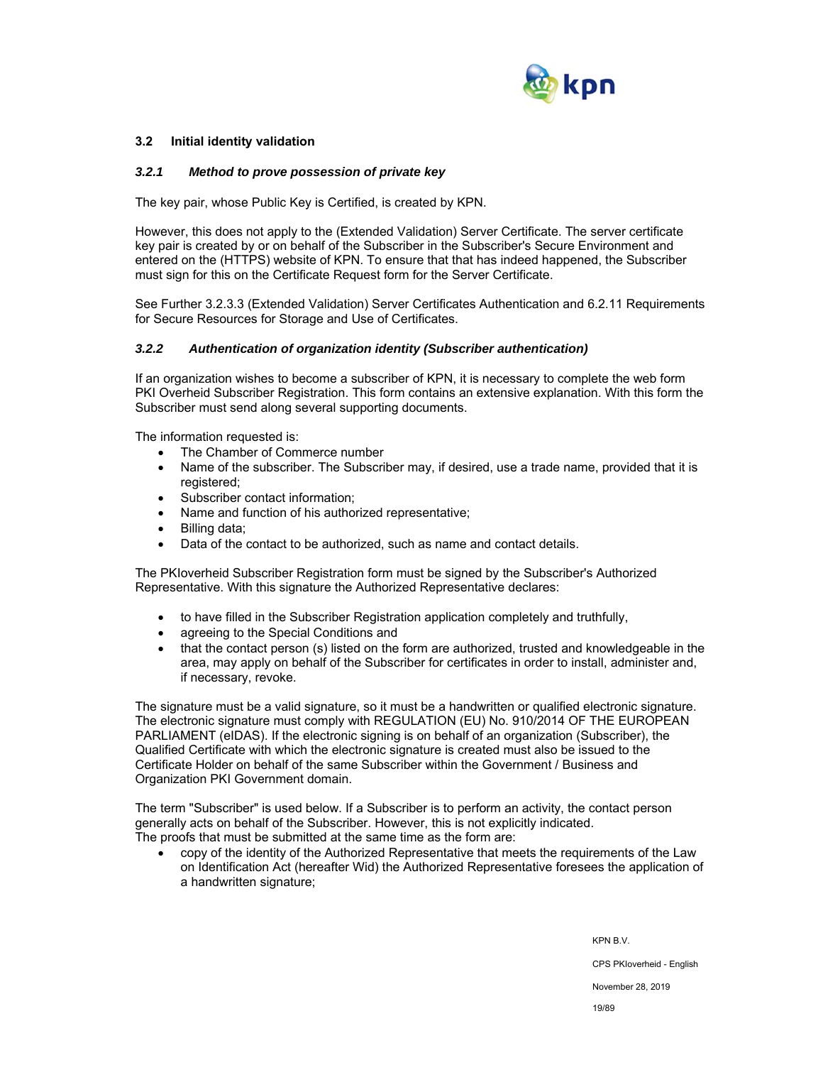## 3.2 Initial identity validation

### *3.2.1 Method to prove possession of private key*

The key pair, whose Public Key is Certified, is created by KPN.

However, this does not apply to the (Extended Validation) Server Certificate. The server certificate key pair is created by or on behalf of the Subscriber in the Subscriber's Secure Environment and entered on the (HTTPS) website of KPN. To ensure that that has indeed happened, the Subscriber must sign for this on the Certificate Request form for the Server Certificate.

See Further 3.2.3.3 (Extended Validation) Server Certificates Authentication and 6.2.11 Requirements for Secure Resources for Storage and Use of Certificates.

### *3.2.2 Authentication of organization identity (Subscriber authentication)*

If an organization wishes to become a subscriber of KPN, it is necessary to complete the web form PKI Overheid Subscriber Registration. This form contains an extensive explanation. With this form the Subscriber must send along several supporting documents.

The information requested is:

- The Chamber of Commerce number
- Name of the subscriber. The Subscriber may, if desired, use a trade name, provided that it is registered;
- Subscriber contact information;
- Name and function of his authorized representative;
- Billing data;
- Data of the contact to be authorized, such as name and contact details.

The PKIoverheid Subscriber Registration form must be signed by the Subscriber's Authorized Representative. With this signature the Authorized Representative declares:

- to have filled in the Subscriber Registration application completely and truthfully,
- agreeing to the Special Conditions and
- that the contact person (s) listed on the form are authorized, trusted and knowledgeable in the area, may apply on behalf of the Subscriber for certificates in order to install, administer and, if necessary, revoke.

The signature must be a valid signature, so it must be a handwritten or qualified electronic signature. The electronic signature must comply with REGULATION (EU) No. 910/2014 OF THE EUROPEAN PARLIAMENT (eIDAS). If the electronic signing is on behalf of an organization (Subscriber), the Qualified Certificate with which the electronic signature is created must also be issued to the Certificate Holder on behalf of the same Subscriber within the Government / Business and Organization PKI Government domain.

The term "Subscriber" is used below. If a Subscriber is to perform an activity, the contact person generally acts on behalf of the Subscriber. However, this is not explicitly indicated.
The proofs that must be submitted at the same time as the form are:

- copy of the identity of the Authorized Representative that meets the requirements of the Law on Identification Act (hereafter Wid) the Authorized Representative foresees the application of a handwritten signature;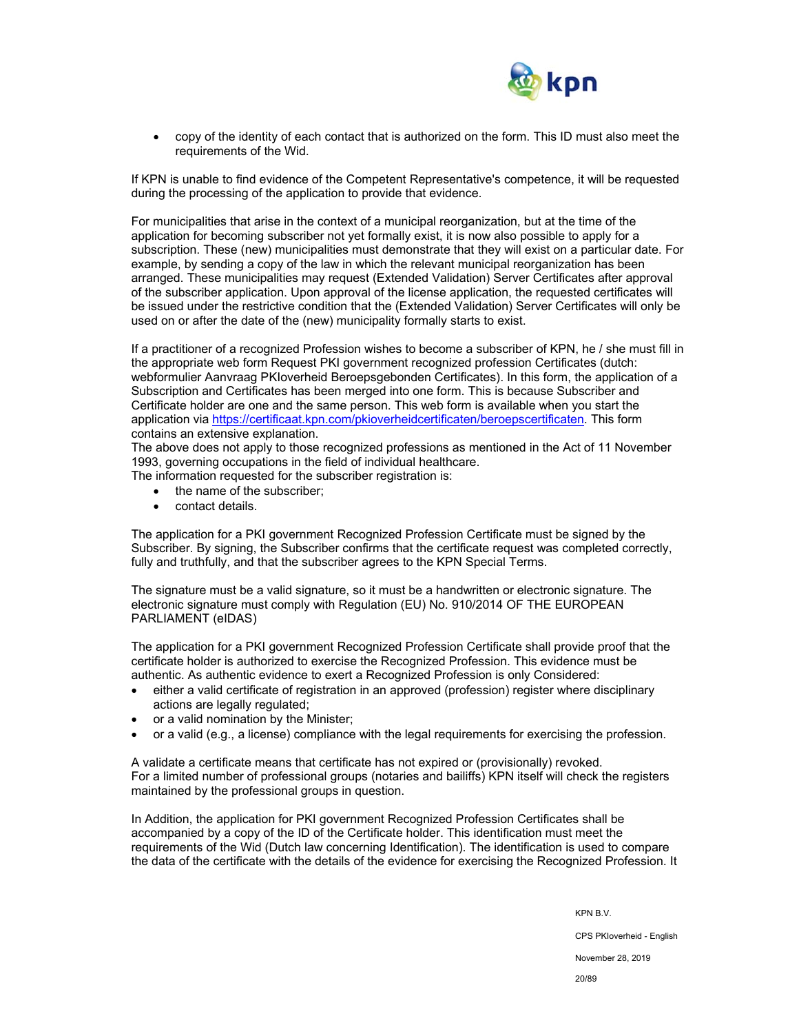- copy of the identity of each contact that is authorized on the form. This ID must also meet the requirements of the Wid.

If KPN is unable to find evidence of the Competent Representative's competence, it will be requested during the processing of the application to provide that evidence.

For municipalities that arise in the context of a municipal reorganization, but at the time of the application for becoming subscriber not yet formally exist, it is now also possible to apply for a subscription. These (new) municipalities must demonstrate that they will exist on a particular date. For example, by sending a copy of the law in which the relevant municipal reorganization has been arranged. These municipalities may request (Extended Validation) Server Certificates after approval of the subscriber application. Upon approval of the license application, the requested certificates will be issued under the restrictive condition that the (Extended Validation) Server Certificates will only be used on or after the date of the (new) municipality formally starts to exist.

If a practitioner of a recognized Profession wishes to become a subscriber of KPN, he / she must fill in the appropriate web form Request PKI government recognized profession Certificates (dutch: webformulier Aanvraag PKIoverheid Beroepsgebonden Certificates). In this form, the application of a Subscription and Certificates has been merged into one form. This is because Subscriber and Certificate holder are one and the same person. This web form is available when you start the application via https://certificaat.kpn.com/pkioverheidcertificaten/beroepscertificaten. This form contains an extensive explanation.
The above does not apply to those recognized professions as mentioned in the Act of 11 November 1993, governing occupations in the field of individual healthcare.
The information requested for the subscriber registration is:

- the name of the subscriber;
- contact details.

The application for a PKI government Recognized Profession Certificate must be signed by the Subscriber. By signing, the Subscriber confirms that the certificate request was completed correctly, fully and truthfully, and that the subscriber agrees to the KPN Special Terms.

The signature must be a valid signature, so it must be a handwritten or electronic signature. The electronic signature must comply with Regulation (EU) No. 910/2014 OF THE EUROPEAN PARLIAMENT (eIDAS)

The application for a PKI government Recognized Profession Certificate shall provide proof that the certificate holder is authorized to exercise the Recognized Profession. This evidence must be authentic. As authentic evidence to exert a Recognized Profession is only Considered:

- either a valid certificate of registration in an approved (profession) register where disciplinary actions are legally regulated;
- or a valid nomination by the Minister;
- or a valid (e.g., a license) compliance with the legal requirements for exercising the profession.

A validate a certificate means that certificate has not expired or (provisionally) revoked.
For a limited number of professional groups (notaries and bailiffs) KPN itself will check the registers maintained by the professional groups in question.

In Addition, the application for PKI government Recognized Profession Certificates shall be accompanied by a copy of the ID of the Certificate holder. This identification must meet the requirements of the Wid (Dutch law concerning Identification). The identification is used to compare the data of the certificate with the details of the evidence for exercising the Recognized Profession. It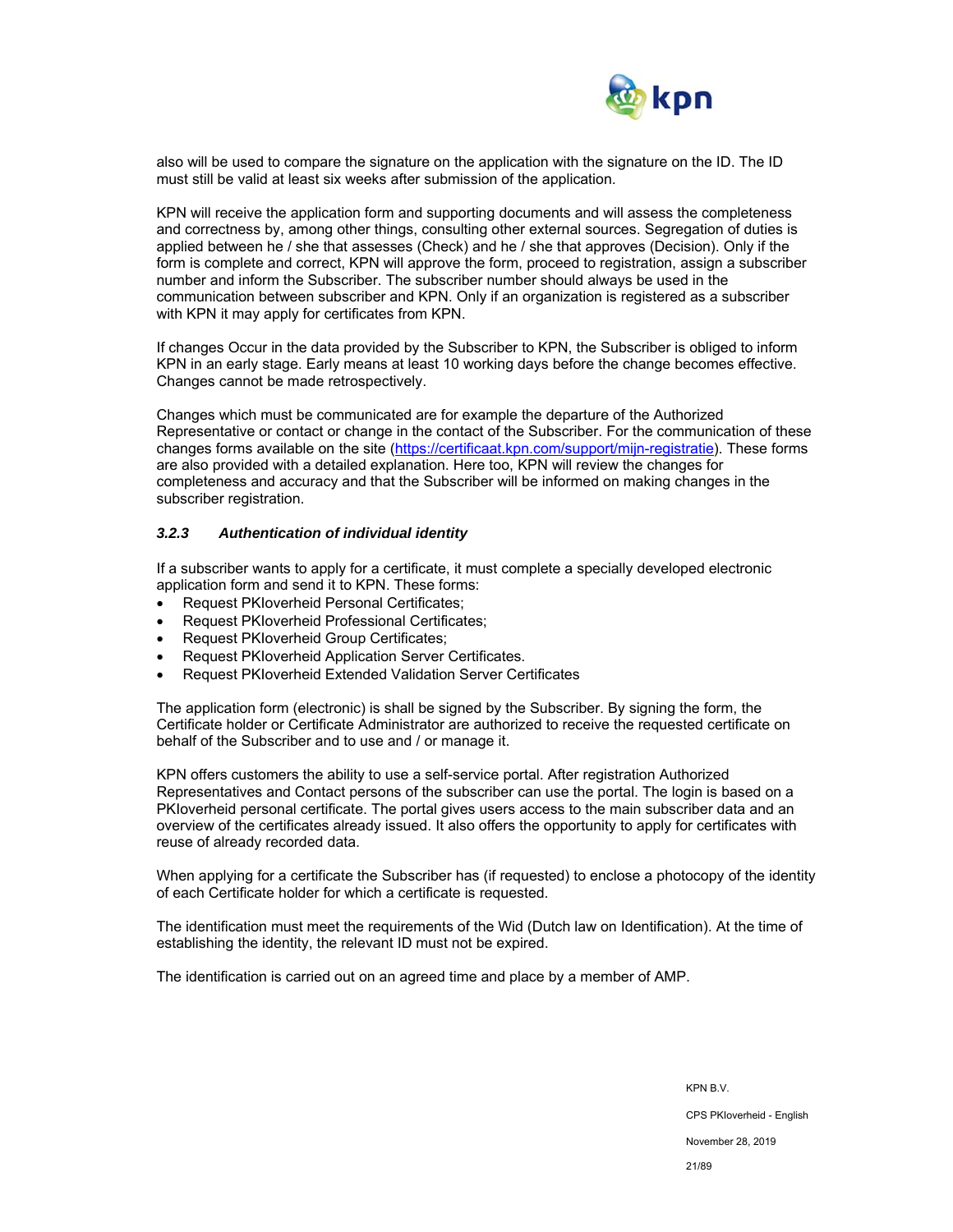also will be used to compare the signature on the application with the signature on the ID. The ID must still be valid at least six weeks after submission of the application.

KPN will receive the application form and supporting documents and will assess the completeness and correctness by, among other things, consulting other external sources. Segregation of duties is applied between he / she that assesses (Check) and he / she that approves (Decision). Only if the form is complete and correct, KPN will approve the form, proceed to registration, assign a subscriber number and inform the Subscriber. The subscriber number should always be used in the communication between subscriber and KPN. Only if an organization is registered as a subscriber with KPN it may apply for certificates from KPN.

If changes Occur in the data provided by the Subscriber to KPN, the Subscriber is obliged to inform KPN in an early stage. Early means at least 10 working days before the change becomes effective. Changes cannot be made retrospectively.

Changes which must be communicated are for example the departure of the Authorized Representative or contact or change in the contact of the Subscriber. For the communication of these changes forms available on the site (https://certificaat.kpn.com/support/mijn-registratie). These forms are also provided with a detailed explanation. Here too, KPN will review the changes for completeness and accuracy and that the Subscriber will be informed on making changes in the subscriber registration.

### *3.2.3 Authentication of individual identity*

If a subscriber wants to apply for a certificate, it must complete a specially developed electronic application form and send it to KPN. These forms:

- Request PKIoverheid Personal Certificates;
- Request PKIoverheid Professional Certificates;
- Request PKIoverheid Group Certificates;
- Request PKIoverheid Application Server Certificates.
- Request PKIoverheid Extended Validation Server Certificates

The application form (electronic) is shall be signed by the Subscriber. By signing the form, the Certificate holder or Certificate Administrator are authorized to receive the requested certificate on behalf of the Subscriber and to use and / or manage it.

KPN offers customers the ability to use a self-service portal. After registration Authorized Representatives and Contact persons of the subscriber can use the portal. The login is based on a PKIoverheid personal certificate. The portal gives users access to the main subscriber data and an overview of the certificates already issued. It also offers the opportunity to apply for certificates with reuse of already recorded data.

When applying for a certificate the Subscriber has (if requested) to enclose a photocopy of the identity of each Certificate holder for which a certificate is requested.

The identification must meet the requirements of the Wid (Dutch law on Identification). At the time of establishing the identity, the relevant ID must not be expired.

The identification is carried out on an agreed time and place by a member of AMP.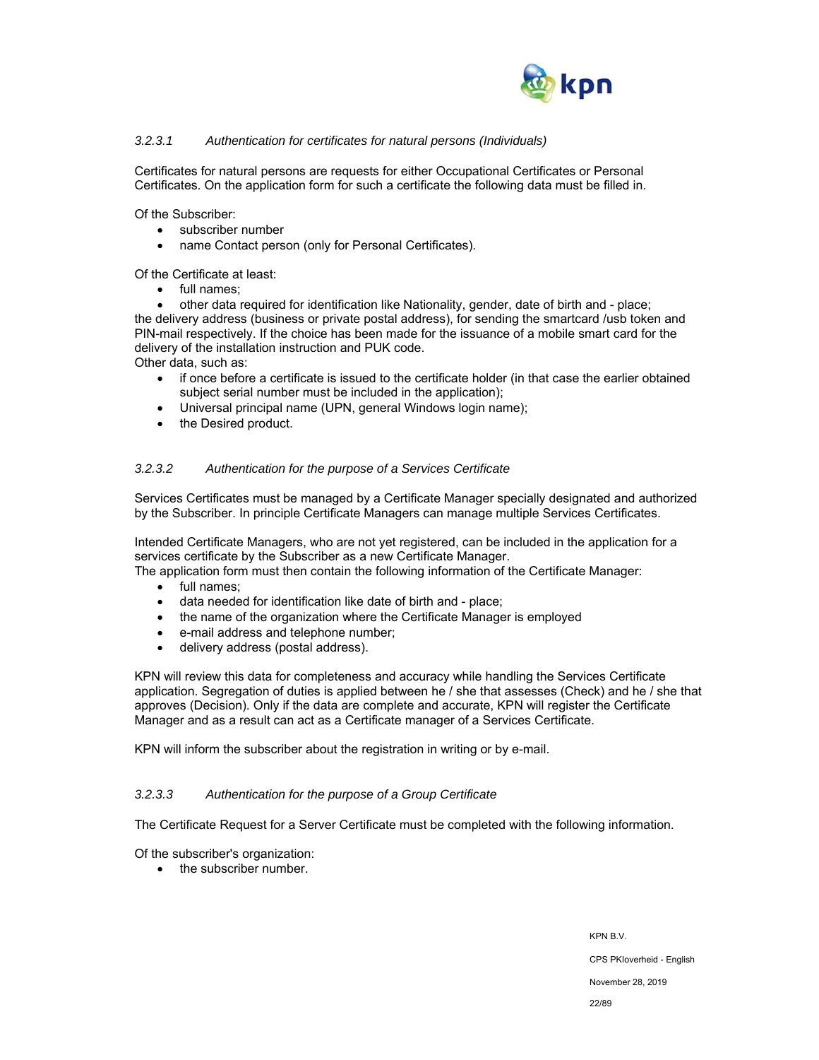#### *3.2.3.1 Authentication for certificates for natural persons (Individuals)*

Certificates for natural persons are requests for either Occupational Certificates or Personal Certificates. On the application form for such a certificate the following data must be filled in.

Of the Subscriber:

- subscriber number
- name Contact person (only for Personal Certificates).

Of the Certificate at least:

- full names;
- other data required for identification like Nationality, gender, date of birth and - place;

the delivery address (business or private postal address), for sending the smartcard /usb token and PIN-mail respectively. If the choice has been made for the issuance of a mobile smart card for the delivery of the installation instruction and PUK code.

Other data, such as:

- if once before a certificate is issued to the certificate holder (in that case the earlier obtained subject serial number must be included in the application);
- Universal principal name (UPN, general Windows login name);
- the Desired product.

#### *3.2.3.2 Authentication for the purpose of a Services Certificate*

Services Certificates must be managed by a Certificate Manager specially designated and authorized by the Subscriber. In principle Certificate Managers can manage multiple Services Certificates.

Intended Certificate Managers, who are not yet registered, can be included in the application for a services certificate by the Subscriber as a new Certificate Manager.

The application form must then contain the following information of the Certificate Manager:

- full names;
- data needed for identification like date of birth and - place;
- the name of the organization where the Certificate Manager is employed
- e-mail address and telephone number;
- delivery address (postal address).

KPN will review this data for completeness and accuracy while handling the Services Certificate application. Segregation of duties is applied between he / she that assesses (Check) and he / she that approves (Decision). Only if the data are complete and accurate, KPN will register the Certificate Manager and as a result can act as a Certificate manager of a Services Certificate.

KPN will inform the subscriber about the registration in writing or by e-mail.

#### *3.2.3.3 Authentication for the purpose of a Group Certificate*

The Certificate Request for a Server Certificate must be completed with the following information.

Of the subscriber's organization:

- the subscriber number.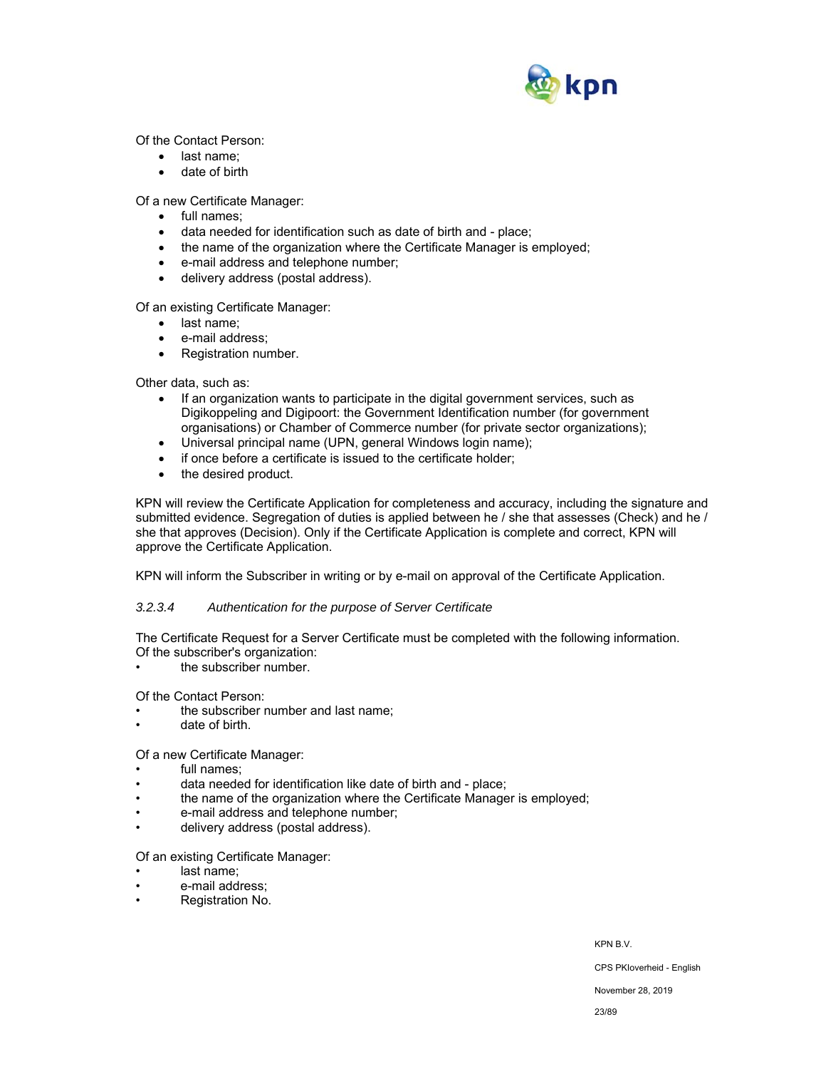Of the Contact Person:

- last name;
- date of birth

Of a new Certificate Manager:

- full names;
- data needed for identification such as date of birth and - place;
- the name of the organization where the Certificate Manager is employed;
- e-mail address and telephone number;
- delivery address (postal address).

Of an existing Certificate Manager:

- last name;
- e-mail address;
- Registration number.

Other data, such as:

- If an organization wants to participate in the digital government services, such as Digikoppeling and Digipoort: the Government Identification number (for government organisations) or Chamber of Commerce number (for private sector organizations);
- Universal principal name (UPN, general Windows login name);
- if once before a certificate is issued to the certificate holder;
- the desired product.

KPN will review the Certificate Application for completeness and accuracy, including the signature and submitted evidence. Segregation of duties is applied between he / she that assesses (Check) and he / she that approves (Decision). Only if the Certificate Application is complete and correct, KPN will approve the Certificate Application.

KPN will inform the Subscriber in writing or by e-mail on approval of the Certificate Application.

#### *3.2.3.4 Authentication for the purpose of Server Certificate*

The Certificate Request for a Server Certificate must be completed with the following information.
Of the subscriber's organization:

- the subscriber number.

Of the Contact Person:

- the subscriber number and last name;
- date of birth.

Of a new Certificate Manager:

- full names;
- data needed for identification like date of birth and - place;
- the name of the organization where the Certificate Manager is employed;
- e-mail address and telephone number;
- delivery address (postal address).

Of an existing Certificate Manager:

- last name;
- e-mail address;
- Registration No.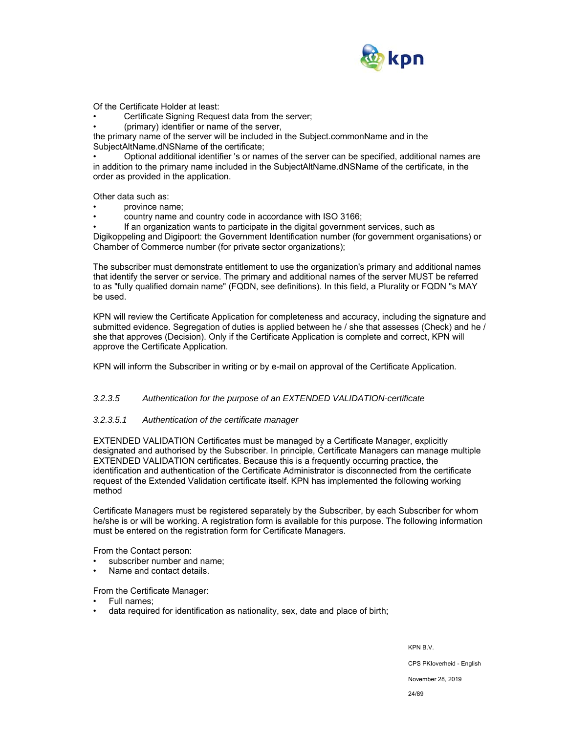Of the Certificate Holder at least:

- Certificate Signing Request data from the server;
- (primary) identifier or name of the server,

the primary name of the server will be included in the Subject.commonName and in the SubjectAltName.dNSName of the certificate;

- Optional additional identifier 's or names of the server can be specified, additional names are in addition to the primary name included in the SubjectAltName.dNSName of the certificate, in the order as provided in the application.

Other data such as:

- province name;
- country name and country code in accordance with ISO 3166;
- If an organization wants to participate in the digital government services, such as Digikoppeling and Digipoort: the Government Identification number (for government organisations) or Chamber of Commerce number (for private sector organizations);

The subscriber must demonstrate entitlement to use the organization's primary and additional names that identify the server or service. The primary and additional names of the server MUST be referred to as "fully qualified domain name" (FQDN, see definitions). In this field, a Plurality or FQDN "s MAY be used.

KPN will review the Certificate Application for completeness and accuracy, including the signature and submitted evidence. Segregation of duties is applied between he / she that assesses (Check) and he / she that approves (Decision). Only if the Certificate Application is complete and correct, KPN will approve the Certificate Application.

KPN will inform the Subscriber in writing or by e-mail on approval of the Certificate Application.

#### *3.2.3.5 Authentication for the purpose of an EXTENDED VALIDATION-certificate*

##### *3.2.3.5.1 Authentication of the certificate manager*

EXTENDED VALIDATION Certificates must be managed by a Certificate Manager, explicitly designated and authorised by the Subscriber. In principle, Certificate Managers can manage multiple EXTENDED VALIDATION certificates. Because this is a frequently occurring practice, the identification and authentication of the Certificate Administrator is disconnected from the certificate request of the Extended Validation certificate itself. KPN has implemented the following working method

Certificate Managers must be registered separately by the Subscriber, by each Subscriber for whom he/she is or will be working. A registration form is available for this purpose. The following information must be entered on the registration form for Certificate Managers.

From the Contact person:

- subscriber number and name;
- Name and contact details.

From the Certificate Manager:

- Full names;
- data required for identification as nationality, sex, date and place of birth;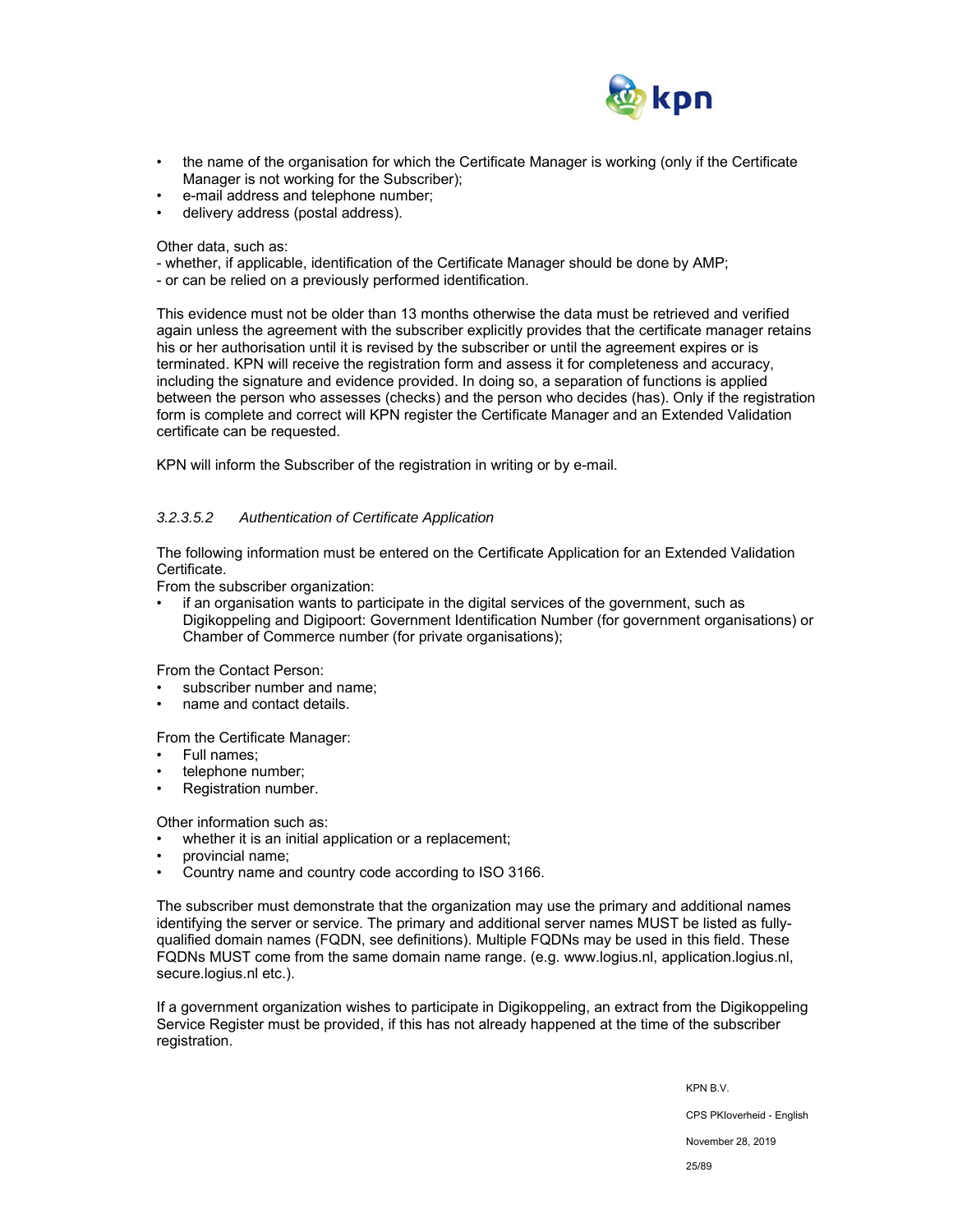- the name of the organisation for which the Certificate Manager is working (only if the Certificate Manager is not working for the Subscriber);
- e-mail address and telephone number;
- delivery address (postal address).

Other data, such as:

- whether, if applicable, identification of the Certificate Manager should be done by AMP;
- or can be relied on a previously performed identification.

This evidence must not be older than 13 months otherwise the data must be retrieved and verified again unless the agreement with the subscriber explicitly provides that the certificate manager retains his or her authorisation until it is revised by the subscriber or until the agreement expires or is terminated. KPN will receive the registration form and assess it for completeness and accuracy, including the signature and evidence provided. In doing so, a separation of functions is applied between the person who assesses (checks) and the person who decides (has). Only if the registration form is complete and correct will KPN register the Certificate Manager and an Extended Validation certificate can be requested.

KPN will inform the Subscriber of the registration in writing or by e-mail.

#### *3.2.3.5.2 Authentication of Certificate Application*

The following information must be entered on the Certificate Application for an Extended Validation Certificate.

From the subscriber organization:

- if an organisation wants to participate in the digital services of the government, such as Digikoppeling and Digipoort: Government Identification Number (for government organisations) or Chamber of Commerce number (for private organisations);

From the Contact Person:

- subscriber number and name;
- name and contact details.

From the Certificate Manager:

- Full names;
- telephone number;
- Registration number.

Other information such as:

- whether it is an initial application or a replacement;
- provincial name;
- Country name and country code according to ISO 3166.

The subscriber must demonstrate that the organization may use the primary and additional names identifying the server or service. The primary and additional server names MUST be listed as fully-qualified domain names (FQDN, see definitions). Multiple FQDNs may be used in this field. These FQDNs MUST come from the same domain name range. (e.g. www.logius.nl, application.logius.nl, secure.logius.nl etc.).

If a government organization wishes to participate in Digikoppeling, an extract from the Digikoppeling Service Register must be provided, if this has not already happened at the time of the subscriber registration.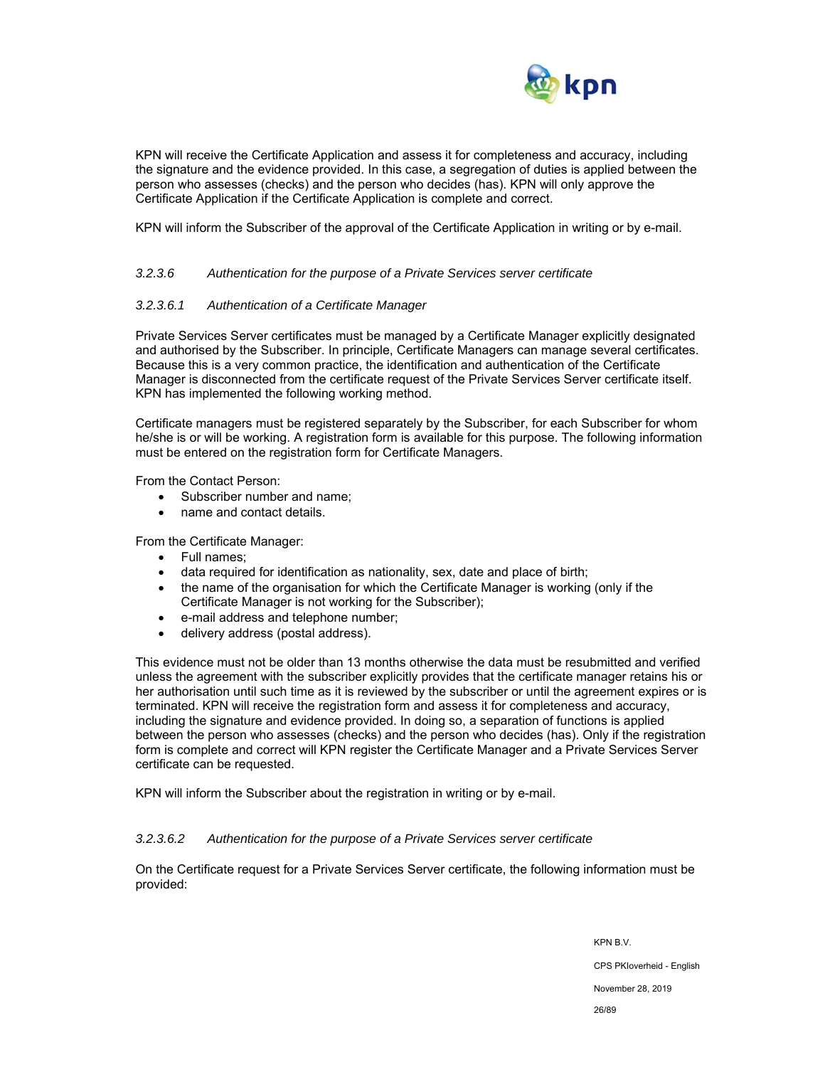KPN will receive the Certificate Application and assess it for completeness and accuracy, including the signature and the evidence provided. In this case, a segregation of duties is applied between the person who assesses (checks) and the person who decides (has). KPN will only approve the Certificate Application if the Certificate Application is complete and correct.

KPN will inform the Subscriber of the approval of the Certificate Application in writing or by e-mail.

#### *3.2.3.6 Authentication for the purpose of a Private Services server certificate*

##### *3.2.3.6.1 Authentication of a Certificate Manager*

Private Services Server certificates must be managed by a Certificate Manager explicitly designated and authorised by the Subscriber. In principle, Certificate Managers can manage several certificates. Because this is a very common practice, the identification and authentication of the Certificate Manager is disconnected from the certificate request of the Private Services Server certificate itself. KPN has implemented the following working method.

Certificate managers must be registered separately by the Subscriber, for each Subscriber for whom he/she is or will be working. A registration form is available for this purpose. The following information must be entered on the registration form for Certificate Managers.

From the Contact Person:

- Subscriber number and name;
- name and contact details.

From the Certificate Manager:

- Full names;
- data required for identification as nationality, sex, date and place of birth;
- the name of the organisation for which the Certificate Manager is working (only if the Certificate Manager is not working for the Subscriber);
- e-mail address and telephone number;
- delivery address (postal address).

This evidence must not be older than 13 months otherwise the data must be resubmitted and verified unless the agreement with the subscriber explicitly provides that the certificate manager retains his or her authorisation until such time as it is reviewed by the subscriber or until the agreement expires or is terminated. KPN will receive the registration form and assess it for completeness and accuracy, including the signature and evidence provided. In doing so, a separation of functions is applied between the person who assesses (checks) and the person who decides (has). Only if the registration form is complete and correct will KPN register the Certificate Manager and a Private Services Server certificate can be requested.

KPN will inform the Subscriber about the registration in writing or by e-mail.

##### *3.2.3.6.2 Authentication for the purpose of a Private Services server certificate*

On the Certificate request for a Private Services Server certificate, the following information must be provided: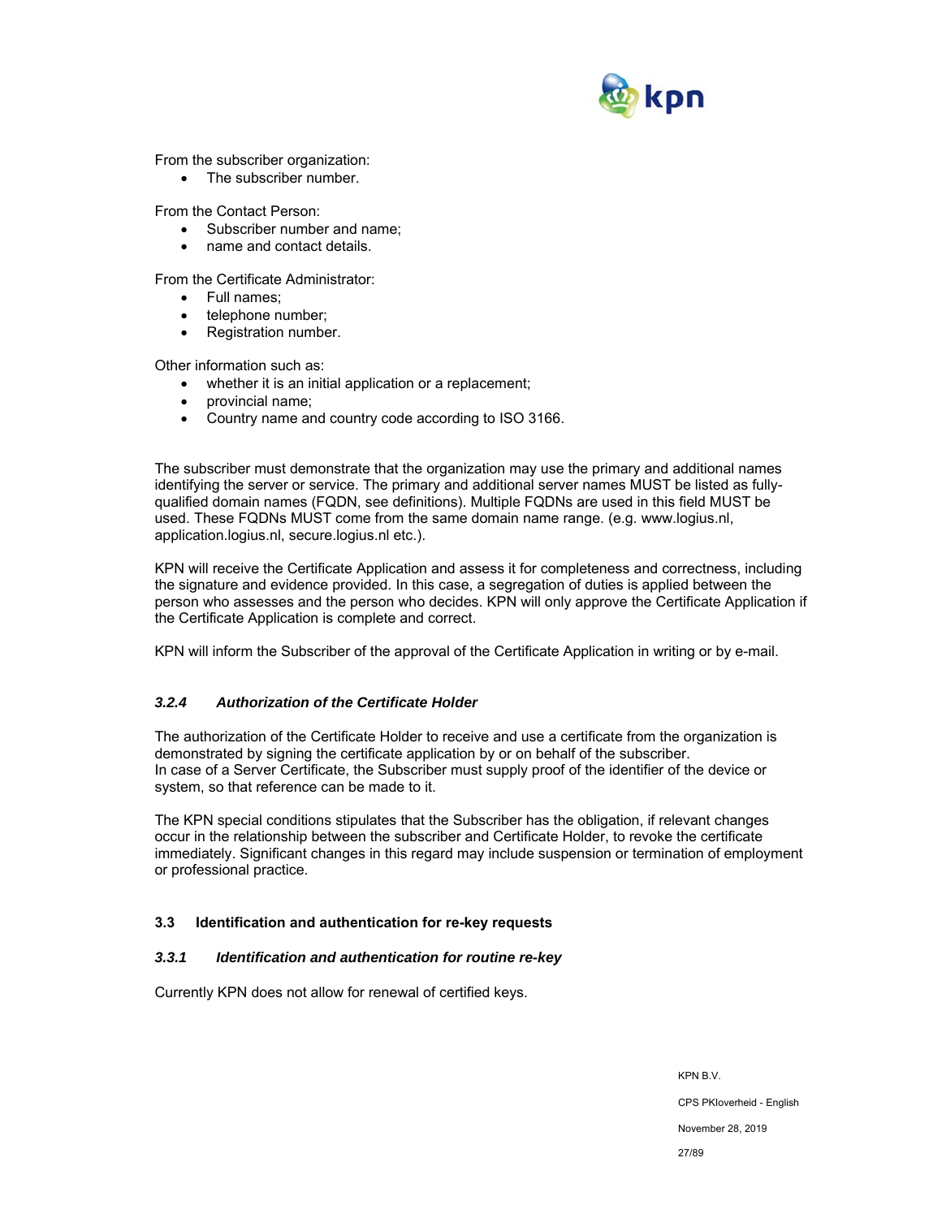From the subscriber organization:

- The subscriber number.

From the Contact Person:

- Subscriber number and name;
- name and contact details.

From the Certificate Administrator:

- Full names;
- telephone number;
- Registration number.

Other information such as:

- whether it is an initial application or a replacement;
- provincial name;
- Country name and country code according to ISO 3166.

The subscriber must demonstrate that the organization may use the primary and additional names identifying the server or service. The primary and additional server names MUST be listed as fully-qualified domain names (FQDN, see definitions). Multiple FQDNs are used in this field MUST be used. These FQDNs MUST come from the same domain name range. (e.g. www.logius.nl, application.logius.nl, secure.logius.nl etc.).

KPN will receive the Certificate Application and assess it for completeness and correctness, including the signature and evidence provided. In this case, a segregation of duties is applied between the person who assesses and the person who decides. KPN will only approve the Certificate Application if the Certificate Application is complete and correct.

KPN will inform the Subscriber of the approval of the Certificate Application in writing or by e-mail.

### *3.2.4 Authorization of the Certificate Holder*

The authorization of the Certificate Holder to receive and use a certificate from the organization is demonstrated by signing the certificate application by or on behalf of the subscriber.
In case of a Server Certificate, the Subscriber must supply proof of the identifier of the device or system, so that reference can be made to it.

The KPN special conditions stipulates that the Subscriber has the obligation, if relevant changes occur in the relationship between the subscriber and Certificate Holder, to revoke the certificate immediately. Significant changes in this regard may include suspension or termination of employment or professional practice.

## 3.3 Identification and authentication for re-key requests

### *3.3.1 Identification and authentication for routine re-key*

Currently KPN does not allow for renewal of certified keys.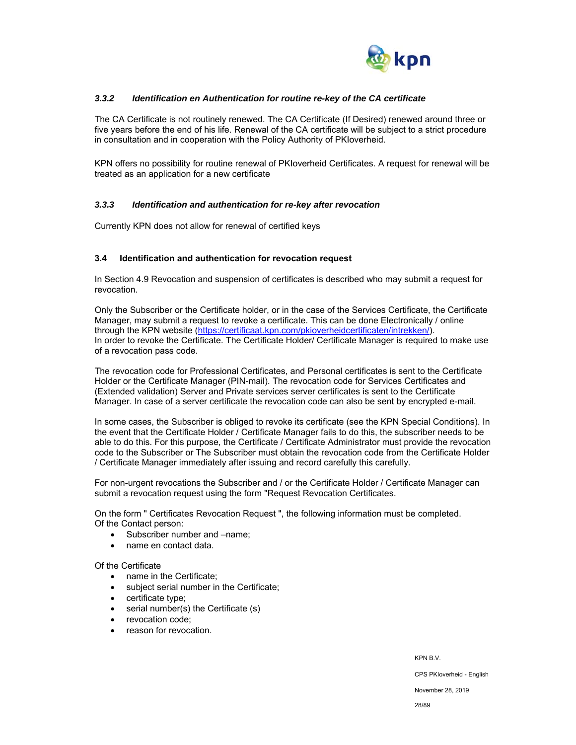#### *3.3.2 Identification en Authentication for routine re-key of the CA certificate*

The CA Certificate is not routinely renewed. The CA Certificate (If Desired) renewed around three or five years before the end of his life. Renewal of the CA certificate will be subject to a strict procedure in consultation and in cooperation with the Policy Authority of PKIoverheid.

KPN offers no possibility for routine renewal of PKIoverheid Certificates. A request for renewal will be treated as an application for a new certificate

#### *3.3.3 Identification and authentication for re-key after revocation*

Currently KPN does not allow for renewal of certified keys

### 3.4 Identification and authentication for revocation request

In Section 4.9 Revocation and suspension of certificates is described who may submit a request for revocation.

Only the Subscriber or the Certificate holder, or in the case of the Services Certificate, the Certificate Manager, may submit a request to revoke a certificate. This can be done Electronically / online through the KPN website (https://certificaat.kpn.com/pkioverheidcertificaten/intrekken/).
In order to revoke the Certificate. The Certificate Holder/ Certificate Manager is required to make use of a revocation pass code.

The revocation code for Professional Certificates, and Personal certificates is sent to the Certificate Holder or the Certificate Manager (PIN-mail). The revocation code for Services Certificates and (Extended validation) Server and Private services server certificates is sent to the Certificate Manager. In case of a server certificate the revocation code can also be sent by encrypted e-mail.

In some cases, the Subscriber is obliged to revoke its certificate (see the KPN Special Conditions). In the event that the Certificate Holder / Certificate Manager fails to do this, the subscriber needs to be able to do this. For this purpose, the Certificate / Certificate Administrator must provide the revocation code to the Subscriber or The Subscriber must obtain the revocation code from the Certificate Holder / Certificate Manager immediately after issuing and record carefully this carefully.

For non-urgent revocations the Subscriber and / or the Certificate Holder / Certificate Manager can submit a revocation request using the form "Request Revocation Certificates.

On the form " Certificates Revocation Request ", the following information must be completed.
Of the Contact person:

- Subscriber number and –name;
- name en contact data.

Of the Certificate

- name in the Certificate;
- subject serial number in the Certificate;
- certificate type;
- serial number(s) the Certificate (s)
- revocation code;
- reason for revocation.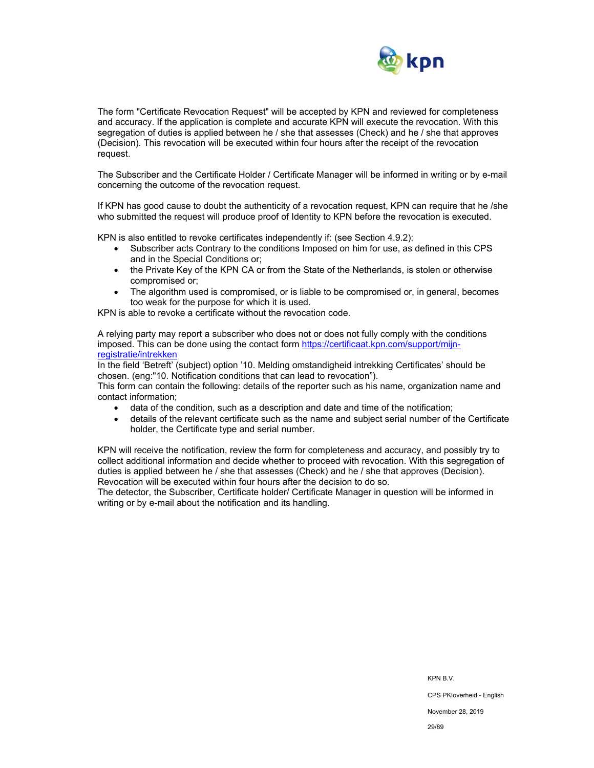The form "Certificate Revocation Request" will be accepted by KPN and reviewed for completeness and accuracy. If the application is complete and accurate KPN will execute the revocation. With this segregation of duties is applied between he / she that assesses (Check) and he / she that approves (Decision). This revocation will be executed within four hours after the receipt of the revocation request.

The Subscriber and the Certificate Holder / Certificate Manager will be informed in writing or by e-mail concerning the outcome of the revocation request.

If KPN has good cause to doubt the authenticity of a revocation request, KPN can require that he /she who submitted the request will produce proof of Identity to KPN before the revocation is executed.

KPN is also entitled to revoke certificates independently if: (see Section 4.9.2):

- Subscriber acts Contrary to the conditions Imposed on him for use, as defined in this CPS and in the Special Conditions or;
- the Private Key of the KPN CA or from the State of the Netherlands, is stolen or otherwise compromised or;
- The algorithm used is compromised, or is liable to be compromised or, in general, becomes too weak for the purpose for which it is used.

KPN is able to revoke a certificate without the revocation code.

A relying party may report a subscriber who does not or does not fully comply with the conditions imposed. This can be done using the contact form https://certificaat.kpn.com/support/mijn-registratie/intrekken
In the field 'Betreft' (subject) option '10. Melding omstandigheid intrekking Certificates' should be chosen. (eng:"10. Notification conditions that can lead to revocation").
This form can contain the following: details of the reporter such as his name, organization name and contact information;

- data of the condition, such as a description and date and time of the notification;
- details of the relevant certificate such as the name and subject serial number of the Certificate holder, the Certificate type and serial number.

KPN will receive the notification, review the form for completeness and accuracy, and possibly try to collect additional information and decide whether to proceed with revocation. With this segregation of duties is applied between he / she that assesses (Check) and he / she that approves (Decision). Revocation will be executed within four hours after the decision to do so.
The detector, the Subscriber, Certificate holder/ Certificate Manager in question will be informed in writing or by e-mail about the notification and its handling.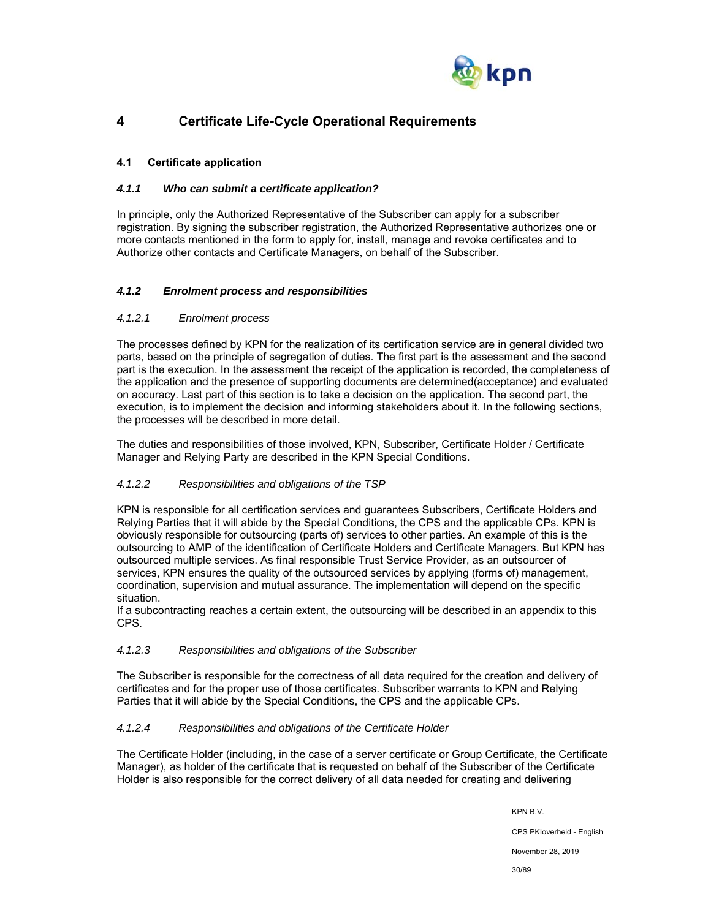# 4 Certificate Life-Cycle Operational Requirements

## 4.1 Certificate application

### *4.1.1 Who can submit a certificate application?*

In principle, only the Authorized Representative of the Subscriber can apply for a subscriber registration. By signing the subscriber registration, the Authorized Representative authorizes one or more contacts mentioned in the form to apply for, install, manage and revoke certificates and to Authorize other contacts and Certificate Managers, on behalf of the Subscriber.

### *4.1.2 Enrolment process and responsibilities*

#### *4.1.2.1 Enrolment process*

The processes defined by KPN for the realization of its certification service are in general divided two parts, based on the principle of segregation of duties. The first part is the assessment and the second part is the execution. In the assessment the receipt of the application is recorded, the completeness of the application and the presence of supporting documents are determined(acceptance) and evaluated on accuracy. Last part of this section is to take a decision on the application. The second part, the execution, is to implement the decision and informing stakeholders about it. In the following sections, the processes will be described in more detail.

The duties and responsibilities of those involved, KPN, Subscriber, Certificate Holder / Certificate Manager and Relying Party are described in the KPN Special Conditions.

#### *4.1.2.2 Responsibilities and obligations of the TSP*

KPN is responsible for all certification services and guarantees Subscribers, Certificate Holders and Relying Parties that it will abide by the Special Conditions, the CPS and the applicable CPs. KPN is obviously responsible for outsourcing (parts of) services to other parties. An example of this is the outsourcing to AMP of the identification of Certificate Holders and Certificate Managers. But KPN has outsourced multiple services. As final responsible Trust Service Provider, as an outsourcer of services, KPN ensures the quality of the outsourced services by applying (forms of) management, coordination, supervision and mutual assurance. The implementation will depend on the specific situation.
If a subcontracting reaches a certain extent, the outsourcing will be described in an appendix to this CPS.

#### *4.1.2.3 Responsibilities and obligations of the Subscriber*

The Subscriber is responsible for the correctness of all data required for the creation and delivery of certificates and for the proper use of those certificates. Subscriber warrants to KPN and Relying Parties that it will abide by the Special Conditions, the CPS and the applicable CPs.

#### *4.1.2.4 Responsibilities and obligations of the Certificate Holder*

The Certificate Holder (including, in the case of a server certificate or Group Certificate, the Certificate Manager), as holder of the certificate that is requested on behalf of the Subscriber of the Certificate Holder is also responsible for the correct delivery of all data needed for creating and delivering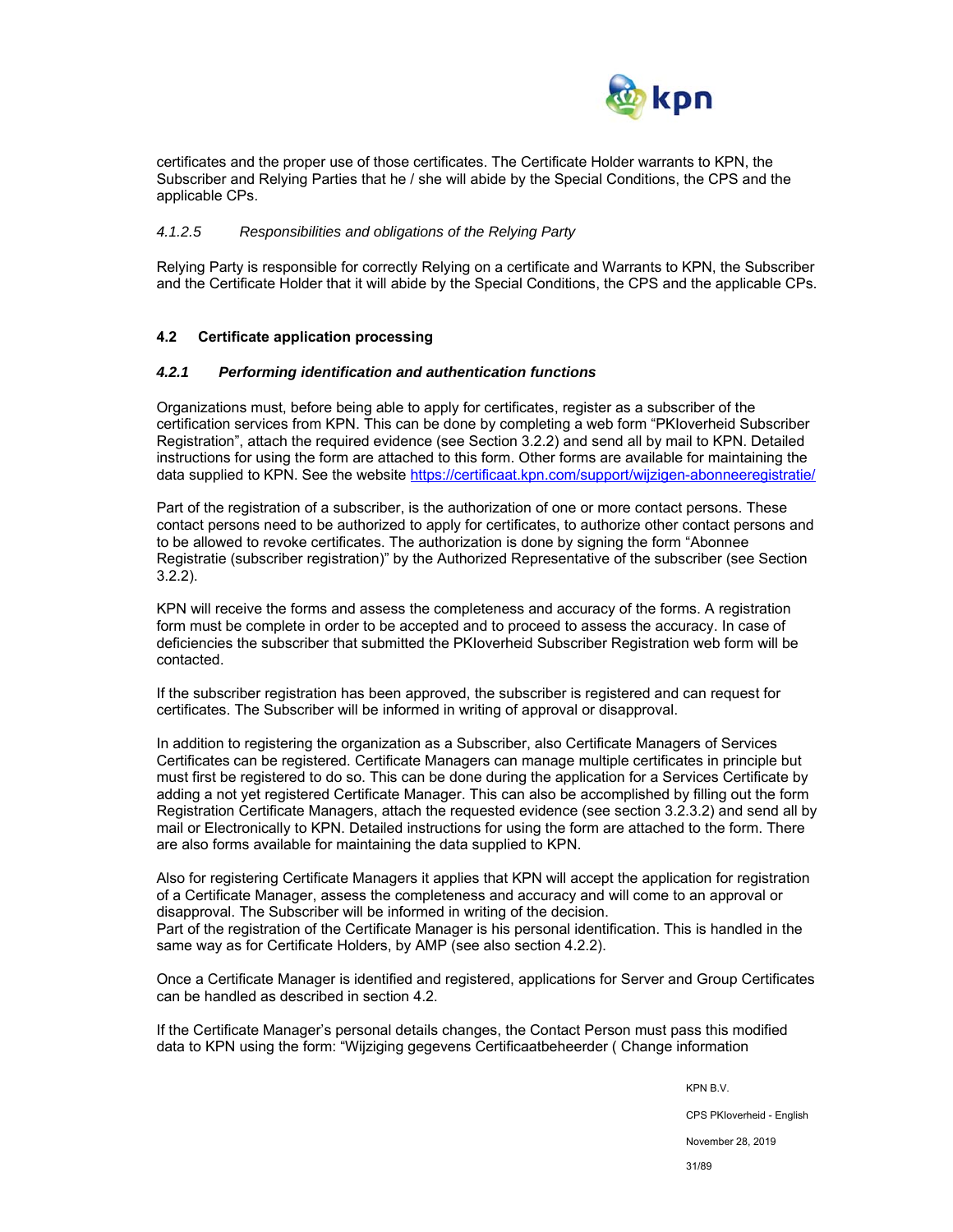certificates and the proper use of those certificates. The Certificate Holder warrants to KPN, the Subscriber and Relying Parties that he / she will abide by the Special Conditions, the CPS and the applicable CPs.

*4.1.2.5 Responsibilities and obligations of the Relying Party*

Relying Party is responsible for correctly Relying on a certificate and Warrants to KPN, the Subscriber and the Certificate Holder that it will abide by the Special Conditions, the CPS and the applicable CPs.

### 4.2 Certificate application processing

#### *4.2.1 Performing identification and authentication functions*

Organizations must, before being able to apply for certificates, register as a subscriber of the certification services from KPN. This can be done by completing a web form "PKIoverheid Subscriber Registration", attach the required evidence (see Section 3.2.2) and send all by mail to KPN. Detailed instructions for using the form are attached to this form. Other forms are available for maintaining the data supplied to KPN. See the website https://certificaat.kpn.com/support/wijzigen-abonneeregistratie/

Part of the registration of a subscriber, is the authorization of one or more contact persons. These contact persons need to be authorized to apply for certificates, to authorize other contact persons and to be allowed to revoke certificates. The authorization is done by signing the form "Abonnee Registratie (subscriber registration)" by the Authorized Representative of the subscriber (see Section 3.2.2).

KPN will receive the forms and assess the completeness and accuracy of the forms. A registration form must be complete in order to be accepted and to proceed to assess the accuracy. In case of deficiencies the subscriber that submitted the PKIoverheid Subscriber Registration web form will be contacted.

If the subscriber registration has been approved, the subscriber is registered and can request for certificates. The Subscriber will be informed in writing of approval or disapproval.

In addition to registering the organization as a Subscriber, also Certificate Managers of Services Certificates can be registered. Certificate Managers can manage multiple certificates in principle but must first be registered to do so. This can be done during the application for a Services Certificate by adding a not yet registered Certificate Manager. This can also be accomplished by filling out the form Registration Certificate Managers, attach the requested evidence (see section 3.2.3.2) and send all by mail or Electronically to KPN. Detailed instructions for using the form are attached to the form. There are also forms available for maintaining the data supplied to KPN.

Also for registering Certificate Managers it applies that KPN will accept the application for registration of a Certificate Manager, assess the completeness and accuracy and will come to an approval or disapproval. The Subscriber will be informed in writing of the decision.
Part of the registration of the Certificate Manager is his personal identification. This is handled in the same way as for Certificate Holders, by AMP (see also section 4.2.2).

Once a Certificate Manager is identified and registered, applications for Server and Group Certificates can be handled as described in section 4.2.

If the Certificate Manager's personal details changes, the Contact Person must pass this modified data to KPN using the form: "Wijziging gegevens Certificaatbeheerder ( Change information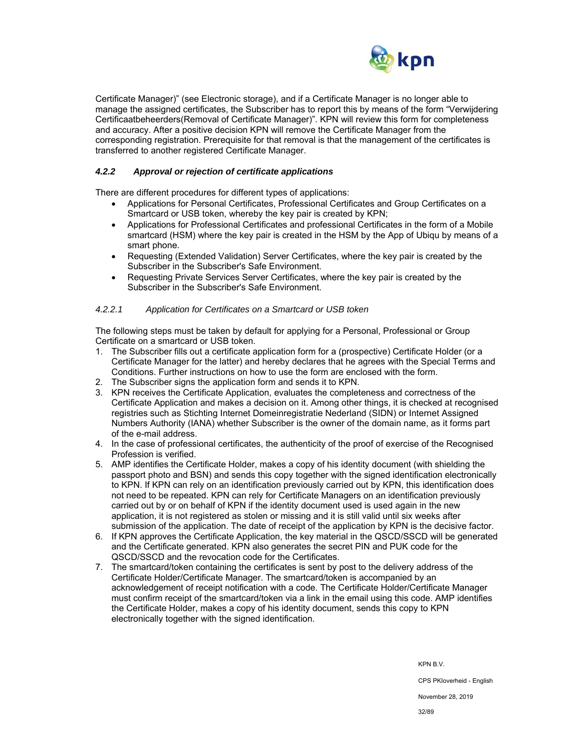Certificate Manager)" (see Electronic storage), and if a Certificate Manager is no longer able to manage the assigned certificates, the Subscriber has to report this by means of the form "Verwijdering Certificaatbeheerders(Removal of Certificate Manager)". KPN will review this form for completeness and accuracy. After a positive decision KPN will remove the Certificate Manager from the corresponding registration. Prerequisite for that removal is that the management of the certificates is transferred to another registered Certificate Manager.

### *4.2.2 Approval or rejection of certificate applications*

There are different procedures for different types of applications:

- Applications for Personal Certificates, Professional Certificates and Group Certificates on a Smartcard or USB token, whereby the key pair is created by KPN;
- Applications for Professional Certificates and professional Certificates in the form of a Mobile smartcard (HSM) where the key pair is created in the HSM by the App of Ubiqu by means of a smart phone.
- Requesting (Extended Validation) Server Certificates, where the key pair is created by the Subscriber in the Subscriber's Safe Environment.
- Requesting Private Services Server Certificates, where the key pair is created by the Subscriber in the Subscriber's Safe Environment.

#### *4.2.2.1 Application for Certificates on a Smartcard or USB token*

The following steps must be taken by default for applying for a Personal, Professional or Group Certificate on a smartcard or USB token.

1. The Subscriber fills out a certificate application form for a (prospective) Certificate Holder (or a Certificate Manager for the latter) and hereby declares that he agrees with the Special Terms and Conditions. Further instructions on how to use the form are enclosed with the form.
2. The Subscriber signs the application form and sends it to KPN.
3. KPN receives the Certificate Application, evaluates the completeness and correctness of the Certificate Application and makes a decision on it. Among other things, it is checked at recognised registries such as Stichting Internet Domeinregistratie Nederland (SIDN) or Internet Assigned Numbers Authority (IANA) whether Subscriber is the owner of the domain name, as it forms part of the e-mail address.
4. In the case of professional certificates, the authenticity of the proof of exercise of the Recognised Profession is verified.
5. AMP identifies the Certificate Holder, makes a copy of his identity document (with shielding the passport photo and BSN) and sends this copy together with the signed identification electronically to KPN. If KPN can rely on an identification previously carried out by KPN, this identification does not need to be repeated. KPN can rely for Certificate Managers on an identification previously carried out by or on behalf of KPN if the identity document used is used again in the new application, it is not registered as stolen or missing and it is still valid until six weeks after submission of the application. The date of receipt of the application by KPN is the decisive factor.
6. If KPN approves the Certificate Application, the key material in the QSCD/SSCD will be generated and the Certificate generated. KPN also generates the secret PIN and PUK code for the QSCD/SSCD and the revocation code for the Certificates.
7. The smartcard/token containing the certificates is sent by post to the delivery address of the Certificate Holder/Certificate Manager. The smartcard/token is accompanied by an acknowledgement of receipt notification with a code. The Certificate Holder/Certificate Manager must confirm receipt of the smartcard/token via a link in the email using this code. AMP identifies the Certificate Holder, makes a copy of his identity document, sends this copy to KPN electronically together with the signed identification.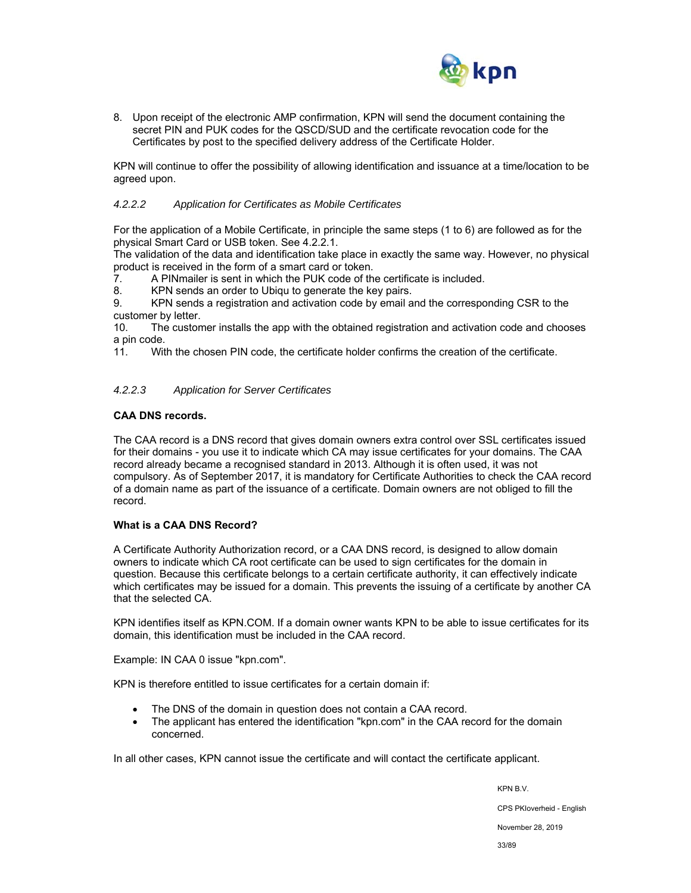8. Upon receipt of the electronic AMP confirmation, KPN will send the document containing the secret PIN and PUK codes for the QSCD/SUD and the certificate revocation code for the Certificates by post to the specified delivery address of the Certificate Holder.

KPN will continue to offer the possibility of allowing identification and issuance at a time/location to be agreed upon.

#### *4.2.2.2 Application for Certificates as Mobile Certificates*

For the application of a Mobile Certificate, in principle the same steps (1 to 6) are followed as for the physical Smart Card or USB token. See 4.2.2.1.
The validation of the data and identification take place in exactly the same way. However, no physical product is received in the form of a smart card or token.

7. A PINmailer is sent in which the PUK code of the certificate is included.
8. KPN sends an order to Ubiqu to generate the key pairs.
9. KPN sends a registration and activation code by email and the corresponding CSR to the customer by letter.
10. The customer installs the app with the obtained registration and activation code and chooses a pin code.
11. With the chosen PIN code, the certificate holder confirms the creation of the certificate.

#### *4.2.2.3 Application for Server Certificates*

**CAA DNS records.**

The CAA record is a DNS record that gives domain owners extra control over SSL certificates issued for their domains - you use it to indicate which CA may issue certificates for your domains. The CAA record already became a recognised standard in 2013. Although it is often used, it was not compulsory. As of September 2017, it is mandatory for Certificate Authorities to check the CAA record of a domain name as part of the issuance of a certificate. Domain owners are not obliged to fill the record.

**What is a CAA DNS Record?**

A Certificate Authority Authorization record, or a CAA DNS record, is designed to allow domain owners to indicate which CA root certificate can be used to sign certificates for the domain in question. Because this certificate belongs to a certain certificate authority, it can effectively indicate which certificates may be issued for a domain. This prevents the issuing of a certificate by another CA that the selected CA.

KPN identifies itself as KPN.COM. If a domain owner wants KPN to be able to issue certificates for its domain, this identification must be included in the CAA record.

Example: IN CAA 0 issue "kpn.com".

KPN is therefore entitled to issue certificates for a certain domain if:

- The DNS of the domain in question does not contain a CAA record.
- The applicant has entered the identification "kpn.com" in the CAA record for the domain concerned.

In all other cases, KPN cannot issue the certificate and will contact the certificate applicant.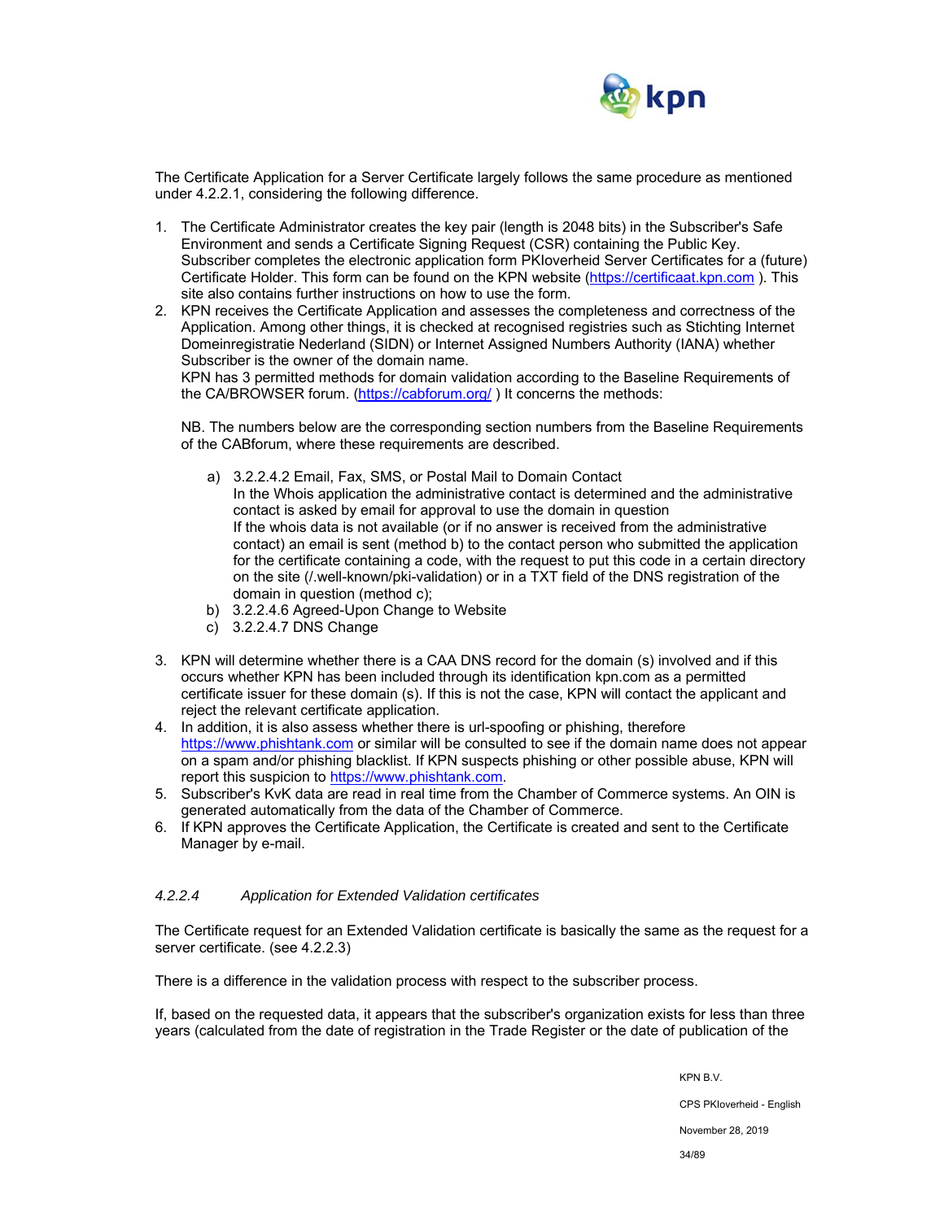The Certificate Application for a Server Certificate largely follows the same procedure as mentioned under 4.2.2.1, considering the following difference.

1. The Certificate Administrator creates the key pair (length is 2048 bits) in the Subscriber's Safe Environment and sends a Certificate Signing Request (CSR) containing the Public Key. Subscriber completes the electronic application form PKIoverheid Server Certificates for a (future) Certificate Holder. This form can be found on the KPN website (https://certificaat.kpn.com ). This site also contains further instructions on how to use the form.
2. KPN receives the Certificate Application and assesses the completeness and correctness of the Application. Among other things, it is checked at recognised registries such as Stichting Internet Domeinregistratie Nederland (SIDN) or Internet Assigned Numbers Authority (IANA) whether Subscriber is the owner of the domain name.
   KPN has 3 permitted methods for domain validation according to the Baseline Requirements of the CA/BROWSER forum. (https://cabforum.org/ ) It concerns the methods:

   NB. The numbers below are the corresponding section numbers from the Baseline Requirements of the CABforum, where these requirements are described.

   a) 3.2.2.4.2 Email, Fax, SMS, or Postal Mail to Domain Contact
      In the Whois application the administrative contact is determined and the administrative contact is asked by email for approval to use the domain in question
      If the whois data is not available (or if no answer is received from the administrative contact) an email is sent (method b) to the contact person who submitted the application for the certificate containing a code, with the request to put this code in a certain directory on the site (/.well-known/pki-validation) or in a TXT field of the DNS registration of the domain in question (method c);
   b) 3.2.2.4.6 Agreed-Upon Change to Website
   c) 3.2.2.4.7 DNS Change

3. KPN will determine whether there is a CAA DNS record for the domain (s) involved and if this occurs whether KPN has been included through its identification kpn.com as a permitted certificate issuer for these domain (s). If this is not the case, KPN will contact the applicant and reject the relevant certificate application.
4. In addition, it is also assess whether there is url-spoofing or phishing, therefore https://www.phishtank.com or similar will be consulted to see if the domain name does not appear on a spam and/or phishing blacklist. If KPN suspects phishing or other possible abuse, KPN will report this suspicion to https://www.phishtank.com.
5. Subscriber's KvK data are read in real time from the Chamber of Commerce systems. An OIN is generated automatically from the data of the Chamber of Commerce.
6. If KPN approves the Certificate Application, the Certificate is created and sent to the Certificate Manager by e-mail.

#### *4.2.2.4 Application for Extended Validation certificates*

The Certificate request for an Extended Validation certificate is basically the same as the request for a server certificate. (see 4.2.2.3)

There is a difference in the validation process with respect to the subscriber process.

If, based on the requested data, it appears that the subscriber's organization exists for less than three years (calculated from the date of registration in the Trade Register or the date of publication of the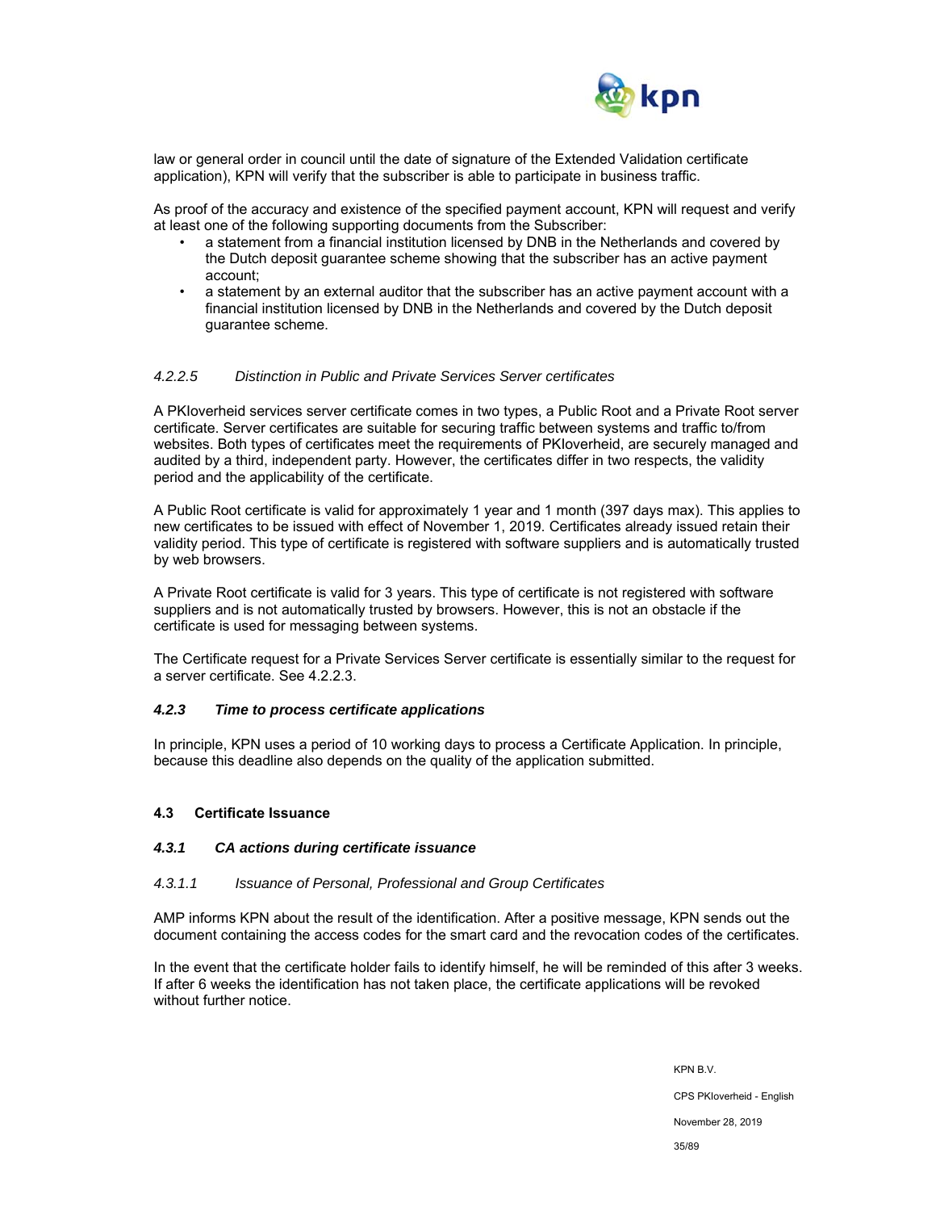law or general order in council until the date of signature of the Extended Validation certificate application), KPN will verify that the subscriber is able to participate in business traffic.

As proof of the accuracy and existence of the specified payment account, KPN will request and verify at least one of the following supporting documents from the Subscriber:

- a statement from a financial institution licensed by DNB in the Netherlands and covered by the Dutch deposit guarantee scheme showing that the subscriber has an active payment account;
- a statement by an external auditor that the subscriber has an active payment account with a financial institution licensed by DNB in the Netherlands and covered by the Dutch deposit guarantee scheme.

##### *4.2.2.5 Distinction in Public and Private Services Server certificates*

A PKIoverheid services server certificate comes in two types, a Public Root and a Private Root server certificate. Server certificates are suitable for securing traffic between systems and traffic to/from websites. Both types of certificates meet the requirements of PKIoverheid, are securely managed and audited by a third, independent party. However, the certificates differ in two respects, the validity period and the applicability of the certificate.

A Public Root certificate is valid for approximately 1 year and 1 month (397 days max). This applies to new certificates to be issued with effect of November 1, 2019. Certificates already issued retain their validity period. This type of certificate is registered with software suppliers and is automatically trusted by web browsers.

A Private Root certificate is valid for 3 years. This type of certificate is not registered with software suppliers and is not automatically trusted by browsers. However, this is not an obstacle if the certificate is used for messaging between systems.

The Certificate request for a Private Services Server certificate is essentially similar to the request for a server certificate. See 4.2.2.3.

### ***4.2.3 Time to process certificate applications***

In principle, KPN uses a period of 10 working days to process a Certificate Application. In principle, because this deadline also depends on the quality of the application submitted.

## **4.3 Certificate Issuance**

### ***4.3.1 CA actions during certificate issuance***

##### *4.3.1.1 Issuance of Personal, Professional and Group Certificates*

AMP informs KPN about the result of the identification. After a positive message, KPN sends out the document containing the access codes for the smart card and the revocation codes of the certificates.

In the event that the certificate holder fails to identify himself, he will be reminded of this after 3 weeks. If after 6 weeks the identification has not taken place, the certificate applications will be revoked without further notice.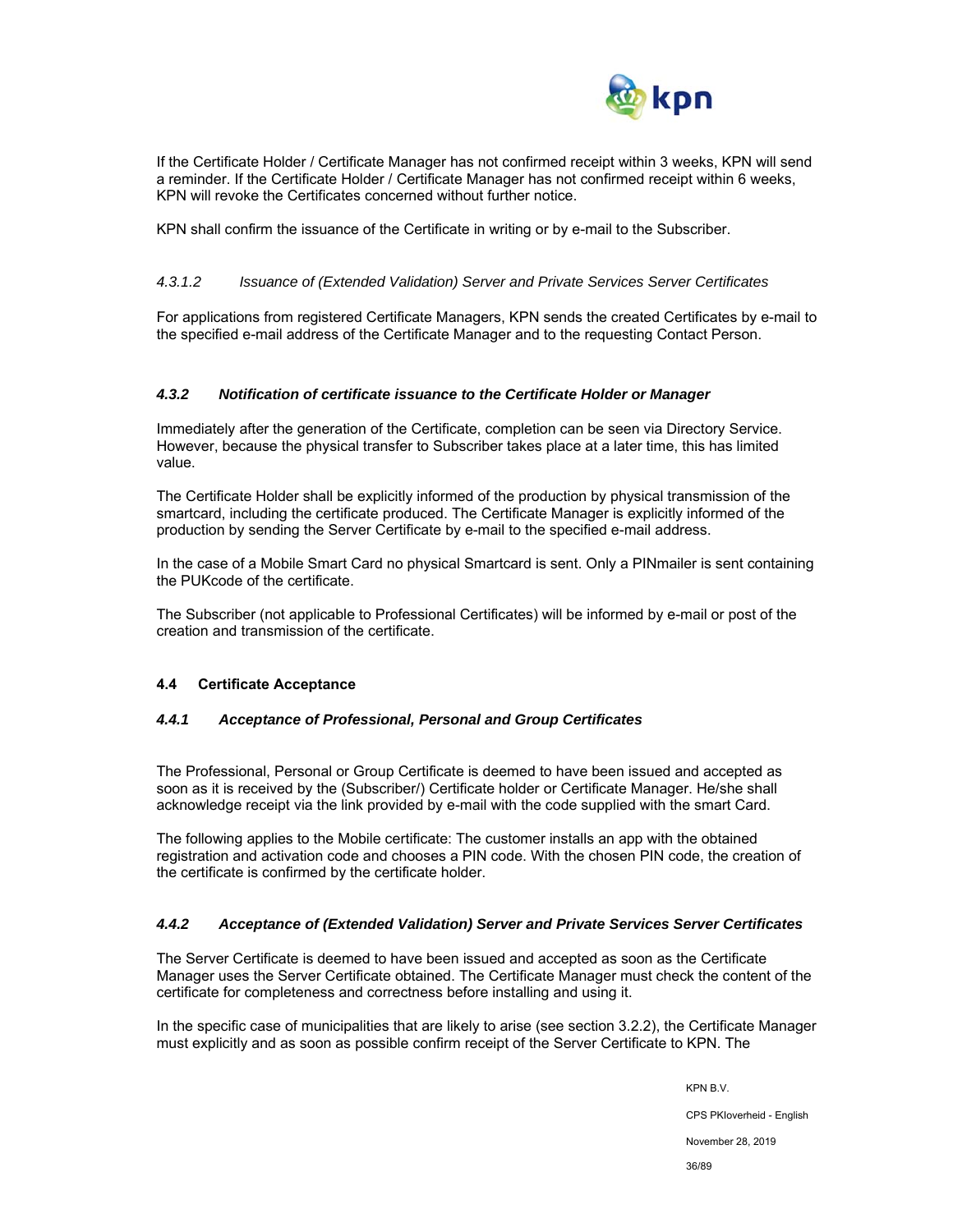If the Certificate Holder / Certificate Manager has not confirmed receipt within 3 weeks, KPN will send a reminder. If the Certificate Holder / Certificate Manager has not confirmed receipt within 6 weeks, KPN will revoke the Certificates concerned without further notice.

KPN shall confirm the issuance of the Certificate in writing or by e-mail to the Subscriber.

##### *4.3.1.2 Issuance of (Extended Validation) Server and Private Services Server Certificates*

For applications from registered Certificate Managers, KPN sends the created Certificates by e-mail to the specified e-mail address of the Certificate Manager and to the requesting Contact Person.

#### *4.3.2 Notification of certificate issuance to the Certificate Holder or Manager*

Immediately after the generation of the Certificate, completion can be seen via Directory Service. However, because the physical transfer to Subscriber takes place at a later time, this has limited value.

The Certificate Holder shall be explicitly informed of the production by physical transmission of the smartcard, including the certificate produced. The Certificate Manager is explicitly informed of the production by sending the Server Certificate by e-mail to the specified e-mail address.

In the case of a Mobile Smart Card no physical Smartcard is sent. Only a PINmailer is sent containing the PUKcode of the certificate.

The Subscriber (not applicable to Professional Certificates) will be informed by e-mail or post of the creation and transmission of the certificate.

### 4.4 Certificate Acceptance

#### *4.4.1 Acceptance of Professional, Personal and Group Certificates*

The Professional, Personal or Group Certificate is deemed to have been issued and accepted as soon as it is received by the (Subscriber/) Certificate holder or Certificate Manager. He/she shall acknowledge receipt via the link provided by e-mail with the code supplied with the smart Card.

The following applies to the Mobile certificate: The customer installs an app with the obtained registration and activation code and chooses a PIN code. With the chosen PIN code, the creation of the certificate is confirmed by the certificate holder.

#### *4.4.2 Acceptance of (Extended Validation) Server and Private Services Server Certificates*

The Server Certificate is deemed to have been issued and accepted as soon as the Certificate Manager uses the Server Certificate obtained. The Certificate Manager must check the content of the certificate for completeness and correctness before installing and using it.

In the specific case of municipalities that are likely to arise (see section 3.2.2), the Certificate Manager must explicitly and as soon as possible confirm receipt of the Server Certificate to KPN. The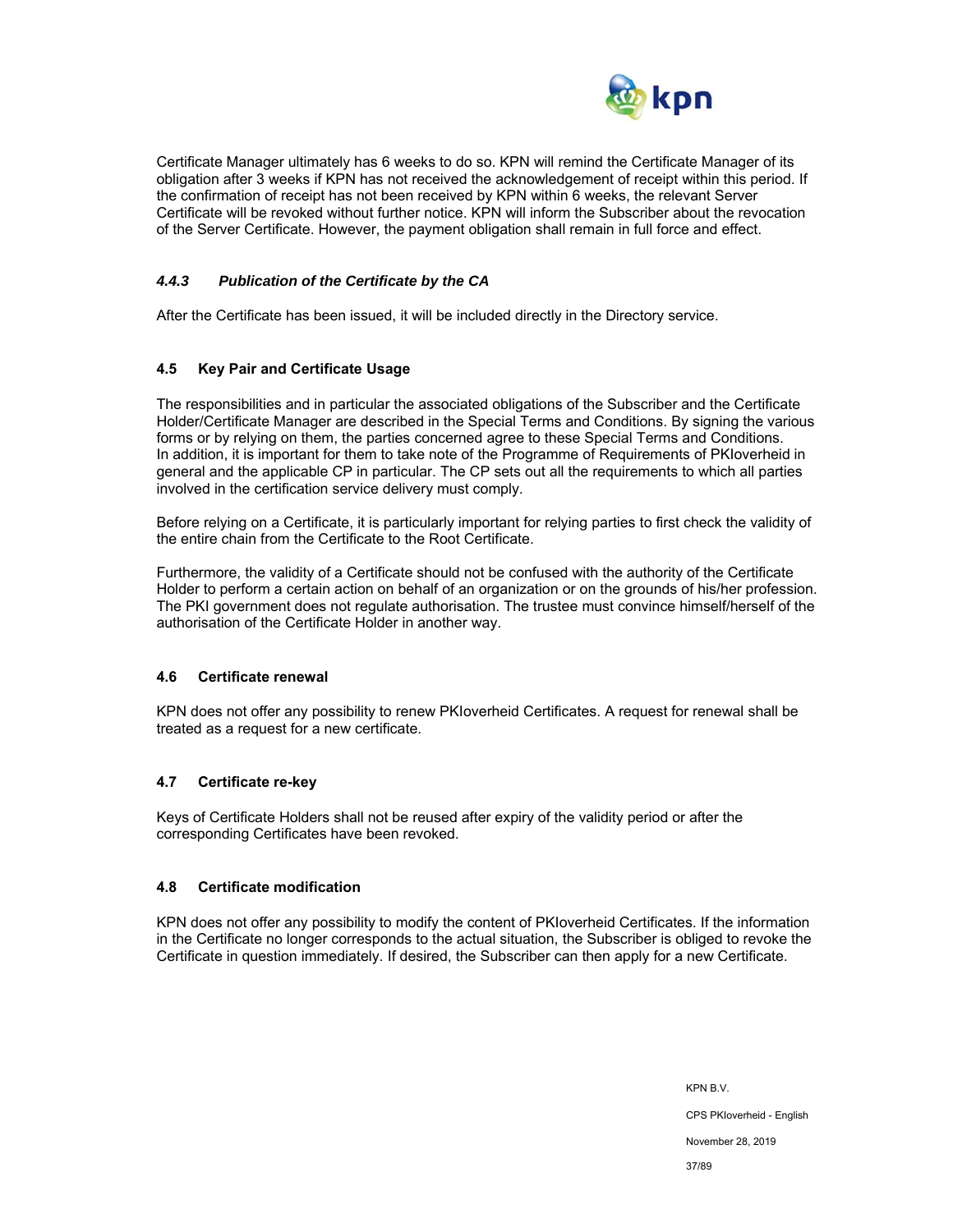Certificate Manager ultimately has 6 weeks to do so. KPN will remind the Certificate Manager of its obligation after 3 weeks if KPN has not received the acknowledgement of receipt within this period. If the confirmation of receipt has not been received by KPN within 6 weeks, the relevant Server Certificate will be revoked without further notice. KPN will inform the Subscriber about the revocation of the Server Certificate. However, the payment obligation shall remain in full force and effect.

### *4.4.3 Publication of the Certificate by the CA*

After the Certificate has been issued, it will be included directly in the Directory service.

## 4.5 Key Pair and Certificate Usage

The responsibilities and in particular the associated obligations of the Subscriber and the Certificate Holder/Certificate Manager are described in the Special Terms and Conditions. By signing the various forms or by relying on them, the parties concerned agree to these Special Terms and Conditions. In addition, it is important for them to take note of the Programme of Requirements of PKIoverheid in general and the applicable CP in particular. The CP sets out all the requirements to which all parties involved in the certification service delivery must comply.

Before relying on a Certificate, it is particularly important for relying parties to first check the validity of the entire chain from the Certificate to the Root Certificate.

Furthermore, the validity of a Certificate should not be confused with the authority of the Certificate Holder to perform a certain action on behalf of an organization or on the grounds of his/her profession. The PKI government does not regulate authorisation. The trustee must convince himself/herself of the authorisation of the Certificate Holder in another way.

## 4.6 Certificate renewal

KPN does not offer any possibility to renew PKIoverheid Certificates. A request for renewal shall be treated as a request for a new certificate.

## 4.7 Certificate re-key

Keys of Certificate Holders shall not be reused after expiry of the validity period or after the corresponding Certificates have been revoked.

## 4.8 Certificate modification

KPN does not offer any possibility to modify the content of PKIoverheid Certificates. If the information in the Certificate no longer corresponds to the actual situation, the Subscriber is obliged to revoke the Certificate in question immediately. If desired, the Subscriber can then apply for a new Certificate.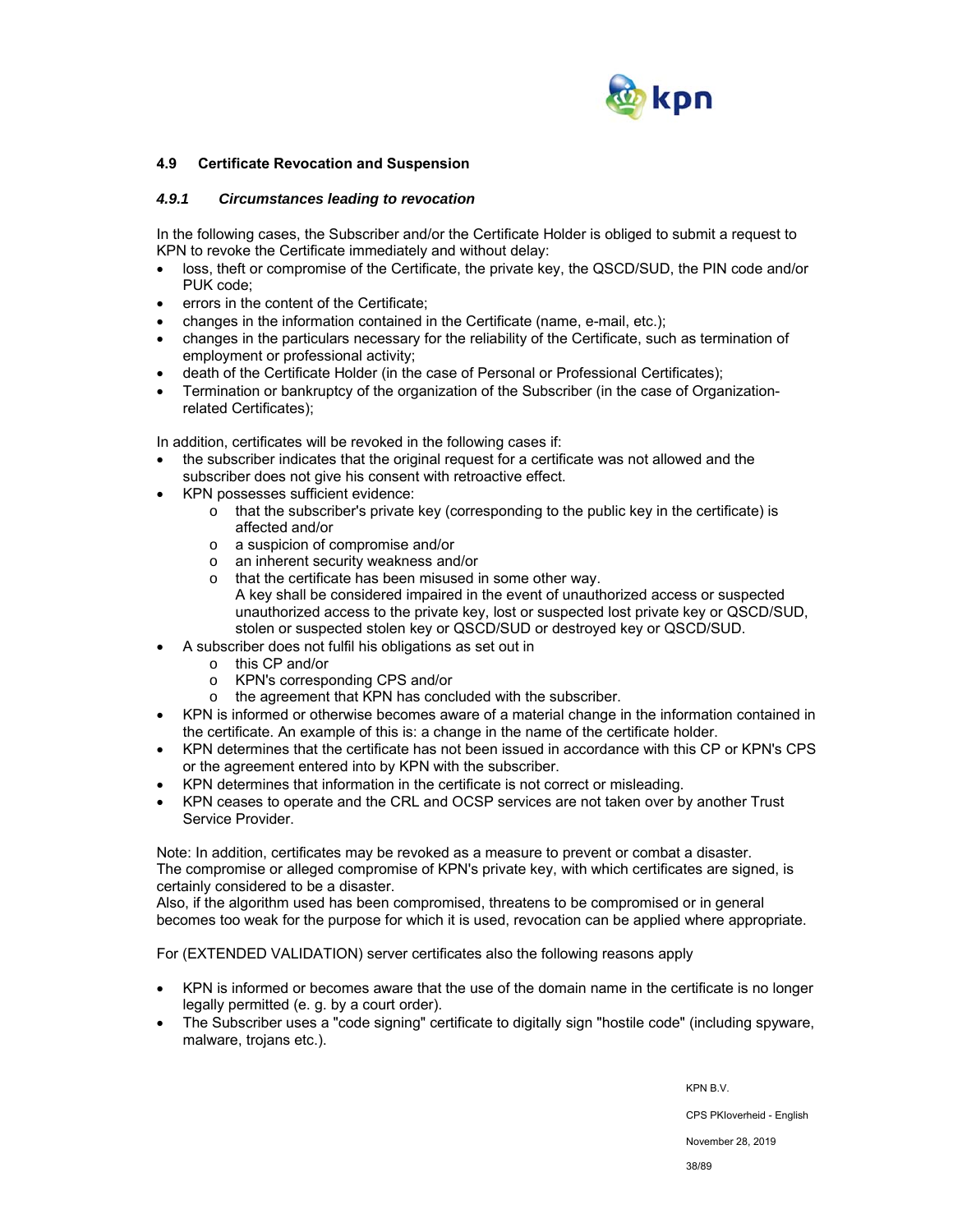## 4.9 Certificate Revocation and Suspension

### *4.9.1 Circumstances leading to revocation*

In the following cases, the Subscriber and/or the Certificate Holder is obliged to submit a request to KPN to revoke the Certificate immediately and without delay:

- loss, theft or compromise of the Certificate, the private key, the QSCD/SUD, the PIN code and/or PUK code;
- errors in the content of the Certificate;
- changes in the information contained in the Certificate (name, e-mail, etc.);
- changes in the particulars necessary for the reliability of the Certificate, such as termination of employment or professional activity;
- death of the Certificate Holder (in the case of Personal or Professional Certificates);
- Termination or bankruptcy of the organization of the Subscriber (in the case of Organization-related Certificates);

In addition, certificates will be revoked in the following cases if:

- the subscriber indicates that the original request for a certificate was not allowed and the subscriber does not give his consent with retroactive effect.
- KPN possesses sufficient evidence:
  - that the subscriber's private key (corresponding to the public key in the certificate) is affected and/or
  - a suspicion of compromise and/or
  - an inherent security weakness and/or
  - that the certificate has been misused in some other way.
    A key shall be considered impaired in the event of unauthorized access or suspected unauthorized access to the private key, lost or suspected lost private key or QSCD/SUD, stolen or suspected stolen key or QSCD/SUD or destroyed key or QSCD/SUD.
- A subscriber does not fulfil his obligations as set out in
  - this CP and/or
  - KPN's corresponding CPS and/or
  - the agreement that KPN has concluded with the subscriber.
- KPN is informed or otherwise becomes aware of a material change in the information contained in the certificate. An example of this is: a change in the name of the certificate holder.
- KPN determines that the certificate has not been issued in accordance with this CP or KPN's CPS or the agreement entered into by KPN with the subscriber.
- KPN determines that information in the certificate is not correct or misleading.
- KPN ceases to operate and the CRL and OCSP services are not taken over by another Trust Service Provider.

Note: In addition, certificates may be revoked as a measure to prevent or combat a disaster.
The compromise or alleged compromise of KPN's private key, with which certificates are signed, is certainly considered to be a disaster.
Also, if the algorithm used has been compromised, threatens to be compromised or in general becomes too weak for the purpose for which it is used, revocation can be applied where appropriate.

For (EXTENDED VALIDATION) server certificates also the following reasons apply

- KPN is informed or becomes aware that the use of the domain name in the certificate is no longer legally permitted (e. g. by a court order).
- The Subscriber uses a "code signing" certificate to digitally sign "hostile code" (including spyware, malware, trojans etc.).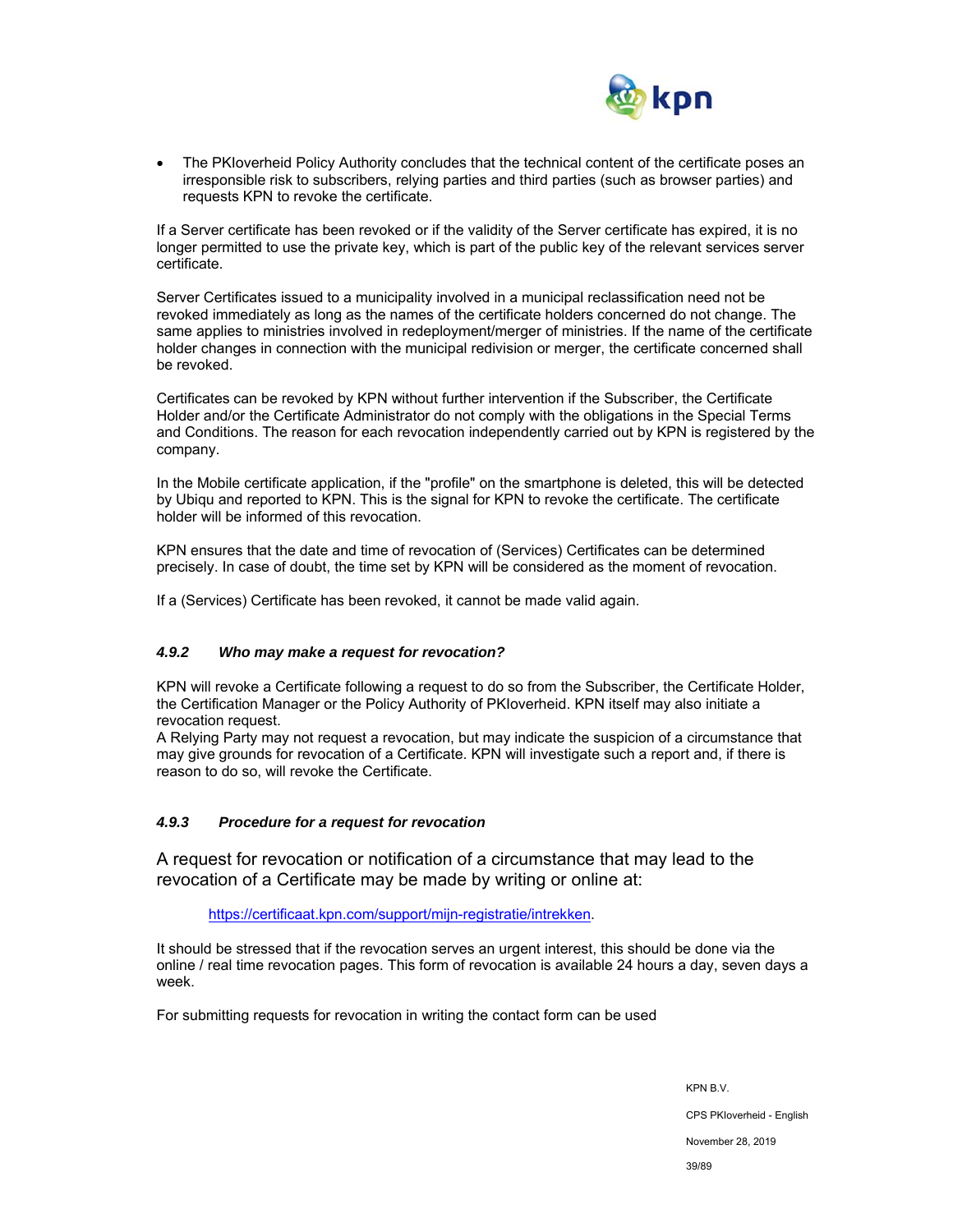- The PKIoverheid Policy Authority concludes that the technical content of the certificate poses an irresponsible risk to subscribers, relying parties and third parties (such as browser parties) and requests KPN to revoke the certificate.

If a Server certificate has been revoked or if the validity of the Server certificate has expired, it is no longer permitted to use the private key, which is part of the public key of the relevant services server certificate.

Server Certificates issued to a municipality involved in a municipal reclassification need not be revoked immediately as long as the names of the certificate holders concerned do not change. The same applies to ministries involved in redeployment/merger of ministries. If the name of the certificate holder changes in connection with the municipal redivision or merger, the certificate concerned shall be revoked.

Certificates can be revoked by KPN without further intervention if the Subscriber, the Certificate Holder and/or the Certificate Administrator do not comply with the obligations in the Special Terms and Conditions. The reason for each revocation independently carried out by KPN is registered by the company.

In the Mobile certificate application, if the "profile" on the smartphone is deleted, this will be detected by Ubiqu and reported to KPN. This is the signal for KPN to revoke the certificate. The certificate holder will be informed of this revocation.

KPN ensures that the date and time of revocation of (Services) Certificates can be determined precisely. In case of doubt, the time set by KPN will be considered as the moment of revocation.

If a (Services) Certificate has been revoked, it cannot be made valid again.

#### *4.9.2 Who may make a request for revocation?*

KPN will revoke a Certificate following a request to do so from the Subscriber, the Certificate Holder, the Certification Manager or the Policy Authority of PKIoverheid. KPN itself may also initiate a revocation request.
A Relying Party may not request a revocation, but may indicate the suspicion of a circumstance that may give grounds for revocation of a Certificate. KPN will investigate such a report and, if there is reason to do so, will revoke the Certificate.

#### *4.9.3 Procedure for a request for revocation*

A request for revocation or notification of a circumstance that may lead to the revocation of a Certificate may be made by writing or online at:

> https://certificaat.kpn.com/support/mijn-registratie/intrekken.

It should be stressed that if the revocation serves an urgent interest, this should be done via the online / real time revocation pages. This form of revocation is available 24 hours a day, seven days a week.

For submitting requests for revocation in writing the contact form can be used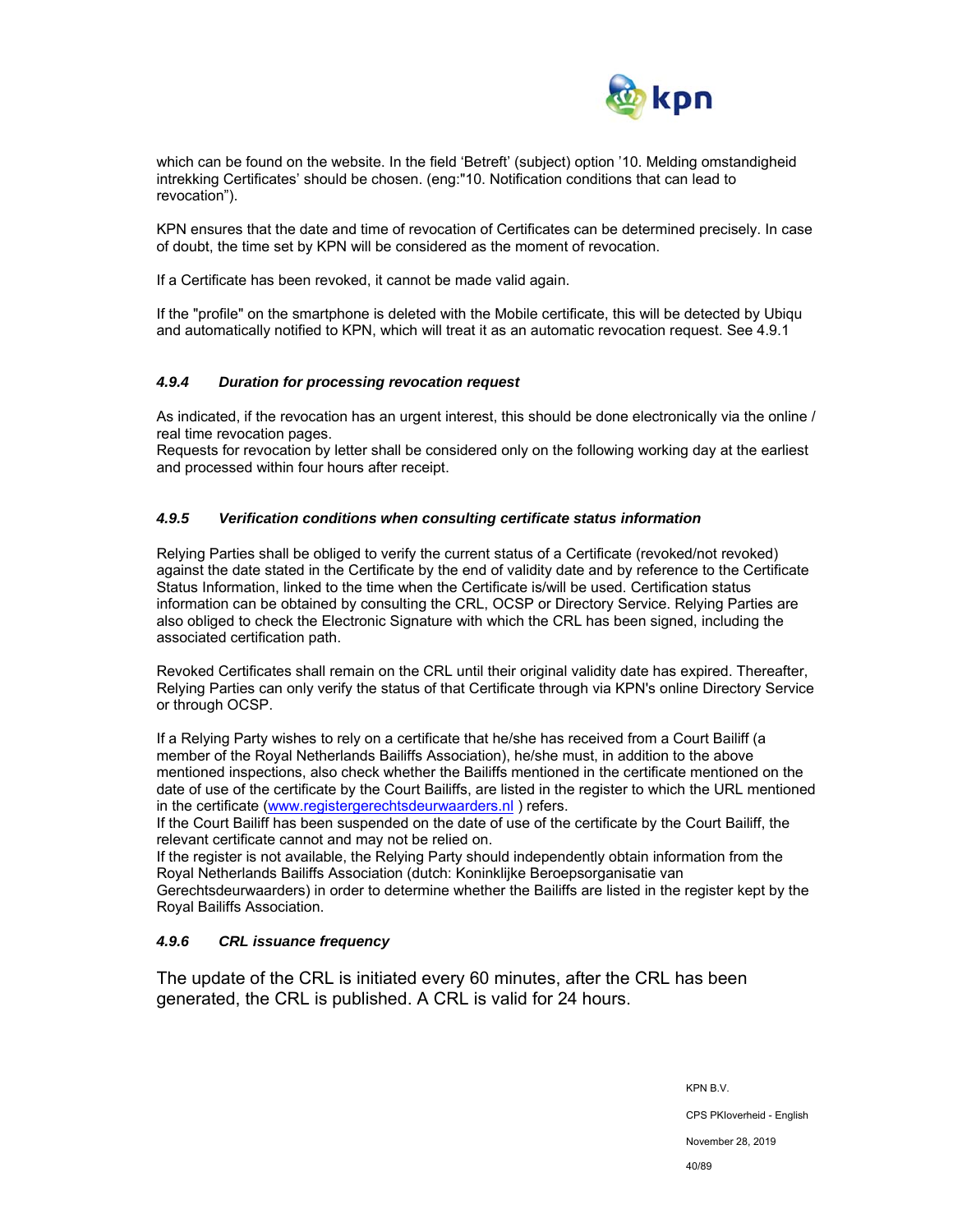which can be found on the website. In the field 'Betreft' (subject) option '10. Melding omstandigheid intrekking Certificates' should be chosen. (eng:"10. Notification conditions that can lead to revocation").

KPN ensures that the date and time of revocation of Certificates can be determined precisely. In case of doubt, the time set by KPN will be considered as the moment of revocation.

If a Certificate has been revoked, it cannot be made valid again.

If the "profile" on the smartphone is deleted with the Mobile certificate, this will be detected by Ubiqu and automatically notified to KPN, which will treat it as an automatic revocation request. See 4.9.1

#### *4.9.4 Duration for processing revocation request*

As indicated, if the revocation has an urgent interest, this should be done electronically via the online / real time revocation pages.
Requests for revocation by letter shall be considered only on the following working day at the earliest and processed within four hours after receipt.

#### *4.9.5 Verification conditions when consulting certificate status information*

Relying Parties shall be obliged to verify the current status of a Certificate (revoked/not revoked) against the date stated in the Certificate by the end of validity date and by reference to the Certificate Status Information, linked to the time when the Certificate is/will be used. Certification status information can be obtained by consulting the CRL, OCSP or Directory Service. Relying Parties are also obliged to check the Electronic Signature with which the CRL has been signed, including the associated certification path.

Revoked Certificates shall remain on the CRL until their original validity date has expired. Thereafter, Relying Parties can only verify the status of that Certificate through via KPN's online Directory Service or through OCSP.

If a Relying Party wishes to rely on a certificate that he/she has received from a Court Bailiff (a member of the Royal Netherlands Bailiffs Association), he/she must, in addition to the above mentioned inspections, also check whether the Bailiffs mentioned in the certificate mentioned on the date of use of the certificate by the Court Bailiffs, are listed in the register to which the URL mentioned in the certificate (www.registergerechtsdeurwaarders.nl ) refers.
If the Court Bailiff has been suspended on the date of use of the certificate by the Court Bailiff, the relevant certificate cannot and may not be relied on.
If the register is not available, the Relying Party should independently obtain information from the Royal Netherlands Bailiffs Association (dutch: Koninklijke Beroepsorganisatie van Gerechtsdeurwaarders) in order to determine whether the Bailiffs are listed in the register kept by the Royal Bailiffs Association.

#### *4.9.6 CRL issuance frequency*

The update of the CRL is initiated every 60 minutes, after the CRL has been generated, the CRL is published. A CRL is valid for 24 hours.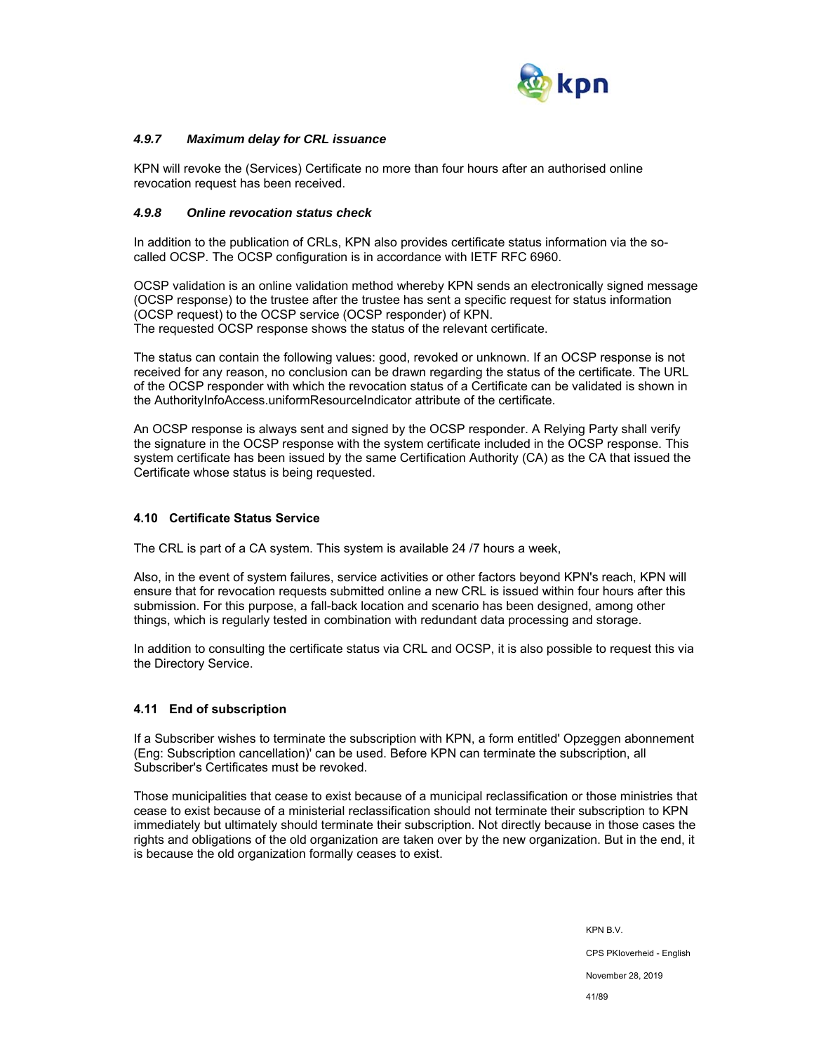#### *4.9.7 Maximum delay for CRL issuance*

KPN will revoke the (Services) Certificate no more than four hours after an authorised online revocation request has been received.

#### *4.9.8 Online revocation status check*

In addition to the publication of CRLs, KPN also provides certificate status information via the so-called OCSP. The OCSP configuration is in accordance with IETF RFC 6960.

OCSP validation is an online validation method whereby KPN sends an electronically signed message (OCSP response) to the trustee after the trustee has sent a specific request for status information (OCSP request) to the OCSP service (OCSP responder) of KPN.
The requested OCSP response shows the status of the relevant certificate.

The status can contain the following values: good, revoked or unknown. If an OCSP response is not received for any reason, no conclusion can be drawn regarding the status of the certificate. The URL of the OCSP responder with which the revocation status of a Certificate can be validated is shown in the AuthorityInfoAccess.uniformResourceIndicator attribute of the certificate.

An OCSP response is always sent and signed by the OCSP responder. A Relying Party shall verify the signature in the OCSP response with the system certificate included in the OCSP response. This system certificate has been issued by the same Certification Authority (CA) as the CA that issued the Certificate whose status is being requested.

### 4.10 Certificate Status Service

The CRL is part of a CA system. This system is available 24 /7 hours a week,

Also, in the event of system failures, service activities or other factors beyond KPN's reach, KPN will ensure that for revocation requests submitted online a new CRL is issued within four hours after this submission. For this purpose, a fall-back location and scenario has been designed, among other things, which is regularly tested in combination with redundant data processing and storage.

In addition to consulting the certificate status via CRL and OCSP, it is also possible to request this via the Directory Service.

### 4.11 End of subscription

If a Subscriber wishes to terminate the subscription with KPN, a form entitled' Opzeggen abonnement (Eng: Subscription cancellation)' can be used. Before KPN can terminate the subscription, all Subscriber's Certificates must be revoked.

Those municipalities that cease to exist because of a municipal reclassification or those ministries that cease to exist because of a ministerial reclassification should not terminate their subscription to KPN immediately but ultimately should terminate their subscription. Not directly because in those cases the rights and obligations of the old organization are taken over by the new organization. But in the end, it is because the old organization formally ceases to exist.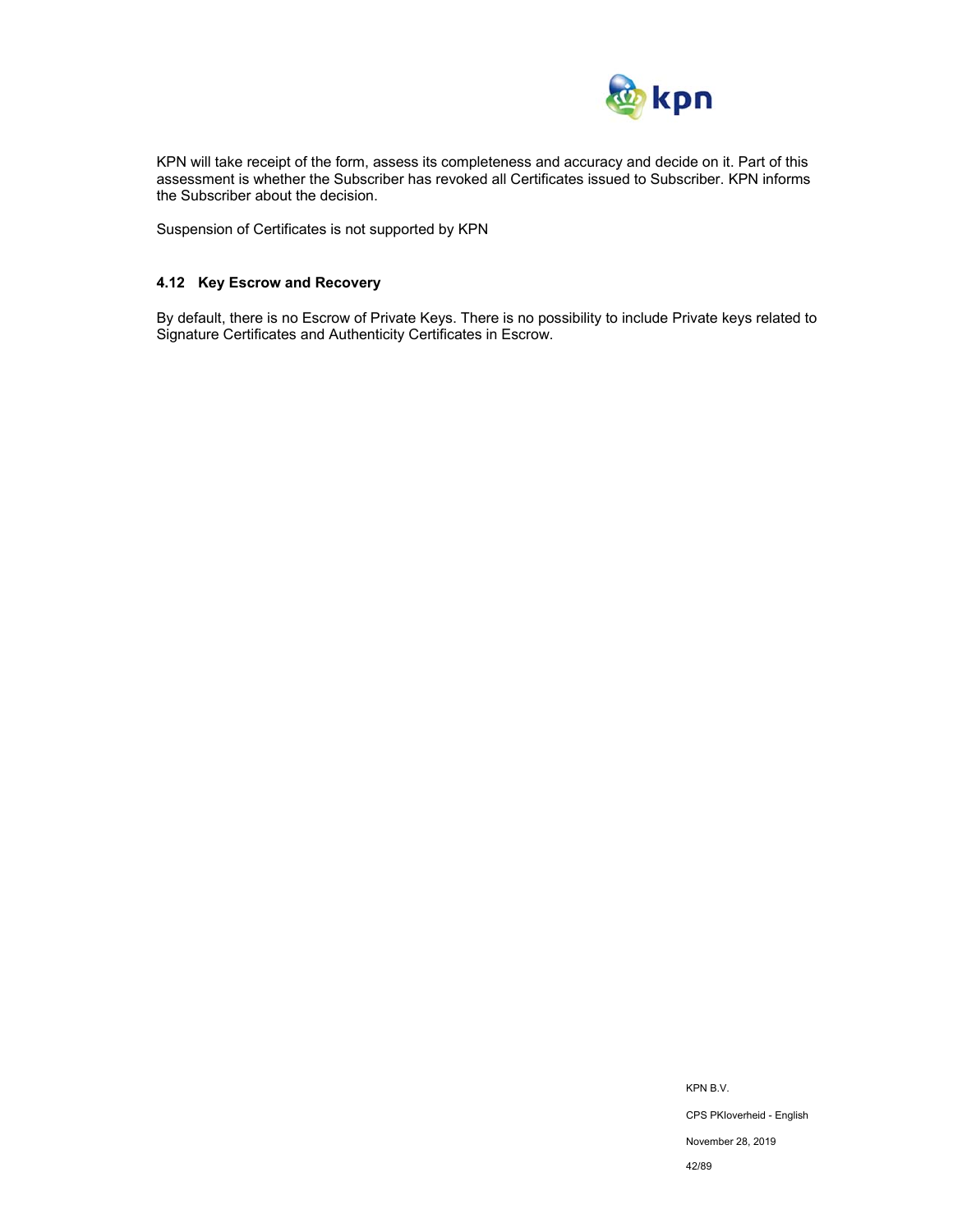KPN will take receipt of the form, assess its completeness and accuracy and decide on it. Part of this assessment is whether the Subscriber has revoked all Certificates issued to Subscriber. KPN informs the Subscriber about the decision.

Suspension of Certificates is not supported by KPN

### 4.12 Key Escrow and Recovery

By default, there is no Escrow of Private Keys. There is no possibility to include Private keys related to Signature Certificates and Authenticity Certificates in Escrow.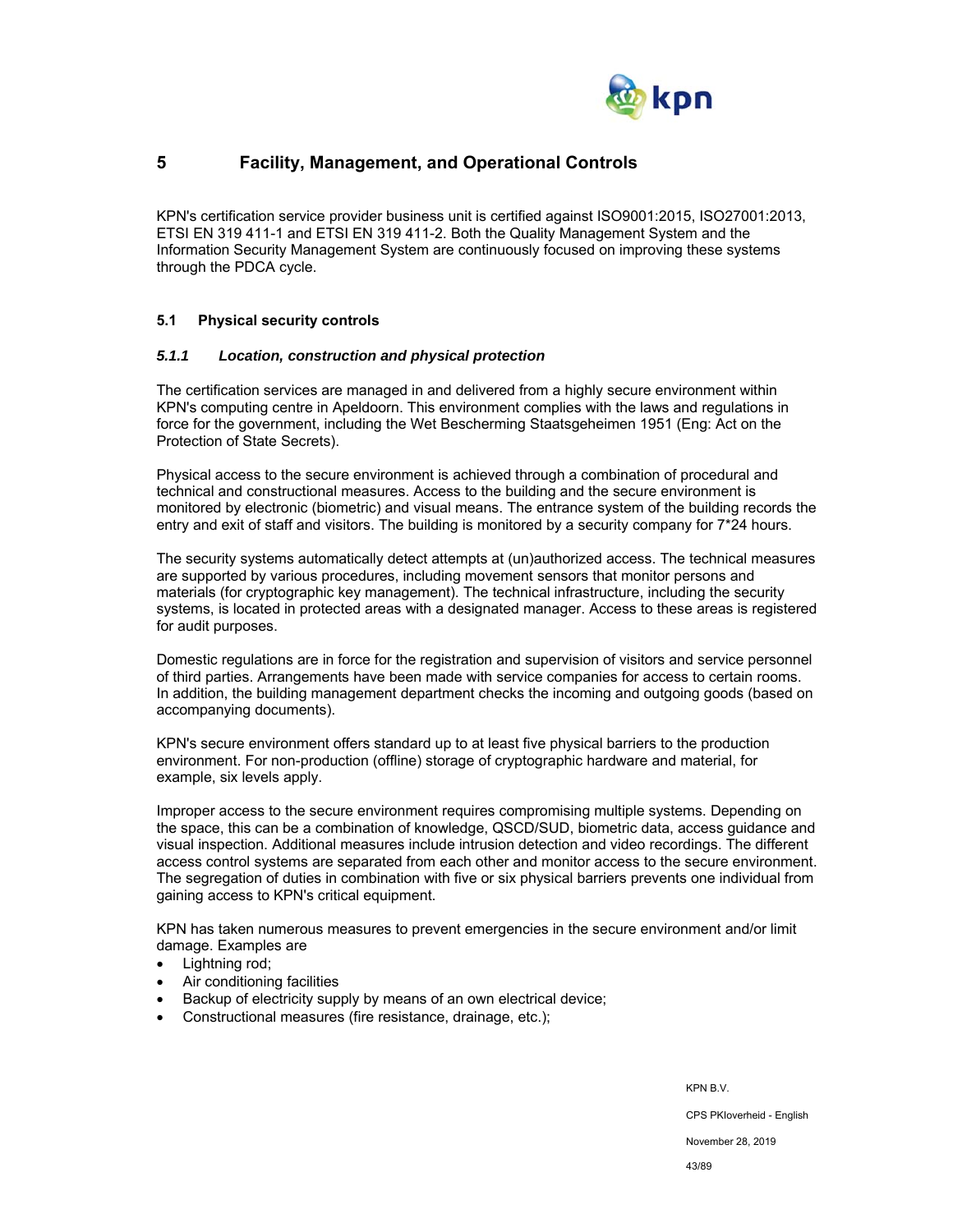# 5 Facility, Management, and Operational Controls

KPN's certification service provider business unit is certified against ISO9001:2015, ISO27001:2013, ETSI EN 319 411-1 and ETSI EN 319 411-2. Both the Quality Management System and the Information Security Management System are continuously focused on improving these systems through the PDCA cycle.

## 5.1 Physical security controls

### *5.1.1 Location, construction and physical protection*

The certification services are managed in and delivered from a highly secure environment within KPN's computing centre in Apeldoorn. This environment complies with the laws and regulations in force for the government, including the Wet Bescherming Staatsgeheimen 1951 (Eng: Act on the Protection of State Secrets).

Physical access to the secure environment is achieved through a combination of procedural and technical and constructional measures. Access to the building and the secure environment is monitored by electronic (biometric) and visual means. The entrance system of the building records the entry and exit of staff and visitors. The building is monitored by a security company for 7*24 hours.

The security systems automatically detect attempts at (un)authorized access. The technical measures are supported by various procedures, including movement sensors that monitor persons and materials (for cryptographic key management). The technical infrastructure, including the security systems, is located in protected areas with a designated manager. Access to these areas is registered for audit purposes.

Domestic regulations are in force for the registration and supervision of visitors and service personnel of third parties. Arrangements have been made with service companies for access to certain rooms. In addition, the building management department checks the incoming and outgoing goods (based on accompanying documents).

KPN's secure environment offers standard up to at least five physical barriers to the production environment. For non-production (offline) storage of cryptographic hardware and material, for example, six levels apply.

Improper access to the secure environment requires compromising multiple systems. Depending on the space, this can be a combination of knowledge, QSCD/SUD, biometric data, access guidance and visual inspection. Additional measures include intrusion detection and video recordings. The different access control systems are separated from each other and monitor access to the secure environment. The segregation of duties in combination with five or six physical barriers prevents one individual from gaining access to KPN's critical equipment.

KPN has taken numerous measures to prevent emergencies in the secure environment and/or limit damage. Examples are

- Lightning rod;
- Air conditioning facilities
- Backup of electricity supply by means of an own electrical device;
- Constructional measures (fire resistance, drainage, etc.);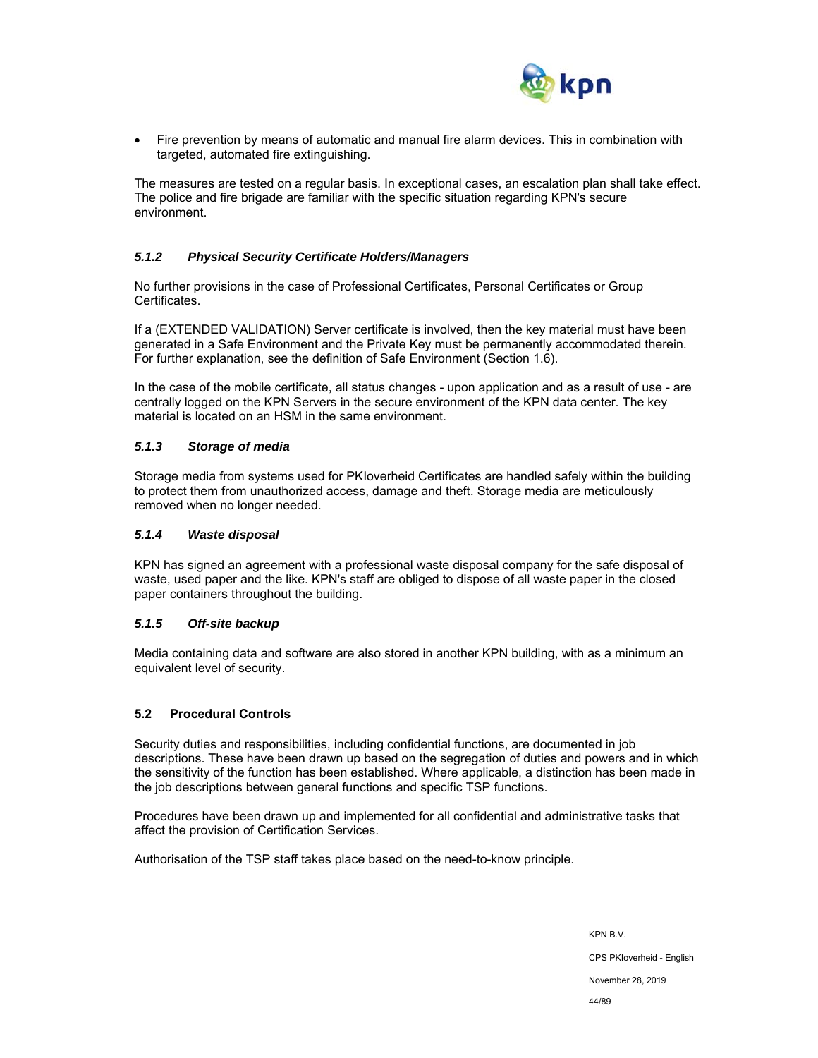- Fire prevention by means of automatic and manual fire alarm devices. This in combination with targeted, automated fire extinguishing.

The measures are tested on a regular basis. In exceptional cases, an escalation plan shall take effect. The police and fire brigade are familiar with the specific situation regarding KPN's secure environment.

#### *5.1.2 Physical Security Certificate Holders/Managers*

No further provisions in the case of Professional Certificates, Personal Certificates or Group Certificates.

If a (EXTENDED VALIDATION) Server certificate is involved, then the key material must have been generated in a Safe Environment and the Private Key must be permanently accommodated therein. For further explanation, see the definition of Safe Environment (Section 1.6).

In the case of the mobile certificate, all status changes - upon application and as a result of use - are centrally logged on the KPN Servers in the secure environment of the KPN data center. The key material is located on an HSM in the same environment.

#### *5.1.3 Storage of media*

Storage media from systems used for PKIoverheid Certificates are handled safely within the building to protect them from unauthorized access, damage and theft. Storage media are meticulously removed when no longer needed.

#### *5.1.4 Waste disposal*

KPN has signed an agreement with a professional waste disposal company for the safe disposal of waste, used paper and the like. KPN's staff are obliged to dispose of all waste paper in the closed paper containers throughout the building.

#### *5.1.5 Off-site backup*

Media containing data and software are also stored in another KPN building, with as a minimum an equivalent level of security.

### 5.2 Procedural Controls

Security duties and responsibilities, including confidential functions, are documented in job descriptions. These have been drawn up based on the segregation of duties and powers and in which the sensitivity of the function has been established. Where applicable, a distinction has been made in the job descriptions between general functions and specific TSP functions.

Procedures have been drawn up and implemented for all confidential and administrative tasks that affect the provision of Certification Services.

Authorisation of the TSP staff takes place based on the need-to-know principle.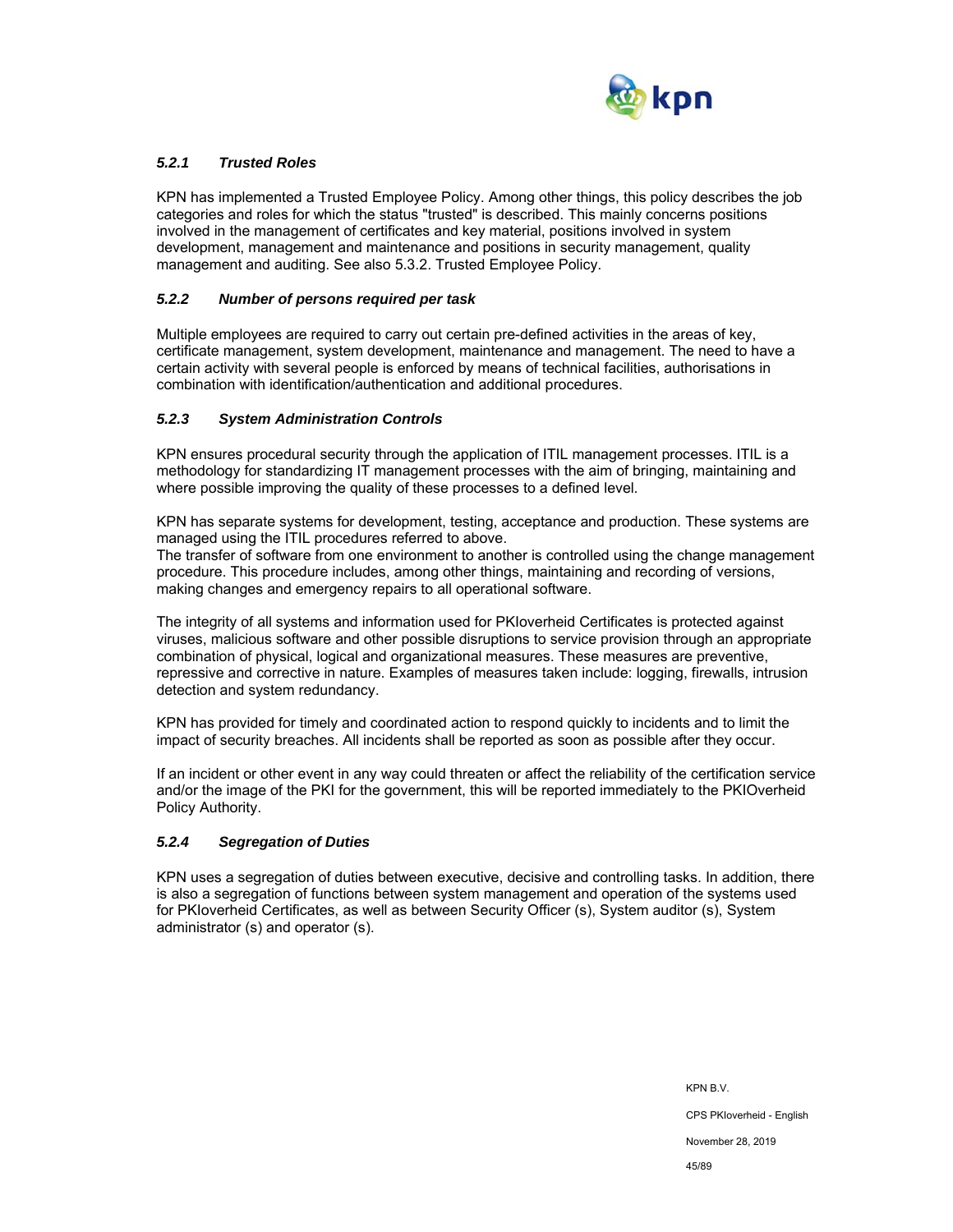### *5.2.1 Trusted Roles*

KPN has implemented a Trusted Employee Policy. Among other things, this policy describes the job categories and roles for which the status "trusted" is described. This mainly concerns positions involved in the management of certificates and key material, positions involved in system development, management and maintenance and positions in security management, quality management and auditing. See also 5.3.2. Trusted Employee Policy.

### *5.2.2 Number of persons required per task*

Multiple employees are required to carry out certain pre-defined activities in the areas of key, certificate management, system development, maintenance and management. The need to have a certain activity with several people is enforced by means of technical facilities, authorisations in combination with identification/authentication and additional procedures.

### *5.2.3 System Administration Controls*

KPN ensures procedural security through the application of ITIL management processes. ITIL is a methodology for standardizing IT management processes with the aim of bringing, maintaining and where possible improving the quality of these processes to a defined level.

KPN has separate systems for development, testing, acceptance and production. These systems are managed using the ITIL procedures referred to above.
The transfer of software from one environment to another is controlled using the change management procedure. This procedure includes, among other things, maintaining and recording of versions, making changes and emergency repairs to all operational software.

The integrity of all systems and information used for PKIoverheid Certificates is protected against viruses, malicious software and other possible disruptions to service provision through an appropriate combination of physical, logical and organizational measures. These measures are preventive, repressive and corrective in nature. Examples of measures taken include: logging, firewalls, intrusion detection and system redundancy.

KPN has provided for timely and coordinated action to respond quickly to incidents and to limit the impact of security breaches. All incidents shall be reported as soon as possible after they occur.

If an incident or other event in any way could threaten or affect the reliability of the certification service and/or the image of the PKI for the government, this will be reported immediately to the PKIOverheid Policy Authority.

### *5.2.4 Segregation of Duties*

KPN uses a segregation of duties between executive, decisive and controlling tasks. In addition, there is also a segregation of functions between system management and operation of the systems used for PKIoverheid Certificates, as well as between Security Officer (s), System auditor (s), System administrator (s) and operator (s).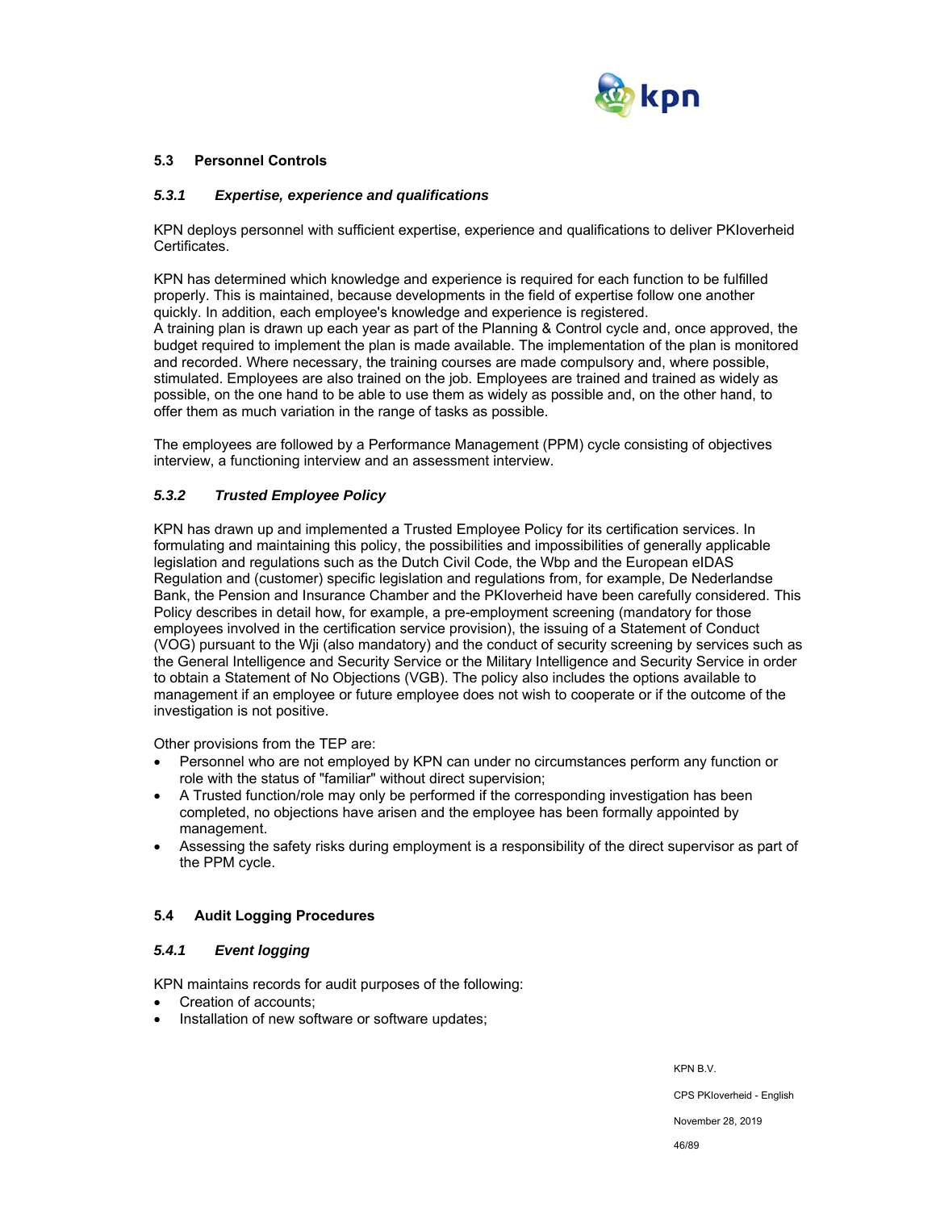## 5.3 Personnel Controls

### *5.3.1 Expertise, experience and qualifications*

KPN deploys personnel with sufficient expertise, experience and qualifications to deliver PKIoverheid Certificates.

KPN has determined which knowledge and experience is required for each function to be fulfilled properly. This is maintained, because developments in the field of expertise follow one another quickly. In addition, each employee's knowledge and experience is registered.
A training plan is drawn up each year as part of the Planning & Control cycle and, once approved, the budget required to implement the plan is made available. The implementation of the plan is monitored and recorded. Where necessary, the training courses are made compulsory and, where possible, stimulated. Employees are also trained on the job. Employees are trained and trained as widely as possible, on the one hand to be able to use them as widely as possible and, on the other hand, to offer them as much variation in the range of tasks as possible.

The employees are followed by a Performance Management (PPM) cycle consisting of objectives interview, a functioning interview and an assessment interview.

### *5.3.2 Trusted Employee Policy*

KPN has drawn up and implemented a Trusted Employee Policy for its certification services. In formulating and maintaining this policy, the possibilities and impossibilities of generally applicable legislation and regulations such as the Dutch Civil Code, the Wbp and the European eIDAS Regulation and (customer) specific legislation and regulations from, for example, De Nederlandse Bank, the Pension and Insurance Chamber and the PKIoverheid have been carefully considered. This Policy describes in detail how, for example, a pre-employment screening (mandatory for those employees involved in the certification service provision), the issuing of a Statement of Conduct (VOG) pursuant to the Wji (also mandatory) and the conduct of security screening by services such as the General Intelligence and Security Service or the Military Intelligence and Security Service in order to obtain a Statement of No Objections (VGB). The policy also includes the options available to management if an employee or future employee does not wish to cooperate or if the outcome of the investigation is not positive.

Other provisions from the TEP are:

- Personnel who are not employed by KPN can under no circumstances perform any function or role with the status of "familiar" without direct supervision;
- A Trusted function/role may only be performed if the corresponding investigation has been completed, no objections have arisen and the employee has been formally appointed by management.
- Assessing the safety risks during employment is a responsibility of the direct supervisor as part of the PPM cycle.

## 5.4 Audit Logging Procedures

### *5.4.1 Event logging*

KPN maintains records for audit purposes of the following:

- Creation of accounts;
- Installation of new software or software updates;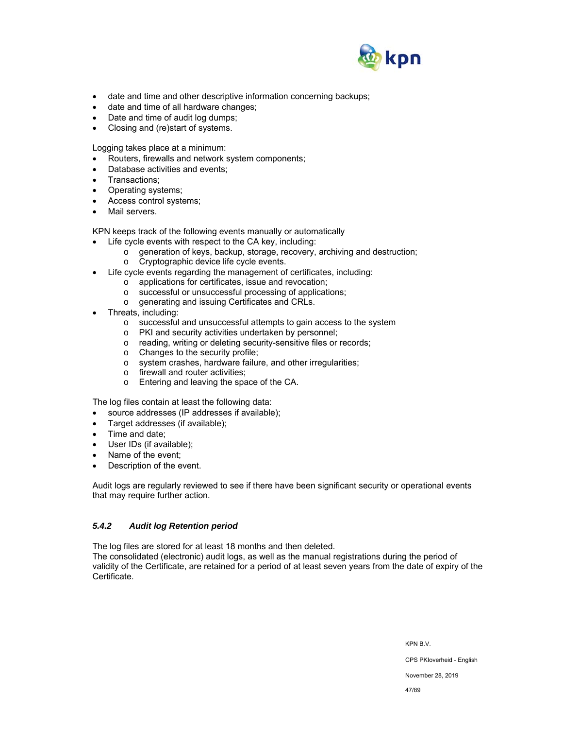- date and time and other descriptive information concerning backups;
- date and time of all hardware changes;
- Date and time of audit log dumps;
- Closing and (re)start of systems.

Logging takes place at a minimum:

- Routers, firewalls and network system components;
- Database activities and events;
- Transactions;
- Operating systems;
- Access control systems;
- Mail servers.

KPN keeps track of the following events manually or automatically

- Life cycle events with respect to the CA key, including:
    - generation of keys, backup, storage, recovery, archiving and destruction;
    - Cryptographic device life cycle events.
- Life cycle events regarding the management of certificates, including:
    - applications for certificates, issue and revocation;
    - successful or unsuccessful processing of applications;
    - generating and issuing Certificates and CRLs.
- Threats, including:
    - successful and unsuccessful attempts to gain access to the system
    - PKI and security activities undertaken by personnel;
    - reading, writing or deleting security-sensitive files or records;
    - Changes to the security profile;
    - system crashes, hardware failure, and other irregularities;
    - firewall and router activities;
    - Entering and leaving the space of the CA.

The log files contain at least the following data:

- source addresses (IP addresses if available);
- Target addresses (if available);
- Time and date;
- User IDs (if available);
- Name of the event;
- Description of the event.

Audit logs are regularly reviewed to see if there have been significant security or operational events that may require further action.

### *5.4.2 Audit log Retention period*

The log files are stored for at least 18 months and then deleted.
The consolidated (electronic) audit logs, as well as the manual registrations during the period of validity of the Certificate, are retained for a period of at least seven years from the date of expiry of the Certificate.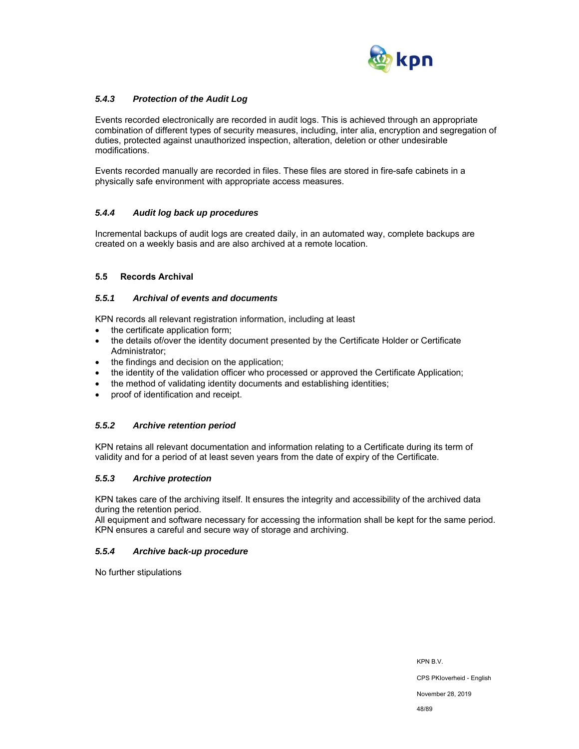#### *5.4.3 Protection of the Audit Log*

Events recorded electronically are recorded in audit logs. This is achieved through an appropriate combination of different types of security measures, including, inter alia, encryption and segregation of duties, protected against unauthorized inspection, alteration, deletion or other undesirable modifications.

Events recorded manually are recorded in files. These files are stored in fire-safe cabinets in a physically safe environment with appropriate access measures.

#### *5.4.4 Audit log back up procedures*

Incremental backups of audit logs are created daily, in an automated way, complete backups are created on a weekly basis and are also archived at a remote location.

### 5.5 Records Archival

#### *5.5.1 Archival of events and documents*

KPN records all relevant registration information, including at least

- the certificate application form;
- the details of/over the identity document presented by the Certificate Holder or Certificate Administrator;
- the findings and decision on the application;
- the identity of the validation officer who processed or approved the Certificate Application;
- the method of validating identity documents and establishing identities;
- proof of identification and receipt.

#### *5.5.2 Archive retention period*

KPN retains all relevant documentation and information relating to a Certificate during its term of validity and for a period of at least seven years from the date of expiry of the Certificate.

#### *5.5.3 Archive protection*

KPN takes care of the archiving itself. It ensures the integrity and accessibility of the archived data during the retention period.
All equipment and software necessary for accessing the information shall be kept for the same period. KPN ensures a careful and secure way of storage and archiving.

#### *5.5.4 Archive back-up procedure*

No further stipulations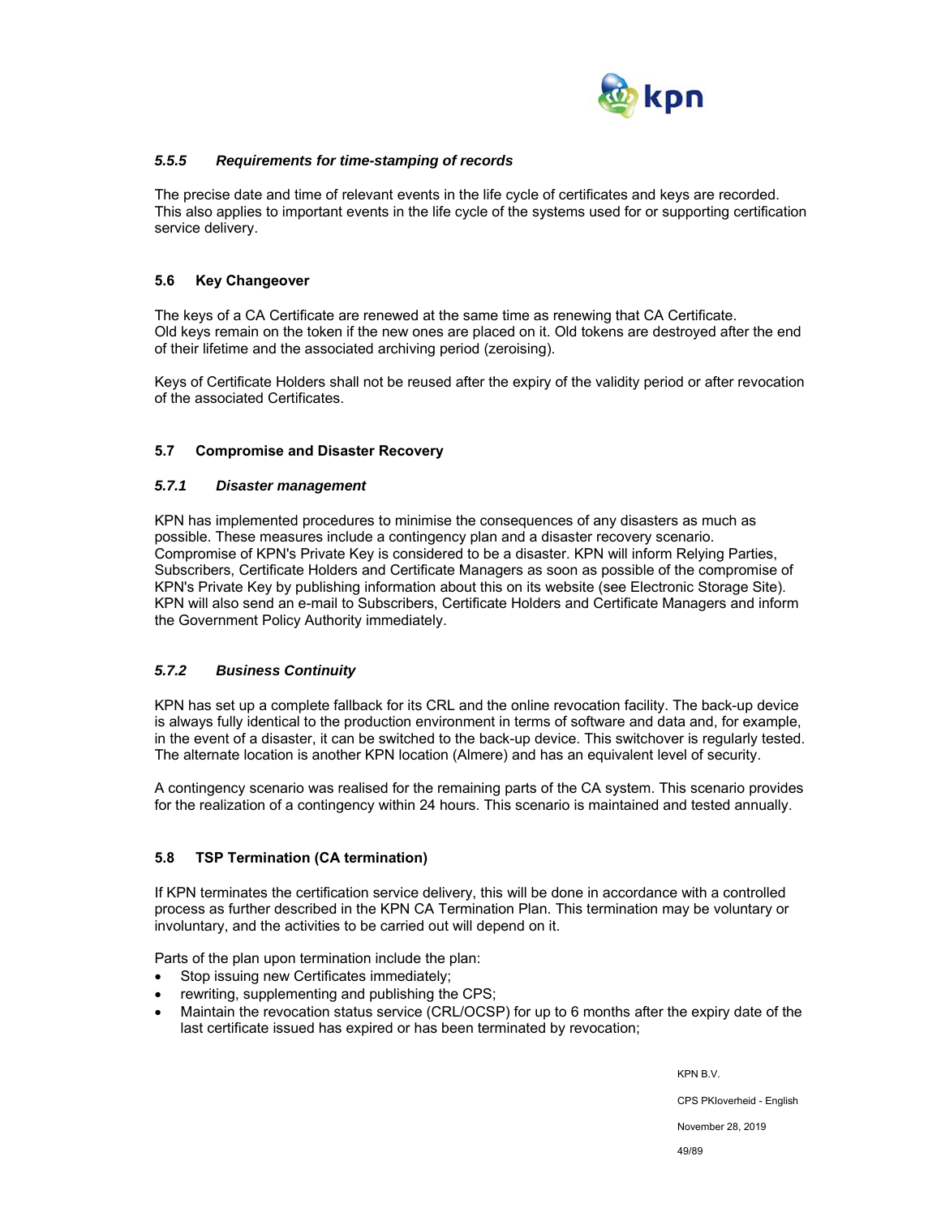#### *5.5.5 Requirements for time-stamping of records*

The precise date and time of relevant events in the life cycle of certificates and keys are recorded. This also applies to important events in the life cycle of the systems used for or supporting certification service delivery.

### 5.6 Key Changeover

The keys of a CA Certificate are renewed at the same time as renewing that CA Certificate.
Old keys remain on the token if the new ones are placed on it. Old tokens are destroyed after the end of their lifetime and the associated archiving period (zeroising).

Keys of Certificate Holders shall not be reused after the expiry of the validity period or after revocation of the associated Certificates.

### 5.7 Compromise and Disaster Recovery

#### *5.7.1 Disaster management*

KPN has implemented procedures to minimise the consequences of any disasters as much as possible. These measures include a contingency plan and a disaster recovery scenario. Compromise of KPN's Private Key is considered to be a disaster. KPN will inform Relying Parties, Subscribers, Certificate Holders and Certificate Managers as soon as possible of the compromise of KPN's Private Key by publishing information about this on its website (see Electronic Storage Site). KPN will also send an e-mail to Subscribers, Certificate Holders and Certificate Managers and inform the Government Policy Authority immediately.

#### *5.7.2 Business Continuity*

KPN has set up a complete fallback for its CRL and the online revocation facility. The back-up device is always fully identical to the production environment in terms of software and data and, for example, in the event of a disaster, it can be switched to the back-up device. This switchover is regularly tested. The alternate location is another KPN location (Almere) and has an equivalent level of security.

A contingency scenario was realised for the remaining parts of the CA system. This scenario provides for the realization of a contingency within 24 hours. This scenario is maintained and tested annually.

### 5.8 TSP Termination (CA termination)

If KPN terminates the certification service delivery, this will be done in accordance with a controlled process as further described in the KPN CA Termination Plan. This termination may be voluntary or involuntary, and the activities to be carried out will depend on it.

Parts of the plan upon termination include the plan:

- Stop issuing new Certificates immediately;
- rewriting, supplementing and publishing the CPS;
- Maintain the revocation status service (CRL/OCSP) for up to 6 months after the expiry date of the last certificate issued has expired or has been terminated by revocation;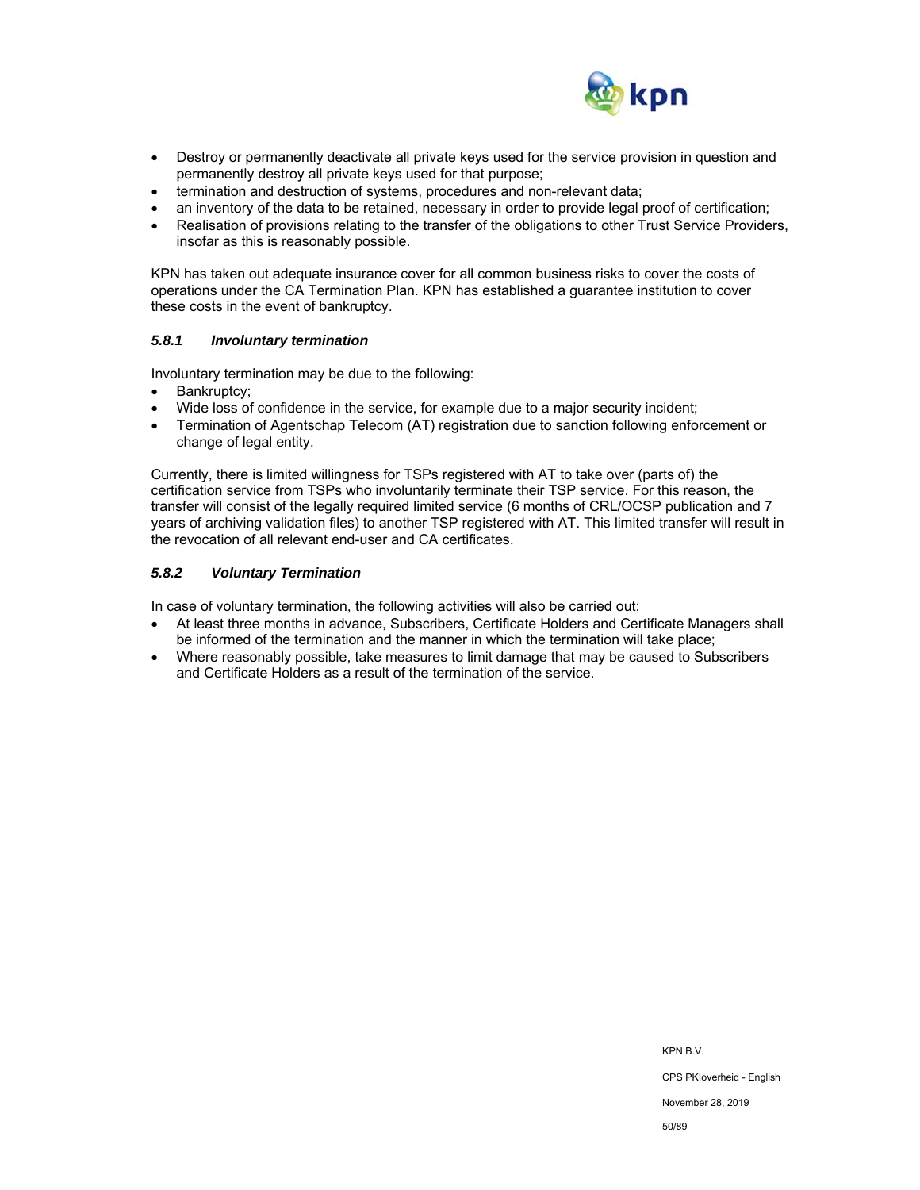- Destroy or permanently deactivate all private keys used for the service provision in question and permanently destroy all private keys used for that purpose;
- termination and destruction of systems, procedures and non-relevant data;
- an inventory of the data to be retained, necessary in order to provide legal proof of certification;
- Realisation of provisions relating to the transfer of the obligations to other Trust Service Providers, insofar as this is reasonably possible.

KPN has taken out adequate insurance cover for all common business risks to cover the costs of operations under the CA Termination Plan. KPN has established a guarantee institution to cover these costs in the event of bankruptcy.

#### *5.8.1 Involuntary termination*

Involuntary termination may be due to the following:

- Bankruptcy;
- Wide loss of confidence in the service, for example due to a major security incident;
- Termination of Agentschap Telecom (AT) registration due to sanction following enforcement or change of legal entity.

Currently, there is limited willingness for TSPs registered with AT to take over (parts of) the certification service from TSPs who involuntarily terminate their TSP service. For this reason, the transfer will consist of the legally required limited service (6 months of CRL/OCSP publication and 7 years of archiving validation files) to another TSP registered with AT. This limited transfer will result in the revocation of all relevant end-user and CA certificates.

#### *5.8.2 Voluntary Termination*

In case of voluntary termination, the following activities will also be carried out:

- At least three months in advance, Subscribers, Certificate Holders and Certificate Managers shall be informed of the termination and the manner in which the termination will take place;
- Where reasonably possible, take measures to limit damage that may be caused to Subscribers and Certificate Holders as a result of the termination of the service.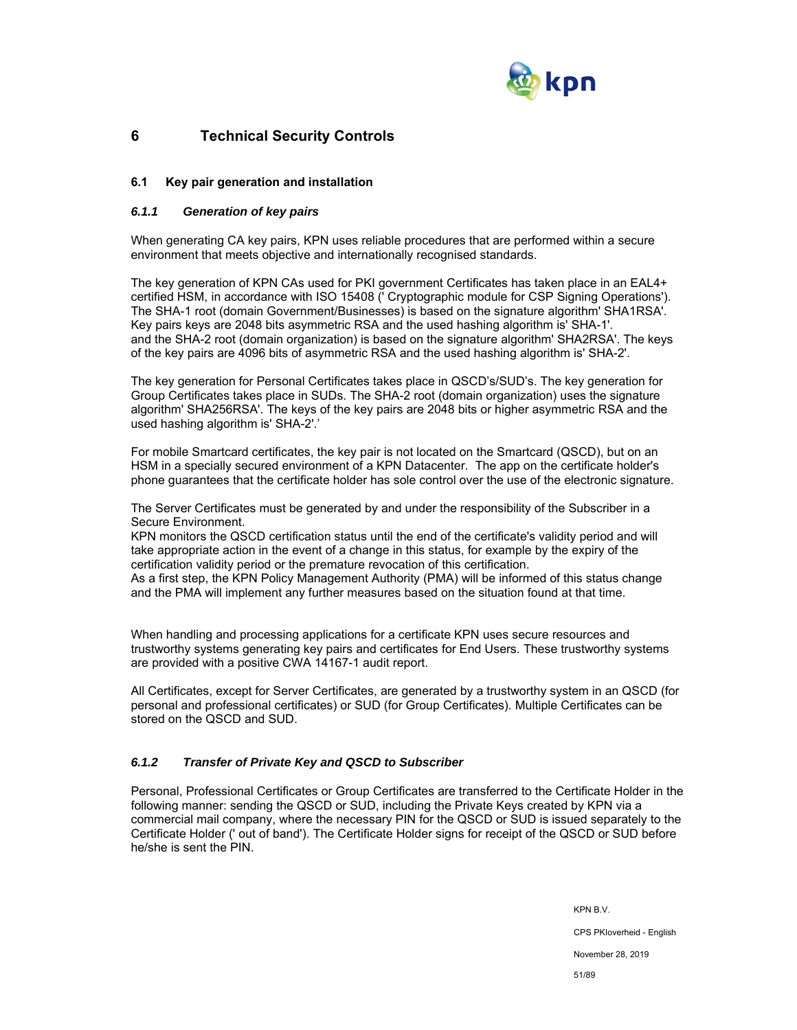# 6 Technical Security Controls

## 6.1 Key pair generation and installation

### *6.1.1 Generation of key pairs*

When generating CA key pairs, KPN uses reliable procedures that are performed within a secure environment that meets objective and internationally recognised standards.

The key generation of KPN CAs used for PKI government Certificates has taken place in an EAL4+ certified HSM, in accordance with ISO 15408 (' Cryptographic module for CSP Signing Operations'). The SHA-1 root (domain Government/Businesses) is based on the signature algorithm' SHA1RSA'. Key pairs keys are 2048 bits asymmetric RSA and the used hashing algorithm is' SHA-1'. and the SHA-2 root (domain organization) is based on the signature algorithm' SHA2RSA'. The keys of the key pairs are 4096 bits of asymmetric RSA and the used hashing algorithm is' SHA-2'.

The key generation for Personal Certificates takes place in QSCD's/SUD's. The key generation for Group Certificates takes place in SUDs. The SHA-2 root (domain organization) uses the signature algorithm' SHA256RSA'. The keys of the key pairs are 2048 bits or higher asymmetric RSA and the used hashing algorithm is' SHA-2'.'

For mobile Smartcard certificates, the key pair is not located on the Smartcard (QSCD), but on an HSM in a specially secured environment of a KPN Datacenter. The app on the certificate holder's phone guarantees that the certificate holder has sole control over the use of the electronic signature.

The Server Certificates must be generated by and under the responsibility of the Subscriber in a Secure Environment.
KPN monitors the QSCD certification status until the end of the certificate's validity period and will take appropriate action in the event of a change in this status, for example by the expiry of the certification validity period or the premature revocation of this certification.
As a first step, the KPN Policy Management Authority (PMA) will be informed of this status change and the PMA will implement any further measures based on the situation found at that time.

When handling and processing applications for a certificate KPN uses secure resources and trustworthy systems generating key pairs and certificates for End Users. These trustworthy systems are provided with a positive CWA 14167-1 audit report.

All Certificates, except for Server Certificates, are generated by a trustworthy system in an QSCD (for personal and professional certificates) or SUD (for Group Certificates). Multiple Certificates can be stored on the QSCD and SUD.

### *6.1.2 Transfer of Private Key and QSCD to Subscriber*

Personal, Professional Certificates or Group Certificates are transferred to the Certificate Holder in the following manner: sending the QSCD or SUD, including the Private Keys created by KPN via a commercial mail company, where the necessary PIN for the QSCD or SUD is issued separately to the Certificate Holder (' out of band'). The Certificate Holder signs for receipt of the QSCD or SUD before he/she is sent the PIN.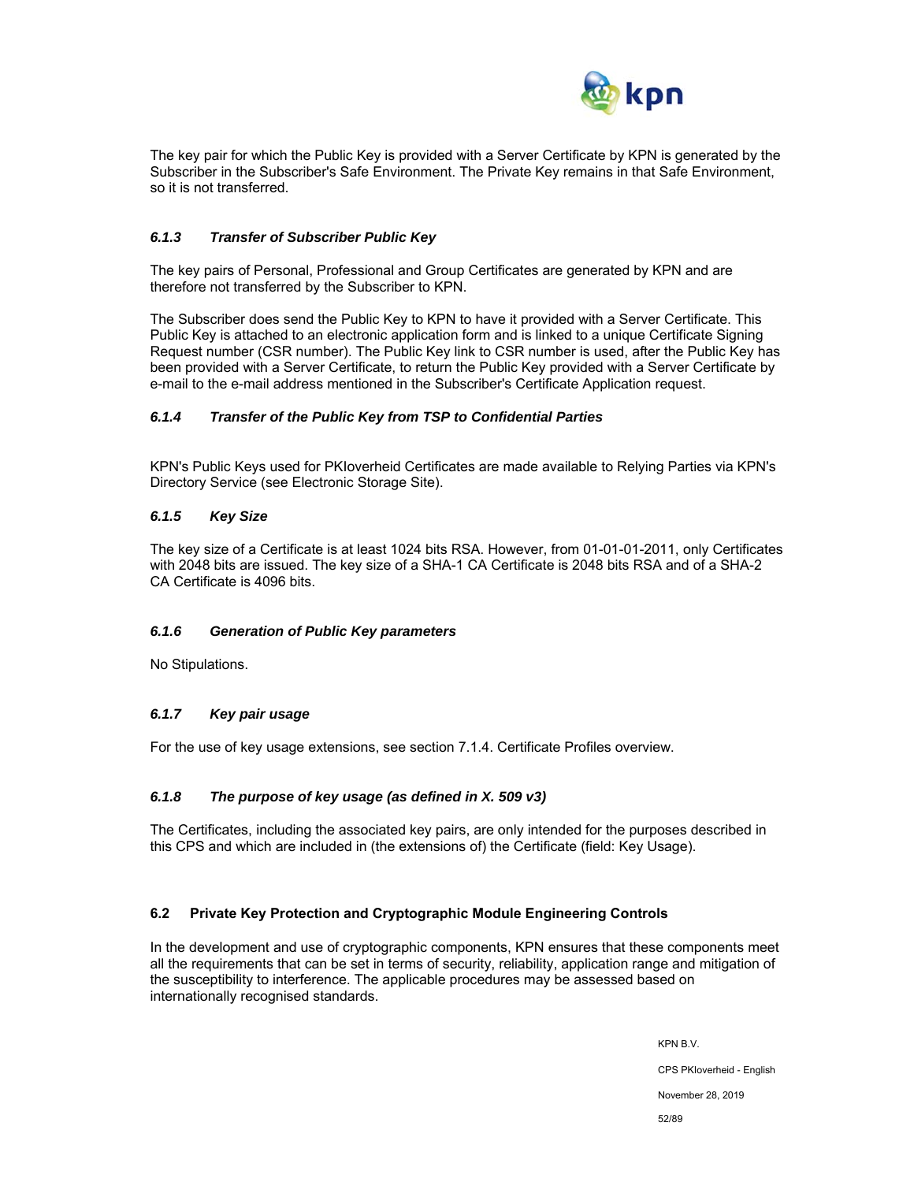The key pair for which the Public Key is provided with a Server Certificate by KPN is generated by the Subscriber in the Subscriber's Safe Environment. The Private Key remains in that Safe Environment, so it is not transferred.

#### *6.1.3 Transfer of Subscriber Public Key*

The key pairs of Personal, Professional and Group Certificates are generated by KPN and are therefore not transferred by the Subscriber to KPN.

The Subscriber does send the Public Key to KPN to have it provided with a Server Certificate. This Public Key is attached to an electronic application form and is linked to a unique Certificate Signing Request number (CSR number). The Public Key link to CSR number is used, after the Public Key has been provided with a Server Certificate, to return the Public Key provided with a Server Certificate by e-mail to the e-mail address mentioned in the Subscriber's Certificate Application request.

#### *6.1.4 Transfer of the Public Key from TSP to Confidential Parties*

KPN's Public Keys used for PKIoverheid Certificates are made available to Relying Parties via KPN's Directory Service (see Electronic Storage Site).

#### *6.1.5 Key Size*

The key size of a Certificate is at least 1024 bits RSA. However, from 01-01-01-2011, only Certificates with 2048 bits are issued. The key size of a SHA-1 CA Certificate is 2048 bits RSA and of a SHA-2 CA Certificate is 4096 bits.

#### *6.1.6 Generation of Public Key parameters*

No Stipulations.

#### *6.1.7 Key pair usage*

For the use of key usage extensions, see section 7.1.4. Certificate Profiles overview.

#### *6.1.8 The purpose of key usage (as defined in X. 509 v3)*

The Certificates, including the associated key pairs, are only intended for the purposes described in this CPS and which are included in (the extensions of) the Certificate (field: Key Usage).

### 6.2 Private Key Protection and Cryptographic Module Engineering Controls

In the development and use of cryptographic components, KPN ensures that these components meet all the requirements that can be set in terms of security, reliability, application range and mitigation of the susceptibility to interference. The applicable procedures may be assessed based on internationally recognised standards.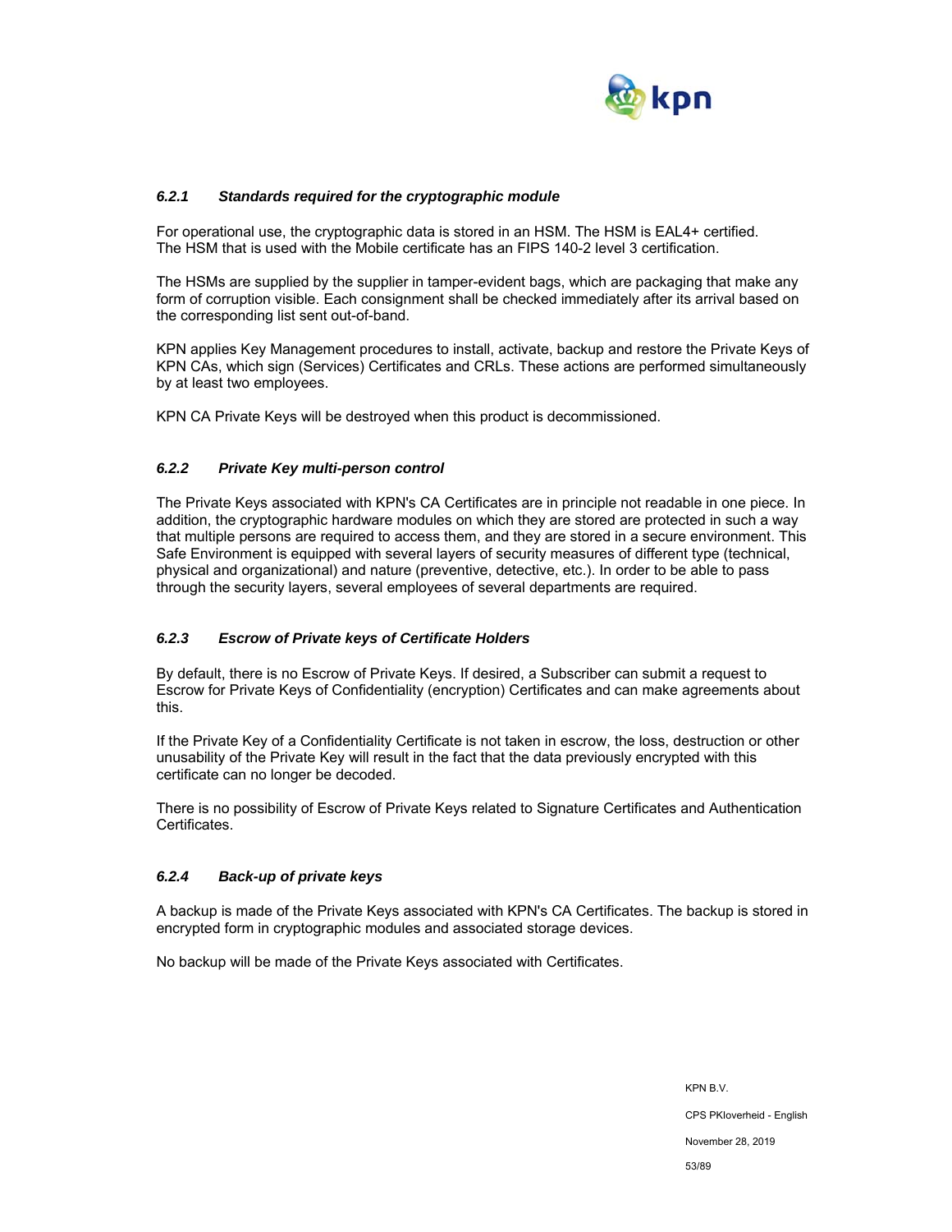### *6.2.1 Standards required for the cryptographic module*

For operational use, the cryptographic data is stored in an HSM. The HSM is EAL4+ certified. The HSM that is used with the Mobile certificate has an FIPS 140-2 level 3 certification.

The HSMs are supplied by the supplier in tamper-evident bags, which are packaging that make any form of corruption visible. Each consignment shall be checked immediately after its arrival based on the corresponding list sent out-of-band.

KPN applies Key Management procedures to install, activate, backup and restore the Private Keys of KPN CAs, which sign (Services) Certificates and CRLs. These actions are performed simultaneously by at least two employees.

KPN CA Private Keys will be destroyed when this product is decommissioned.

### *6.2.2 Private Key multi-person control*

The Private Keys associated with KPN's CA Certificates are in principle not readable in one piece. In addition, the cryptographic hardware modules on which they are stored are protected in such a way that multiple persons are required to access them, and they are stored in a secure environment. This Safe Environment is equipped with several layers of security measures of different type (technical, physical and organizational) and nature (preventive, detective, etc.). In order to be able to pass through the security layers, several employees of several departments are required.

### *6.2.3 Escrow of Private keys of Certificate Holders*

By default, there is no Escrow of Private Keys. If desired, a Subscriber can submit a request to Escrow for Private Keys of Confidentiality (encryption) Certificates and can make agreements about this.

If the Private Key of a Confidentiality Certificate is not taken in escrow, the loss, destruction or other unusability of the Private Key will result in the fact that the data previously encrypted with this certificate can no longer be decoded.

There is no possibility of Escrow of Private Keys related to Signature Certificates and Authentication Certificates.

### *6.2.4 Back-up of private keys*

A backup is made of the Private Keys associated with KPN's CA Certificates. The backup is stored in encrypted form in cryptographic modules and associated storage devices.

No backup will be made of the Private Keys associated with Certificates.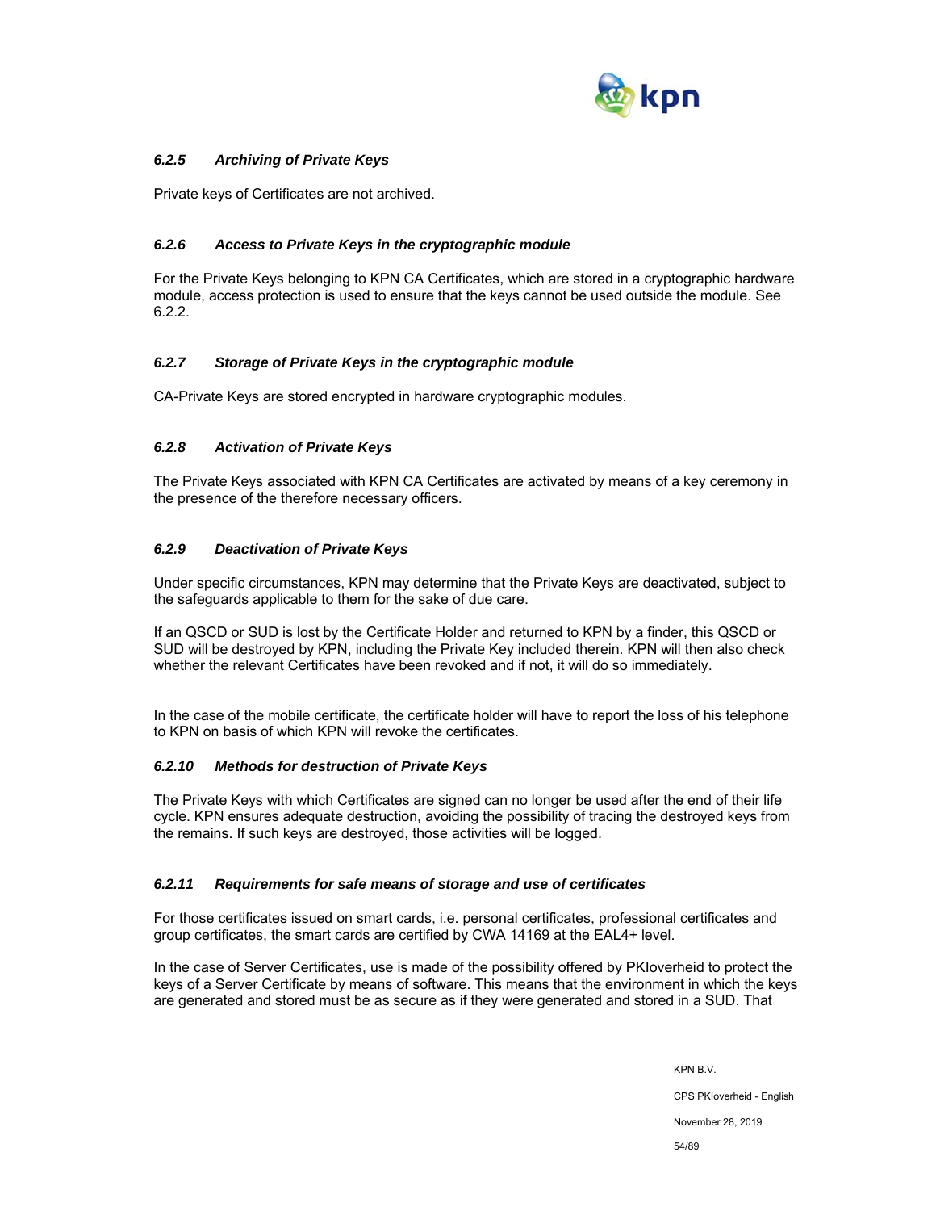#### 6.2.5 Archiving of Private Keys

Private keys of Certificates are not archived.

#### 6.2.6 Access to Private Keys in the cryptographic module

For the Private Keys belonging to KPN CA Certificates, which are stored in a cryptographic hardware module, access protection is used to ensure that the keys cannot be used outside the module. See 6.2.2.

#### 6.2.7 Storage of Private Keys in the cryptographic module

CA-Private Keys are stored encrypted in hardware cryptographic modules.

#### 6.2.8 Activation of Private Keys

The Private Keys associated with KPN CA Certificates are activated by means of a key ceremony in the presence of the therefore necessary officers.

#### 6.2.9 Deactivation of Private Keys

Under specific circumstances, KPN may determine that the Private Keys are deactivated, subject to the safeguards applicable to them for the sake of due care.

If an QSCD or SUD is lost by the Certificate Holder and returned to KPN by a finder, this QSCD or SUD will be destroyed by KPN, including the Private Key included therein. KPN will then also check whether the relevant Certificates have been revoked and if not, it will do so immediately.

In the case of the mobile certificate, the certificate holder will have to report the loss of his telephone to KPN on basis of which KPN will revoke the certificates.

#### 6.2.10 Methods for destruction of Private Keys

The Private Keys with which Certificates are signed can no longer be used after the end of their life cycle. KPN ensures adequate destruction, avoiding the possibility of tracing the destroyed keys from the remains. If such keys are destroyed, those activities will be logged.

#### 6.2.11 Requirements for safe means of storage and use of certificates

For those certificates issued on smart cards, i.e. personal certificates, professional certificates and group certificates, the smart cards are certified by CWA 14169 at the EAL4+ level.

In the case of Server Certificates, use is made of the possibility offered by PKIoverheid to protect the keys of a Server Certificate by means of software. This means that the environment in which the keys are generated and stored must be as secure as if they were generated and stored in a SUD. That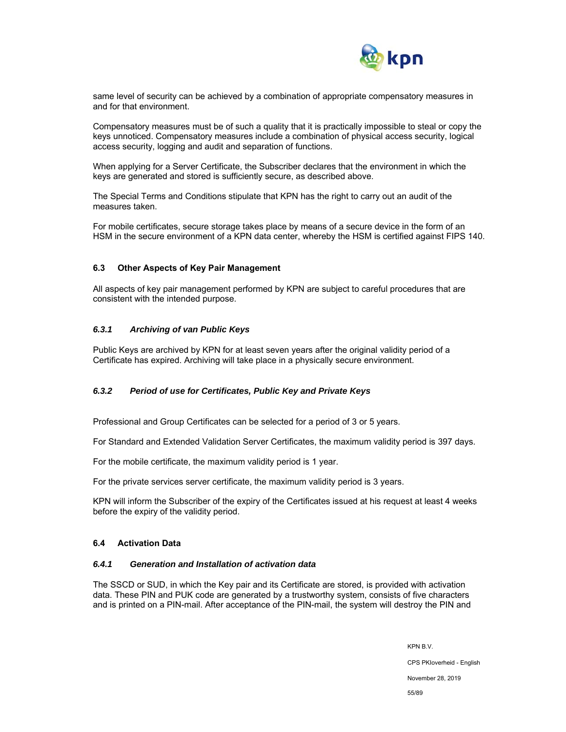same level of security can be achieved by a combination of appropriate compensatory measures in and for that environment.

Compensatory measures must be of such a quality that it is practically impossible to steal or copy the keys unnoticed. Compensatory measures include a combination of physical access security, logical access security, logging and audit and separation of functions.

When applying for a Server Certificate, the Subscriber declares that the environment in which the keys are generated and stored is sufficiently secure, as described above.

The Special Terms and Conditions stipulate that KPN has the right to carry out an audit of the measures taken.

For mobile certificates, secure storage takes place by means of a secure device in the form of an HSM in the secure environment of a KPN data center, whereby the HSM is certified against FIPS 140.

## 6.3 Other Aspects of Key Pair Management

All aspects of key pair management performed by KPN are subject to careful procedures that are consistent with the intended purpose.

### *6.3.1 Archiving of van Public Keys*

Public Keys are archived by KPN for at least seven years after the original validity period of a Certificate has expired. Archiving will take place in a physically secure environment.

### *6.3.2 Period of use for Certificates, Public Key and Private Keys*

Professional and Group Certificates can be selected for a period of 3 or 5 years.

For Standard and Extended Validation Server Certificates, the maximum validity period is 397 days.

For the mobile certificate, the maximum validity period is 1 year.

For the private services server certificate, the maximum validity period is 3 years.

KPN will inform the Subscriber of the expiry of the Certificates issued at his request at least 4 weeks before the expiry of the validity period.

## 6.4 Activation Data

### *6.4.1 Generation and Installation of activation data*

The SSCD or SUD, in which the Key pair and its Certificate are stored, is provided with activation data. These PIN and PUK code are generated by a trustworthy system, consists of five characters and is printed on a PIN-mail. After acceptance of the PIN-mail, the system will destroy the PIN and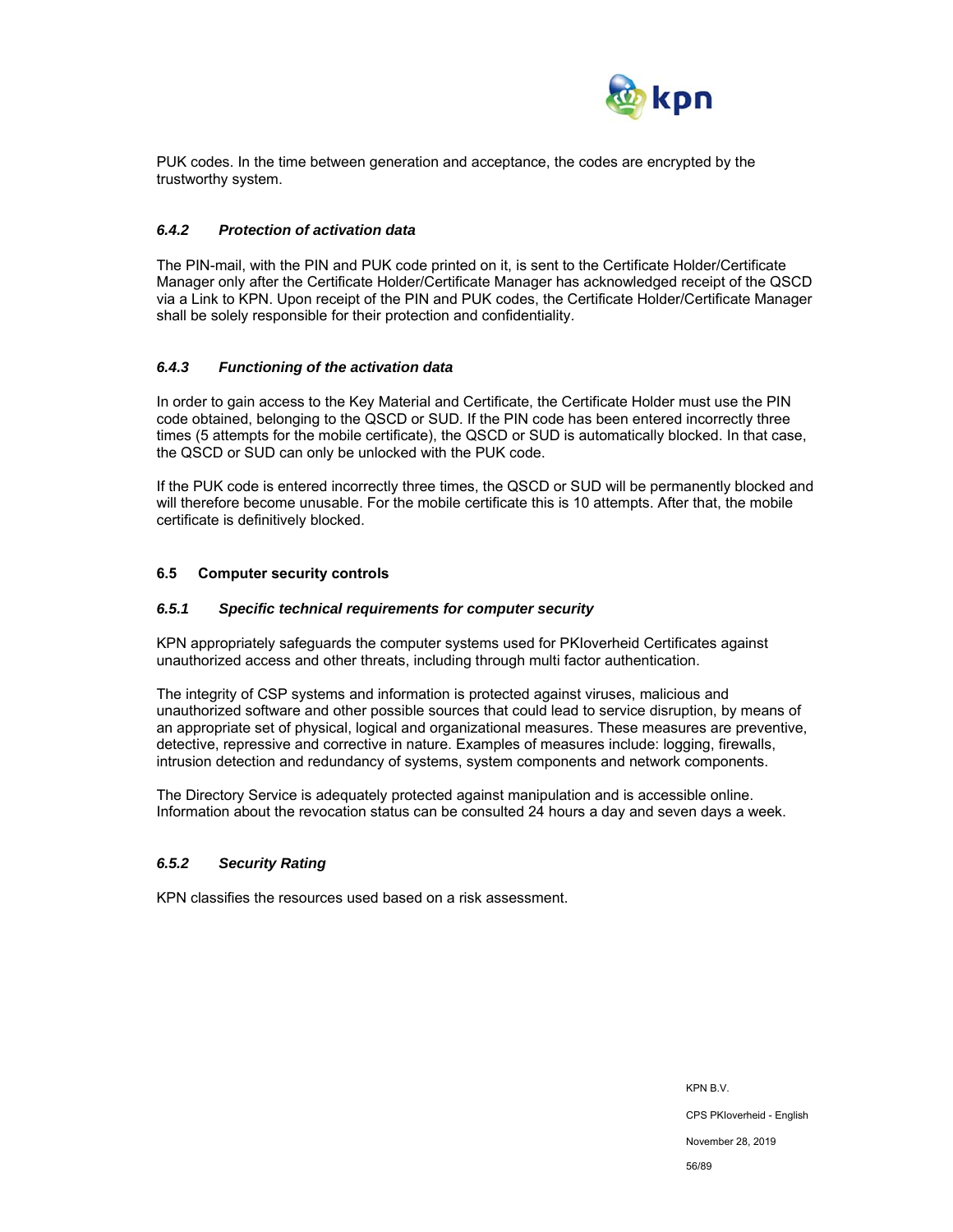PUK codes. In the time between generation and acceptance, the codes are encrypted by the trustworthy system.

#### *6.4.2 Protection of activation data*

The PIN-mail, with the PIN and PUK code printed on it, is sent to the Certificate Holder/Certificate Manager only after the Certificate Holder/Certificate Manager has acknowledged receipt of the QSCD via a Link to KPN. Upon receipt of the PIN and PUK codes, the Certificate Holder/Certificate Manager shall be solely responsible for their protection and confidentiality.

#### *6.4.3 Functioning of the activation data*

In order to gain access to the Key Material and Certificate, the Certificate Holder must use the PIN code obtained, belonging to the QSCD or SUD. If the PIN code has been entered incorrectly three times (5 attempts for the mobile certificate), the QSCD or SUD is automatically blocked. In that case, the QSCD or SUD can only be unlocked with the PUK code.

If the PUK code is entered incorrectly three times, the QSCD or SUD will be permanently blocked and will therefore become unusable. For the mobile certificate this is 10 attempts. After that, the mobile certificate is definitively blocked.

### 6.5 Computer security controls

#### *6.5.1 Specific technical requirements for computer security*

KPN appropriately safeguards the computer systems used for PKIoverheid Certificates against unauthorized access and other threats, including through multi factor authentication.

The integrity of CSP systems and information is protected against viruses, malicious and unauthorized software and other possible sources that could lead to service disruption, by means of an appropriate set of physical, logical and organizational measures. These measures are preventive, detective, repressive and corrective in nature. Examples of measures include: logging, firewalls, intrusion detection and redundancy of systems, system components and network components.

The Directory Service is adequately protected against manipulation and is accessible online. Information about the revocation status can be consulted 24 hours a day and seven days a week.

#### *6.5.2 Security Rating*

KPN classifies the resources used based on a risk assessment.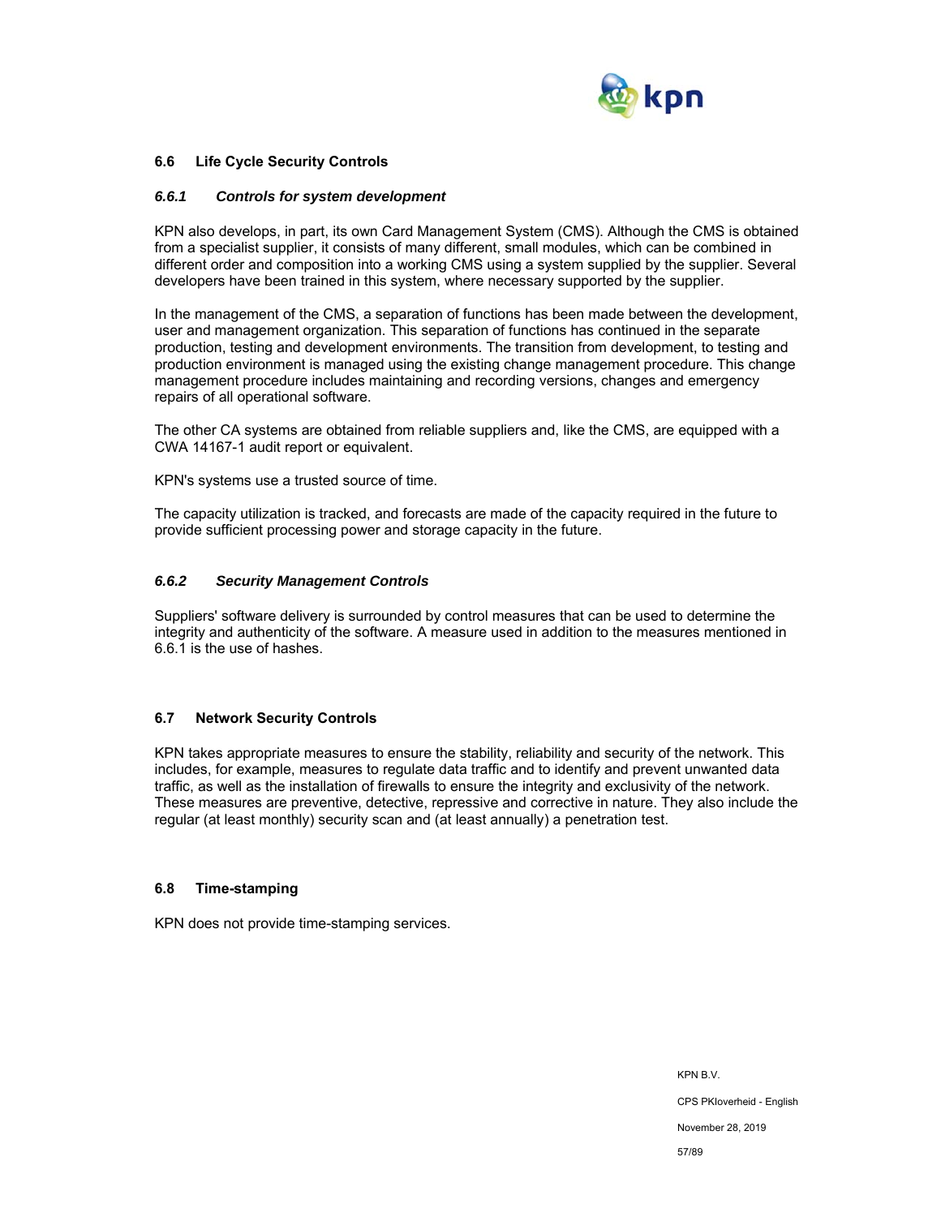## 6.6 Life Cycle Security Controls

### *6.6.1 Controls for system development*

KPN also develops, in part, its own Card Management System (CMS). Although the CMS is obtained from a specialist supplier, it consists of many different, small modules, which can be combined in different order and composition into a working CMS using a system supplied by the supplier. Several developers have been trained in this system, where necessary supported by the supplier.

In the management of the CMS, a separation of functions has been made between the development, user and management organization. This separation of functions has continued in the separate production, testing and development environments. The transition from development, to testing and production environment is managed using the existing change management procedure. This change management procedure includes maintaining and recording versions, changes and emergency repairs of all operational software.

The other CA systems are obtained from reliable suppliers and, like the CMS, are equipped with a CWA 14167-1 audit report or equivalent.

KPN's systems use a trusted source of time.

The capacity utilization is tracked, and forecasts are made of the capacity required in the future to provide sufficient processing power and storage capacity in the future.

### *6.6.2 Security Management Controls*

Suppliers' software delivery is surrounded by control measures that can be used to determine the integrity and authenticity of the software. A measure used in addition to the measures mentioned in 6.6.1 is the use of hashes.

## 6.7 Network Security Controls

KPN takes appropriate measures to ensure the stability, reliability and security of the network. This includes, for example, measures to regulate data traffic and to identify and prevent unwanted data traffic, as well as the installation of firewalls to ensure the integrity and exclusivity of the network. These measures are preventive, detective, repressive and corrective in nature. They also include the regular (at least monthly) security scan and (at least annually) a penetration test.

## 6.8 Time-stamping

KPN does not provide time-stamping services.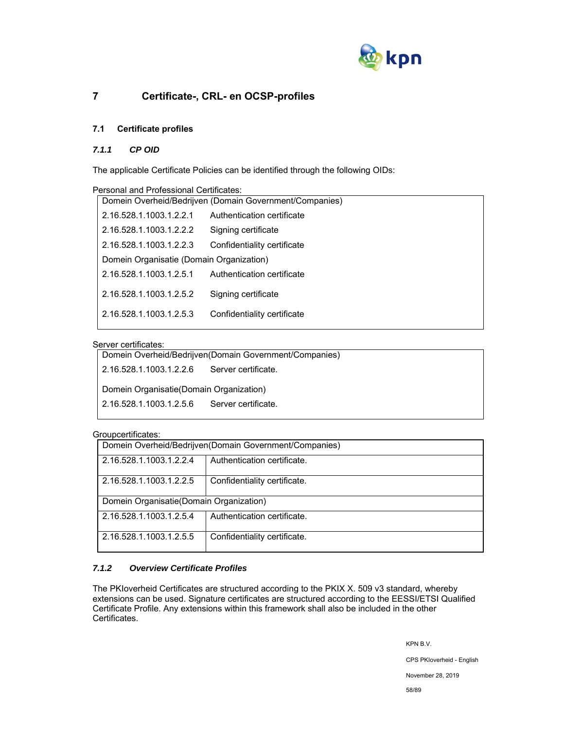# 7 Certificate-, CRL- en OCSP-profiles

## 7.1 Certificate profiles

### *7.1.1 CP OID*

The applicable Certificate Policies can be identified through the following OIDs:

Personal and Professional Certificates:

| Domein Overheid/Bedrijven (Domain Government/Companies) | |
|---|---|
| 2.16.528.1.1003.1.2.2.1 | Authentication certificate |
| 2.16.528.1.1003.1.2.2.2 | Signing certificate |
| 2.16.528.1.1003.1.2.2.3 | Confidentiality certificate |
| Domein Organisatie (Domain Organization) | |
| 2.16.528.1.1003.1.2.5.1 | Authentication certificate |
| 2.16.528.1.1003.1.2.5.2 | Signing certificate |
| 2.16.528.1.1003.1.2.5.3 | Confidentiality certificate |

Server certificates:

| Domein Overheid/Bedrijven(Domain Government/Companies) | |
|---|---|
| 2.16.528.1.1003.1.2.2.6 | Server certificate. |
| Domein Organisatie(Domain Organization) | |
| 2.16.528.1.1003.1.2.5.6 | Server certificate. |

Groupcertificates:

| Domein Overheid/Bedrijven(Domain Government/Companies) | |
|---|---|
| 2.16.528.1.1003.1.2.2.4 | Authentication certificate. |
| 2.16.528.1.1003.1.2.2.5 | Confidentiality certificate. |
| Domein Organisatie(Domain Organization) | |
| 2.16.528.1.1003.1.2.5.4 | Authentication certificate. |
| 2.16.528.1.1003.1.2.5.5 | Confidentiality certificate. |

### *7.1.2 Overview Certificate Profiles*

The PKIoverheid Certificates are structured according to the PKIX X. 509 v3 standard, whereby extensions can be used. Signature certificates are structured according to the EESSI/ETSI Qualified Certificate Profile. Any extensions within this framework shall also be included in the other Certificates.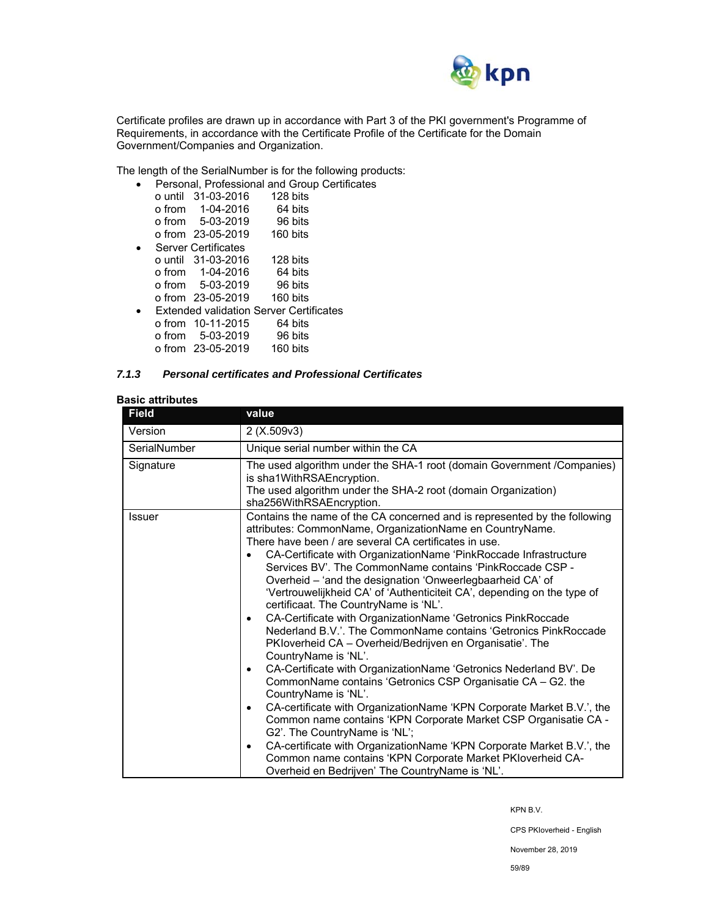Certificate profiles are drawn up in accordance with Part 3 of the PKI government's Programme of Requirements, in accordance with the Certificate Profile of the Certificate for the Domain Government/Companies and Organization.

The length of the SerialNumber is for the following products:

- Personal, Professional and Group Certificates
  - o until 31-03-2016 128 bits
  - o from 1-04-2016 64 bits
  - o from 5-03-2019 96 bits
  - o from 23-05-2019 160 bits
- Server Certificates
  - o until 31-03-2016 128 bits
  - o from 1-04-2016 64 bits
  - o from 5-03-2019 96 bits
  - o from 23-05-2019 160 bits
- Extended validation Server Certificates
  - o from 10-11-2015 64 bits
  - o from 5-03-2019 96 bits
  - o from 23-05-2019 160 bits

### *7.1.3 Personal certificates and Professional Certificates*

**Basic attributes**

| Field | value |
|---|---|
| Version | 2 (X.509v3) |
| SerialNumber | Unique serial number within the CA |
| Signature | The used algorithm under the SHA-1 root (domain Government /Companies) is sha1WithRSAEncryption.<br>The used algorithm under the SHA-2 root (domain Organization) sha256WithRSAEncryption. |
| Issuer | Contains the name of the CA concerned and is represented by the following attributes: CommonName, OrganizationName en CountryName.<br>There have been / are several CA certificates in use.<br>• CA-Certificate with OrganizationName 'PinkRoccade Infrastructure Services BV'. The CommonName contains 'PinkRoccade CSP - Overheid – 'and the designation 'Onweerlegbaarheid CA' of 'Vertrouwelijkheid CA' of 'Authenticiteit CA', depending on the type of certificaat. The CountryName is 'NL'.<br>• CA-Certificate with OrganizationName 'Getronics PinkRoccade Nederland B.V.'. The CommonName contains 'Getronics PinkRoccade PKIoverheid CA – Overheid/Bedrijven en Organisatie'. The CountryName is 'NL'.<br>• CA-Certificate with OrganizationName 'Getronics Nederland BV'. De CommonName contains 'Getronics CSP Organisatie CA – G2. the CountryName is 'NL'.<br>• CA-certificate with OrganizationName 'KPN Corporate Market B.V.', the Common name contains 'KPN Corporate Market CSP Organisatie CA - G2'. The CountryName is 'NL';<br>• CA-certificate with OrganizationName 'KPN Corporate Market B.V.', the Common name contains 'KPN Corporate Market PKIoverheid CA-Overheid en Bedrijven' The CountryName is 'NL'. |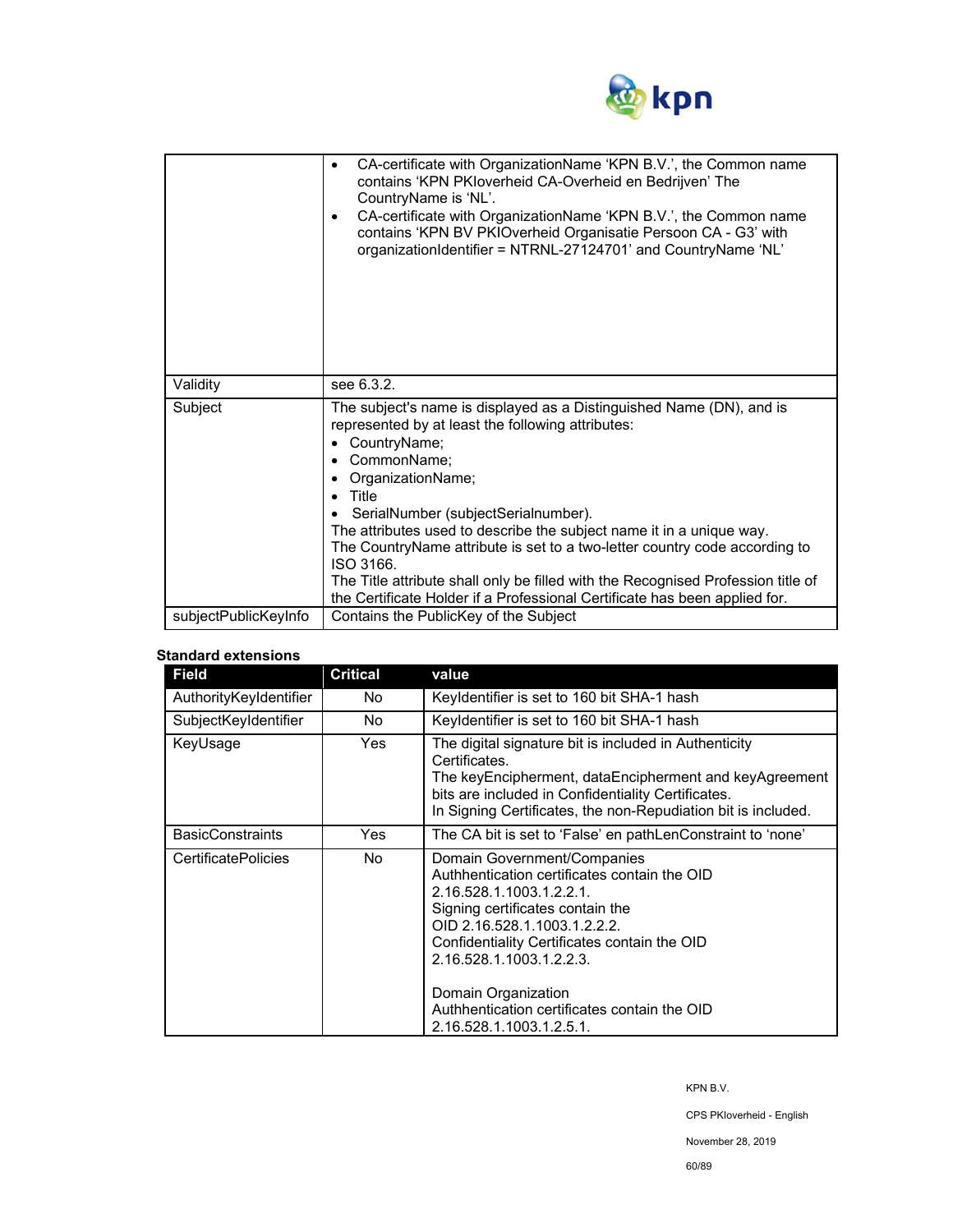| | |
|---|---|
| | • CA-certificate with OrganizationName 'KPN B.V.', the Common name contains 'KPN PKIoverheid CA-Overheid en Bedrijven' The CountryName is 'NL'.<br>• CA-certificate with OrganizationName 'KPN B.V.', the Common name contains 'KPN BV PKIOverheid Organisatie Persoon CA - G3' with organizationIdentifier = NTRNL-27124701' and CountryName 'NL' |
| Validity | see 6.3.2. |
| Subject | The subject's name is displayed as a Distinguished Name (DN), and is represented by at least the following attributes:<br>• CountryName;<br>• CommonName;<br>• OrganizationName;<br>• Title<br>• SerialNumber (subjectSerialnumber).<br>The attributes used to describe the subject name it in a unique way.<br>The CountryName attribute is set to a two-letter country code according to ISO 3166.<br>The Title attribute shall only be filled with the Recognised Profession title of the Certificate Holder if a Professional Certificate has been applied for. |
| subjectPublicKeyInfo | Contains the PublicKey of the Subject |

**Standard extensions**

| Field | Critical | value |
|---|---|---|
| AuthorityKeyIdentifier | No | KeyIdentifier is set to 160 bit SHA-1 hash |
| SubjectKeyIdentifier | No | KeyIdentifier is set to 160 bit SHA-1 hash |
| KeyUsage | Yes | The digital signature bit is included in Authenticity Certificates.<br>The keyEncipherment, dataEncipherment and keyAgreement bits are included in Confidentiality Certificates.<br>In Signing Certificates, the non-Repudiation bit is included. |
| BasicConstraints | Yes | The CA bit is set to 'False' en pathLenConstraint to 'none' |
| CertificatePolicies | No | Domain Government/Companies<br>Authhentication certificates contain the OID 2.16.528.1.1003.1.2.2.1.<br>Signing certificates contain the OID 2.16.528.1.1003.1.2.2.2.<br>Confidentiality Certificates contain the OID 2.16.528.1.1003.1.2.2.3.<br><br>Domain Organization<br>Authhentication certificates contain the OID 2.16.528.1.1003.1.2.5.1. |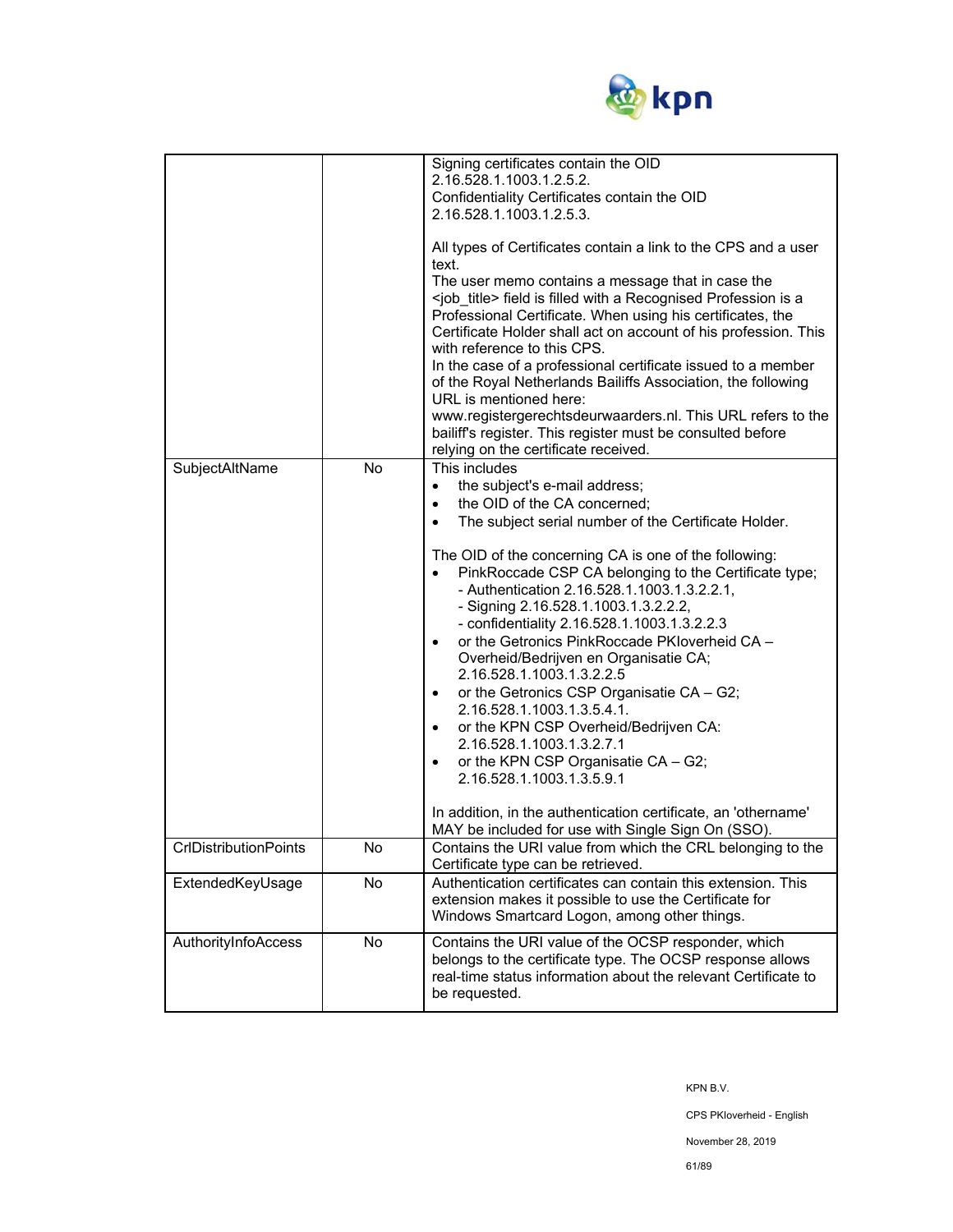| | | |
|---|---|---|
| | | Signing certificates contain the OID 2.16.528.1.1003.1.2.5.2.<br>Confidentiality Certificates contain the OID 2.16.528.1.1003.1.2.5.3.<br><br>All types of Certificates contain a link to the CPS and a user text.<br>The user memo contains a message that in case the <job_title> field is filled with a Recognised Profession is a Professional Certificate. When using his certificates, the Certificate Holder shall act on account of his profession. This with reference to this CPS.<br>In the case of a professional certificate issued to a member of the Royal Netherlands Bailiffs Association, the following URL is mentioned here: www.registergerechtsdeurwaarders.nl. This URL refers to the bailiff's register. This register must be consulted before relying on the certificate received. |
| SubjectAltName | No | This includes<br>• the subject's e-mail address;<br>• the OID of the CA concerned;<br>• The subject serial number of the Certificate Holder.<br><br>The OID of the concerning CA is one of the following:<br>• PinkRoccade CSP CA belonging to the Certificate type;<br>  - Authentication 2.16.528.1.1003.1.3.2.2.1,<br>  - Signing 2.16.528.1.1003.1.3.2.2.2,<br>  - confidentiality 2.16.528.1.1003.1.3.2.2.3<br>• or the Getronics PinkRoccade PKIoverheid CA – Overheid/Bedrijven en Organisatie CA; 2.16.528.1.1003.1.3.2.2.5<br>• or the Getronics CSP Organisatie CA – G2; 2.16.528.1.1003.1.3.5.4.1.<br>• or the KPN CSP Overheid/Bedrijven CA: 2.16.528.1.1003.1.3.2.7.1<br>• or the KPN CSP Organisatie CA – G2; 2.16.528.1.1003.1.3.5.9.1<br><br>In addition, in the authentication certificate, an 'othername' MAY be included for use with Single Sign On (SSO). |
| CrlDistributionPoints | No | Contains the URI value from which the CRL belonging to the Certificate type can be retrieved. |
| ExtendedKeyUsage | No | Authentication certificates can contain this extension. This extension makes it possible to use the Certificate for Windows Smartcard Logon, among other things. |
| AuthorityInfoAccess | No | Contains the URI value of the OCSP responder, which belongs to the certificate type. The OCSP response allows real-time status information about the relevant Certificate to be requested. |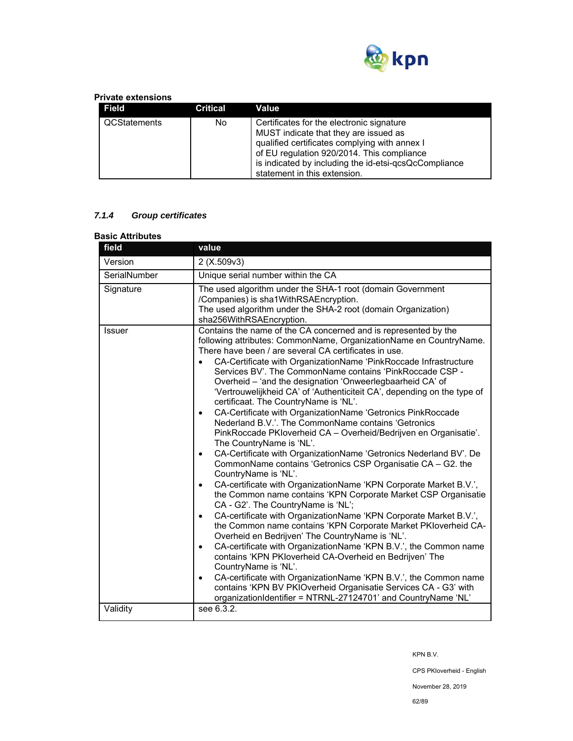**Private extensions**

| Field | Critical | Value |
|---|---|---|
| QCStatements | No | Certificates for the electronic signature MUST indicate that they are issued as qualified certificates complying with annex I of EU regulation 920/2014. This compliance is indicated by including the id-etsi-qcsQcCompliance statement in this extension. |

### *7.1.4 Group certificates*

**Basic Attributes**

| field | value |
|---|---|
| Version | 2 (X.509v3) |
| SerialNumber | Unique serial number within the CA |
| Signature | The used algorithm under the SHA-1 root (domain Government /Companies) is sha1WithRSAEncryption.<br>The used algorithm under the SHA-2 root (domain Organization) sha256WithRSAEncryption. |
| Issuer | Contains the name of the CA concerned and is represented by the following attributes: CommonName, OrganizationName en CountryName. There have been / are several CA certificates in use.<br>• CA-Certificate with OrganizationName 'PinkRoccade Infrastructure Services BV'. The CommonName contains 'PinkRoccade CSP - Overheid – 'and the designation 'Onweerlegbaarheid CA' of 'Vertrouwelijkheid CA' of 'Authenticiteit CA', depending on the type of certificaat. The CountryName is 'NL'.<br>• CA-Certificate with OrganizationName 'Getronics PinkRoccade Nederland B.V.'. The CommonName contains 'Getronics PinkRoccade PKIoverheid CA – Overheid/Bedrijven en Organisatie'. The CountryName is 'NL'.<br>• CA-Certificate with OrganizationName 'Getronics Nederland BV'. De CommonName contains 'Getronics CSP Organisatie CA – G2. the CountryName is 'NL'.<br>• CA-certificate with OrganizationName 'KPN Corporate Market B.V.', the Common name contains 'KPN Corporate Market CSP Organisatie CA - G2'. The CountryName is 'NL';<br>• CA-certificate with OrganizationName 'KPN Corporate Market B.V.', the Common name contains 'KPN Corporate Market PKIoverheid CA-Overheid en Bedrijven' The CountryName is 'NL'.<br>• CA-certificate with OrganizationName 'KPN B.V.', the Common name contains 'KPN PKIoverheid CA-Overheid en Bedrijven' The CountryName is 'NL'.<br>• CA-certificate with OrganizationName 'KPN B.V.', the Common name contains 'KPN BV PKIOverheid Organisatie Services CA - G3' with organizationIdentifier = NTRNL-27124701' and CountryName 'NL' |
| Validity | see 6.3.2. |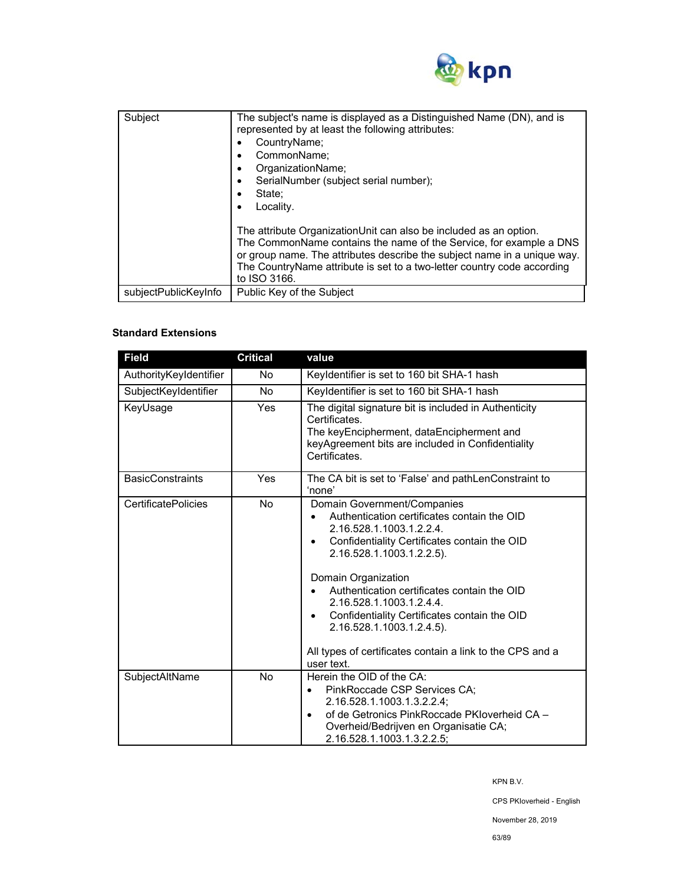| Subject | The subject's name is displayed as a Distinguished Name (DN), and is represented by at least the following attributes:<br>• CountryName;<br>• CommonName;<br>• OrganizationName;<br>• SerialNumber (subject serial number);<br>• State;<br>• Locality.<br><br>The attribute OrganizationUnit can also be included as an option. The CommonName contains the name of the Service, for example a DNS or group name. The attributes describe the subject name in a unique way. The CountryName attribute is set to a two-letter country code according to ISO 3166. |
|---|---|
| subjectPublicKeyInfo | Public Key of the Subject |

**Standard Extensions**

| Field | Critical | value |
|---|---|---|
| AuthorityKeyIdentifier | No | KeyIdentifier is set to 160 bit SHA-1 hash |
| SubjectKeyIdentifier | No | KeyIdentifier is set to 160 bit SHA-1 hash |
| KeyUsage | Yes | The digital signature bit is included in Authenticity Certificates.<br>The keyEncipherment, dataEncipherment and keyAgreement bits are included in Confidentiality Certificates. |
| BasicConstraints | Yes | The CA bit is set to 'False' and pathLenConstraint to 'none' |
| CertificatePolicies | No | Domain Government/Companies<br>• Authentication certificates contain the OID 2.16.528.1.1003.1.2.2.4.<br>• Confidentiality Certificates contain the OID 2.16.528.1.1003.1.2.2.5).<br><br>Domain Organization<br>• Authentication certificates contain the OID 2.16.528.1.1003.1.2.4.4.<br>• Confidentiality Certificates contain the OID 2.16.528.1.1003.1.2.4.5).<br><br>All types of certificates contain a link to the CPS and a user text. |
| SubjectAltName | No | Herein the OID of the CA:<br>• PinkRoccade CSP Services CA; 2.16.528.1.1003.1.3.2.2.4;<br>• of de Getronics PinkRoccade PKIoverheid CA – Overheid/Bedrijven en Organisatie CA; 2.16.528.1.1003.1.3.2.2.5; |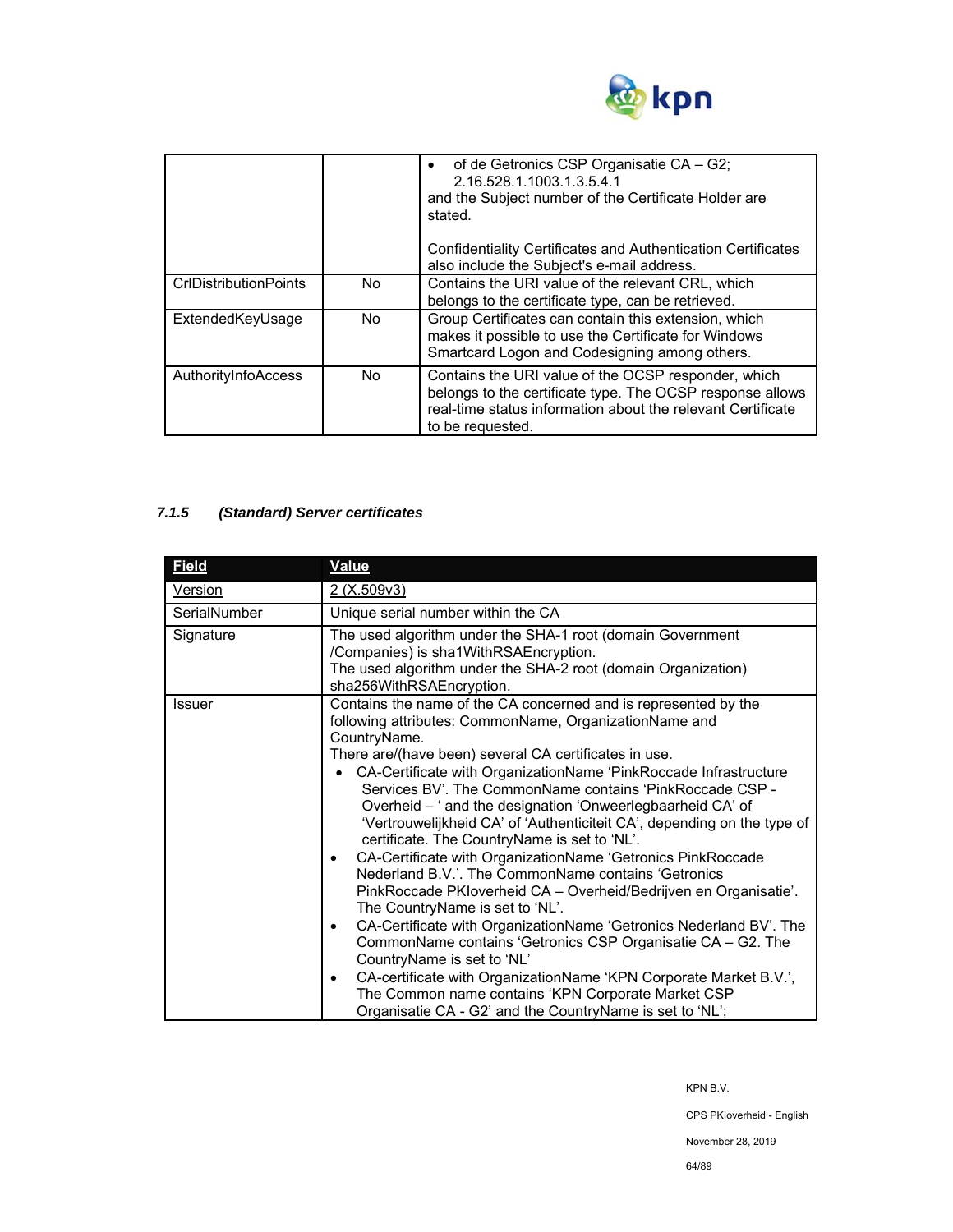| | | |
|---|---|---|
| | | • of de Getronics CSP Organisatie CA – G2; 2.16.528.1.1003.1.3.5.4.1<br>and the Subject number of the Certificate Holder are stated.<br><br>Confidentiality Certificates and Authentication Certificates also include the Subject's e-mail address. |
| CrlDistributionPoints | No | Contains the URI value of the relevant CRL, which belongs to the certificate type, can be retrieved. |
| ExtendedKeyUsage | No | Group Certificates can contain this extension, which makes it possible to use the Certificate for Windows Smartcard Logon and Codesigning among others. |
| AuthorityInfoAccess | No | Contains the URI value of the OCSP responder, which belongs to the certificate type. The OCSP response allows real-time status information about the relevant Certificate to be requested. |

### *7.1.5 (Standard) Server certificates*

| Field | Value |
|---|---|
| Version | 2 (X.509v3) |
| SerialNumber | Unique serial number within the CA |
| Signature | The used algorithm under the SHA-1 root (domain Government /Companies) is sha1WithRSAEncryption.<br>The used algorithm under the SHA-2 root (domain Organization) sha256WithRSAEncryption. |
| Issuer | Contains the name of the CA concerned and is represented by the following attributes: CommonName, OrganizationName and CountryName.<br>There are/(have been) several CA certificates in use.<br>• CA-Certificate with OrganizationName 'PinkRoccade Infrastructure Services BV'. The CommonName contains 'PinkRoccade CSP - Overheid – ' and the designation 'Onweerlegbaarheid CA' of 'Vertrouwelijkheid CA' of 'Authenticiteit CA', depending on the type of certificate. The CountryName is set to 'NL'.<br>• CA-Certificate with OrganizationName 'Getronics PinkRoccade Nederland B.V.'. The CommonName contains 'Getronics PinkRoccade PKIoverheid CA – Overheid/Bedrijven en Organisatie'. The CountryName is set to 'NL'.<br>• CA-Certificate with OrganizationName 'Getronics Nederland BV'. The CommonName contains 'Getronics CSP Organisatie CA – G2. The CountryName is set to 'NL'<br>• CA-certificate with OrganizationName 'KPN Corporate Market B.V.', The Common name contains 'KPN Corporate Market CSP Organisatie CA - G2' and the CountryName is set to 'NL'; |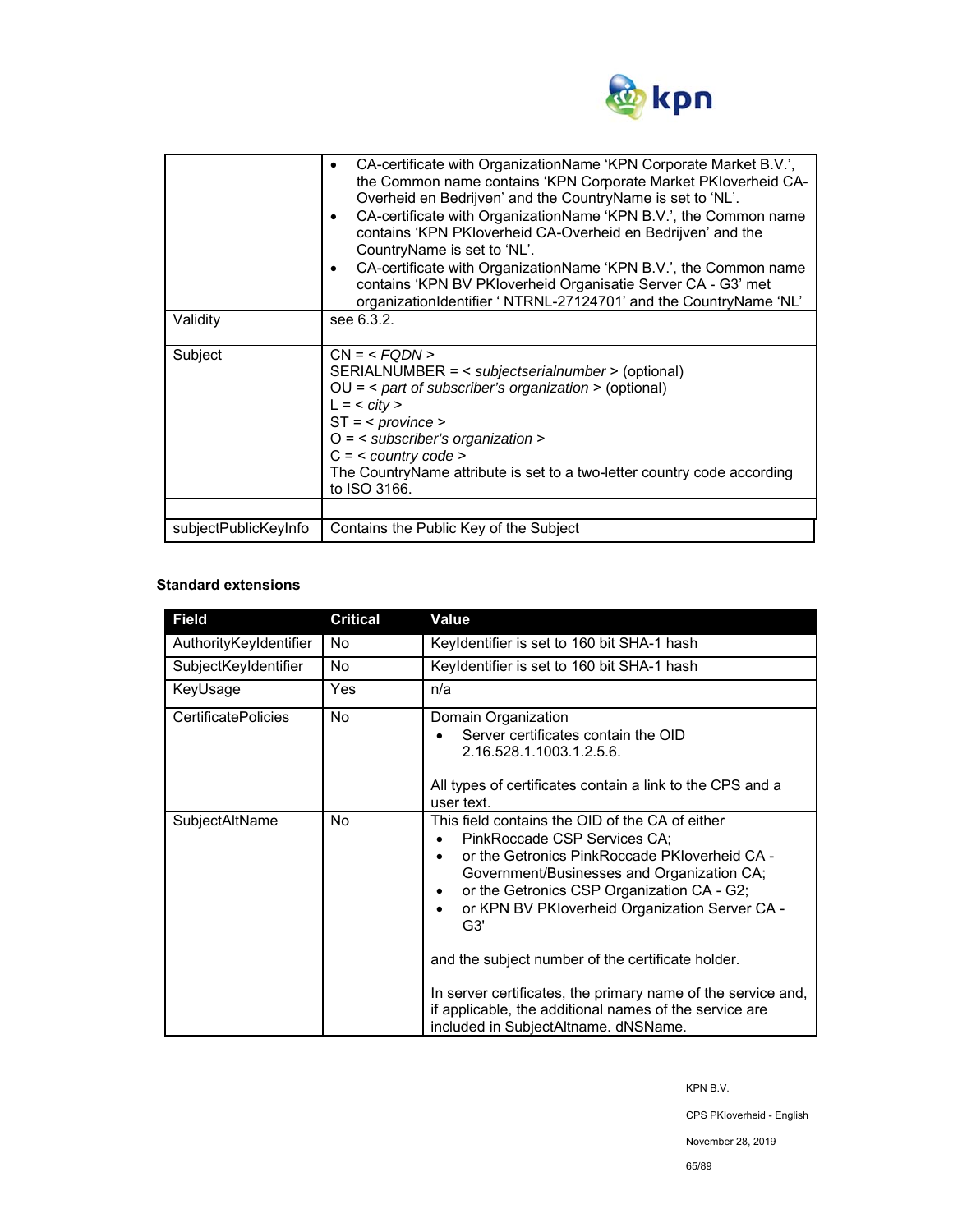| | |
|---|---|
| | • CA-certificate with OrganizationName 'KPN Corporate Market B.V.', the Common name contains 'KPN Corporate Market PKIoverheid CA-Overheid en Bedrijven' and the CountryName is set to 'NL'.<br>• CA-certificate with OrganizationName 'KPN B.V.', the Common name contains 'KPN PKIoverheid CA-Overheid en Bedrijven' and the CountryName is set to 'NL'.<br>• CA-certificate with OrganizationName 'KPN B.V.', the Common name contains 'KPN BV PKIoverheid Organisatie Server CA - G3' met organizationIdentifier ' NTRNL-27124701' and the CountryName 'NL' |
| Validity | see 6.3.2. |
| Subject | CN = < *FQDN* ><br>SERIALNUMBER = < *subjectserialnumber* > (optional)<br>OU = < *part of subscriber's organization* > (optional)<br>L = < *city* ><br>ST = < *province* ><br>O = < *subscriber's organization* ><br>C = < *country code* ><br>The CountryName attribute is set to a two-letter country code according to ISO 3166. |
| | |
| subjectPublicKeyInfo | Contains the Public Key of the Subject |

**Standard extensions**

| Field | Critical | Value |
|---|---|---|
| AuthorityKeyIdentifier | No | KeyIdentifier is set to 160 bit SHA-1 hash |
| SubjectKeyIdentifier | No | KeyIdentifier is set to 160 bit SHA-1 hash |
| KeyUsage | Yes | n/a |
| CertificatePolicies | No | Domain Organization<br>• Server certificates contain the OID 2.16.528.1.1003.1.2.5.6.<br><br>All types of certificates contain a link to the CPS and a user text. |
| SubjectAltName | No | This field contains the OID of the CA of either<br>• PinkRoccade CSP Services CA;<br>• or the Getronics PinkRoccade PKIoverheid CA - Government/Businesses and Organization CA;<br>• or the Getronics CSP Organization CA - G2;<br>• or KPN BV PKIoverheid Organization Server CA - G3'<br><br>and the subject number of the certificate holder.<br><br>In server certificates, the primary name of the service and, if applicable, the additional names of the service are included in SubjectAltname. dNSName. |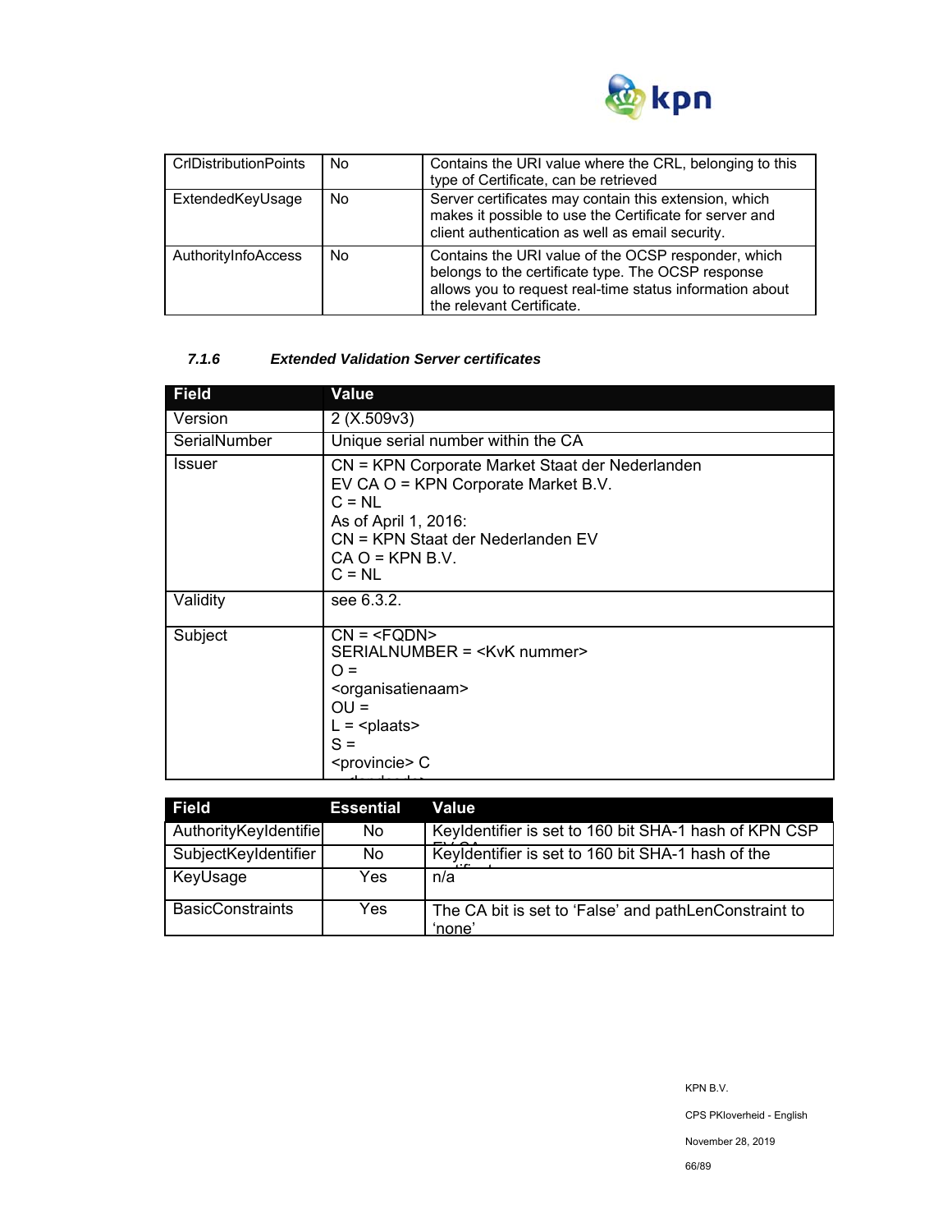| CrlDistributionPoints | No | Contains the URI value where the CRL, belonging to this type of Certificate, can be retrieved |
|---|---|---|
| ExtendedKeyUsage | No | Server certificates may contain this extension, which makes it possible to use the Certificate for server and client authentication as well as email security. |
| AuthorityInfoAccess | No | Contains the URI value of the OCSP responder, which belongs to the certificate type. The OCSP response allows you to request real-time status information about the relevant Certificate. |

#### *7.1.6 Extended Validation Server certificates*

| Field | Value |
|---|---|
| Version | 2 (X.509v3) |
| SerialNumber | Unique serial number within the CA |
| Issuer | CN = KPN Corporate Market Staat der Nederlanden EV CA O = KPN Corporate Market B.V.<br>C = NL<br>As of April 1, 2016:<br>CN = KPN Staat der Nederlanden EV CA O = KPN B.V.<br>C = NL |
| Validity | see 6.3.2. |
| Subject | CN = <FQDN><br>SERIALNUMBER = <KvK nummer><br>O = <organisatienaam><br>OU =<br>L = <plaats><br>S = <provincie> C |

| Field | Essential | Value |
|---|---|---|
| AuthorityKeyIdentifie | No | KeyIdentifier is set to 160 bit SHA-1 hash of KPN CSP EV CA |
| SubjectKeyIdentifier | No | KeyIdentifier is set to 160 bit SHA-1 hash of the certificate |
| KeyUsage | Yes | n/a |
| BasicConstraints | Yes | The CA bit is set to 'False' and pathLenConstraint to 'none' |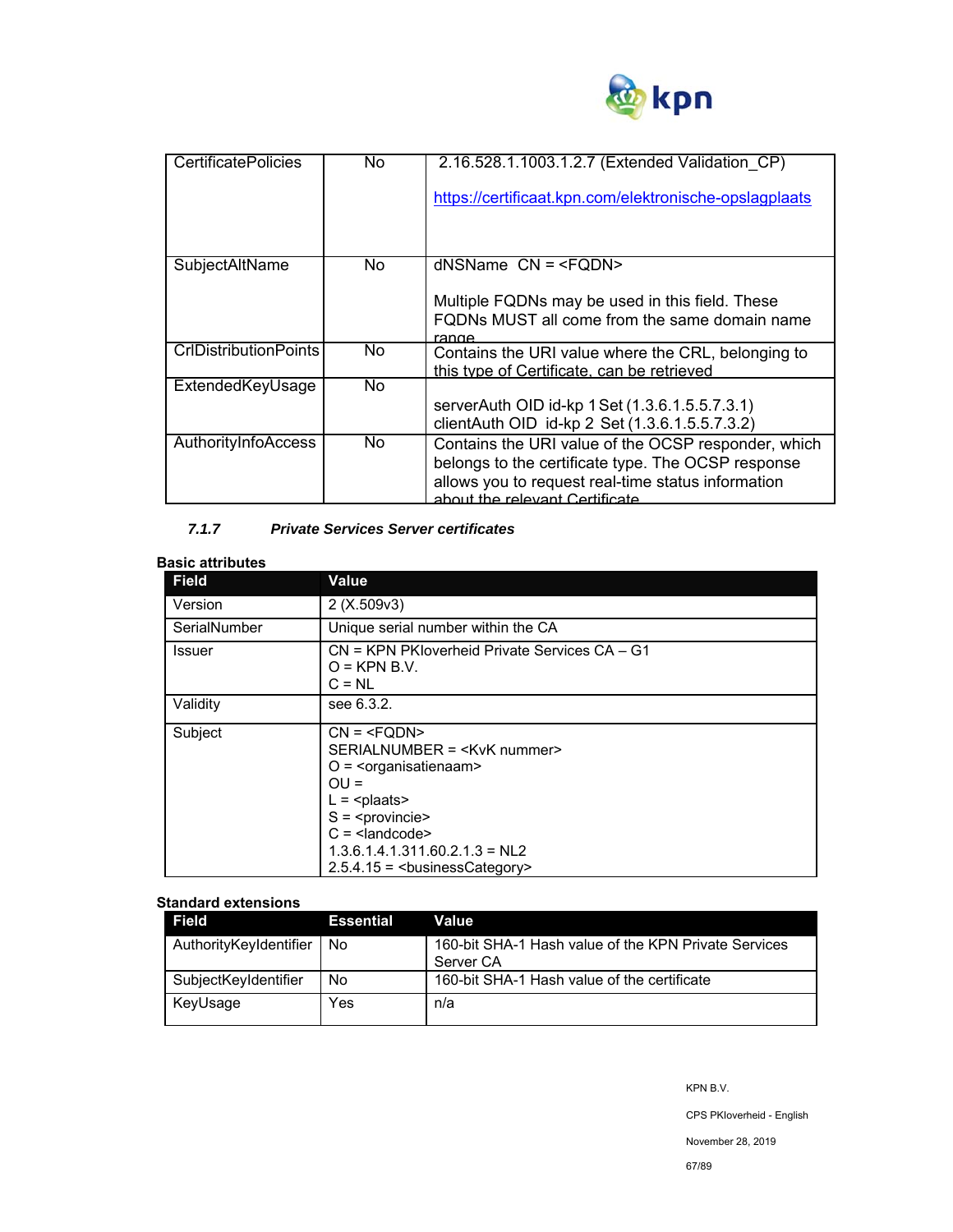| CertificatePolicies | No | 2.16.528.1.1003.1.2.7 (Extended Validation_CP)<br><br>https://certificaat.kpn.com/elektronische-opslagplaats |
|---|---|---|
| SubjectAltName | No | dNSName CN = <FQDN><br><br>Multiple FQDNs may be used in this field. These FQDNs MUST all come from the same domain name range |
| CrlDistributionPoints | No | Contains the URI value where the CRL, belonging to this type of Certificate, can be retrieved |
| ExtendedKeyUsage | No | serverAuth OID id-kp 1 Set (1.3.6.1.5.5.7.3.1)<br>clientAuth OID id-kp 2 Set (1.3.6.1.5.5.7.3.2) |
| AuthorityInfoAccess | No | Contains the URI value of the OCSP responder, which belongs to the certificate type. The OCSP response allows you to request real-time status information about the relevant Certificate |

### *7.1.7 Private Services Server certificates*

**Basic attributes**

| Field | Value |
|---|---|
| Version | 2 (X.509v3) |
| SerialNumber | Unique serial number within the CA |
| Issuer | CN = KPN PKIoverheid Private Services CA – G1<br>O = KPN B.V.<br>C = NL |
| Validity | see 6.3.2. |
| Subject | CN = <FQDN><br>SERIALNUMBER = <KvK nummer><br>O = <organisatienaam><br>OU =<br>L = <plaats><br>S = <provincie><br>C = <landcode><br>1.3.6.1.4.1.311.60.2.1.3 = NL2<br>2.5.4.15 = <businessCategory> |

**Standard extensions**

| Field | Essential | Value |
|---|---|---|
| AuthorityKeyIdentifier | No | 160-bit SHA-1 Hash value of the KPN Private Services Server CA |
| SubjectKeyIdentifier | No | 160-bit SHA-1 Hash value of the certificate |
| KeyUsage | Yes | n/a |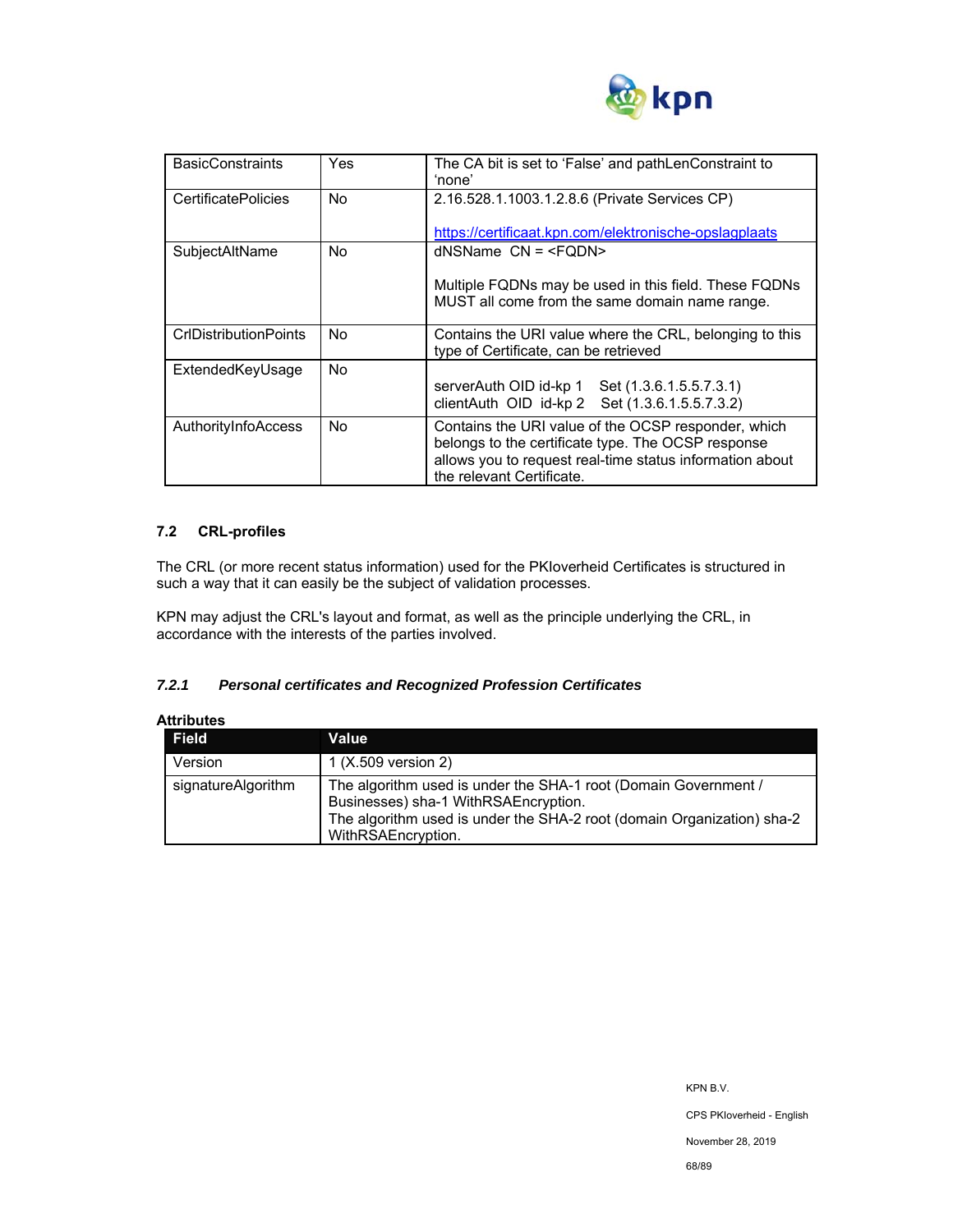| | | |
|---|---|---|
| BasicConstraints | Yes | The CA bit is set to 'False' and pathLenConstraint to 'none' |
| CertificatePolicies | No | 2.16.528.1.1003.1.2.8.6 (Private Services CP)<br><br>https://certificaat.kpn.com/elektronische-opslagplaats |
| SubjectAltName | No | dNSName CN = <FQDN><br><br>Multiple FQDNs may be used in this field. These FQDNs MUST all come from the same domain name range. |
| CrlDistributionPoints | No | Contains the URI value where the CRL, belonging to this type of Certificate, can be retrieved |
| ExtendedKeyUsage | No | serverAuth OID id-kp 1 Set (1.3.6.1.5.5.7.3.1)<br>clientAuth OID id-kp 2 Set (1.3.6.1.5.5.7.3.2) |
| AuthorityInfoAccess | No | Contains the URI value of the OCSP responder, which belongs to the certificate type. The OCSP response allows you to request real-time status information about the relevant Certificate. |

## 7.2 CRL-profiles

The CRL (or more recent status information) used for the PKIoverheid Certificates is structured in such a way that it can easily be the subject of validation processes.

KPN may adjust the CRL's layout and format, as well as the principle underlying the CRL, in accordance with the interests of the parties involved.

### *7.2.1 Personal certificates and Recognized Profession Certificates*

**Attributes**

| Field | Value |
|---|---|
| Version | 1 (X.509 version 2) |
| signatureAlgorithm | The algorithm used is under the SHA-1 root (Domain Government / Businesses) sha-1 WithRSAEncryption.<br>The algorithm used is under the SHA-2 root (domain Organization) sha-2 WithRSAEncryption. |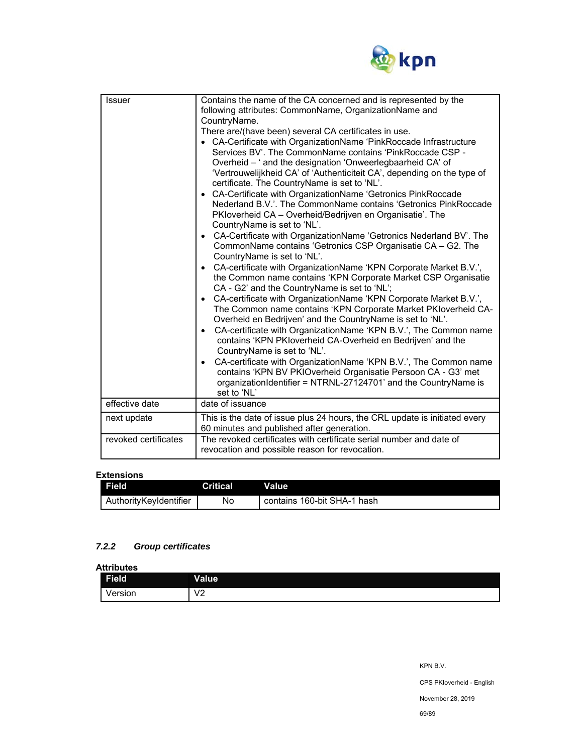| | |
|---|---|
| Issuer | Contains the name of the CA concerned and is represented by the following attributes: CommonName, OrganizationName and CountryName.<br>There are/(have been) several CA certificates in use.<br>• CA-Certificate with OrganizationName 'PinkRoccade Infrastructure Services BV'. The CommonName contains 'PinkRoccade CSP - Overheid – ' and the designation 'Onweerlegbaarheid CA' of 'Vertrouwelijkheid CA' of 'Authenticiteit CA', depending on the type of certificate. The CountryName is set to 'NL'.<br>• CA-Certificate with OrganizationName 'Getronics PinkRoccade Nederland B.V.'. The CommonName contains 'Getronics PinkRoccade PKIoverheid CA – Overheid/Bedrijven en Organisatie'. The CountryName is set to 'NL'.<br>• CA-Certificate with OrganizationName 'Getronics Nederland BV'. The CommonName contains 'Getronics CSP Organisatie CA – G2. The CountryName is set to 'NL'.<br>• CA-certificate with OrganizationName 'KPN Corporate Market B.V.', the Common name contains 'KPN Corporate Market CSP Organisatie CA - G2' and the CountryName is set to 'NL';<br>• CA-certificate with OrganizationName 'KPN Corporate Market B.V.', The Common name contains 'KPN Corporate Market PKIoverheid CA-Overheid en Bedrijven' and the CountryName is set to 'NL'.<br>• CA-certificate with OrganizationName 'KPN B.V.', The Common name contains 'KPN PKIoverheid CA-Overheid en Bedrijven' and the CountryName is set to 'NL'.<br>• CA-certificate with OrganizationName 'KPN B.V.', The Common name contains 'KPN BV PKIOverheid Organisatie Persoon CA - G3' met organizationIdentifier = NTRNL-27124701' and the CountryName is set to 'NL' |
| effective date | date of issuance |
| next update | This is the date of issue plus 24 hours, the CRL update is initiated every 60 minutes and published after generation. |
| revoked certificates | The revoked certificates with certificate serial number and date of revocation and possible reason for revocation. |

**Extensions**

| Field | Critical | Value |
|---|---|---|
| AuthorityKeyIdentifier | No | contains 160-bit SHA-1 hash |

### *7.2.2 Group certificates*

**Attributes**

| Field | Value |
|---|---|
| Version | V2 |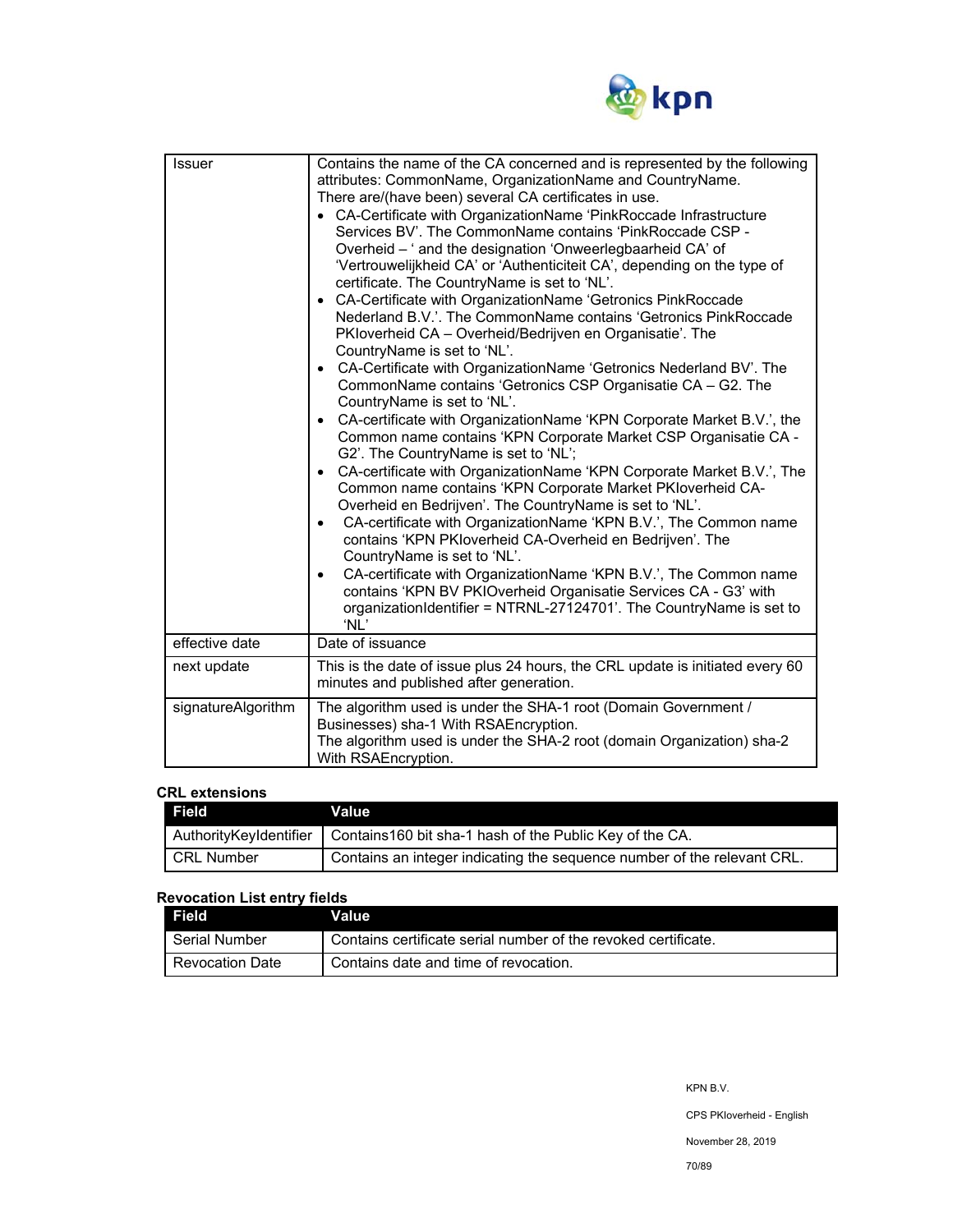| | |
|---|---|
| Issuer | Contains the name of the CA concerned and is represented by the following attributes: CommonName, OrganizationName and CountryName.<br>There are/(have been) several CA certificates in use.<br>• CA-Certificate with OrganizationName ‘PinkRoccade Infrastructure Services BV’. The CommonName contains ‘PinkRoccade CSP - Overheid – ‘ and the designation ‘Onweerlegbaarheid CA’ of ‘Vertrouwelijkheid CA’ or ‘Authenticiteit CA’, depending on the type of certificate. The CountryName is set to ‘NL’.<br>• CA-Certificate with OrganizationName ‘Getronics PinkRoccade Nederland B.V.’. The CommonName contains ‘Getronics PinkRoccade PKIoverheid CA – Overheid/Bedrijven en Organisatie’. The CountryName is set to ‘NL’.<br>• CA-Certificate with OrganizationName ‘Getronics Nederland BV’. The CommonName contains ‘Getronics CSP Organisatie CA – G2. The CountryName is set to ‘NL’.<br>• CA-certificate with OrganizationName ‘KPN Corporate Market B.V.’, the Common name contains ‘KPN Corporate Market CSP Organisatie CA - G2’. The CountryName is set to ‘NL’;<br>• CA-certificate with OrganizationName ‘KPN Corporate Market B.V.’, The Common name contains ‘KPN Corporate Market PKIoverheid CA-Overheid en Bedrijven’. The CountryName is set to ‘NL’.<br>• CA-certificate with OrganizationName ‘KPN B.V.’, The Common name contains ‘KPN PKIoverheid CA-Overheid en Bedrijven’. The CountryName is set to ‘NL’.<br>• CA-certificate with OrganizationName ‘KPN B.V.’, The Common name contains ‘KPN BV PKIOverheid Organisatie Services CA - G3’ with organizationIdentifier = NTRNL-27124701’. The CountryName is set to ‘NL’ |
| effective date | Date of issuance |
| next update | This is the date of issue plus 24 hours, the CRL update is initiated every 60 minutes and published after generation. |
| signatureAlgorithm | The algorithm used is under the SHA-1 root (Domain Government / Businesses) sha-1 With RSAEncryption.<br>The algorithm used is under the SHA-2 root (domain Organization) sha-2 With RSAEncryption. |

**CRL extensions**

| Field | Value |
|---|---|
| AuthorityKeyIdentifier | Contains160 bit sha-1 hash of the Public Key of the CA. |
| CRL Number | Contains an integer indicating the sequence number of the relevant CRL. |

**Revocation List entry fields**

| Field | Value |
|---|---|
| Serial Number | Contains certificate serial number of the revoked certificate. |
| Revocation Date | Contains date and time of revocation. |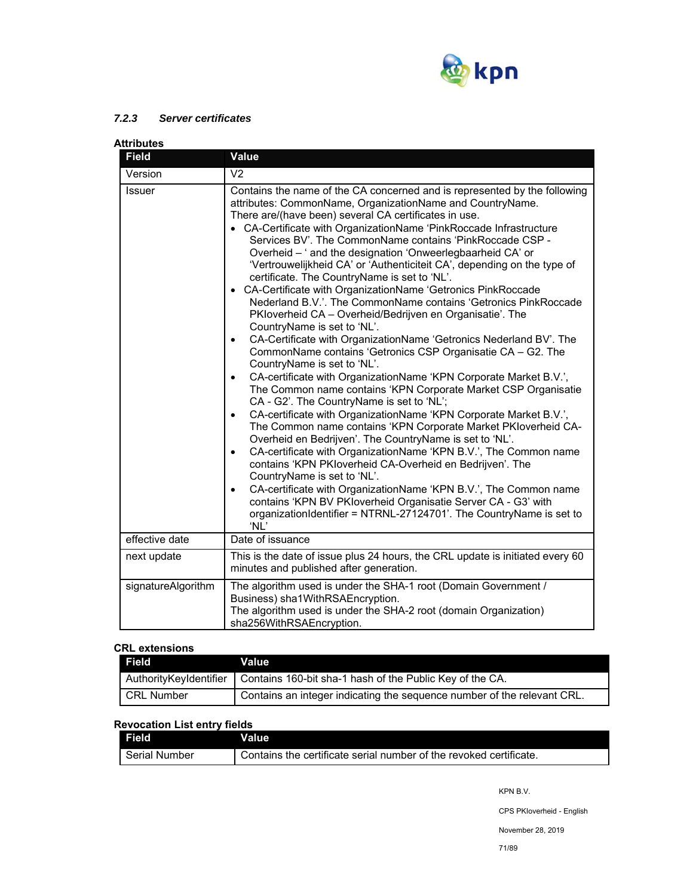### 7.2.3 *Server certificates*

**Attributes**

| Field | Value |
|---|---|
| Version | V2 |
| Issuer | Contains the name of the CA concerned and is represented by the following attributes: CommonName, OrganizationName and CountryName.<br>There are/(have been) several CA certificates in use.<br>• CA-Certificate with OrganizationName 'PinkRoccade Infrastructure Services BV'. The CommonName contains 'PinkRoccade CSP - Overheid – ' and the designation 'Onweerlegbaarheid CA' or 'Vertrouwelijkheid CA' or 'Authenticiteit CA', depending on the type of certificate. The CountryName is set to 'NL'.<br>• CA-Certificate with OrganizationName 'Getronics PinkRoccade Nederland B.V.'. The CommonName contains 'Getronics PinkRoccade PKIoverheid CA – Overheid/Bedrijven en Organisatie'. The CountryName is set to 'NL'.<br>• CA-Certificate with OrganizationName 'Getronics Nederland BV'. The CommonName contains 'Getronics CSP Organisatie CA – G2. The CountryName is set to 'NL'.<br>• CA-certificate with OrganizationName 'KPN Corporate Market B.V.', The Common name contains 'KPN Corporate Market CSP Organisatie CA - G2'. The CountryName is set to 'NL';<br>• CA-certificate with OrganizationName 'KPN Corporate Market B.V.', The Common name contains 'KPN Corporate Market PKIoverheid CA-Overheid en Bedrijven'. The CountryName is set to 'NL'.<br>• CA-certificate with OrganizationName 'KPN B.V.', The Common name contains 'KPN PKIoverheid CA-Overheid en Bedrijven'. The CountryName is set to 'NL'.<br>• CA-certificate with OrganizationName 'KPN B.V.', The Common name contains 'KPN BV PKIoverheid Organisatie Server CA - G3' with organizationIdentifier = NTRNL-27124701'. The CountryName is set to 'NL' |
| effective date | Date of issuance |
| next update | This is the date of issue plus 24 hours, the CRL update is initiated every 60 minutes and published after generation. |
| signatureAlgorithm | The algorithm used is under the SHA-1 root (Domain Government / Business) sha1WithRSAEncryption.<br>The algorithm used is under the SHA-2 root (domain Organization) sha256WithRSAEncryption. |

**CRL extensions**

| Field | Value |
|---|---|
| AuthorityKeyIdentifier | Contains 160-bit sha-1 hash of the Public Key of the CA. |
| CRL Number | Contains an integer indicating the sequence number of the relevant CRL. |

**Revocation List entry fields**

| Field | Value |
|---|---|
| Serial Number | Contains the certificate serial number of the revoked certificate. |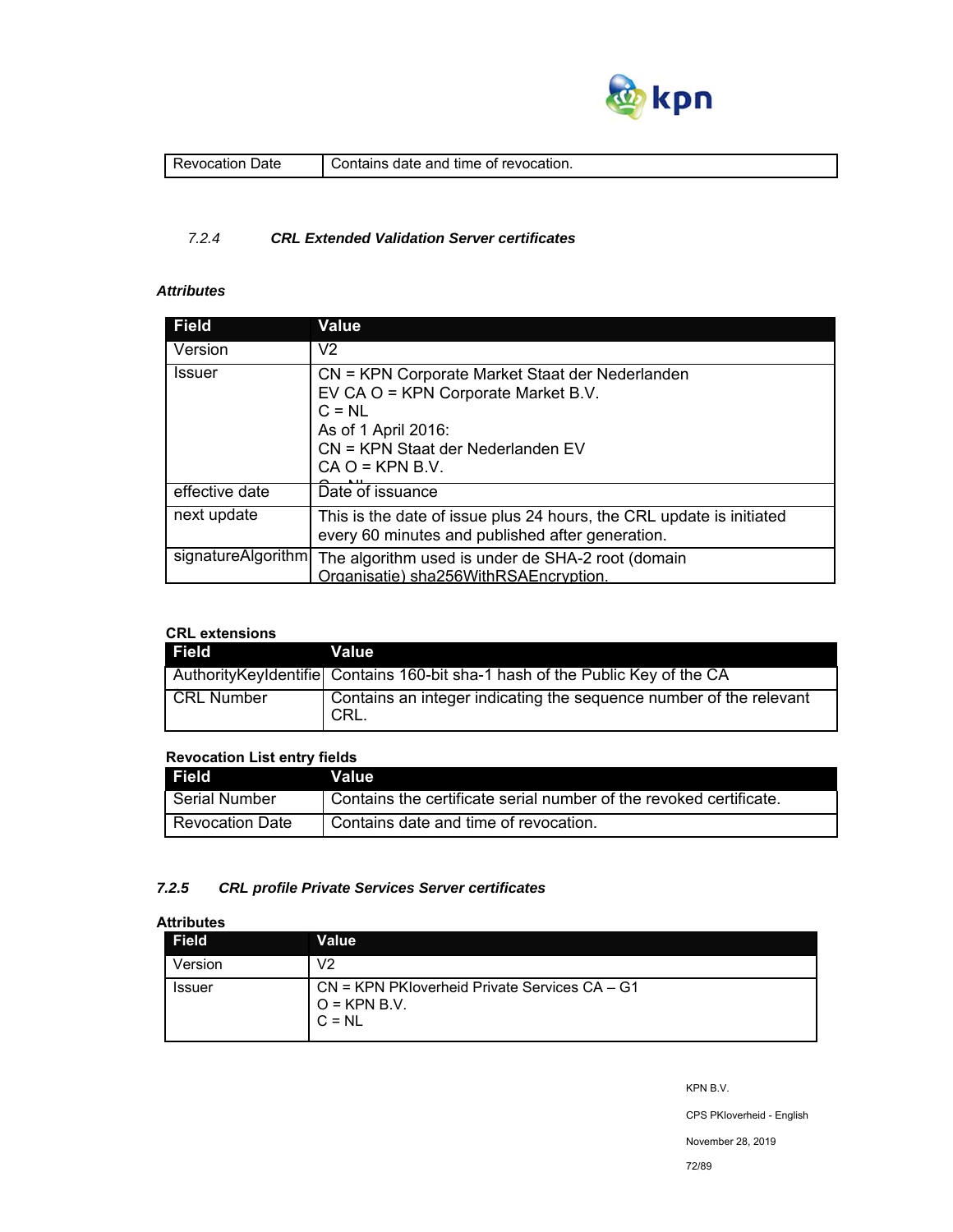| Revocation Date | Contains date and time of revocation. |
|---|---|

### 7.2.4 CRL Extended Validation Server certificates

***Attributes***

| Field | Value |
|---|---|
| Version | V2 |
| Issuer | CN = KPN Corporate Market Staat der Nederlanden EV CA O = KPN Corporate Market B.V.<br>C = NL<br>As of 1 April 2016:<br>CN = KPN Staat der Nederlanden EV CA O = KPN B.V.<br>C = NL |
| effective date | Date of issuance |
| next update | This is the date of issue plus 24 hours, the CRL update is initiated every 60 minutes and published after generation. |
| signatureAlgorithm | The algorithm used is under de SHA-2 root (domain Organisatie) sha256WithRSAEncryption. |

**CRL extensions**

| Field | Value |
|---|---|
| AuthorityKeyIdentifie | Contains 160-bit sha-1 hash of the Public Key of the CA |
| CRL Number | Contains an integer indicating the sequence number of the relevant CRL. |

**Revocation List entry fields**

| Field | Value |
|---|---|
| Serial Number | Contains the certificate serial number of the revoked certificate. |
| Revocation Date | Contains date and time of revocation. |

### 7.2.5 CRL profile Private Services Server certificates

**Attributes**

| Field | Value |
|---|---|
| Version | V2 |
| Issuer | CN = KPN PKIoverheid Private Services CA – G1<br>O = KPN B.V.<br>C = NL |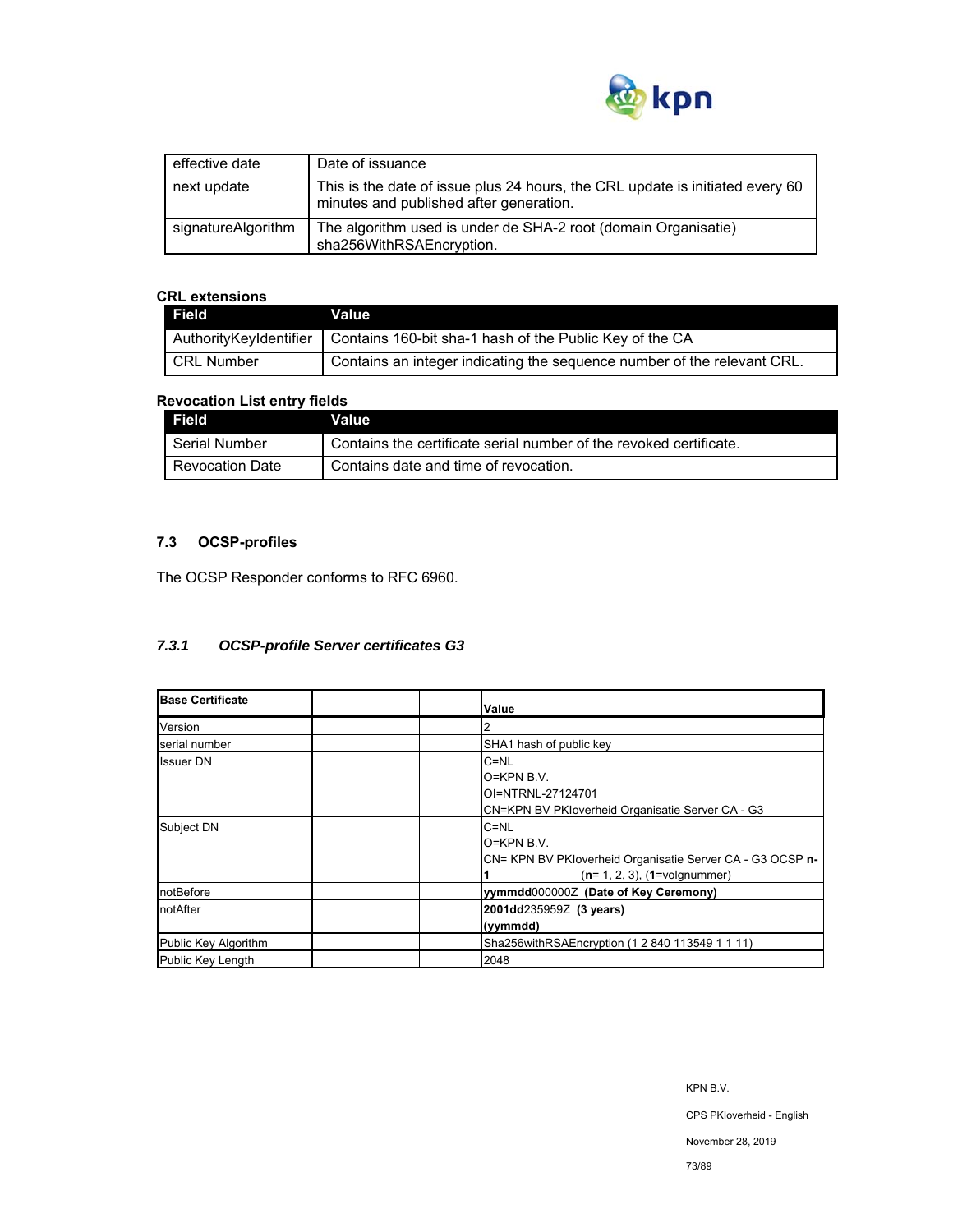| | |
|---|---|
| effective date | Date of issuance |
| next update | This is the date of issue plus 24 hours, the CRL update is initiated every 60 minutes and published after generation. |
| signatureAlgorithm | The algorithm used is under de SHA-2 root (domain Organisatie) sha256WithRSAEncryption. |

**CRL extensions**

| Field | Value |
|---|---|
| AuthorityKeyIdentifier | Contains 160-bit sha-1 hash of the Public Key of the CA |
| CRL Number | Contains an integer indicating the sequence number of the relevant CRL. |

**Revocation List entry fields**

| Field | Value |
|---|---|
| Serial Number | Contains the certificate serial number of the revoked certificate. |
| Revocation Date | Contains date and time of revocation. |

### 7.3 OCSP-profiles

The OCSP Responder conforms to RFC 6960.

#### *7.3.1 OCSP-profile Server certificates G3*

| **Base Certificate** | | | | **Value** |
|---|---|---|---|---|
| Version | | | | 2 |
| serial number | | | | SHA1 hash of public key |
| Issuer DN | | | | C=NL<br>O=KPN B.V.<br>OI=NTRNL-27124701<br>CN=KPN BV PKIoverheid Organisatie Server CA - G3 |
| Subject DN | | | | C=NL<br>O=KPN B.V.<br>CN= KPN BV PKIoverheid Organisatie Server CA - G3 OCSP **n-1** (**n**= 1, 2, 3), (**1**=volgnummer) |
| notBefore | | | | **yymmdd**000000Z **(Date of Key Ceremony)** |
| notAfter | | | | **2001dd**235959Z **(3 years) (yymmdd)** |
| Public Key Algorithm | | | | Sha256withRSAEncryption (1 2 840 113549 1 1 11) |
| Public Key Length | | | | 2048 |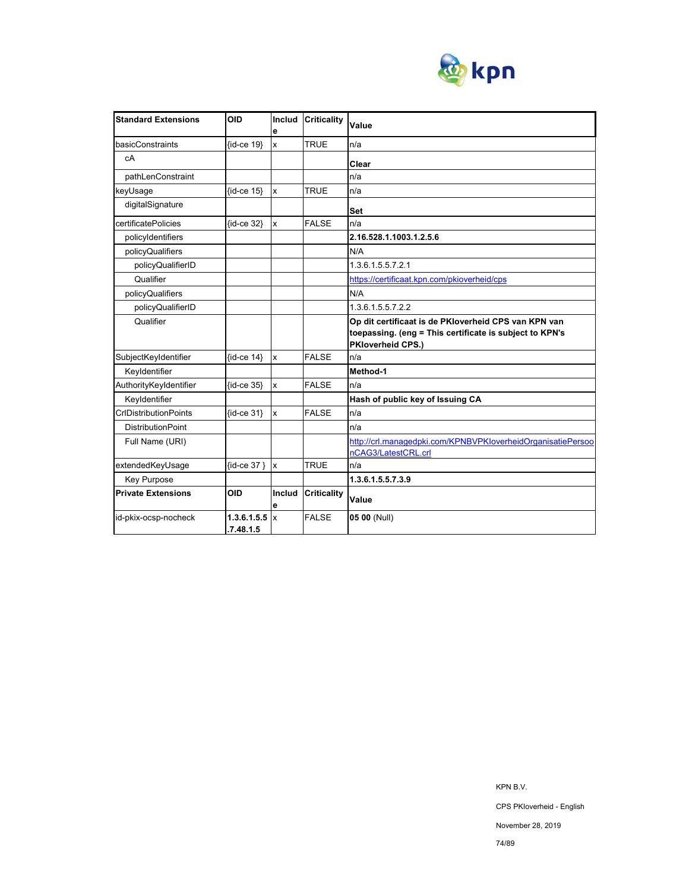| **Standard Extensions** | **OID** | **Include** | **Criticality** | **Value** |
|---|---|---|---|---|
| basicConstraints | {id-ce 19} | x | TRUE | n/a |
| cA | | | | **Clear** |
| pathLenConstraint | | | | n/a |
| keyUsage | {id-ce 15} | x | TRUE | n/a |
| digitalSignature | | | | **Set** |
| certificatePolicies | {id-ce 32} | x | FALSE | n/a |
| policyIdentifiers | | | | **2.16.528.1.1003.1.2.5.6** |
| policyQualifiers | | | | N/A |
| policyQualifierID | | | | 1.3.6.1.5.5.7.2.1 |
| Qualifier | | | | https://certificaat.kpn.com/pkioverheid/cps |
| policyQualifiers | | | | N/A |
| policyQualifierID | | | | 1.3.6.1.5.5.7.2.2 |
| Qualifier | | | | **Op dit certificaat is de PKIoverheid CPS van KPN van toepassing. (eng = This certificate is subject to KPN's PKIoverheid CPS.)** |
| SubjectKeyIdentifier | {id-ce 14} | x | FALSE | n/a |
| KeyIdentifier | | | | **Method-1** |
| AuthorityKeyIdentifier | {id-ce 35} | x | FALSE | n/a |
| KeyIdentifier | | | | **Hash of public key of Issuing CA** |
| CrlDistributionPoints | {id-ce 31} | x | FALSE | n/a |
| DistributionPoint | | | | n/a |
| Full Name (URI) | | | | http://crl.managedpki.com/KPNBVPKIoverheidOrganisatiePersoonCAG3/LatestCRL.crl |
| extendedKeyUsage | {id-ce 37 } | x | TRUE | n/a |
| Key Purpose | | | | **1.3.6.1.5.5.7.3.9** |
| **Private Extensions** | **OID** | **Include** | **Criticality** | **Value** |
| id-pkix-ocsp-nocheck | **1.3.6.1.5.5.7.48.1.5** | x | FALSE | **05 00** (Null) |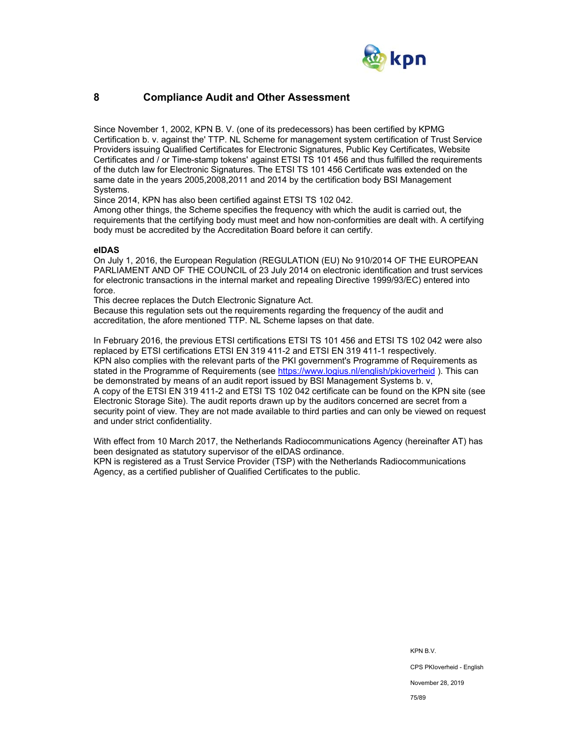# 8 Compliance Audit and Other Assessment

Since November 1, 2002, KPN B. V. (one of its predecessors) has been certified by KPMG Certification b. v. against the' TTP. NL Scheme for management system certification of Trust Service Providers issuing Qualified Certificates for Electronic Signatures, Public Key Certificates, Website Certificates and / or Time-stamp tokens' against ETSI TS 101 456 and thus fulfilled the requirements of the dutch law for Electronic Signatures. The ETSI TS 101 456 Certificate was extended on the same date in the years 2005,2008,2011 and 2014 by the certification body BSI Management Systems.
Since 2014, KPN has also been certified against ETSI TS 102 042.
Among other things, the Scheme specifies the frequency with which the audit is carried out, the requirements that the certifying body must meet and how non-conformities are dealt with. A certifying body must be accredited by the Accreditation Board before it can certify.

**eIDAS**
On July 1, 2016, the European Regulation (REGULATION (EU) No 910/2014 OF THE EUROPEAN PARLIAMENT AND OF THE COUNCIL of 23 July 2014 on electronic identification and trust services for electronic transactions in the internal market and repealing Directive 1999/93/EC) entered into force.
This decree replaces the Dutch Electronic Signature Act.
Because this regulation sets out the requirements regarding the frequency of the audit and accreditation, the afore mentioned TTP. NL Scheme lapses on that date.

In February 2016, the previous ETSI certifications ETSI TS 101 456 and ETSI TS 102 042 were also replaced by ETSI certifications ETSI EN 319 411-2 and ETSI EN 319 411-1 respectively.
KPN also complies with the relevant parts of the PKI government's Programme of Requirements as stated in the Programme of Requirements (see https://www.logius.nl/english/pkioverheid ). This can be demonstrated by means of an audit report issued by BSI Management Systems b. v,
A copy of the ETSI EN 319 411-2 and ETSI TS 102 042 certificate can be found on the KPN site (see Electronic Storage Site). The audit reports drawn up by the auditors concerned are secret from a security point of view. They are not made available to third parties and can only be viewed on request and under strict confidentiality.

With effect from 10 March 2017, the Netherlands Radiocommunications Agency (hereinafter AT) has been designated as statutory supervisor of the eIDAS ordinance.
KPN is registered as a Trust Service Provider (TSP) with the Netherlands Radiocommunications Agency, as a certified publisher of Qualified Certificates to the public.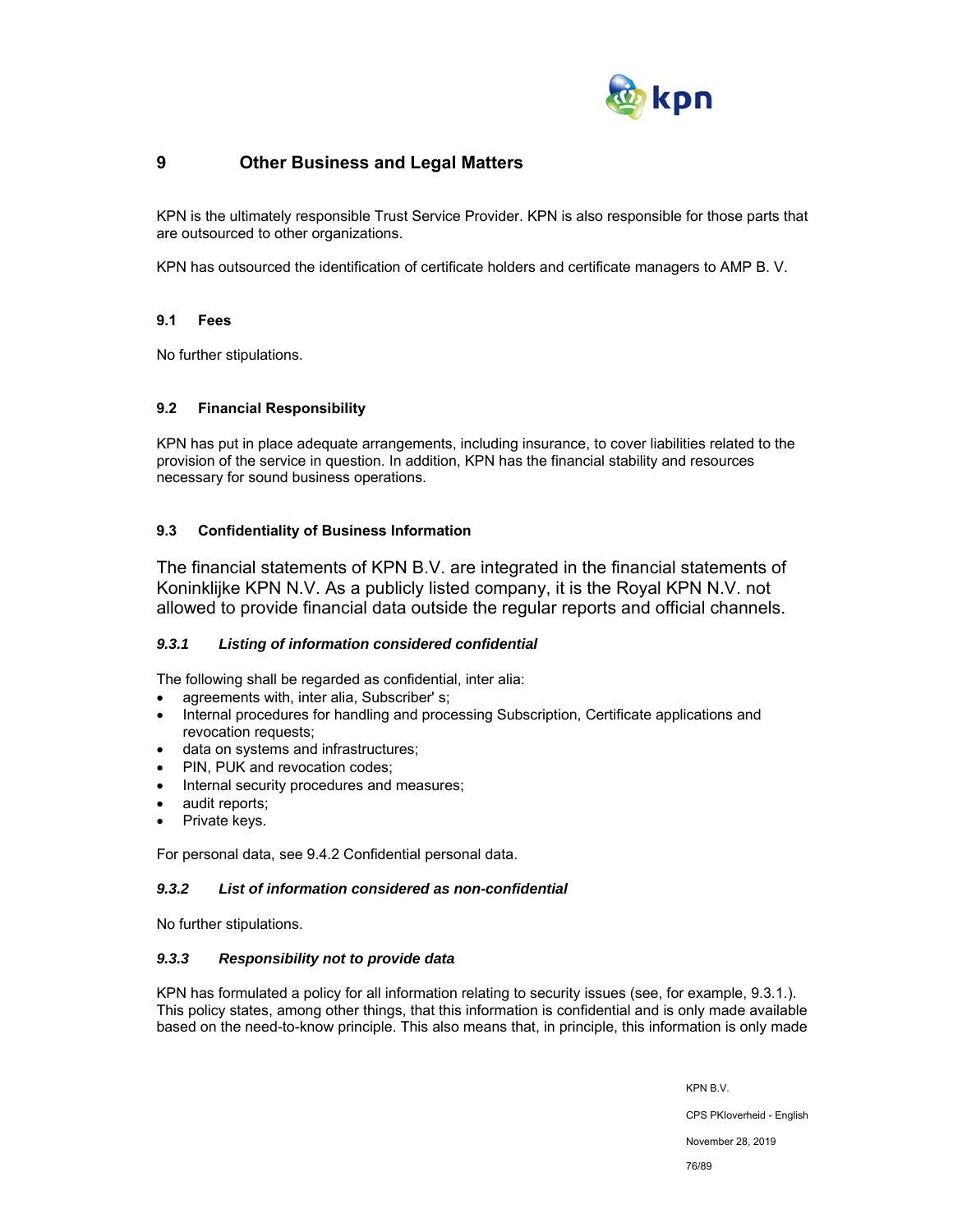# 9 Other Business and Legal Matters

KPN is the ultimately responsible Trust Service Provider. KPN is also responsible for those parts that are outsourced to other organizations.

KPN has outsourced the identification of certificate holders and certificate managers to AMP B. V.

## 9.1 Fees

No further stipulations.

## 9.2 Financial Responsibility

KPN has put in place adequate arrangements, including insurance, to cover liabilities related to the provision of the service in question. In addition, KPN has the financial stability and resources necessary for sound business operations.

## 9.3 Confidentiality of Business Information

The financial statements of KPN B.V. are integrated in the financial statements of Koninklijke KPN N.V. As a publicly listed company, it is the Royal KPN N.V. not allowed to provide financial data outside the regular reports and official channels.

### *9.3.1 Listing of information considered confidential*

The following shall be regarded as confidential, inter alia:

- agreements with, inter alia, Subscriber' s;
- Internal procedures for handling and processing Subscription, Certificate applications and revocation requests;
- data on systems and infrastructures;
- PIN, PUK and revocation codes;
- Internal security procedures and measures;
- audit reports;
- Private keys.

For personal data, see 9.4.2 Confidential personal data.

### *9.3.2 List of information considered as non-confidential*

No further stipulations.

### *9.3.3 Responsibility not to provide data*

KPN has formulated a policy for all information relating to security issues (see, for example, 9.3.1.). This policy states, among other things, that this information is confidential and is only made available based on the need-to-know principle. This also means that, in principle, this information is only made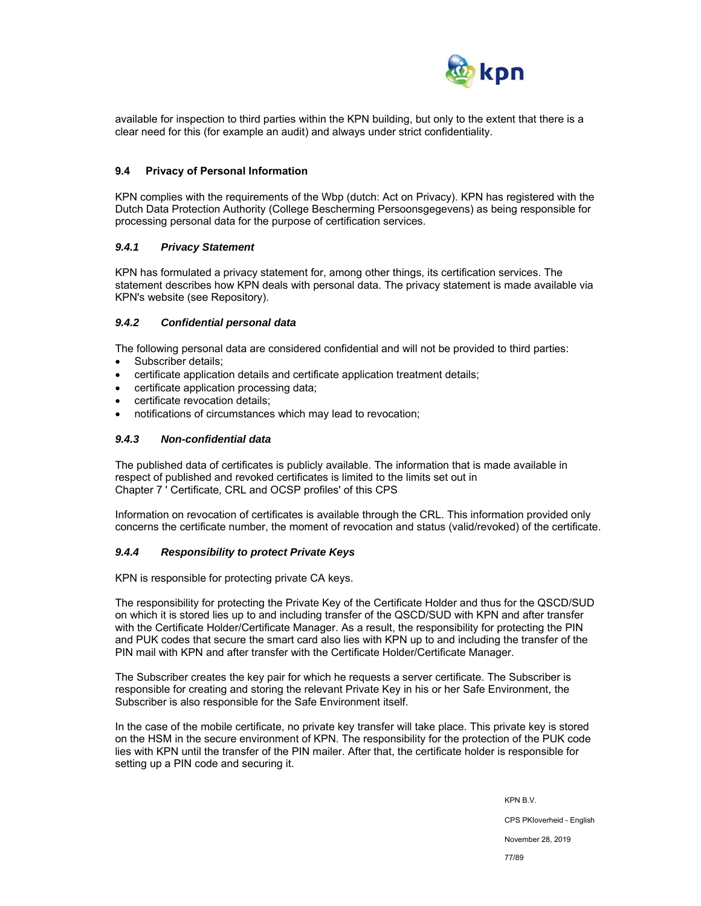available for inspection to third parties within the KPN building, but only to the extent that there is a clear need for this (for example an audit) and always under strict confidentiality.

## 9.4 Privacy of Personal Information

KPN complies with the requirements of the Wbp (dutch: Act on Privacy). KPN has registered with the Dutch Data Protection Authority (College Bescherming Persoonsgegevens) as being responsible for processing personal data for the purpose of certification services.

### *9.4.1 Privacy Statement*

KPN has formulated a privacy statement for, among other things, its certification services. The statement describes how KPN deals with personal data. The privacy statement is made available via KPN's website (see Repository).

### *9.4.2 Confidential personal data*

The following personal data are considered confidential and will not be provided to third parties:

- Subscriber details;
- certificate application details and certificate application treatment details;
- certificate application processing data;
- certificate revocation details;
- notifications of circumstances which may lead to revocation;

### *9.4.3 Non-confidential data*

The published data of certificates is publicly available. The information that is made available in respect of published and revoked certificates is limited to the limits set out in Chapter 7 ' Certificate, CRL and OCSP profiles' of this CPS

Information on revocation of certificates is available through the CRL. This information provided only concerns the certificate number, the moment of revocation and status (valid/revoked) of the certificate.

### *9.4.4 Responsibility to protect Private Keys*

KPN is responsible for protecting private CA keys.

The responsibility for protecting the Private Key of the Certificate Holder and thus for the QSCD/SUD on which it is stored lies up to and including transfer of the QSCD/SUD with KPN and after transfer with the Certificate Holder/Certificate Manager. As a result, the responsibility for protecting the PIN and PUK codes that secure the smart card also lies with KPN up to and including the transfer of the PIN mail with KPN and after transfer with the Certificate Holder/Certificate Manager.

The Subscriber creates the key pair for which he requests a server certificate. The Subscriber is responsible for creating and storing the relevant Private Key in his or her Safe Environment, the Subscriber is also responsible for the Safe Environment itself.

In the case of the mobile certificate, no private key transfer will take place. This private key is stored on the HSM in the secure environment of KPN. The responsibility for the protection of the PUK code lies with KPN until the transfer of the PIN mailer. After that, the certificate holder is responsible for setting up a PIN code and securing it.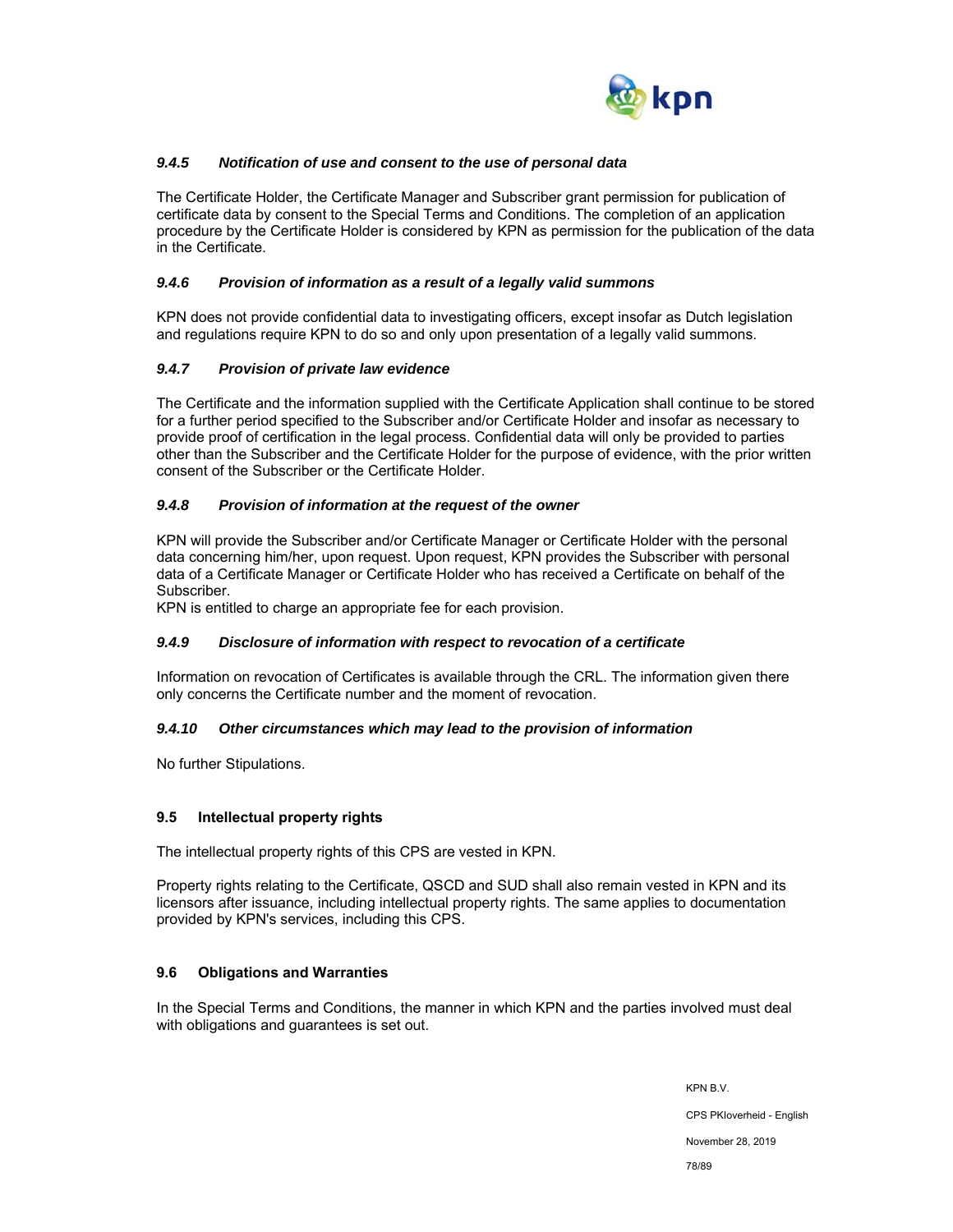### *9.4.5 Notification of use and consent to the use of personal data*

The Certificate Holder, the Certificate Manager and Subscriber grant permission for publication of certificate data by consent to the Special Terms and Conditions. The completion of an application procedure by the Certificate Holder is considered by KPN as permission for the publication of the data in the Certificate.

### *9.4.6 Provision of information as a result of a legally valid summons*

KPN does not provide confidential data to investigating officers, except insofar as Dutch legislation and regulations require KPN to do so and only upon presentation of a legally valid summons.

### *9.4.7 Provision of private law evidence*

The Certificate and the information supplied with the Certificate Application shall continue to be stored for a further period specified to the Subscriber and/or Certificate Holder and insofar as necessary to provide proof of certification in the legal process. Confidential data will only be provided to parties other than the Subscriber and the Certificate Holder for the purpose of evidence, with the prior written consent of the Subscriber or the Certificate Holder.

### *9.4.8 Provision of information at the request of the owner*

KPN will provide the Subscriber and/or Certificate Manager or Certificate Holder with the personal data concerning him/her, upon request. Upon request, KPN provides the Subscriber with personal data of a Certificate Manager or Certificate Holder who has received a Certificate on behalf of the Subscriber.
KPN is entitled to charge an appropriate fee for each provision.

### *9.4.9 Disclosure of information with respect to revocation of a certificate*

Information on revocation of Certificates is available through the CRL. The information given there only concerns the Certificate number and the moment of revocation.

### *9.4.10 Other circumstances which may lead to the provision of information*

No further Stipulations.

## 9.5 Intellectual property rights

The intellectual property rights of this CPS are vested in KPN.

Property rights relating to the Certificate, QSCD and SUD shall also remain vested in KPN and its licensors after issuance, including intellectual property rights. The same applies to documentation provided by KPN's services, including this CPS.

## 9.6 Obligations and Warranties

In the Special Terms and Conditions, the manner in which KPN and the parties involved must deal with obligations and guarantees is set out.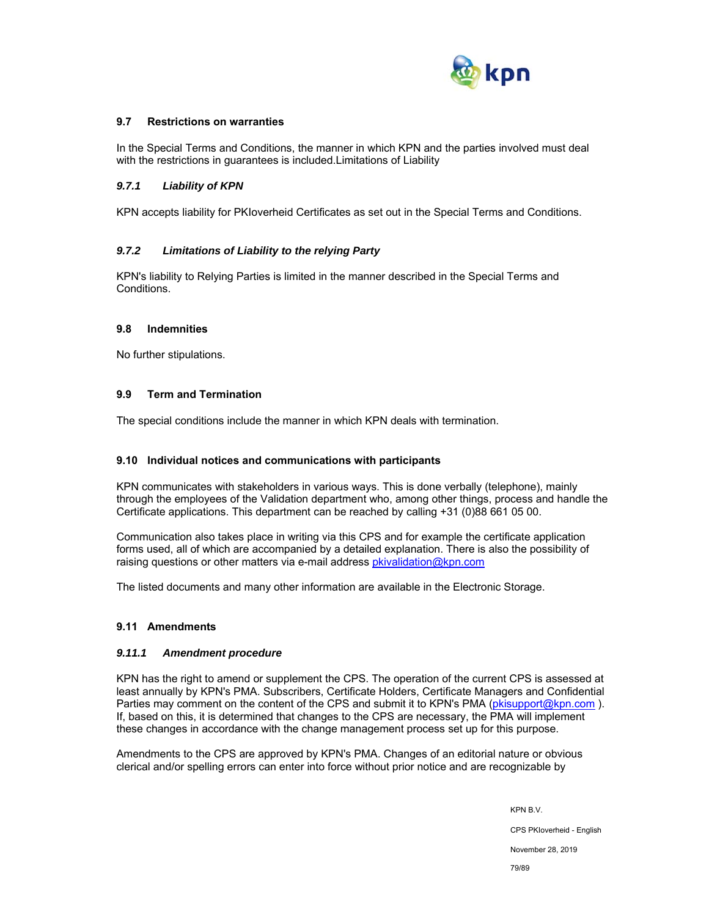## 9.7 Restrictions on warranties

In the Special Terms and Conditions, the manner in which KPN and the parties involved must deal with the restrictions in guarantees is included.Limitations of Liability

### *9.7.1 Liability of KPN*

KPN accepts liability for PKIoverheid Certificates as set out in the Special Terms and Conditions.

### *9.7.2 Limitations of Liability to the relying Party*

KPN's liability to Relying Parties is limited in the manner described in the Special Terms and Conditions.

## 9.8 Indemnities

No further stipulations.

## 9.9 Term and Termination

The special conditions include the manner in which KPN deals with termination.

## 9.10 Individual notices and communications with participants

KPN communicates with stakeholders in various ways. This is done verbally (telephone), mainly through the employees of the Validation department who, among other things, process and handle the Certificate applications. This department can be reached by calling +31 (0)88 661 05 00.

Communication also takes place in writing via this CPS and for example the certificate application forms used, all of which are accompanied by a detailed explanation. There is also the possibility of raising questions or other matters via e-mail address pkivalidation@kpn.com

The listed documents and many other information are available in the Electronic Storage.

## 9.11 Amendments

### *9.11.1 Amendment procedure*

KPN has the right to amend or supplement the CPS. The operation of the current CPS is assessed at least annually by KPN's PMA. Subscribers, Certificate Holders, Certificate Managers and Confidential Parties may comment on the content of the CPS and submit it to KPN's PMA (pkisupport@kpn.com ). If, based on this, it is determined that changes to the CPS are necessary, the PMA will implement these changes in accordance with the change management process set up for this purpose.

Amendments to the CPS are approved by KPN's PMA. Changes of an editorial nature or obvious clerical and/or spelling errors can enter into force without prior notice and are recognizable by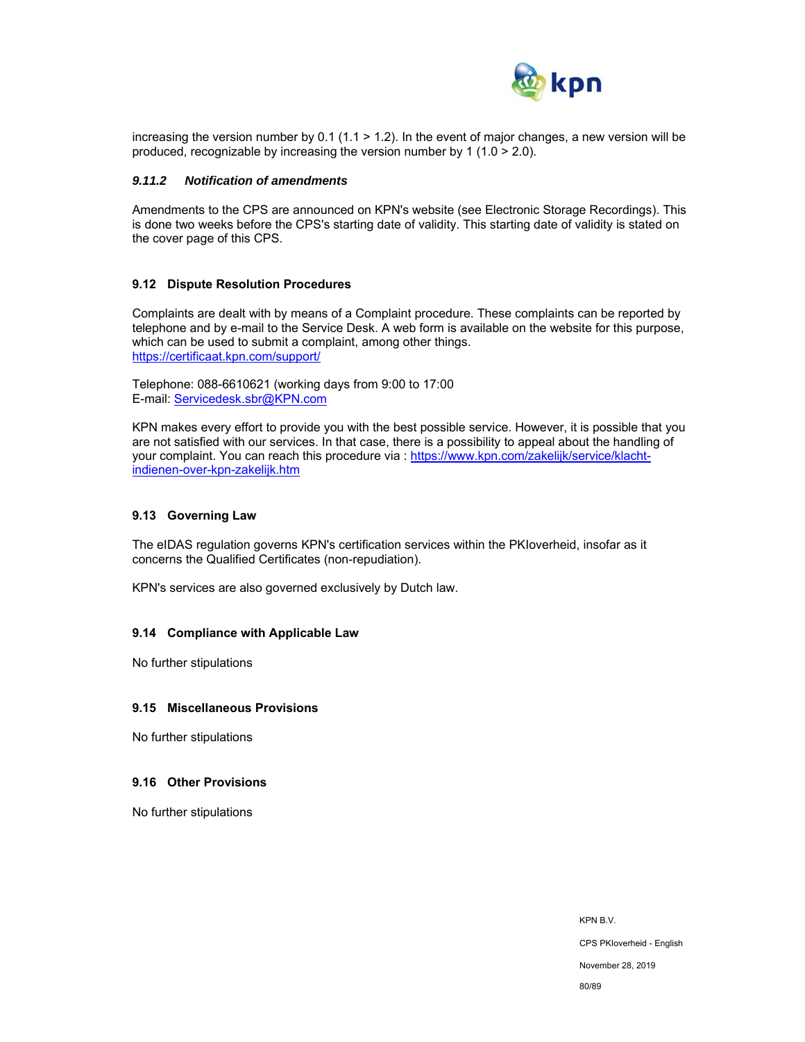increasing the version number by 0.1 (1.1 > 1.2). In the event of major changes, a new version will be produced, recognizable by increasing the version number by 1 (1.0 > 2.0).

#### *9.11.2 Notification of amendments*

Amendments to the CPS are announced on KPN's website (see Electronic Storage Recordings). This is done two weeks before the CPS's starting date of validity. This starting date of validity is stated on the cover page of this CPS.

### 9.12 Dispute Resolution Procedures

Complaints are dealt with by means of a Complaint procedure. These complaints can be reported by telephone and by e-mail to the Service Desk. A web form is available on the website for this purpose, which can be used to submit a complaint, among other things.
https://certificaat.kpn.com/support/

Telephone: 088-6610621 (working days from 9:00 to 17:00
E-mail: Servicedesk.sbr@KPN.com

KPN makes every effort to provide you with the best possible service. However, it is possible that you are not satisfied with our services. In that case, there is a possibility to appeal about the handling of your complaint. You can reach this procedure via : https://www.kpn.com/zakelijk/service/klacht-indienen-over-kpn-zakelijk.htm

### 9.13 Governing Law

The eIDAS regulation governs KPN's certification services within the PKIoverheid, insofar as it concerns the Qualified Certificates (non-repudiation).

KPN's services are also governed exclusively by Dutch law.

### 9.14 Compliance with Applicable Law

No further stipulations

### 9.15 Miscellaneous Provisions

No further stipulations

### 9.16 Other Provisions

No further stipulations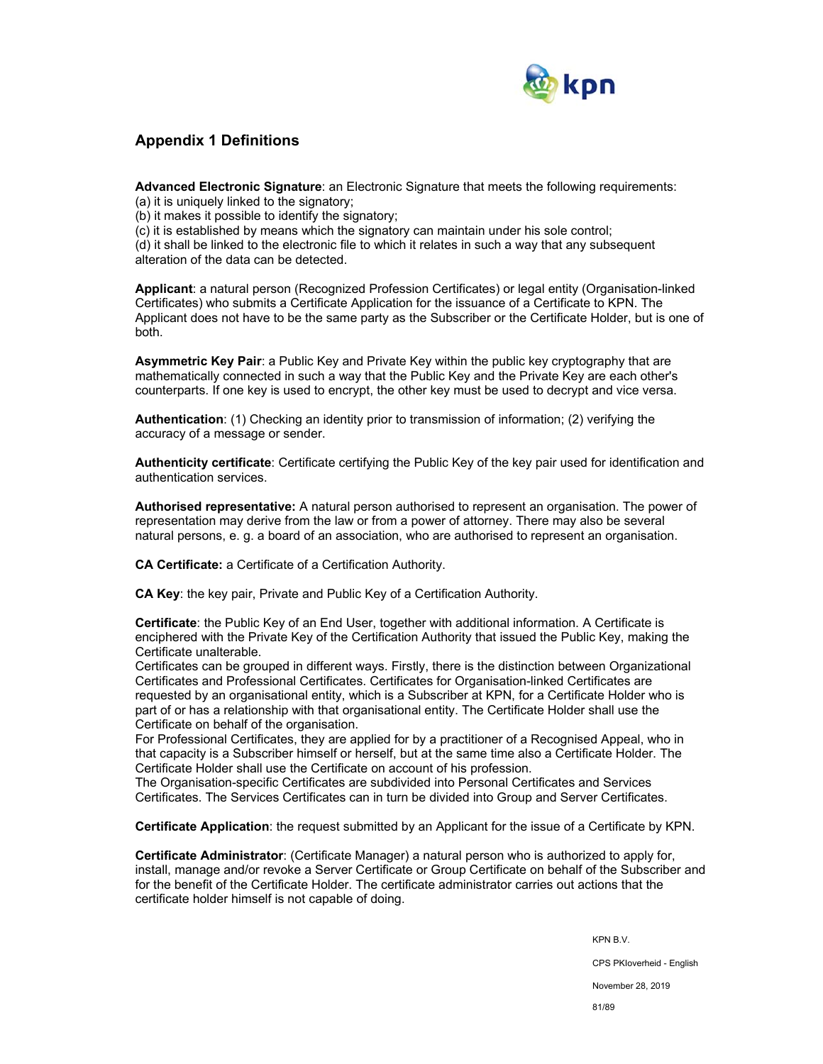## Appendix 1 Definitions

**Advanced Electronic Signature**: an Electronic Signature that meets the following requirements:
(a) it is uniquely linked to the signatory;
(b) it makes it possible to identify the signatory;
(c) it is established by means which the signatory can maintain under his sole control;
(d) it shall be linked to the electronic file to which it relates in such a way that any subsequent alteration of the data can be detected.

**Applicant**: a natural person (Recognized Profession Certificates) or legal entity (Organisation-linked Certificates) who submits a Certificate Application for the issuance of a Certificate to KPN. The Applicant does not have to be the same party as the Subscriber or the Certificate Holder, but is one of both.

**Asymmetric Key Pair**: a Public Key and Private Key within the public key cryptography that are mathematically connected in such a way that the Public Key and the Private Key are each other's counterparts. If one key is used to encrypt, the other key must be used to decrypt and vice versa.

**Authentication**: (1) Checking an identity prior to transmission of information; (2) verifying the accuracy of a message or sender.

**Authenticity certificate**: Certificate certifying the Public Key of the key pair used for identification and authentication services.

**Authorised representative:** A natural person authorised to represent an organisation. The power of representation may derive from the law or from a power of attorney. There may also be several natural persons, e. g. a board of an association, who are authorised to represent an organisation.

**CA Certificate:** a Certificate of a Certification Authority.

**CA Key**: the key pair, Private and Public Key of a Certification Authority.

**Certificate**: the Public Key of an End User, together with additional information. A Certificate is enciphered with the Private Key of the Certification Authority that issued the Public Key, making the Certificate unalterable.
Certificates can be grouped in different ways. Firstly, there is the distinction between Organizational Certificates and Professional Certificates. Certificates for Organisation-linked Certificates are requested by an organisational entity, which is a Subscriber at KPN, for a Certificate Holder who is part of or has a relationship with that organisational entity. The Certificate Holder shall use the Certificate on behalf of the organisation.
For Professional Certificates, they are applied for by a practitioner of a Recognised Appeal, who in that capacity is a Subscriber himself or herself, but at the same time also a Certificate Holder. The Certificate Holder shall use the Certificate on account of his profession.
The Organisation-specific Certificates are subdivided into Personal Certificates and Services Certificates. The Services Certificates can in turn be divided into Group and Server Certificates.

**Certificate Application**: the request submitted by an Applicant for the issue of a Certificate by KPN.

**Certificate Administrator**: (Certificate Manager) a natural person who is authorized to apply for, install, manage and/or revoke a Server Certificate or Group Certificate on behalf of the Subscriber and for the benefit of the Certificate Holder. The certificate administrator carries out actions that the certificate holder himself is not capable of doing.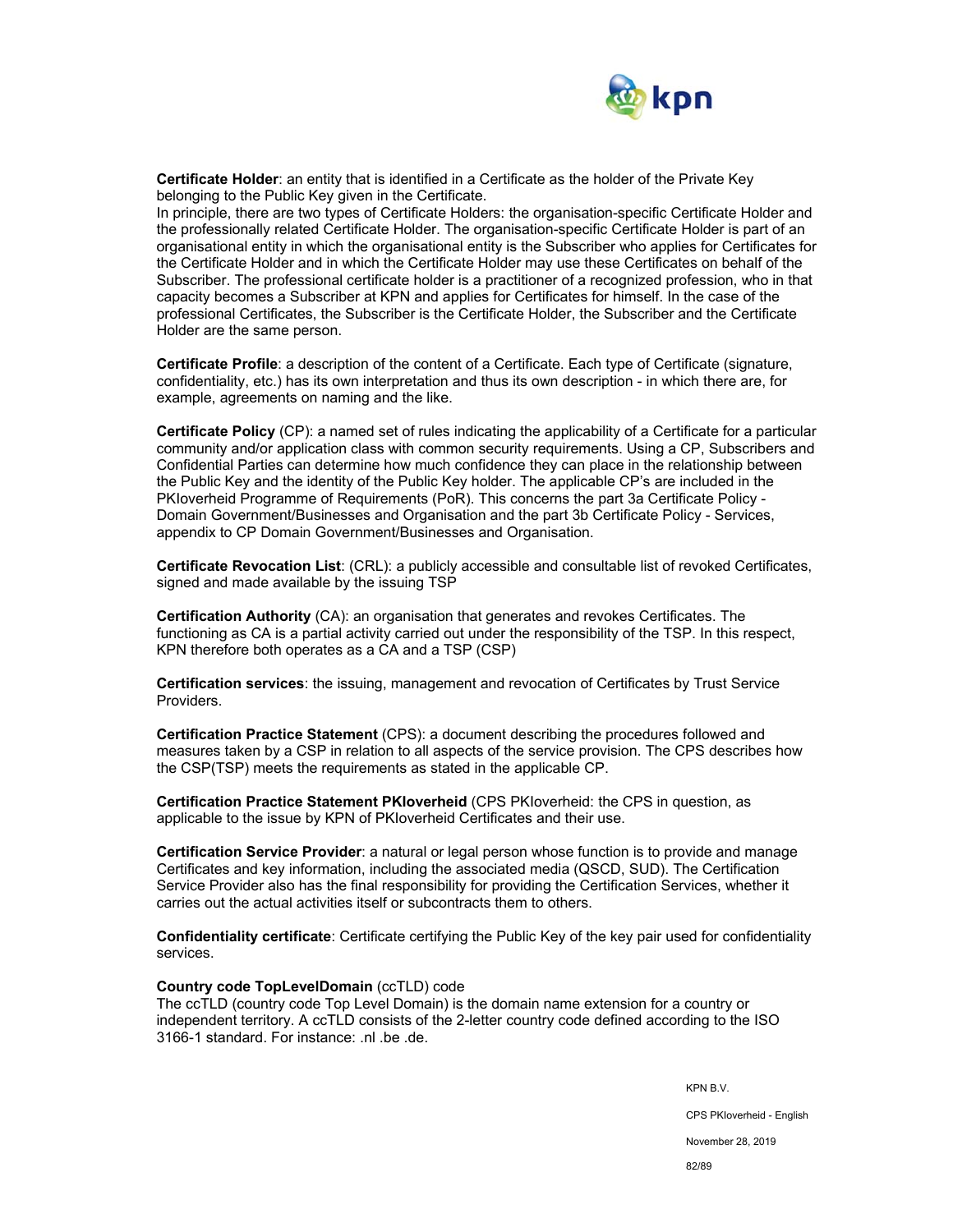**Certificate Holder**: an entity that is identified in a Certificate as the holder of the Private Key belonging to the Public Key given in the Certificate.
In principle, there are two types of Certificate Holders: the organisation-specific Certificate Holder and the professionally related Certificate Holder. The organisation-specific Certificate Holder is part of an organisational entity in which the organisational entity is the Subscriber who applies for Certificates for the Certificate Holder and in which the Certificate Holder may use these Certificates on behalf of the Subscriber. The professional certificate holder is a practitioner of a recognized profession, who in that capacity becomes a Subscriber at KPN and applies for Certificates for himself. In the case of the professional Certificates, the Subscriber is the Certificate Holder, the Subscriber and the Certificate Holder are the same person.

**Certificate Profile**: a description of the content of a Certificate. Each type of Certificate (signature, confidentiality, etc.) has its own interpretation and thus its own description - in which there are, for example, agreements on naming and the like.

**Certificate Policy** (CP): a named set of rules indicating the applicability of a Certificate for a particular community and/or application class with common security requirements. Using a CP, Subscribers and Confidential Parties can determine how much confidence they can place in the relationship between the Public Key and the identity of the Public Key holder. The applicable CP's are included in the PKIoverheid Programme of Requirements (PoR). This concerns the part 3a Certificate Policy - Domain Government/Businesses and Organisation and the part 3b Certificate Policy - Services, appendix to CP Domain Government/Businesses and Organisation.

**Certificate Revocation List**: (CRL): a publicly accessible and consultable list of revoked Certificates, signed and made available by the issuing TSP

**Certification Authority** (CA): an organisation that generates and revokes Certificates. The functioning as CA is a partial activity carried out under the responsibility of the TSP. In this respect, KPN therefore both operates as a CA and a TSP (CSP)

**Certification services**: the issuing, management and revocation of Certificates by Trust Service Providers.

**Certification Practice Statement** (CPS): a document describing the procedures followed and measures taken by a CSP in relation to all aspects of the service provision. The CPS describes how the CSP(TSP) meets the requirements as stated in the applicable CP.

**Certification Practice Statement PKIoverheid** (CPS PKIoverheid: the CPS in question, as applicable to the issue by KPN of PKIoverheid Certificates and their use.

**Certification Service Provider**: a natural or legal person whose function is to provide and manage Certificates and key information, including the associated media (QSCD, SUD). The Certification Service Provider also has the final responsibility for providing the Certification Services, whether it carries out the actual activities itself or subcontracts them to others.

**Confidentiality certificate**: Certificate certifying the Public Key of the key pair used for confidentiality services.

**Country code TopLevelDomain** (ccTLD) code
The ccTLD (country code Top Level Domain) is the domain name extension for a country or independent territory. A ccTLD consists of the 2-letter country code defined according to the ISO 3166-1 standard. For instance: .nl .be .de.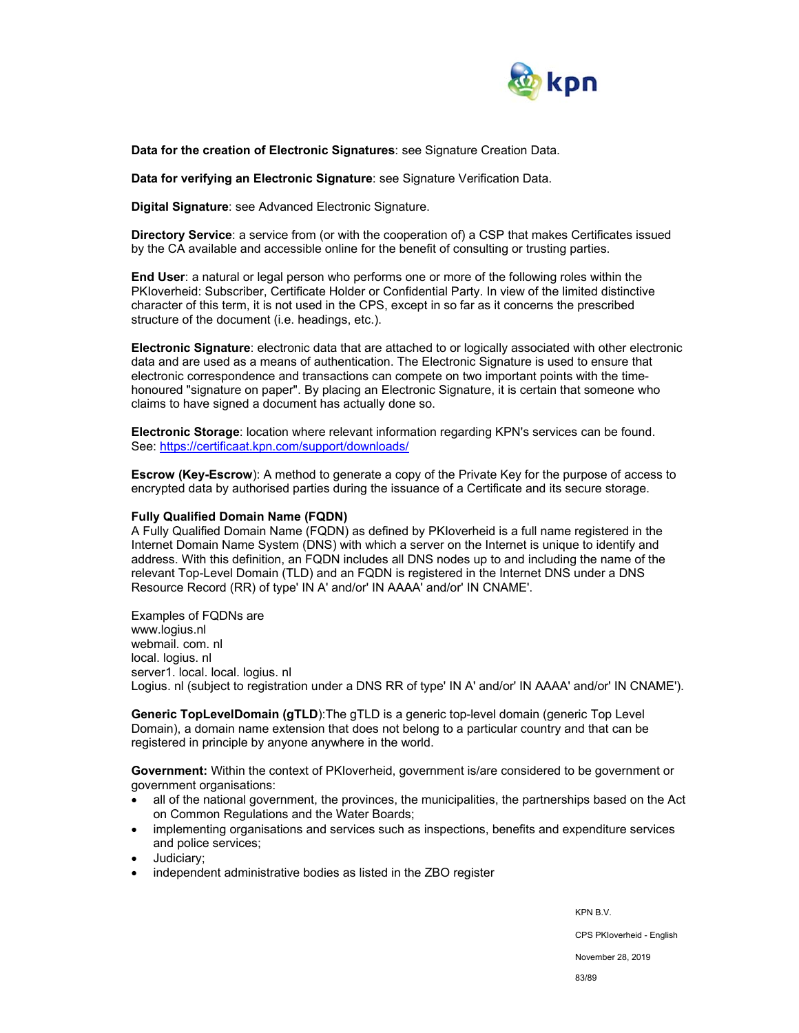**Data for the creation of Electronic Signatures**: see Signature Creation Data.

**Data for verifying an Electronic Signature**: see Signature Verification Data.

**Digital Signature**: see Advanced Electronic Signature.

**Directory Service**: a service from (or with the cooperation of) a CSP that makes Certificates issued by the CA available and accessible online for the benefit of consulting or trusting parties.

**End User**: a natural or legal person who performs one or more of the following roles within the PKIoverheid: Subscriber, Certificate Holder or Confidential Party. In view of the limited distinctive character of this term, it is not used in the CPS, except in so far as it concerns the prescribed structure of the document (i.e. headings, etc.).

**Electronic Signature**: electronic data that are attached to or logically associated with other electronic data and are used as a means of authentication. The Electronic Signature is used to ensure that electronic correspondence and transactions can compete on two important points with the time-honoured "signature on paper". By placing an Electronic Signature, it is certain that someone who claims to have signed a document has actually done so.

**Electronic Storage**: location where relevant information regarding KPN's services can be found. See: https://certificaat.kpn.com/support/downloads/

**Escrow (Key-Escrow**): A method to generate a copy of the Private Key for the purpose of access to encrypted data by authorised parties during the issuance of a Certificate and its secure storage.

**Fully Qualified Domain Name (FQDN)**
A Fully Qualified Domain Name (FQDN) as defined by PKIoverheid is a full name registered in the Internet Domain Name System (DNS) with which a server on the Internet is unique to identify and address. With this definition, an FQDN includes all DNS nodes up to and including the name of the relevant Top-Level Domain (TLD) and an FQDN is registered in the Internet DNS under a DNS Resource Record (RR) of type' IN A' and/or' IN AAAA' and/or' IN CNAME'.

Examples of FQDNs are
www.logius.nl
webmail. com. nl
local. logius. nl
server1. local. local. logius. nl
Logius. nl (subject to registration under a DNS RR of type' IN A' and/or' IN AAAA' and/or' IN CNAME').

**Generic TopLevelDomain (gTLD)**:The gTLD is a generic top-level domain (generic Top Level Domain), a domain name extension that does not belong to a particular country and that can be registered in principle by anyone anywhere in the world.

**Government:** Within the context of PKIoverheid, government is/are considered to be government or government organisations:

- all of the national government, the provinces, the municipalities, the partnerships based on the Act on Common Regulations and the Water Boards;
- implementing organisations and services such as inspections, benefits and expenditure services and police services;
- Judiciary;
- independent administrative bodies as listed in the ZBO register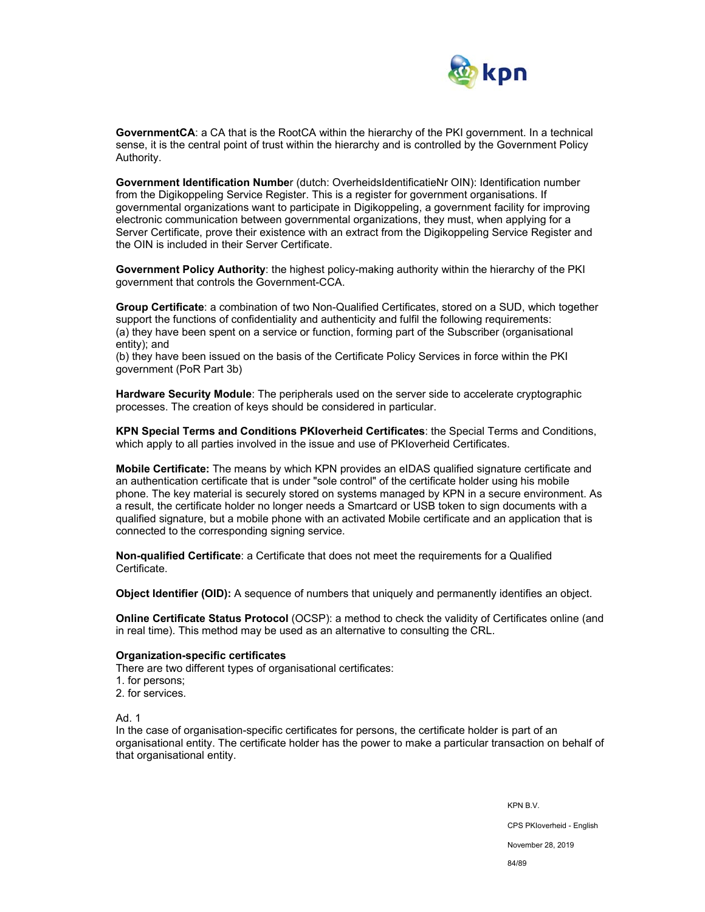**GovernmentCA**: a CA that is the RootCA within the hierarchy of the PKI government. In a technical sense, it is the central point of trust within the hierarchy and is controlled by the Government Policy Authority.

**Government Identification Numbe**r (dutch: OverheidsIdentificatieNr OIN): Identification number from the Digikoppeling Service Register. This is a register for government organisations. If governmental organizations want to participate in Digikoppeling, a government facility for improving electronic communication between governmental organizations, they must, when applying for a Server Certificate, prove their existence with an extract from the Digikoppeling Service Register and the OIN is included in their Server Certificate.

**Government Policy Authority**: the highest policy-making authority within the hierarchy of the PKI government that controls the Government-CCA.

**Group Certificate**: a combination of two Non-Qualified Certificates, stored on a SUD, which together support the functions of confidentiality and authenticity and fulfil the following requirements:
(a) they have been spent on a service or function, forming part of the Subscriber (organisational entity); and
(b) they have been issued on the basis of the Certificate Policy Services in force within the PKI government (PoR Part 3b)

**Hardware Security Module**: The peripherals used on the server side to accelerate cryptographic processes. The creation of keys should be considered in particular.

**KPN Special Terms and Conditions PKIoverheid Certificates**: the Special Terms and Conditions, which apply to all parties involved in the issue and use of PKIoverheid Certificates.

**Mobile Certificate:** The means by which KPN provides an eIDAS qualified signature certificate and an authentication certificate that is under "sole control" of the certificate holder using his mobile phone. The key material is securely stored on systems managed by KPN in a secure environment. As a result, the certificate holder no longer needs a Smartcard or USB token to sign documents with a qualified signature, but a mobile phone with an activated Mobile certificate and an application that is connected to the corresponding signing service.

**Non-qualified Certificate**: a Certificate that does not meet the requirements for a Qualified Certificate.

**Object Identifier (OID):** A sequence of numbers that uniquely and permanently identifies an object.

**Online Certificate Status Protocol** (OCSP): a method to check the validity of Certificates online (and in real time). This method may be used as an alternative to consulting the CRL.

**Organization-specific certificates**
There are two different types of organisational certificates:
1. for persons;
2. for services.

Ad. 1
In the case of organisation-specific certificates for persons, the certificate holder is part of an organisational entity. The certificate holder has the power to make a particular transaction on behalf of that organisational entity.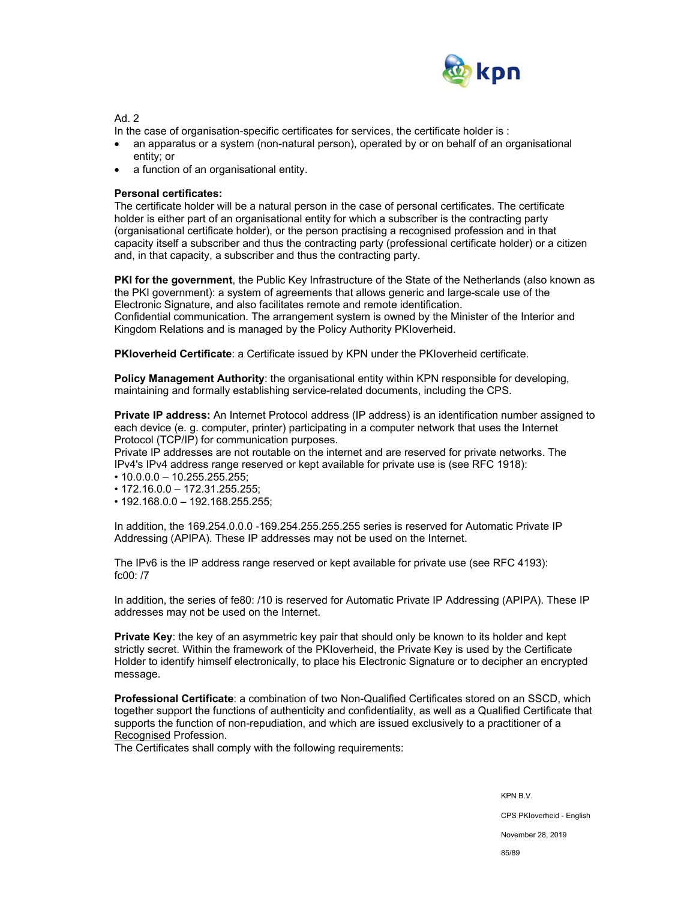Ad. 2

In the case of organisation-specific certificates for services, the certificate holder is :

- an apparatus or a system (non-natural person), operated by or on behalf of an organisational entity; or
- a function of an organisational entity.

**Personal certificates:**

The certificate holder will be a natural person in the case of personal certificates. The certificate holder is either part of an organisational entity for which a subscriber is the contracting party (organisational certificate holder), or the person practising a recognised profession and in that capacity itself a subscriber and thus the contracting party (professional certificate holder) or a citizen and, in that capacity, a subscriber and thus the contracting party.

**PKI for the government**, the Public Key Infrastructure of the State of the Netherlands (also known as the PKI government): a system of agreements that allows generic and large-scale use of the Electronic Signature, and also facilitates remote and remote identification.
Confidential communication. The arrangement system is owned by the Minister of the Interior and Kingdom Relations and is managed by the Policy Authority PKIoverheid.

**PKIoverheid Certificate**: a Certificate issued by KPN under the PKIoverheid certificate.

**Policy Management Authority**: the organisational entity within KPN responsible for developing, maintaining and formally establishing service-related documents, including the CPS.

**Private IP address:** An Internet Protocol address (IP address) is an identification number assigned to each device (e. g. computer, printer) participating in a computer network that uses the Internet Protocol (TCP/IP) for communication purposes.
Private IP addresses are not routable on the internet and are reserved for private networks. The IPv4's IPv4 address range reserved or kept available for private use is (see RFC 1918):

- 10.0.0.0 – 10.255.255.255;
- 172.16.0.0 – 172.31.255.255;
- 192.168.0.0 – 192.168.255.255;

In addition, the 169.254.0.0.0 -169.254.255.255.255 series is reserved for Automatic Private IP Addressing (APIPA). These IP addresses may not be used on the Internet.

The IPv6 is the IP address range reserved or kept available for private use (see RFC 4193): fc00: /7

In addition, the series of fe80: /10 is reserved for Automatic Private IP Addressing (APIPA). These IP addresses may not be used on the Internet.

**Private Key**: the key of an asymmetric key pair that should only be known to its holder and kept strictly secret. Within the framework of the PKIoverheid, the Private Key is used by the Certificate Holder to identify himself electronically, to place his Electronic Signature or to decipher an encrypted message.

**Professional Certificate**: a combination of two Non-Qualified Certificates stored on an SSCD, which together support the functions of authenticity and confidentiality, as well as a Qualified Certificate that supports the function of non-repudiation, and which are issued exclusively to a practitioner of a Recognised Profession.
The Certificates shall comply with the following requirements: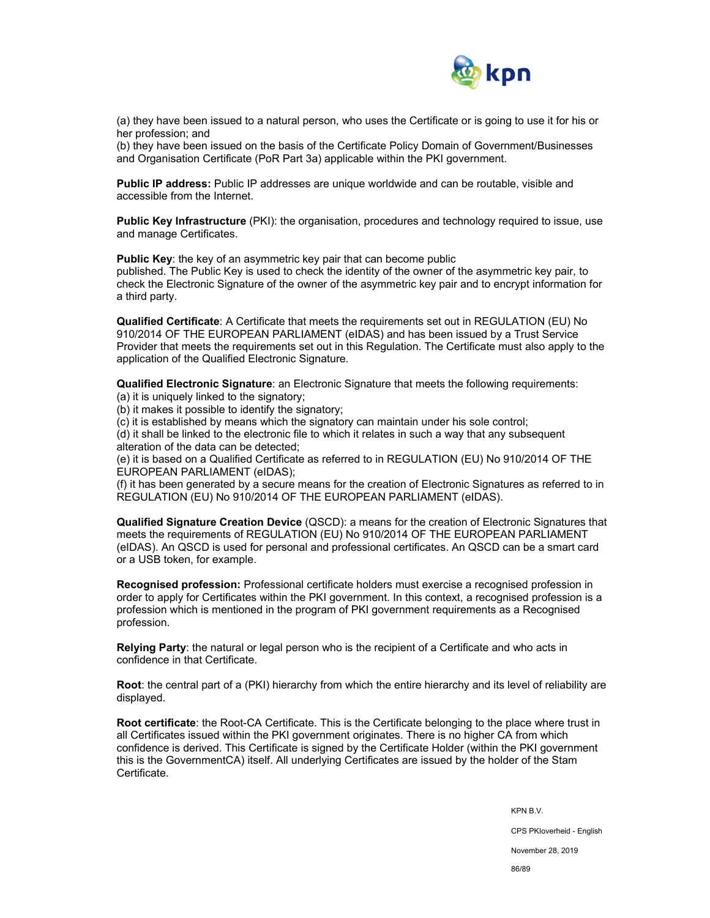(a) they have been issued to a natural person, who uses the Certificate or is going to use it for his or her profession; and

(b) they have been issued on the basis of the Certificate Policy Domain of Government/Businesses and Organisation Certificate (PoR Part 3a) applicable within the PKI government.

**Public IP address:** Public IP addresses are unique worldwide and can be routable, visible and accessible from the Internet.

**Public Key Infrastructure** (PKI): the organisation, procedures and technology required to issue, use and manage Certificates.

**Public Key**: the key of an asymmetric key pair that can become public published. The Public Key is used to check the identity of the owner of the asymmetric key pair, to check the Electronic Signature of the owner of the asymmetric key pair and to encrypt information for a third party.

**Qualified Certificate**: A Certificate that meets the requirements set out in REGULATION (EU) No 910/2014 OF THE EUROPEAN PARLIAMENT (eIDAS) and has been issued by a Trust Service Provider that meets the requirements set out in this Regulation. The Certificate must also apply to the application of the Qualified Electronic Signature.

**Qualified Electronic Signature**: an Electronic Signature that meets the following requirements:

(a) it is uniquely linked to the signatory;

(b) it makes it possible to identify the signatory;

(c) it is established by means which the signatory can maintain under his sole control;

(d) it shall be linked to the electronic file to which it relates in such a way that any subsequent alteration of the data can be detected;

(e) it is based on a Qualified Certificate as referred to in REGULATION (EU) No 910/2014 OF THE EUROPEAN PARLIAMENT (eIDAS);

(f) it has been generated by a secure means for the creation of Electronic Signatures as referred to in REGULATION (EU) No 910/2014 OF THE EUROPEAN PARLIAMENT (eIDAS).

**Qualified Signature Creation Device** (QSCD): a means for the creation of Electronic Signatures that meets the requirements of REGULATION (EU) No 910/2014 OF THE EUROPEAN PARLIAMENT (eIDAS). An QSCD is used for personal and professional certificates. An QSCD can be a smart card or a USB token, for example.

**Recognised profession:** Professional certificate holders must exercise a recognised profession in order to apply for Certificates within the PKI government. In this context, a recognised profession is a profession which is mentioned in the program of PKI government requirements as a Recognised profession.

**Relying Party**: the natural or legal person who is the recipient of a Certificate and who acts in confidence in that Certificate.

**Root**: the central part of a (PKI) hierarchy from which the entire hierarchy and its level of reliability are displayed.

**Root certificate**: the Root-CA Certificate. This is the Certificate belonging to the place where trust in all Certificates issued within the PKI government originates. There is no higher CA from which confidence is derived. This Certificate is signed by the Certificate Holder (within the PKI government this is the GovernmentCA) itself. All underlying Certificates are issued by the holder of the Stam Certificate.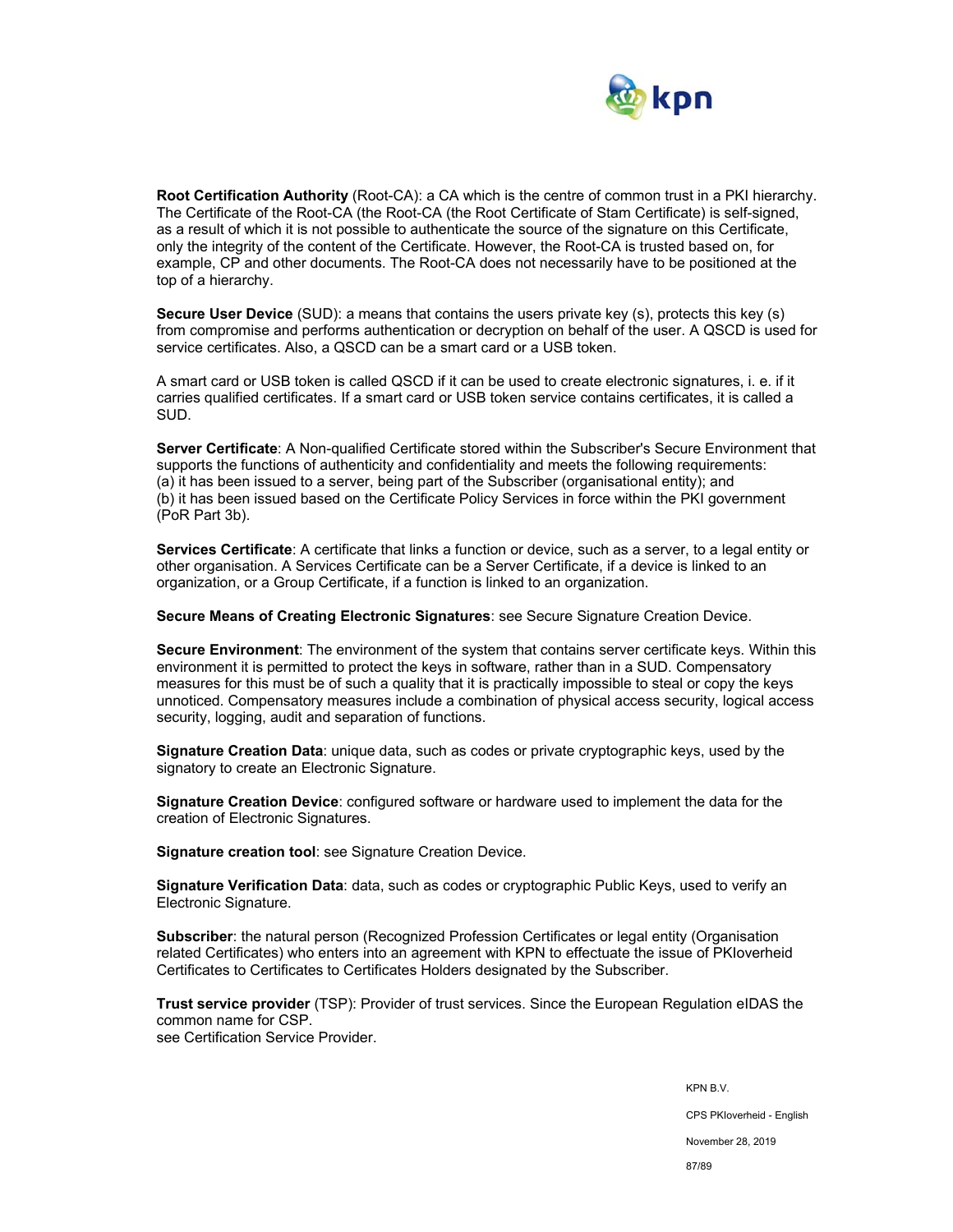**Root Certification Authority** (Root-CA): a CA which is the centre of common trust in a PKI hierarchy. The Certificate of the Root-CA (the Root-CA (the Root Certificate of Stam Certificate) is self-signed, as a result of which it is not possible to authenticate the source of the signature on this Certificate, only the integrity of the content of the Certificate. However, the Root-CA is trusted based on, for example, CP and other documents. The Root-CA does not necessarily have to be positioned at the top of a hierarchy.

**Secure User Device** (SUD): a means that contains the users private key (s), protects this key (s) from compromise and performs authentication or decryption on behalf of the user. A QSCD is used for service certificates. Also, a QSCD can be a smart card or a USB token.

A smart card or USB token is called QSCD if it can be used to create electronic signatures, i. e. if it carries qualified certificates. If a smart card or USB token service contains certificates, it is called a SUD.

**Server Certificate**: A Non-qualified Certificate stored within the Subscriber's Secure Environment that supports the functions of authenticity and confidentiality and meets the following requirements:
(a) it has been issued to a server, being part of the Subscriber (organisational entity); and
(b) it has been issued based on the Certificate Policy Services in force within the PKI government (PoR Part 3b).

**Services Certificate**: A certificate that links a function or device, such as a server, to a legal entity or other organisation. A Services Certificate can be a Server Certificate, if a device is linked to an organization, or a Group Certificate, if a function is linked to an organization.

**Secure Means of Creating Electronic Signatures**: see Secure Signature Creation Device.

**Secure Environment**: The environment of the system that contains server certificate keys. Within this environment it is permitted to protect the keys in software, rather than in a SUD. Compensatory measures for this must be of such a quality that it is practically impossible to steal or copy the keys unnoticed. Compensatory measures include a combination of physical access security, logical access security, logging, audit and separation of functions.

**Signature Creation Data**: unique data, such as codes or private cryptographic keys, used by the signatory to create an Electronic Signature.

**Signature Creation Device**: configured software or hardware used to implement the data for the creation of Electronic Signatures.

**Signature creation tool**: see Signature Creation Device.

**Signature Verification Data**: data, such as codes or cryptographic Public Keys, used to verify an Electronic Signature.

**Subscriber**: the natural person (Recognized Profession Certificates or legal entity (Organisation related Certificates) who enters into an agreement with KPN to effectuate the issue of PKIoverheid Certificates to Certificates to Certificates Holders designated by the Subscriber.

**Trust service provider** (TSP): Provider of trust services. Since the European Regulation eIDAS the common name for CSP.
see Certification Service Provider.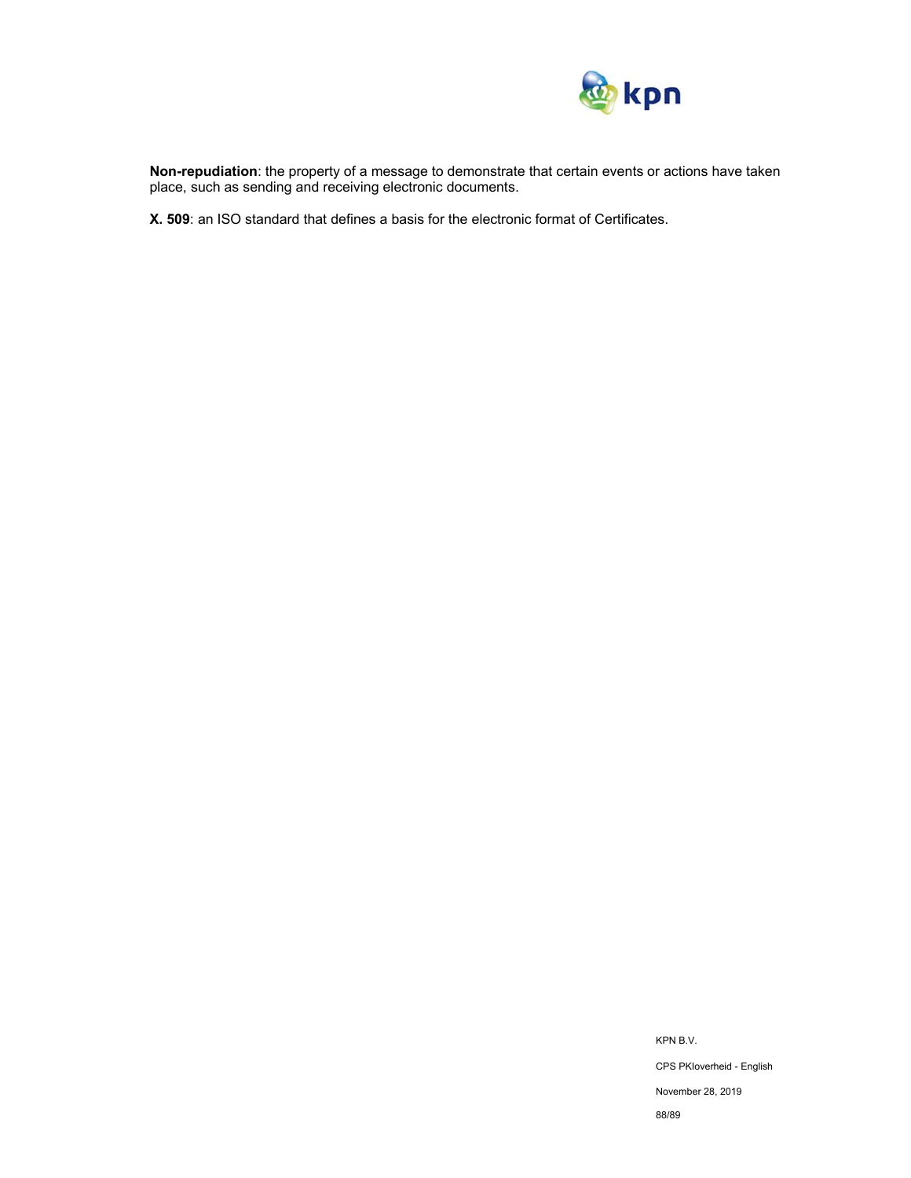**Non-repudiation**: the property of a message to demonstrate that certain events or actions have taken place, such as sending and receiving electronic documents.

**X. 509**: an ISO standard that defines a basis for the electronic format of Certificates.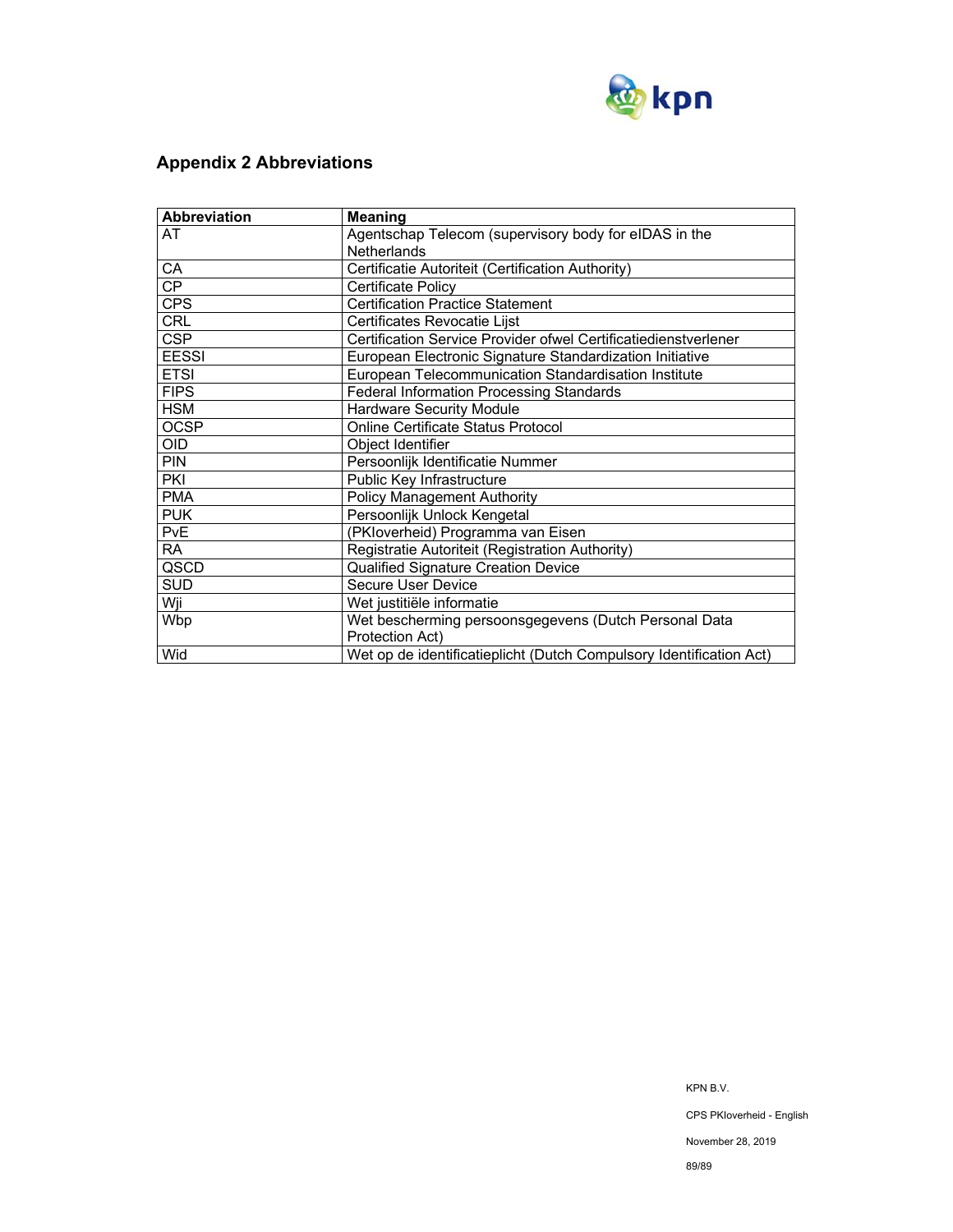## Appendix 2 Abbreviations

| Abbreviation | Meaning |
| --- | --- |
| AT | Agentschap Telecom (supervisory body for eIDAS in the Netherlands |
| CA | Certificatie Autoriteit (Certification Authority) |
| CP | Certificate Policy |
| CPS | Certification Practice Statement |
| CRL | Certificates Revocatie Lijst |
| CSP | Certification Service Provider ofwel Certificatiedienstverlener |
| EESSI | European Electronic Signature Standardization Initiative |
| ETSI | European Telecommunication Standardisation Institute |
| FIPS | Federal Information Processing Standards |
| HSM | Hardware Security Module |
| OCSP | Online Certificate Status Protocol |
| OID | Object Identifier |
| PIN | Persoonlijk Identificatie Nummer |
| PKI | Public Key Infrastructure |
| PMA | Policy Management Authority |
| PUK | Persoonlijk Unlock Kengetal |
| PvE | (PKIoverheid) Programma van Eisen |
| RA | Registratie Autoriteit (Registration Authority) |
| QSCD | Qualified Signature Creation Device |
| SUD | Secure User Device |
| Wji | Wet justitiële informatie |
| Wbp | Wet bescherming persoonsgegevens (Dutch Personal Data Protection Act) |
| Wid | Wet op de identificatieplicht (Dutch Compulsory Identification Act) |